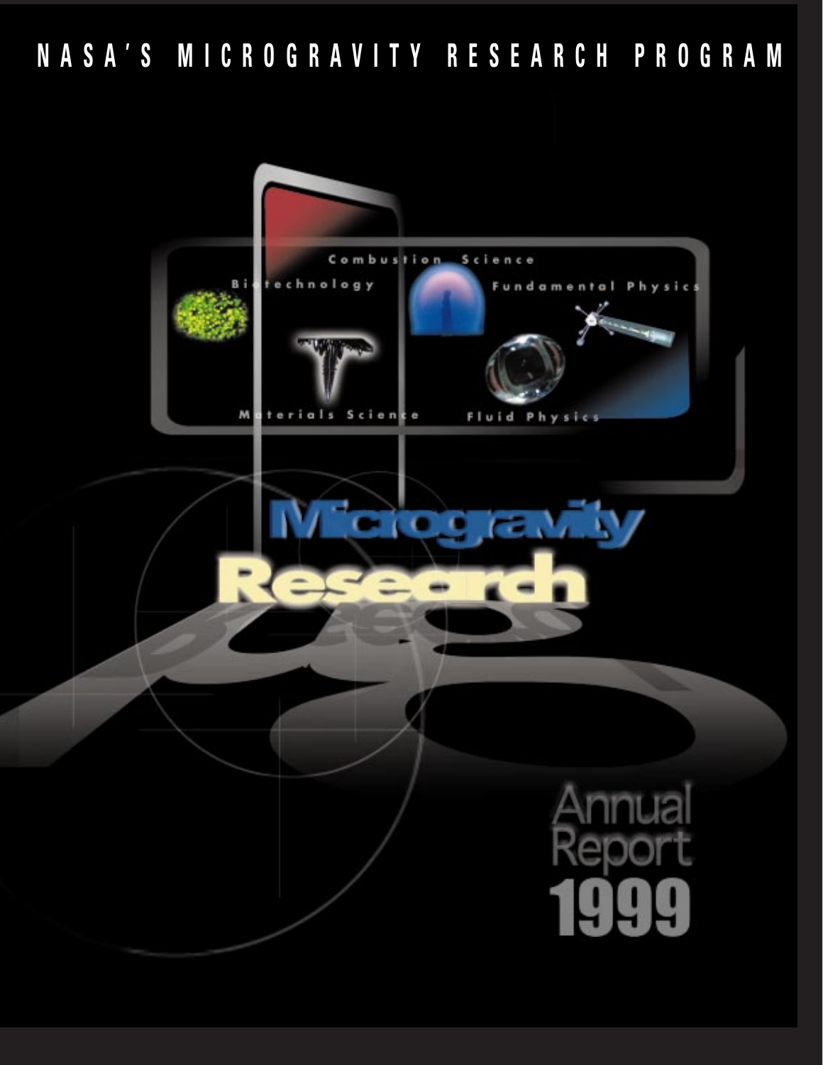# NASA'S MICROGRAVITY RESEARCH PROGRAM

Combustion Science

Biotechnology

Fundamental Physics

Materials Science

Fluid Physics

# Microgravity Research

## Annual Report 1999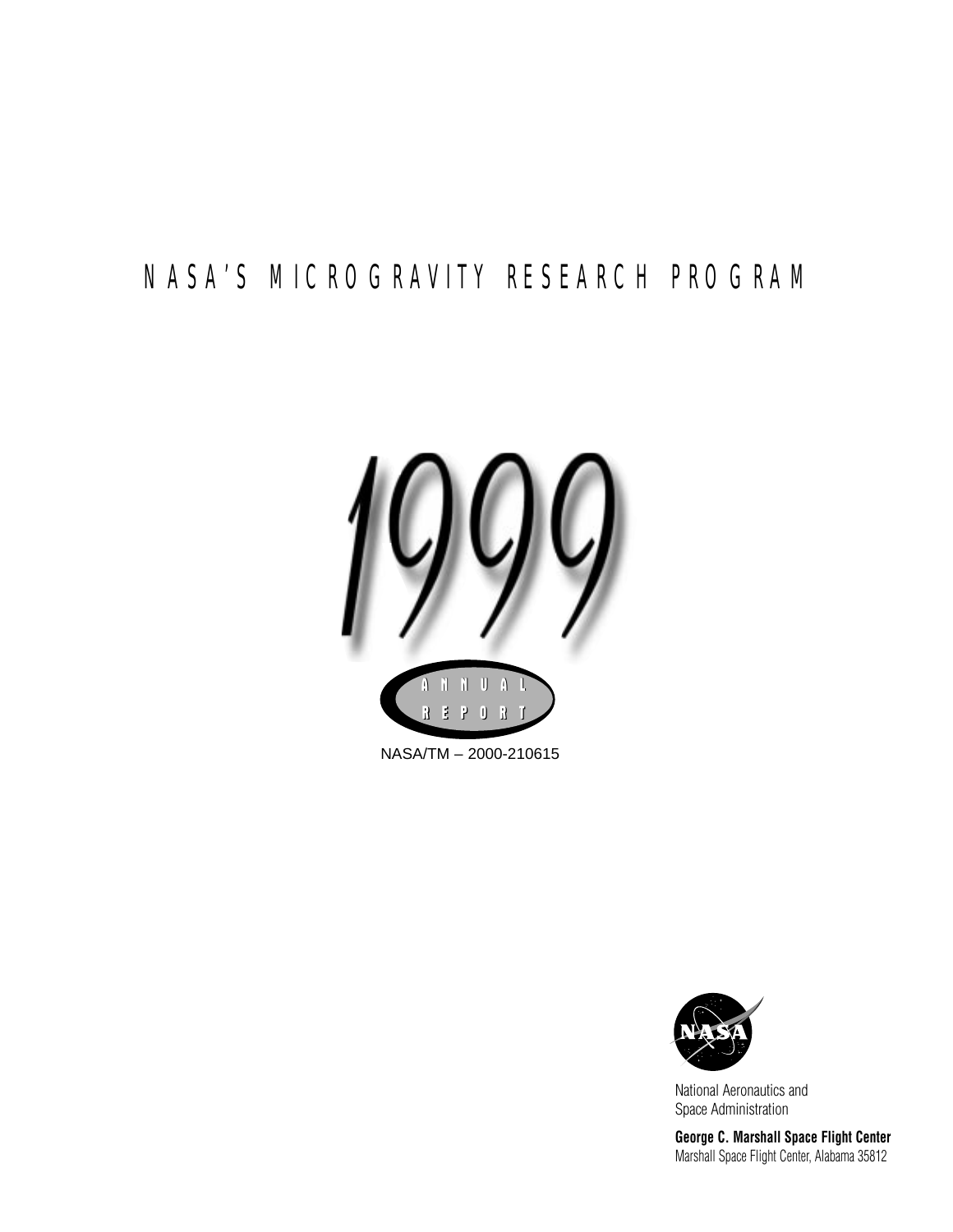# NASA'S MICROGRAVITY RESEARCH PROGRAM

# 1999

ANNUAL REPORT

NASA/TM – 2000-210615

National Aeronautics and Space Administration

**George C. Marshall Space Flight Center**
Marshall Space Flight Center, Alabama 35812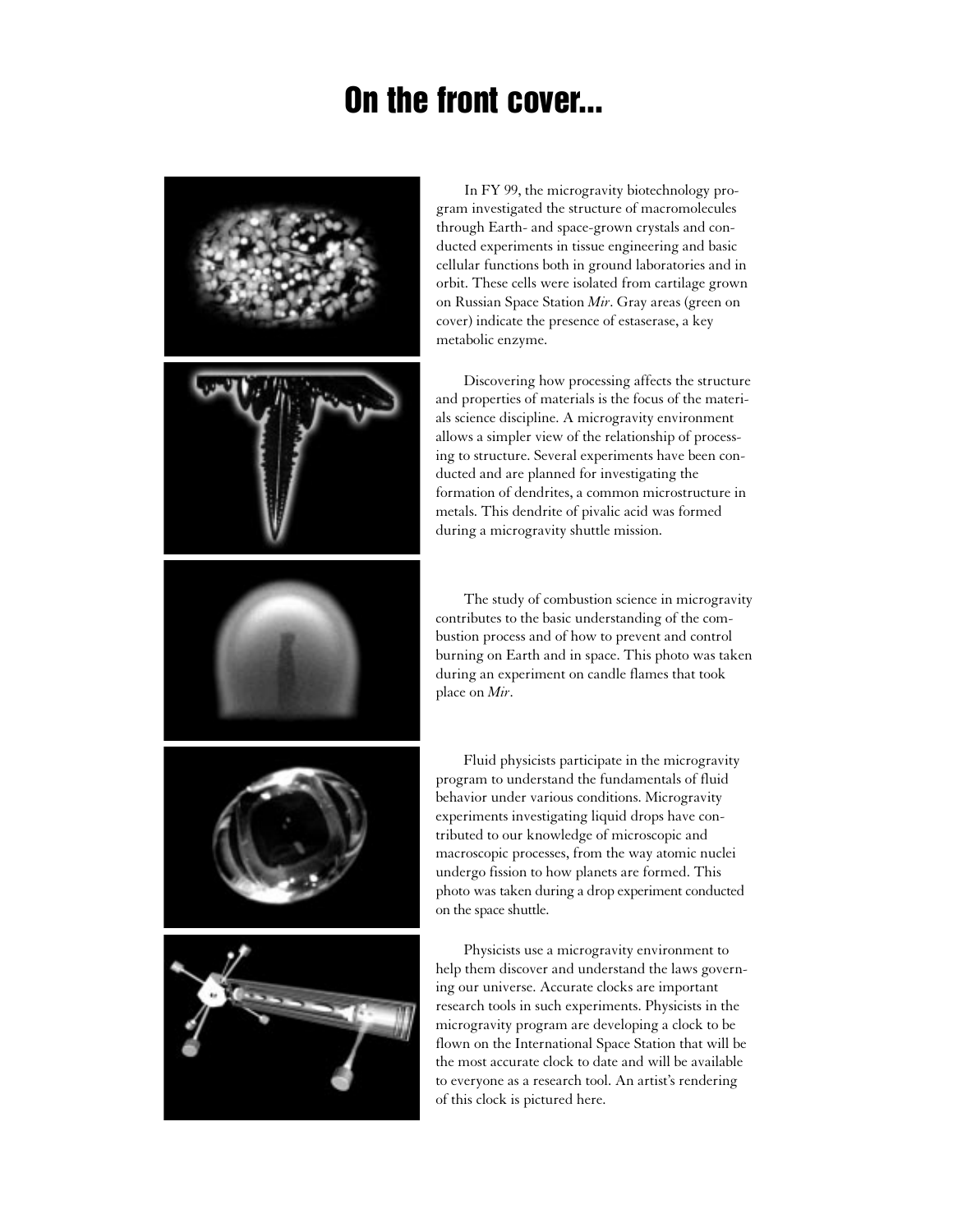# On the front cover...

In FY 99, the microgravity biotechnology program investigated the structure of macromolecules through Earth- and space-grown crystals and conducted experiments in tissue engineering and basic cellular functions both in ground laboratories and in orbit. These cells were isolated from cartilage grown on Russian Space Station *Mir*. Gray areas (green on cover) indicate the presence of estaserase, a key metabolic enzyme.

Discovering how processing affects the structure and properties of materials is the focus of the materials science discipline. A microgravity environment allows a simpler view of the relationship of processing to structure. Several experiments have been conducted and are planned for investigating the formation of dendrites, a common microstructure in metals. This dendrite of pivalic acid was formed during a microgravity shuttle mission.

The study of combustion science in microgravity contributes to the basic understanding of the combustion process and of how to prevent and control burning on Earth and in space. This photo was taken during an experiment on candle flames that took place on *Mir*.

Fluid physicists participate in the microgravity program to understand the fundamentals of fluid behavior under various conditions. Microgravity experiments investigating liquid drops have contributed to our knowledge of microscopic and macroscopic processes, from the way atomic nuclei undergo fission to how planets are formed. This photo was taken during a drop experiment conducted on the space shuttle.

Physicists use a microgravity environment to help them discover and understand the laws governing our universe. Accurate clocks are important research tools in such experiments. Physicists in the microgravity program are developing a clock to be flown on the International Space Station that will be the most accurate clock to date and will be available to everyone as a research tool. An artist's rendering of this clock is pictured here.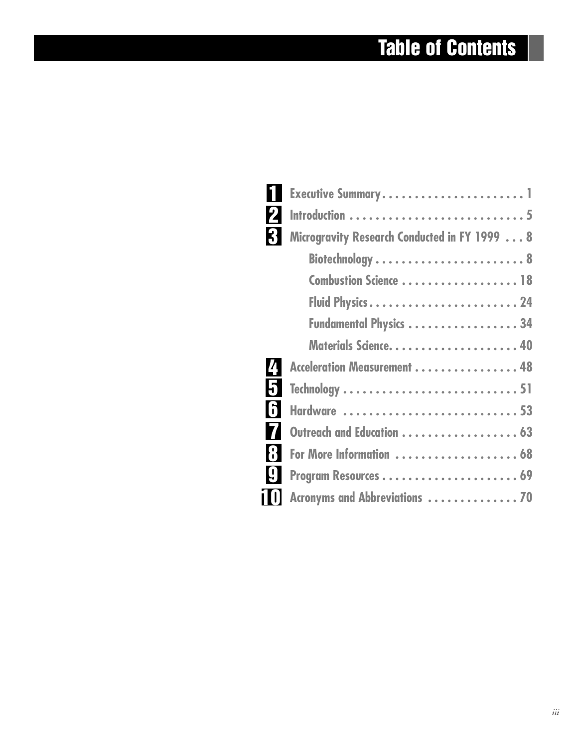# Table of Contents

1. Executive Summary . . . . . . . . . . . . . . . . . . . . . . 1
2. Introduction . . . . . . . . . . . . . . . . . . . . . . . . . . . 5
3. Microgravity Research Conducted in FY 1999 . . . 8
   - Biotechnology . . . . . . . . . . . . . . . . . . . . . . . 8
   - Combustion Science . . . . . . . . . . . . . . . . . . 18
   - Fluid Physics . . . . . . . . . . . . . . . . . . . . . . . 24
   - Fundamental Physics . . . . . . . . . . . . . . . . . 34
   - Materials Science . . . . . . . . . . . . . . . . . . . . 40
4. Acceleration Measurement . . . . . . . . . . . . . . . . 48
5. Technology . . . . . . . . . . . . . . . . . . . . . . . . . . . 51
6. Hardware . . . . . . . . . . . . . . . . . . . . . . . . . . . 53
7. Outreach and Education . . . . . . . . . . . . . . . . . . 63
8. For More Information . . . . . . . . . . . . . . . . . . . 68
9. Program Resources . . . . . . . . . . . . . . . . . . . . . 69
10. Acronyms and Abbreviations . . . . . . . . . . . . . . 70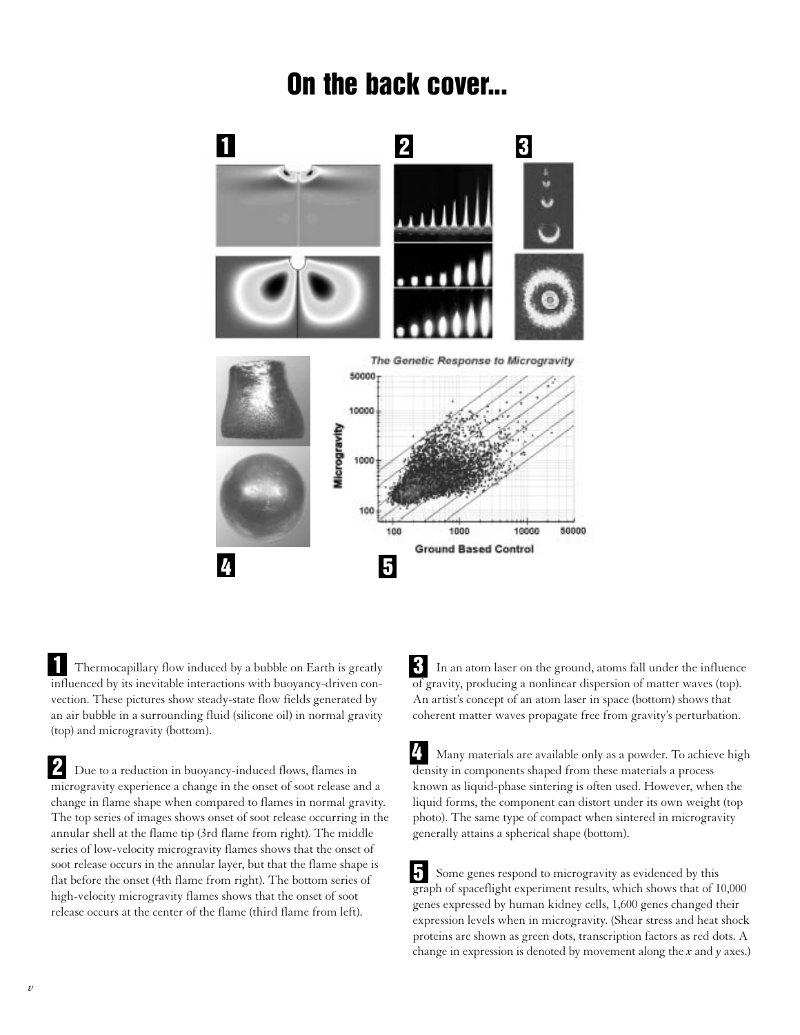# On the back cover...

**1** Thermocapillary flow induced by a bubble on Earth is greatly influenced by its inevitable interactions with buoyancy-driven convection. These pictures show steady-state flow fields generated by an air bubble in a surrounding fluid (silicone oil) in normal gravity (top) and microgravity (bottom).

**2** Due to a reduction in buoyancy-induced flows, flames in microgravity experience a change in the onset of soot release and a change in flame shape when compared to flames in normal gravity. The top series of images shows onset of soot release occurring in the annular shell at the flame tip (3rd flame from right). The middle series of low-velocity microgravity flames shows that the onset of soot release occurs in the annular layer, but that the flame shape is flat before the onset (4th flame from right). The bottom series of high-velocity microgravity flames shows that the onset of soot release occurs at the center of the flame (third flame from left).

**3** In an atom laser on the ground, atoms fall under the influence of gravity, producing a nonlinear dispersion of matter waves (top). An artist's concept of an atom laser in space (bottom) shows that coherent matter waves propagate free from gravity's perturbation.

**4** Many materials are available only as a powder. To achieve high density in components shaped from these materials a process known as liquid-phase sintering is often used. However, when the liquid forms, the component can distort under its own weight (top photo). The same type of compact when sintered in microgravity generally attains a spherical shape (bottom).

**5** Some genes respond to microgravity as evidenced by this graph of spaceflight experiment results, which shows that of 10,000 genes expressed by human kidney cells, 1,600 genes changed their expression levels when in microgravity. (Shear stress and heat shock proteins are shown as green dots, transcription factors as red dots. A change in expression is denoted by movement along the *x* and *y* axes.)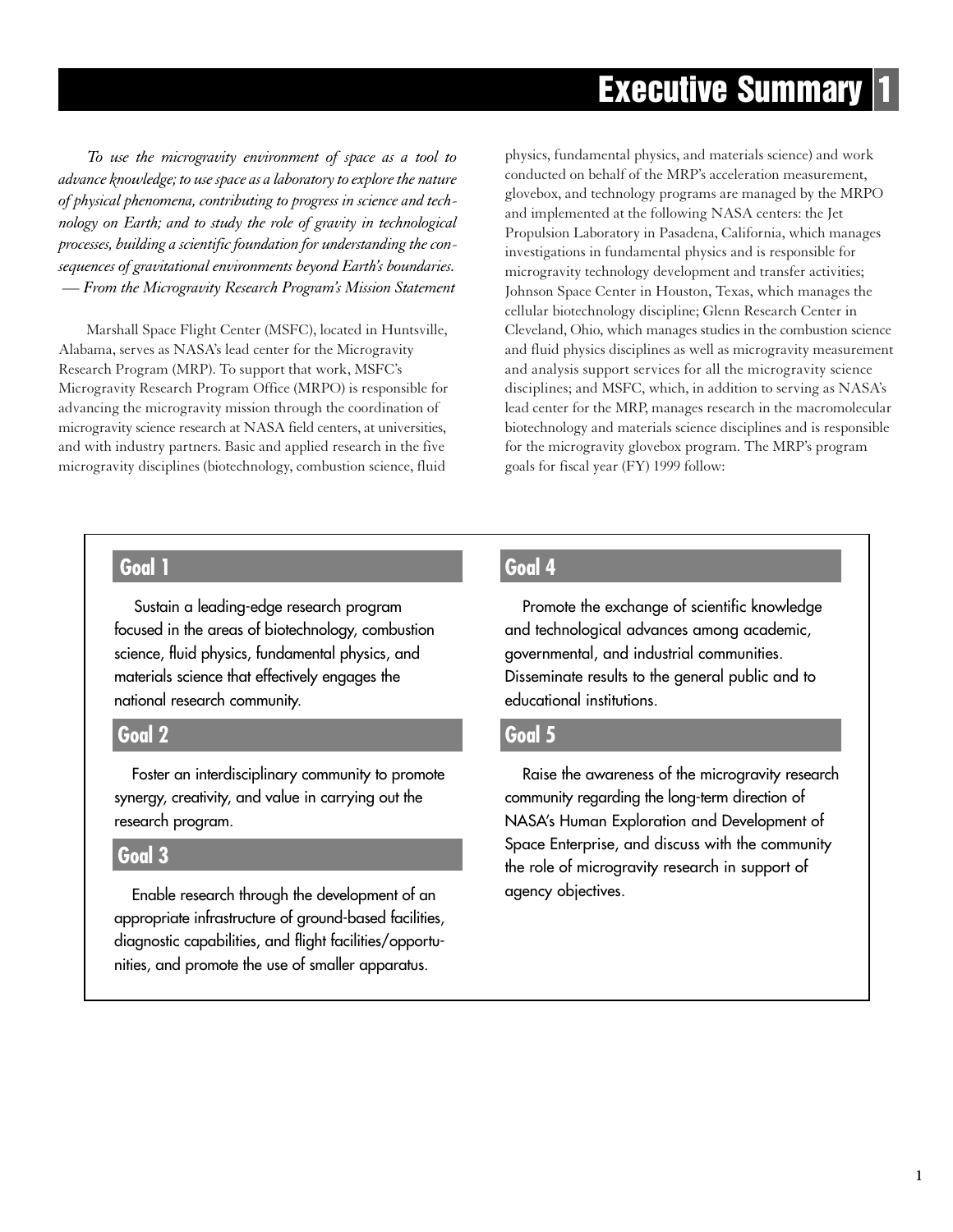# Executive Summary 1

*To use the microgravity environment of space as a tool to advance knowledge; to use space as a laboratory to explore the nature of physical phenomena, contributing to progress in science and technology on Earth; and to study the role of gravity in technological processes, building a scientific foundation for understanding the consequences of gravitational environments beyond Earth's boundaries.*
*— From the Microgravity Research Program's Mission Statement*

Marshall Space Flight Center (MSFC), located in Huntsville, Alabama, serves as NASA's lead center for the Microgravity Research Program (MRP). To support that work, MSFC's Microgravity Research Program Office (MRPO) is responsible for advancing the microgravity mission through the coordination of microgravity science research at NASA field centers, at universities, and with industry partners. Basic and applied research in the five microgravity disciplines (biotechnology, combustion science, fluid physics, fundamental physics, and materials science) and work conducted on behalf of the MRP's acceleration measurement, glovebox, and technology programs are managed by the MRPO and implemented at the following NASA centers: the Jet Propulsion Laboratory in Pasadena, California, which manages investigations in fundamental physics and is responsible for microgravity technology development and transfer activities; Johnson Space Center in Houston, Texas, which manages the cellular biotechnology discipline; Glenn Research Center in Cleveland, Ohio, which manages studies in the combustion science and fluid physics disciplines as well as microgravity measurement and analysis support services for all the microgravity science disciplines; and MSFC, which, in addition to serving as NASA's lead center for the MRP, manages research in the macromolecular biotechnology and materials science disciplines and is responsible for the microgravity glovebox program. The MRP's program goals for fiscal year (FY) 1999 follow:

## Goal 1

Sustain a leading-edge research program focused in the areas of biotechnology, combustion science, fluid physics, fundamental physics, and materials science that effectively engages the national research community.

## Goal 2

Foster an interdisciplinary community to promote synergy, creativity, and value in carrying out the research program.

## Goal 3

Enable research through the development of an appropriate infrastructure of ground-based facilities, diagnostic capabilities, and flight facilities/opportunities, and promote the use of smaller apparatus.

## Goal 4

Promote the exchange of scientific knowledge and technological advances among academic, governmental, and industrial communities. Disseminate results to the general public and to educational institutions.

## Goal 5

Raise the awareness of the microgravity research community regarding the long-term direction of NASA's Human Exploration and Development of Space Enterprise, and discuss with the community the role of microgravity research in support of agency objectives.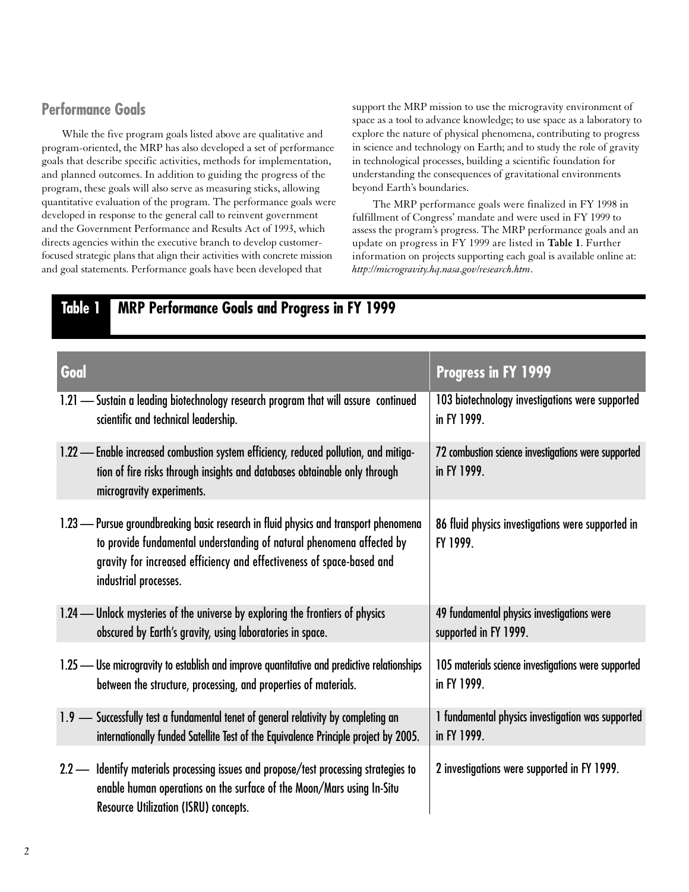## Performance Goals

While the five program goals listed above are qualitative and program-oriented, the MRP has also developed a set of performance goals that describe specific activities, methods for implementation, and planned outcomes. In addition to guiding the progress of the program, these goals will also serve as measuring sticks, allowing quantitative evaluation of the program. The performance goals were developed in response to the general call to reinvent government and the Government Performance and Results Act of 1993, which directs agencies within the executive branch to develop customer-focused strategic plans that align their activities with concrete mission and goal statements. Performance goals have been developed that support the MRP mission to use the microgravity environment of space as a tool to advance knowledge; to use space as a laboratory to explore the nature of physical phenomena, contributing to progress in science and technology on Earth; and to study the role of gravity in technological processes, building a scientific foundation for understanding the consequences of gravitational environments beyond Earth's boundaries.

The MRP performance goals were finalized in FY 1998 in fulfillment of Congress' mandate and were used in FY 1999 to assess the program's progress. The MRP performance goals and an update on progress in FY 1999 are listed in **Table 1**. Further information on projects supporting each goal is available online at: *http://microgravity.hq.nasa.gov/research.htm*.

**Table 1 MRP Performance Goals and Progress in FY 1999**

| Goal | Progress in FY 1999 |
|---|---|
| 1.21 — Sustain a leading biotechnology research program that will assure continued scientific and technical leadership. | 103 biotechnology investigations were supported in FY 1999. |
| 1.22 — Enable increased combustion system efficiency, reduced pollution, and mitigation of fire risks through insights and databases obtainable only through microgravity experiments. | 72 combustion science investigations were supported in FY 1999. |
| 1.23 — Pursue groundbreaking basic research in fluid physics and transport phenomena to provide fundamental understanding of natural phenomena affected by gravity for increased efficiency and effectiveness of space-based and industrial processes. | 86 fluid physics investigations were supported in FY 1999. |
| 1.24 — Unlock mysteries of the universe by exploring the frontiers of physics obscured by Earth's gravity, using laboratories in space. | 49 fundamental physics investigations were supported in FY 1999. |
| 1.25 — Use microgravity to establish and improve quantitative and predictive relationships between the structure, processing, and properties of materials. | 105 materials science investigations were supported in FY 1999. |
| 1.9 — Successfully test a fundamental tenet of general relativity by completing an internationally funded Satellite Test of the Equivalence Principle project by 2005. | 1 fundamental physics investigation was supported in FY 1999. |
| 2.2 — Identify materials processing issues and propose/test processing strategies to enable human operations on the surface of the Moon/Mars using In-Situ Resource Utilization (ISRU) concepts. | 2 investigations were supported in FY 1999. |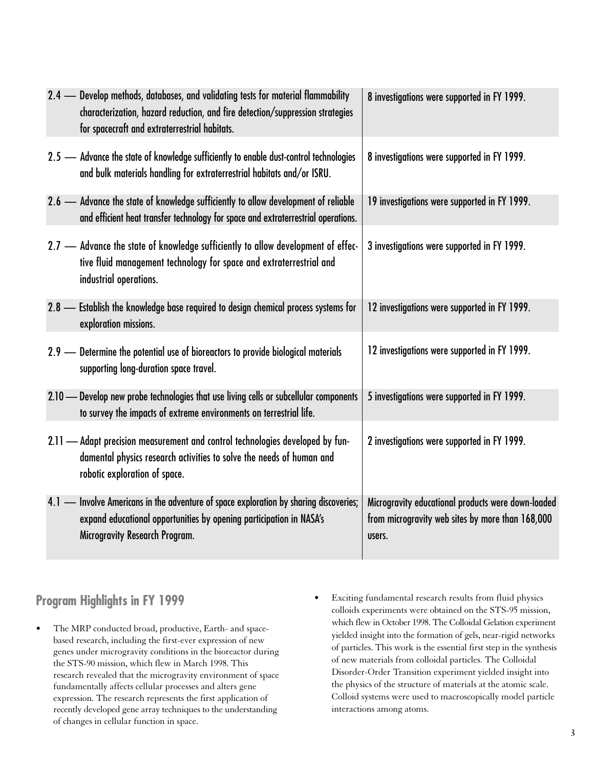| | |
|---|---|
| 2.4 — Develop methods, databases, and validating tests for material flammability characterization, hazard reduction, and fire detection/suppression strategies for spacecraft and extraterrestrial habitats. | 8 investigations were supported in FY 1999. |
| 2.5 — Advance the state of knowledge sufficiently to enable dust-control technologies and bulk materials handling for extraterrestrial habitats and/or ISRU. | 8 investigations were supported in FY 1999. |
| 2.6 — Advance the state of knowledge sufficiently to allow development of reliable and efficient heat transfer technology for space and extraterrestrial operations. | 19 investigations were supported in FY 1999. |
| 2.7 — Advance the state of knowledge sufficiently to allow development of effective fluid management technology for space and extraterrestrial and industrial operations. | 3 investigations were supported in FY 1999. |
| 2.8 — Establish the knowledge base required to design chemical process systems for exploration missions. | 12 investigations were supported in FY 1999. |
| 2.9 — Determine the potential use of bioreactors to provide biological materials supporting long-duration space travel. | 12 investigations were supported in FY 1999. |
| 2.10 — Develop new probe technologies that use living cells or subcellular components to survey the impacts of extreme environments on terrestrial life. | 5 investigations were supported in FY 1999. |
| 2.11 — Adapt precision measurement and control technologies developed by fundamental physics research activities to solve the needs of human and robotic exploration of space. | 2 investigations were supported in FY 1999. |
| 4.1 — Involve Americans in the adventure of space exploration by sharing discoveries; expand educational opportunities by opening participation in NASA's Microgravity Research Program. | Microgravity educational products were down-loaded from microgravity web sites by more than 168,000 users. |

## Program Highlights in FY 1999

- The MRP conducted broad, productive, Earth- and space-based research, including the first-ever expression of new genes under microgravity conditions in the bioreactor during the STS-90 mission, which flew in March 1998. This research revealed that the microgravity environment of space fundamentally affects cellular processes and alters gene expression. The research represents the first application of recently developed gene array techniques to the understanding of changes in cellular function in space.
- Exciting fundamental research results from fluid physics colloids experiments were obtained on the STS-95 mission, which flew in October 1998. The Colloidal Gelation experiment yielded insight into the formation of gels, near-rigid networks of particles. This work is the essential first step in the synthesis of new materials from colloidal particles. The Colloidal Disorder-Order Transition experiment yielded insight into the physics of the structure of materials at the atomic scale. Colloid systems were used to macroscopically model particle interactions among atoms.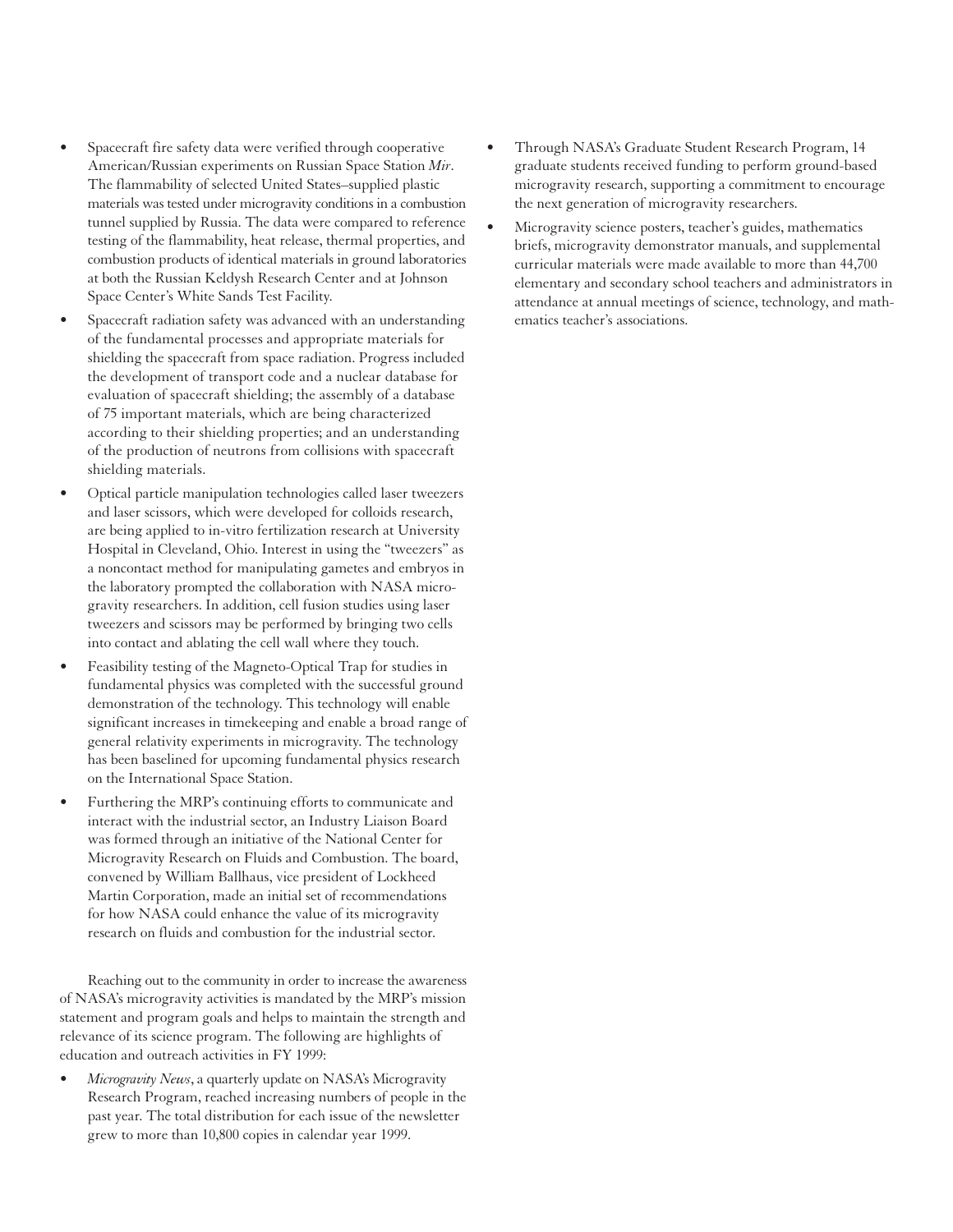- Spacecraft fire safety data were verified through cooperative American/Russian experiments on Russian Space Station *Mir*. The flammability of selected United States–supplied plastic materials was tested under microgravity conditions in a combustion tunnel supplied by Russia. The data were compared to reference testing of the flammability, heat release, thermal properties, and combustion products of identical materials in ground laboratories at both the Russian Keldysh Research Center and at Johnson Space Center's White Sands Test Facility.
- Spacecraft radiation safety was advanced with an understanding of the fundamental processes and appropriate materials for shielding the spacecraft from space radiation. Progress included the development of transport code and a nuclear database for evaluation of spacecraft shielding; the assembly of a database of 75 important materials, which are being characterized according to their shielding properties; and an understanding of the production of neutrons from collisions with spacecraft shielding materials.
- Optical particle manipulation technologies called laser tweezers and laser scissors, which were developed for colloids research, are being applied to in-vitro fertilization research at University Hospital in Cleveland, Ohio. Interest in using the "tweezers" as a noncontact method for manipulating gametes and embryos in the laboratory prompted the collaboration with NASA microgravity researchers. In addition, cell fusion studies using laser tweezers and scissors may be performed by bringing two cells into contact and ablating the cell wall where they touch.
- Feasibility testing of the Magneto-Optical Trap for studies in fundamental physics was completed with the successful ground demonstration of the technology. This technology will enable significant increases in timekeeping and enable a broad range of general relativity experiments in microgravity. The technology has been baselined for upcoming fundamental physics research on the International Space Station.
- Furthering the MRP's continuing efforts to communicate and interact with the industrial sector, an Industry Liaison Board was formed through an initiative of the National Center for Microgravity Research on Fluids and Combustion. The board, convened by William Ballhaus, vice president of Lockheed Martin Corporation, made an initial set of recommendations for how NASA could enhance the value of its microgravity research on fluids and combustion for the industrial sector.

Reaching out to the community in order to increase the awareness of NASA's microgravity activities is mandated by the MRP's mission statement and program goals and helps to maintain the strength and relevance of its science program. The following are highlights of education and outreach activities in FY 1999:

- *Microgravity News*, a quarterly update on NASA's Microgravity Research Program, reached increasing numbers of people in the past year. The total distribution for each issue of the newsletter grew to more than 10,800 copies in calendar year 1999.
- Through NASA's Graduate Student Research Program, 14 graduate students received funding to perform ground-based microgravity research, supporting a commitment to encourage the next generation of microgravity researchers.
- Microgravity science posters, teacher's guides, mathematics briefs, microgravity demonstrator manuals, and supplemental curricular materials were made available to more than 44,700 elementary and secondary school teachers and administrators in attendance at annual meetings of science, technology, and mathematics teacher's associations.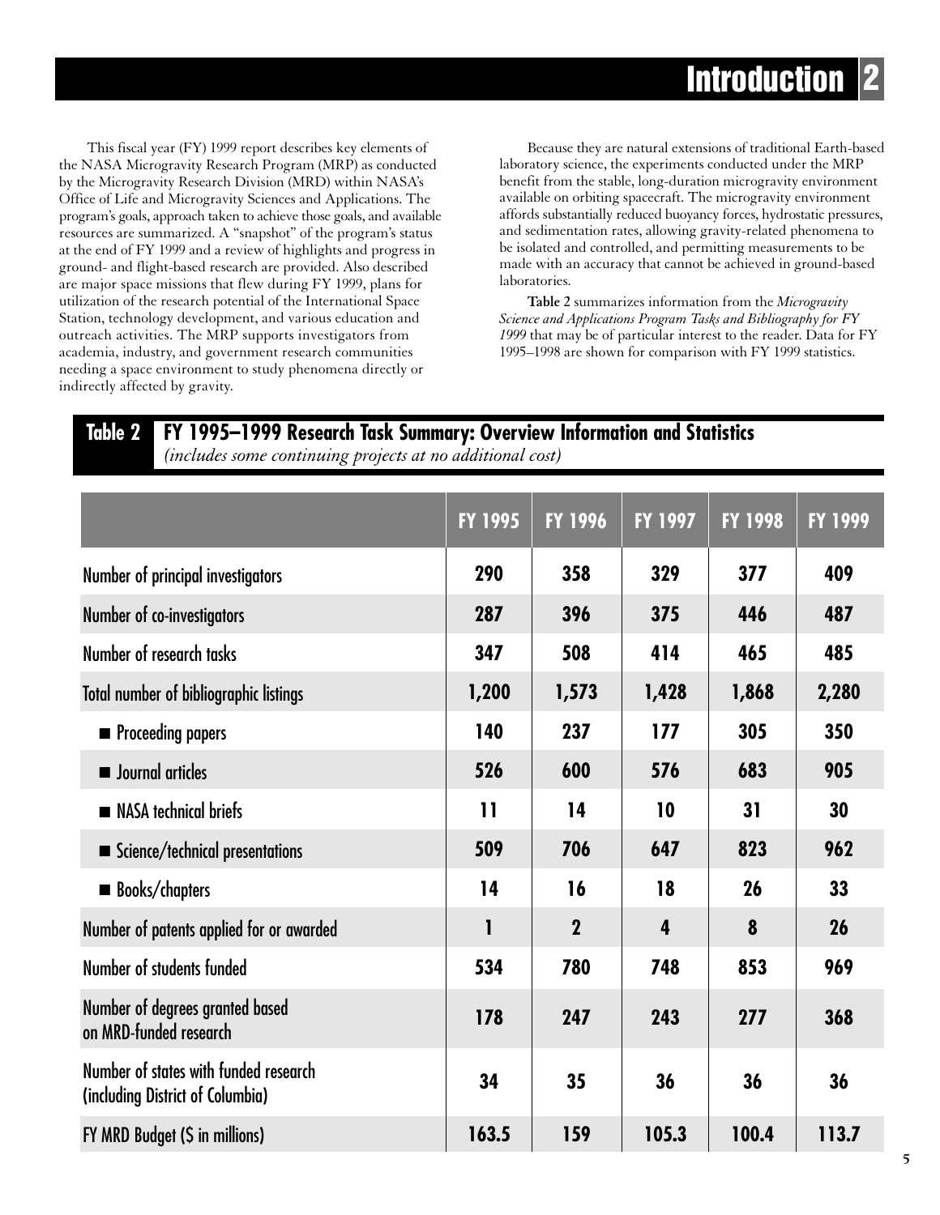# Introduction

This fiscal year (FY) 1999 report describes key elements of the NASA Microgravity Research Program (MRP) as conducted by the Microgravity Research Division (MRD) within NASA's Office of Life and Microgravity Sciences and Applications. The program's goals, approach taken to achieve those goals, and available resources are summarized. A "snapshot" of the program's status at the end of FY 1999 and a review of highlights and progress in ground- and flight-based research are provided. Also described are major space missions that flew during FY 1999, plans for utilization of the research potential of the International Space Station, technology development, and various education and outreach activities. The MRP supports investigators from academia, industry, and government research communities needing a space environment to study phenomena directly or indirectly affected by gravity.

Because they are natural extensions of traditional Earth-based laboratory science, the experiments conducted under the MRP benefit from the stable, long-duration microgravity environment available on orbiting spacecraft. The microgravity environment affords substantially reduced buoyancy forces, hydrostatic pressures, and sedimentation rates, allowing gravity-related phenomena to be isolated and controlled, and permitting measurements to be made with an accuracy that cannot be achieved in ground-based laboratories.

**Table 2** summarizes information from the *Microgravity Science and Applications Program Tasks and Bibliography for FY 1999* that may be of particular interest to the reader. Data for FY 1995–1998 are shown for comparison with FY 1999 statistics.

**Table 2 FY 1995–1999 Research Task Summary: Overview Information and Statistics**
*(includes some continuing projects at no additional cost)*

| | FY 1995 | FY 1996 | FY 1997 | FY 1998 | FY 1999 |
|---|---|---|---|---|---|
| Number of principal investigators | 290 | 358 | 329 | 377 | 409 |
| Number of co-investigators | 287 | 396 | 375 | 446 | 487 |
| Number of research tasks | 347 | 508 | 414 | 465 | 485 |
| Total number of bibliographic listings | 1,200 | 1,573 | 1,428 | 1,868 | 2,280 |
| ■ Proceeding papers | 140 | 237 | 177 | 305 | 350 |
| ■ Journal articles | 526 | 600 | 576 | 683 | 905 |
| ■ NASA technical briefs | 11 | 14 | 10 | 31 | 30 |
| ■ Science/technical presentations | 509 | 706 | 647 | 823 | 962 |
| ■ Books/chapters | 14 | 16 | 18 | 26 | 33 |
| Number of patents applied for or awarded | 1 | 2 | 4 | 8 | 26 |
| Number of students funded | 534 | 780 | 748 | 853 | 969 |
| Number of degrees granted based on MRD-funded research | 178 | 247 | 243 | 277 | 368 |
| Number of states with funded research (including District of Columbia) | 34 | 35 | 36 | 36 | 36 |
| FY MRD Budget ($ in millions) | 163.5 | 159 | 105.3 | 100.4 | 113.7 |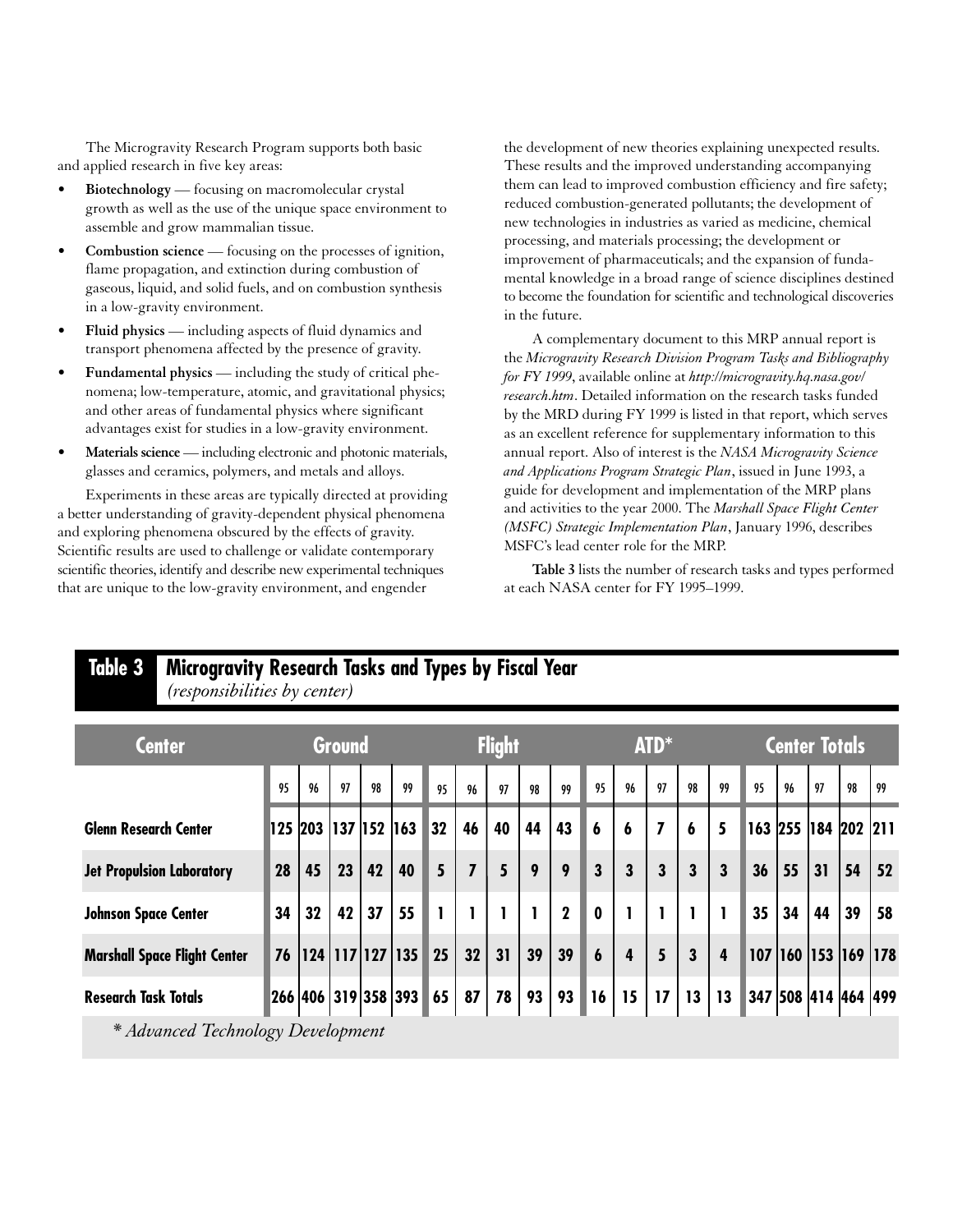The Microgravity Research Program supports both basic and applied research in five key areas:

- **Biotechnology** — focusing on macromolecular crystal growth as well as the use of the unique space environment to assemble and grow mammalian tissue.
- **Combustion science** — focusing on the processes of ignition, flame propagation, and extinction during combustion of gaseous, liquid, and solid fuels, and on combustion synthesis in a low-gravity environment.
- **Fluid physics** — including aspects of fluid dynamics and transport phenomena affected by the presence of gravity.
- **Fundamental physics** — including the study of critical phenomena; low-temperature, atomic, and gravitational physics; and other areas of fundamental physics where significant advantages exist for studies in a low-gravity environment.
- **Materials science** — including electronic and photonic materials, glasses and ceramics, polymers, and metals and alloys.

Experiments in these areas are typically directed at providing a better understanding of gravity-dependent physical phenomena and exploring phenomena obscured by the effects of gravity. Scientific results are used to challenge or validate contemporary scientific theories, identify and describe new experimental techniques that are unique to the low-gravity environment, and engender the development of new theories explaining unexpected results. These results and the improved understanding accompanying them can lead to improved combustion efficiency and fire safety; reduced combustion-generated pollutants; the development of new technologies in industries as varied as medicine, chemical processing, and materials processing; the development or improvement of pharmaceuticals; and the expansion of fundamental knowledge in a broad range of science disciplines destined to become the foundation for scientific and technological discoveries in the future.

A complementary document to this MRP annual report is the *Microgravity Research Division Program Tasks and Bibliography for FY 1999*, available online at *http://microgravity.hq.nasa.gov/research.htm*. Detailed information on the research tasks funded by the MRD during FY 1999 is listed in that report, which serves as an excellent reference for supplementary information to this annual report. Also of interest is the *NASA Microgravity Science and Applications Program Strategic Plan*, issued in June 1993, a guide for development and implementation of the MRP plans and activities to the year 2000. The *Marshall Space Flight Center (MSFC) Strategic Implementation Plan*, January 1996, describes MSFC's lead center role for the MRP.

**Table 3** lists the number of research tasks and types performed at each NASA center for FY 1995–1999.

## Table 3 Microgravity Research Tasks and Types by Fiscal Year

*(responsibilities by center)*

| Center | Ground | | | | | Flight | | | | | ATD* | | | | | Center Totals | | | | |
|---|---|---|---|---|---|---|---|---|---|---|---|---|---|---|---|---|---|---|---|---|
| | 95 | 96 | 97 | 98 | 99 | 95 | 96 | 97 | 98 | 99 | 95 | 96 | 97 | 98 | 99 | 95 | 96 | 97 | 98 | 99 |
| **Glenn Research Center** | 125 | 203 | 137 | 152 | 163 | 32 | 46 | 40 | 44 | 43 | 6 | 6 | 7 | 6 | 5 | 163 | 255 | 184 | 202 | 211 |
| **Jet Propulsion Laboratory** | 28 | 45 | 23 | 42 | 40 | 5 | 7 | 5 | 9 | 9 | 3 | 3 | 3 | 3 | 3 | 36 | 55 | 31 | 54 | 52 |
| **Johnson Space Center** | 34 | 32 | 42 | 37 | 55 | 1 | 1 | 1 | 1 | 2 | 0 | 1 | 1 | 1 | 1 | 35 | 34 | 44 | 39 | 58 |
| **Marshall Space Flight Center** | 76 | 124 | 117 | 127 | 135 | 25 | 32 | 31 | 39 | 39 | 6 | 4 | 5 | 3 | 4 | 107 | 160 | 153 | 169 | 178 |
| **Research Task Totals** | 266 | 406 | 319 | 358 | 393 | 65 | 87 | 78 | 93 | 93 | 16 | 15 | 17 | 13 | 13 | 347 | 508 | 414 | 464 | 499 |

*\* Advanced Technology Development*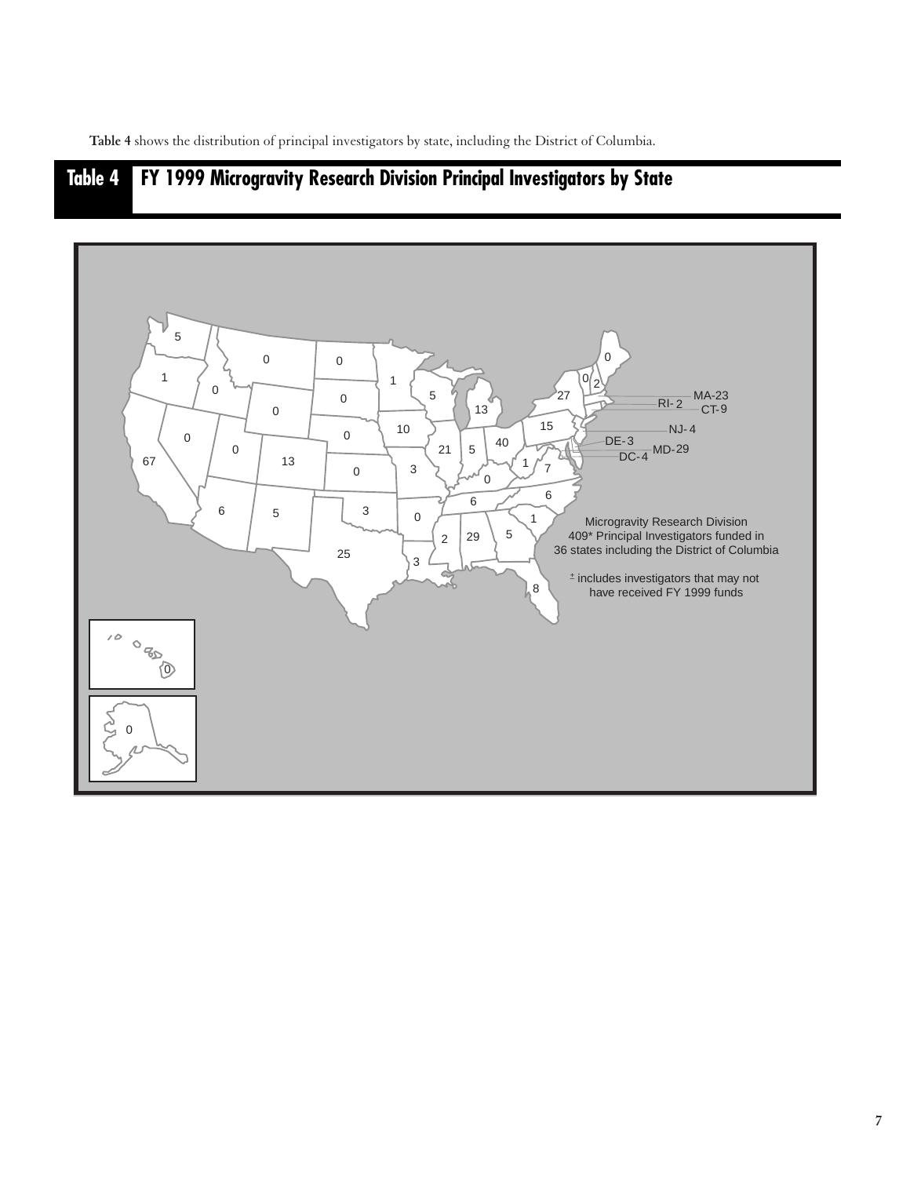**Table 4** shows the distribution of principal investigators by state, including the District of Columbia.

## Table 4 FY 1999 Microgravity Research Division Principal Investigators by State

| State | Principal Investigators |
|---|---|
| Washington | 5 |
| Oregon | 1 |
| California | 67 |
| Idaho | 0 |
| Nevada | 0 |
| Montana | 0 |
| Wyoming | 0 |
| Utah | 0 |
| Arizona | 6 |
| Colorado | 13 |
| New Mexico | 5 |
| North Dakota | 0 |
| South Dakota | 0 |
| Nebraska | 0 |
| Kansas | 0 |
| Oklahoma | 3 |
| Texas | 25 |
| Minnesota | 1 |
| Iowa | 10 |
| Missouri | 3 |
| Arkansas | 0 |
| Louisiana | 3 |
| Wisconsin | 5 |
| Illinois | 21 |
| Michigan | 13 |
| Indiana | 5 |
| Ohio | 40 |
| Kentucky | 0 |
| Tennessee | 6 |
| Mississippi | 2 |
| Alabama | 29 |
| Georgia | 5 |
| Florida | 8 |
| South Carolina | 1 |
| North Carolina | 6 |
| Virginia | 7 |
| West Virginia | 1 |
| Pennsylvania | 15 |
| New York | 27 |
| Vermont | 0 |
| New Hampshire | 2 |
| Maine | 0 |
| MA | 23 |
| RI | 2 |
| CT | 9 |
| NJ | 4 |
| DE | 3 |
| MD | 29 |
| DC | 4 |
| Hawaii | 0 |
| Alaska | 0 |

Microgravity Research Division
409* Principal Investigators funded in
36 states including the District of Columbia

* includes investigators that may not have received FY 1999 funds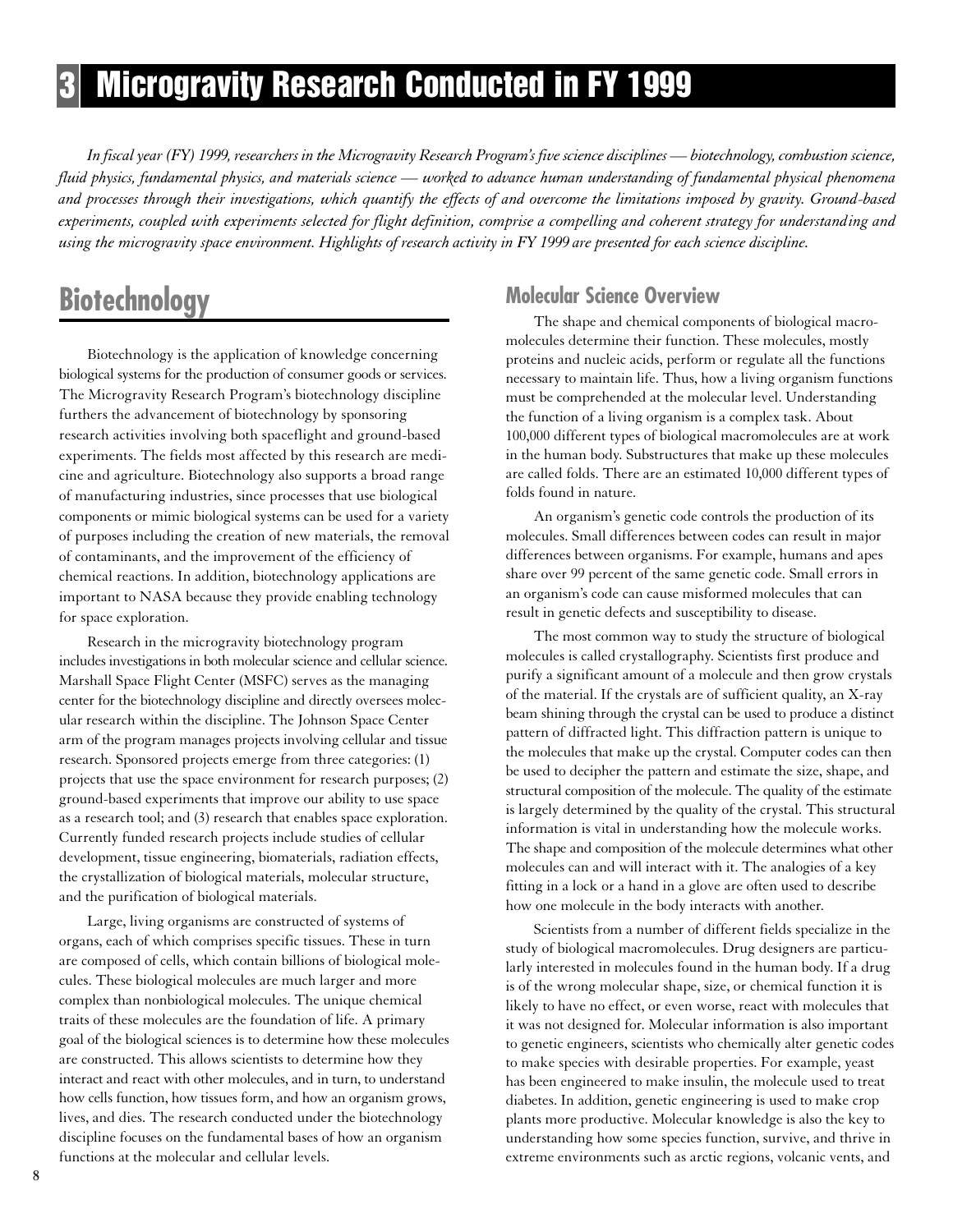# 3 Microgravity Research Conducted in FY 1999

*In fiscal year (FY) 1999, researchers in the Microgravity Research Program's five science disciplines — biotechnology, combustion science, fluid physics, fundamental physics, and materials science — worked to advance human understanding of fundamental physical phenomena and processes through their investigations, which quantify the effects of and overcome the limitations imposed by gravity. Ground-based experiments, coupled with experiments selected for flight definition, comprise a compelling and coherent strategy for understanding and using the microgravity space environment. Highlights of research activity in FY 1999 are presented for each science discipline.*

## Biotechnology

Biotechnology is the application of knowledge concerning biological systems for the production of consumer goods or services. The Microgravity Research Program's biotechnology discipline furthers the advancement of biotechnology by sponsoring research activities involving both spaceflight and ground-based experiments. The fields most affected by this research are medicine and agriculture. Biotechnology also supports a broad range of manufacturing industries, since processes that use biological components or mimic biological systems can be used for a variety of purposes including the creation of new materials, the removal of contaminants, and the improvement of the efficiency of chemical reactions. In addition, biotechnology applications are important to NASA because they provide enabling technology for space exploration.

Research in the microgravity biotechnology program includes investigations in both molecular science and cellular science. Marshall Space Flight Center (MSFC) serves as the managing center for the biotechnology discipline and directly oversees molecular research within the discipline. The Johnson Space Center arm of the program manages projects involving cellular and tissue research. Sponsored projects emerge from three categories: (1) projects that use the space environment for research purposes; (2) ground-based experiments that improve our ability to use space as a research tool; and (3) research that enables space exploration. Currently funded research projects include studies of cellular development, tissue engineering, biomaterials, radiation effects, the crystallization of biological materials, molecular structure, and the purification of biological materials.

Large, living organisms are constructed of systems of organs, each of which comprises specific tissues. These in turn are composed of cells, which contain billions of biological molecules. These biological molecules are much larger and more complex than nonbiological molecules. The unique chemical traits of these molecules are the foundation of life. A primary goal of the biological sciences is to determine how these molecules are constructed. This allows scientists to determine how they interact and react with other molecules, and in turn, to understand how cells function, how tissues form, and how an organism grows, lives, and dies. The research conducted under the biotechnology discipline focuses on the fundamental bases of how an organism functions at the molecular and cellular levels.

### Molecular Science Overview

The shape and chemical components of biological macromolecules determine their function. These molecules, mostly proteins and nucleic acids, perform or regulate all the functions necessary to maintain life. Thus, how a living organism functions must be comprehended at the molecular level. Understanding the function of a living organism is a complex task. About 100,000 different types of biological macromolecules are at work in the human body. Substructures that make up these molecules are called folds. There are an estimated 10,000 different types of folds found in nature.

An organism's genetic code controls the production of its molecules. Small differences between codes can result in major differences between organisms. For example, humans and apes share over 99 percent of the same genetic code. Small errors in an organism's code can cause misformed molecules that can result in genetic defects and susceptibility to disease.

The most common way to study the structure of biological molecules is called crystallography. Scientists first produce and purify a significant amount of a molecule and then grow crystals of the material. If the crystals are of sufficient quality, an X-ray beam shining through the crystal can be used to produce a distinct pattern of diffracted light. This diffraction pattern is unique to the molecules that make up the crystal. Computer codes can then be used to decipher the pattern and estimate the size, shape, and structural composition of the molecule. The quality of the estimate is largely determined by the quality of the crystal. This structural information is vital in understanding how the molecule works. The shape and composition of the molecule determines what other molecules can and will interact with it. The analogies of a key fitting in a lock or a hand in a glove are often used to describe how one molecule in the body interacts with another.

Scientists from a number of different fields specialize in the study of biological macromolecules. Drug designers are particularly interested in molecules found in the human body. If a drug is of the wrong molecular shape, size, or chemical function it is likely to have no effect, or even worse, react with molecules that it was not designed for. Molecular information is also important to genetic engineers, scientists who chemically alter genetic codes to make species with desirable properties. For example, yeast has been engineered to make insulin, the molecule used to treat diabetes. In addition, genetic engineering is used to make crop plants more productive. Molecular knowledge is also the key to understanding how some species function, survive, and thrive in extreme environments such as arctic regions, volcanic vents, and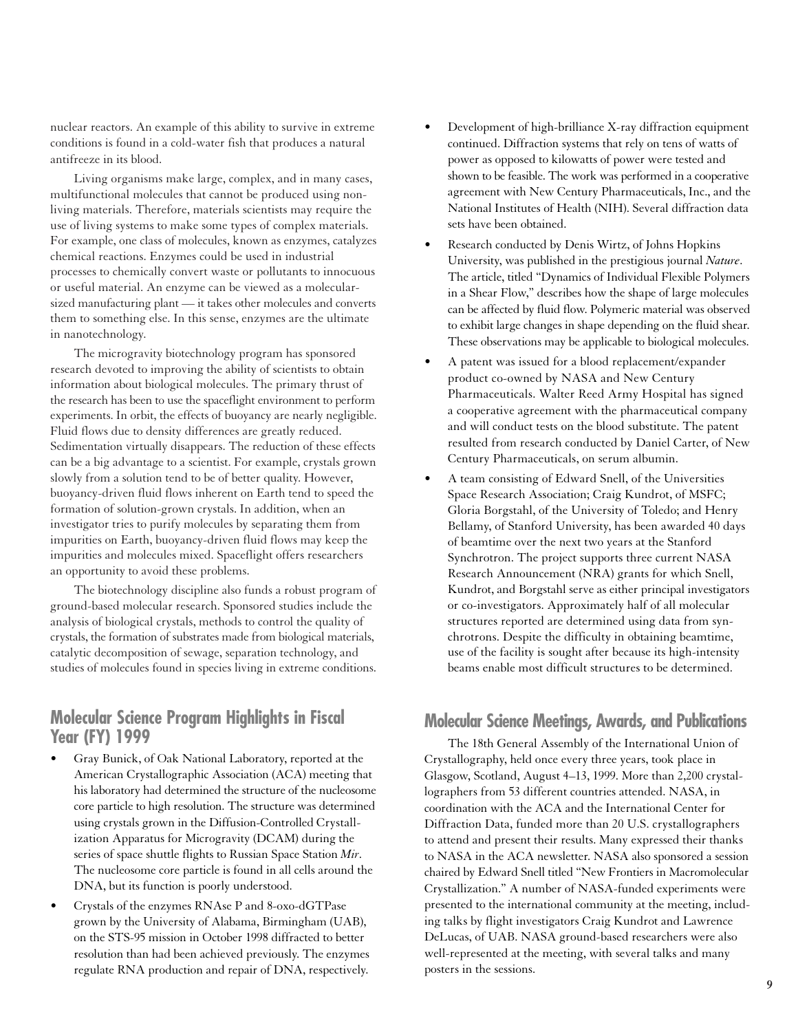nuclear reactors. An example of this ability to survive in extreme conditions is found in a cold-water fish that produces a natural antifreeze in its blood.

Living organisms make large, complex, and in many cases, multifunctional molecules that cannot be produced using non-living materials. Therefore, materials scientists may require the use of living systems to make some types of complex materials. For example, one class of molecules, known as enzymes, catalyzes chemical reactions. Enzymes could be used in industrial processes to chemically convert waste or pollutants to innocuous or useful material. An enzyme can be viewed as a molecular-sized manufacturing plant — it takes other molecules and converts them to something else. In this sense, enzymes are the ultimate in nanotechnology.

The microgravity biotechnology program has sponsored research devoted to improving the ability of scientists to obtain information about biological molecules. The primary thrust of the research has been to use the spaceflight environment to perform experiments. In orbit, the effects of buoyancy are nearly negligible. Fluid flows due to density differences are greatly reduced. Sedimentation virtually disappears. The reduction of these effects can be a big advantage to a scientist. For example, crystals grown slowly from a solution tend to be of better quality. However, buoyancy-driven fluid flows inherent on Earth tend to speed the formation of solution-grown crystals. In addition, when an investigator tries to purify molecules by separating them from impurities on Earth, buoyancy-driven fluid flows may keep the impurities and molecules mixed. Spaceflight offers researchers an opportunity to avoid these problems.

The biotechnology discipline also funds a robust program of ground-based molecular research. Sponsored studies include the analysis of biological crystals, methods to control the quality of crystals, the formation of substrates made from biological materials, catalytic decomposition of sewage, separation technology, and studies of molecules found in species living in extreme conditions.

## Molecular Science Program Highlights in Fiscal Year (FY) 1999

- Gray Bunick, of Oak National Laboratory, reported at the American Crystallographic Association (ACA) meeting that his laboratory had determined the structure of the nucleosome core particle to high resolution. The structure was determined using crystals grown in the Diffusion-Controlled Crystallization Apparatus for Microgravity (DCAM) during the series of space shuttle flights to Russian Space Station *Mir*. The nucleosome core particle is found in all cells around the DNA, but its function is poorly understood.
- Crystals of the enzymes RNAse P and 8-oxo-dGTPase grown by the University of Alabama, Birmingham (UAB), on the STS-95 mission in October 1998 diffracted to better resolution than had been achieved previously. The enzymes regulate RNA production and repair of DNA, respectively.
- Development of high-brilliance X-ray diffraction equipment continued. Diffraction systems that rely on tens of watts of power as opposed to kilowatts of power were tested and shown to be feasible. The work was performed in a cooperative agreement with New Century Pharmaceuticals, Inc., and the National Institutes of Health (NIH). Several diffraction data sets have been obtained.
- Research conducted by Denis Wirtz, of Johns Hopkins University, was published in the prestigious journal *Nature*. The article, titled "Dynamics of Individual Flexible Polymers in a Shear Flow," describes how the shape of large molecules can be affected by fluid flow. Polymeric material was observed to exhibit large changes in shape depending on the fluid shear. These observations may be applicable to biological molecules.
- A patent was issued for a blood replacement/expander product co-owned by NASA and New Century Pharmaceuticals. Walter Reed Army Hospital has signed a cooperative agreement with the pharmaceutical company and will conduct tests on the blood substitute. The patent resulted from research conducted by Daniel Carter, of New Century Pharmaceuticals, on serum albumin.
- A team consisting of Edward Snell, of the Universities Space Research Association; Craig Kundrot, of MSFC; Gloria Borgstahl, of the University of Toledo; and Henry Bellamy, of Stanford University, has been awarded 40 days of beamtime over the next two years at the Stanford Synchrotron. The project supports three current NASA Research Announcement (NRA) grants for which Snell, Kundrot, and Borgstahl serve as either principal investigators or co-investigators. Approximately half of all molecular structures reported are determined using data from synchrotrons. Despite the difficulty in obtaining beamtime, use of the facility is sought after because its high-intensity beams enable most difficult structures to be determined.

## Molecular Science Meetings, Awards, and Publications

The 18th General Assembly of the International Union of Crystallography, held once every three years, took place in Glasgow, Scotland, August 4–13, 1999. More than 2,200 crystallographers from 53 different countries attended. NASA, in coordination with the ACA and the International Center for Diffraction Data, funded more than 20 U.S. crystallographers to attend and present their results. Many expressed their thanks to NASA in the ACA newsletter. NASA also sponsored a session chaired by Edward Snell titled "New Frontiers in Macromolecular Crystallization." A number of NASA-funded experiments were presented to the international community at the meeting, including talks by flight investigators Craig Kundrot and Lawrence DeLucas, of UAB. NASA ground-based researchers were also well-represented at the meeting, with several talks and many posters in the sessions.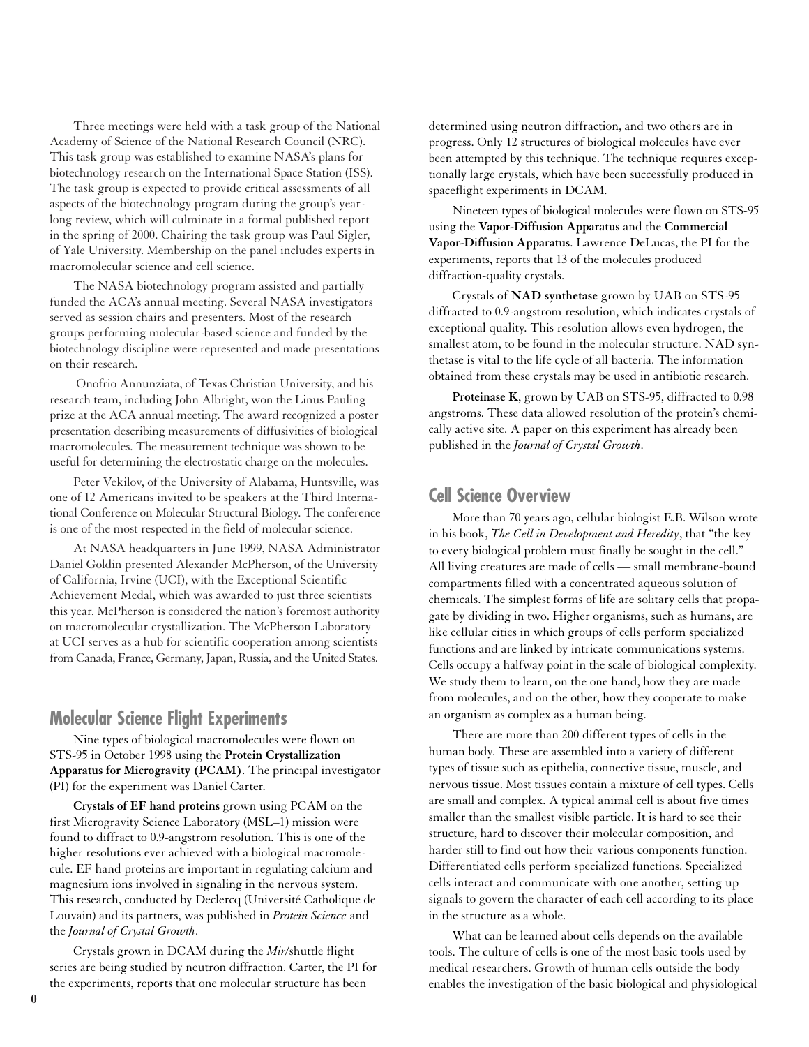Three meetings were held with a task group of the National Academy of Science of the National Research Council (NRC). This task group was established to examine NASA's plans for biotechnology research on the International Space Station (ISS). The task group is expected to provide critical assessments of all aspects of the biotechnology program during the group's year-long review, which will culminate in a formal published report in the spring of 2000. Chairing the task group was Paul Sigler, of Yale University. Membership on the panel includes experts in macromolecular science and cell science.

The NASA biotechnology program assisted and partially funded the ACA's annual meeting. Several NASA investigators served as session chairs and presenters. Most of the research groups performing molecular-based science and funded by the biotechnology discipline were represented and made presentations on their research.

Onofrio Annunziata, of Texas Christian University, and his research team, including John Albright, won the Linus Pauling prize at the ACA annual meeting. The award recognized a poster presentation describing measurements of diffusivities of biological macromolecules. The measurement technique was shown to be useful for determining the electrostatic charge on the molecules.

Peter Vekilov, of the University of Alabama, Huntsville, was one of 12 Americans invited to be speakers at the Third International Conference on Molecular Structural Biology. The conference is one of the most respected in the field of molecular science.

At NASA headquarters in June 1999, NASA Administrator Daniel Goldin presented Alexander McPherson, of the University of California, Irvine (UCI), with the Exceptional Scientific Achievement Medal, which was awarded to just three scientists this year. McPherson is considered the nation's foremost authority on macromolecular crystallization. The McPherson Laboratory at UCI serves as a hub for scientific cooperation among scientists from Canada, France, Germany, Japan, Russia, and the United States.

## Molecular Science Flight Experiments

Nine types of biological macromolecules were flown on STS-95 in October 1998 using the **Protein Crystallization Apparatus for Microgravity (PCAM)**. The principal investigator (PI) for the experiment was Daniel Carter.

**Crystals of EF hand proteins** grown using PCAM on the first Microgravity Science Laboratory (MSL–1) mission were found to diffract to 0.9-angstrom resolution. This is one of the higher resolutions ever achieved with a biological macromolecule. EF hand proteins are important in regulating calcium and magnesium ions involved in signaling in the nervous system. This research, conducted by Declercq (Université Catholique de Louvain) and its partners, was published in *Protein Science* and the *Journal of Crystal Growth*.

Crystals grown in DCAM during the *Mir*/shuttle flight series are being studied by neutron diffraction. Carter, the PI for the experiments, reports that one molecular structure has been determined using neutron diffraction, and two others are in progress. Only 12 structures of biological molecules have ever been attempted by this technique. The technique requires exceptionally large crystals, which have been successfully produced in spaceflight experiments in DCAM.

Nineteen types of biological molecules were flown on STS-95 using the **Vapor-Diffusion Apparatus** and the **Commercial Vapor-Diffusion Apparatus**. Lawrence DeLucas, the PI for the experiments, reports that 13 of the molecules produced diffraction-quality crystals.

Crystals of **NAD synthetase** grown by UAB on STS-95 diffracted to 0.9-angstrom resolution, which indicates crystals of exceptional quality. This resolution allows even hydrogen, the smallest atom, to be found in the molecular structure. NAD synthetase is vital to the life cycle of all bacteria. The information obtained from these crystals may be used in antibiotic research.

**Proteinase K**, grown by UAB on STS-95, diffracted to 0.98 angstroms. These data allowed resolution of the protein's chemically active site. A paper on this experiment has already been published in the *Journal of Crystal Growth*.

## Cell Science Overview

More than 70 years ago, cellular biologist E.B. Wilson wrote in his book, *The Cell in Development and Heredity*, that "the key to every biological problem must finally be sought in the cell." All living creatures are made of cells — small membrane-bound compartments filled with a concentrated aqueous solution of chemicals. The simplest forms of life are solitary cells that propagate by dividing in two. Higher organisms, such as humans, are like cellular cities in which groups of cells perform specialized functions and are linked by intricate communications systems. Cells occupy a halfway point in the scale of biological complexity. We study them to learn, on the one hand, how they are made from molecules, and on the other, how they cooperate to make an organism as complex as a human being.

There are more than 200 different types of cells in the human body. These are assembled into a variety of different types of tissue such as epithelia, connective tissue, muscle, and nervous tissue. Most tissues contain a mixture of cell types. Cells are small and complex. A typical animal cell is about five times smaller than the smallest visible particle. It is hard to see their structure, hard to discover their molecular composition, and harder still to find out how their various components function. Differentiated cells perform specialized functions. Specialized cells interact and communicate with one another, setting up signals to govern the character of each cell according to its place in the structure as a whole.

What can be learned about cells depends on the available tools. The culture of cells is one of the most basic tools used by medical researchers. Growth of human cells outside the body enables the investigation of the basic biological and physiological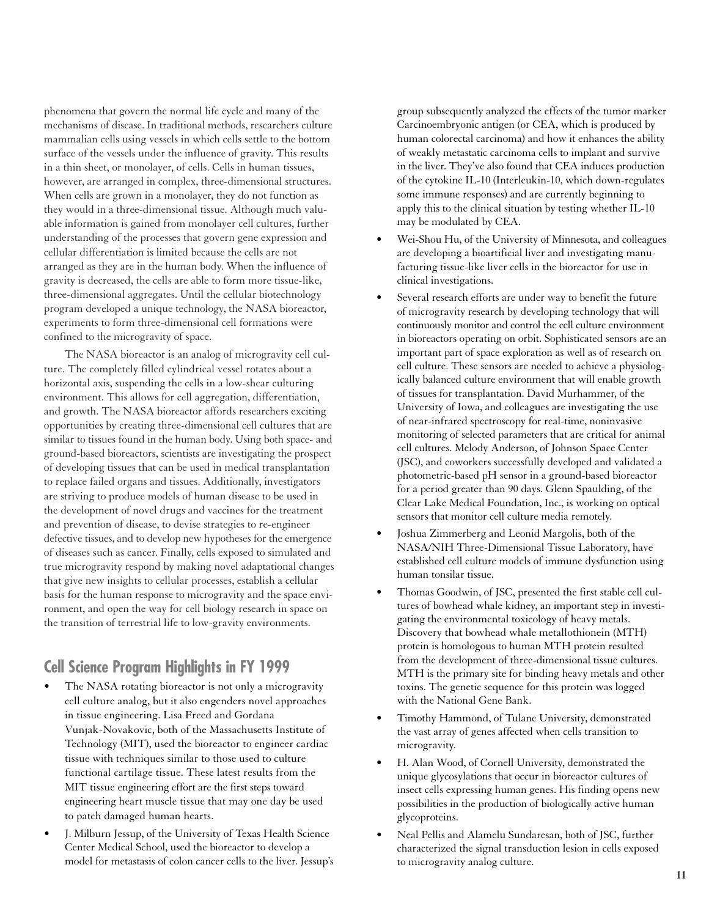phenomena that govern the normal life cycle and many of the mechanisms of disease. In traditional methods, researchers culture mammalian cells using vessels in which cells settle to the bottom surface of the vessels under the influence of gravity. This results in a thin sheet, or monolayer, of cells. Cells in human tissues, however, are arranged in complex, three-dimensional structures. When cells are grown in a monolayer, they do not function as they would in a three-dimensional tissue. Although much valuable information is gained from monolayer cell cultures, further understanding of the processes that govern gene expression and cellular differentiation is limited because the cells are not arranged as they are in the human body. When the influence of gravity is decreased, the cells are able to form more tissue-like, three-dimensional aggregates. Until the cellular biotechnology program developed a unique technology, the NASA bioreactor, experiments to form three-dimensional cell formations were confined to the microgravity of space.

The NASA bioreactor is an analog of microgravity cell culture. The completely filled cylindrical vessel rotates about a horizontal axis, suspending the cells in a low-shear culturing environment. This allows for cell aggregation, differentiation, and growth. The NASA bioreactor affords researchers exciting opportunities by creating three-dimensional cell cultures that are similar to tissues found in the human body. Using both space- and ground-based bioreactors, scientists are investigating the prospect of developing tissues that can be used in medical transplantation to replace failed organs and tissues. Additionally, investigators are striving to produce models of human disease to be used in the development of novel drugs and vaccines for the treatment and prevention of disease, to devise strategies to re-engineer defective tissues, and to develop new hypotheses for the emergence of diseases such as cancer. Finally, cells exposed to simulated and true microgravity respond by making novel adaptational changes that give new insights to cellular processes, establish a cellular basis for the human response to microgravity and the space environment, and open the way for cell biology research in space on the transition of terrestrial life to low-gravity environments.

## Cell Science Program Highlights in FY 1999

- The NASA rotating bioreactor is not only a microgravity cell culture analog, but it also engenders novel approaches in tissue engineering. Lisa Freed and Gordana Vunjak-Novakovic, both of the Massachusetts Institute of Technology (MIT), used the bioreactor to engineer cardiac tissue with techniques similar to those used to culture functional cartilage tissue. These latest results from the MIT tissue engineering effort are the first steps toward engineering heart muscle tissue that may one day be used to patch damaged human hearts.
- J. Milburn Jessup, of the University of Texas Health Science Center Medical School, used the bioreactor to develop a model for metastasis of colon cancer cells to the liver. Jessup's group subsequently analyzed the effects of the tumor marker Carcinoembryonic antigen (or CEA, which is produced by human colorectal carcinoma) and how it enhances the ability of weakly metastatic carcinoma cells to implant and survive in the liver. They've also found that CEA induces production of the cytokine IL-10 (Interleukin-10, which down-regulates some immune responses) and are currently beginning to apply this to the clinical situation by testing whether IL-10 may be modulated by CEA.
- Wei-Shou Hu, of the University of Minnesota, and colleagues are developing a bioartificial liver and investigating manufacturing tissue-like liver cells in the bioreactor for use in clinical investigations.
- Several research efforts are under way to benefit the future of microgravity research by developing technology that will continuously monitor and control the cell culture environment in bioreactors operating on orbit. Sophisticated sensors are an important part of space exploration as well as of research on cell culture. These sensors are needed to achieve a physiologically balanced culture environment that will enable growth of tissues for transplantation. David Murhammer, of the University of Iowa, and colleagues are investigating the use of near-infrared spectroscopy for real-time, noninvasive monitoring of selected parameters that are critical for animal cell cultures. Melody Anderson, of Johnson Space Center (JSC), and coworkers successfully developed and validated a photometric-based pH sensor in a ground-based bioreactor for a period greater than 90 days. Glenn Spaulding, of the Clear Lake Medical Foundation, Inc., is working on optical sensors that monitor cell culture media remotely.
- Joshua Zimmerberg and Leonid Margolis, both of the NASA/NIH Three-Dimensional Tissue Laboratory, have established cell culture models of immune dysfunction using human tonsilar tissue.
- Thomas Goodwin, of JSC, presented the first stable cell cultures of bowhead whale kidney, an important step in investigating the environmental toxicology of heavy metals. Discovery that bowhead whale metallothionein (MTH) protein is homologous to human MTH protein resulted from the development of three-dimensional tissue cultures. MTH is the primary site for binding heavy metals and other toxins. The genetic sequence for this protein was logged with the National Gene Bank.
- Timothy Hammond, of Tulane University, demonstrated the vast array of genes affected when cells transition to microgravity.
- H. Alan Wood, of Cornell University, demonstrated the unique glycosylations that occur in bioreactor cultures of insect cells expressing human genes. His finding opens new possibilities in the production of biologically active human glycoproteins.
- Neal Pellis and Alamelu Sundaresan, both of JSC, further characterized the signal transduction lesion in cells exposed to microgravity analog culture.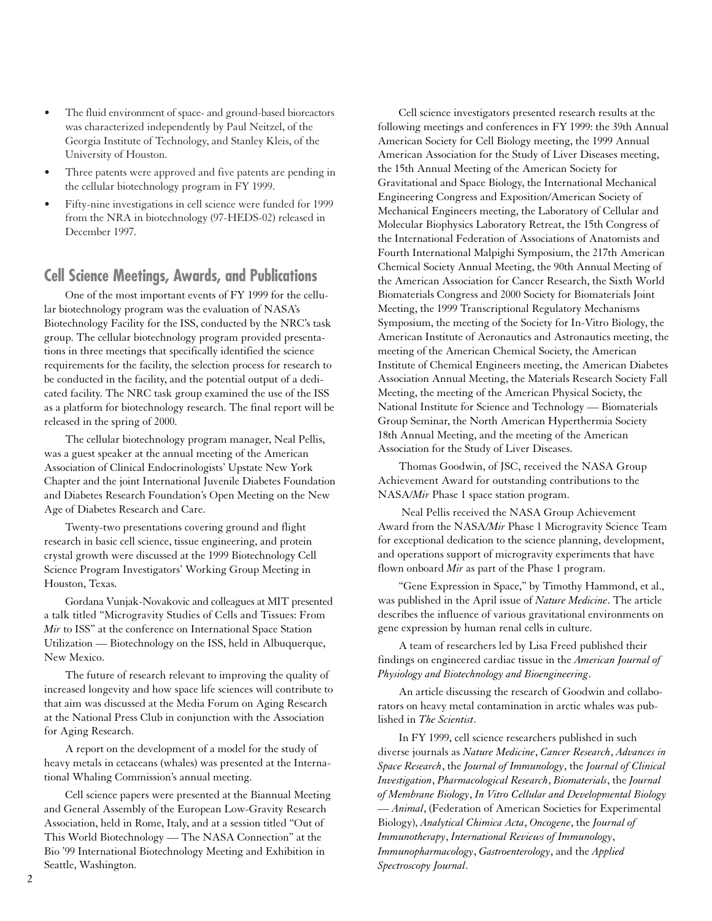- The fluid environment of space- and ground-based bioreactors was characterized independently by Paul Neitzel, of the Georgia Institute of Technology, and Stanley Kleis, of the University of Houston.
- Three patents were approved and five patents are pending in the cellular biotechnology program in FY 1999.
- Fifty-nine investigations in cell science were funded for 1999 from the NRA in biotechnology (97-HEDS-02) released in December 1997.

## Cell Science Meetings, Awards, and Publications

One of the most important events of FY 1999 for the cellular biotechnology program was the evaluation of NASA's Biotechnology Facility for the ISS, conducted by the NRC's task group. The cellular biotechnology program provided presentations in three meetings that specifically identified the science requirements for the facility, the selection process for research to be conducted in the facility, and the potential output of a dedicated facility. The NRC task group examined the use of the ISS as a platform for biotechnology research. The final report will be released in the spring of 2000.

The cellular biotechnology program manager, Neal Pellis, was a guest speaker at the annual meeting of the American Association of Clinical Endocrinologists' Upstate New York Chapter and the joint International Juvenile Diabetes Foundation and Diabetes Research Foundation's Open Meeting on the New Age of Diabetes Research and Care.

Twenty-two presentations covering ground and flight research in basic cell science, tissue engineering, and protein crystal growth were discussed at the 1999 Biotechnology Cell Science Program Investigators' Working Group Meeting in Houston, Texas.

Gordana Vunjak-Novakovic and colleagues at MIT presented a talk titled "Microgravity Studies of Cells and Tissues: From *Mir* to ISS" at the conference on International Space Station Utilization — Biotechnology on the ISS, held in Albuquerque, New Mexico.

The future of research relevant to improving the quality of increased longevity and how space life sciences will contribute to that aim was discussed at the Media Forum on Aging Research at the National Press Club in conjunction with the Association for Aging Research.

A report on the development of a model for the study of heavy metals in cetaceans (whales) was presented at the International Whaling Commission's annual meeting.

Cell science papers were presented at the Biannual Meeting and General Assembly of the European Low-Gravity Research Association, held in Rome, Italy, and at a session titled "Out of This World Biotechnology — The NASA Connection" at the Bio '99 International Biotechnology Meeting and Exhibition in Seattle, Washington.

Cell science investigators presented research results at the following meetings and conferences in FY 1999: the 39th Annual American Society for Cell Biology meeting, the 1999 Annual American Association for the Study of Liver Diseases meeting, the 15th Annual Meeting of the American Society for Gravitational and Space Biology, the International Mechanical Engineering Congress and Exposition/American Society of Mechanical Engineers meeting, the Laboratory of Cellular and Molecular Biophysics Laboratory Retreat, the 15th Congress of the International Federation of Associations of Anatomists and Fourth International Malpighi Symposium, the 217th American Chemical Society Annual Meeting, the 90th Annual Meeting of the American Association for Cancer Research, the Sixth World Biomaterials Congress and 2000 Society for Biomaterials Joint Meeting, the 1999 Transcriptional Regulatory Mechanisms Symposium, the meeting of the Society for In-Vitro Biology, the American Institute of Aeronautics and Astronautics meeting, the meeting of the American Chemical Society, the American Institute of Chemical Engineers meeting, the American Diabetes Association Annual Meeting, the Materials Research Society Fall Meeting, the meeting of the American Physical Society, the National Institute for Science and Technology — Biomaterials Group Seminar, the North American Hyperthermia Society 18th Annual Meeting, and the meeting of the American Association for the Study of Liver Diseases.

Thomas Goodwin, of JSC, received the NASA Group Achievement Award for outstanding contributions to the NASA/*Mir* Phase 1 space station program.

Neal Pellis received the NASA Group Achievement Award from the NASA/*Mir* Phase 1 Microgravity Science Team for exceptional dedication to the science planning, development, and operations support of microgravity experiments that have flown onboard *Mir* as part of the Phase 1 program.

"Gene Expression in Space," by Timothy Hammond, et al., was published in the April issue of *Nature Medicine*. The article describes the influence of various gravitational environments on gene expression by human renal cells in culture.

A team of researchers led by Lisa Freed published their findings on engineered cardiac tissue in the *American Journal of Physiology and Biotechnology and Bioengineering*.

An article discussing the research of Goodwin and collaborators on heavy metal contamination in arctic whales was published in *The Scientist*.

In FY 1999, cell science researchers published in such diverse journals as *Nature Medicine*, *Cancer Research*, *Advances in Space Research*, the *Journal of Immunology*, the *Journal of Clinical Investigation*, *Pharmacological Research*, *Biomaterials*, the *Journal of Membrane Biology*, *In Vitro Cellular and Developmental Biology — Animal*, (Federation of American Societies for Experimental Biology), *Analytical Chimica Acta*, *Oncogene*, the *Journal of Immunotherapy*, *International Reviews of Immunology*, *Immunopharmacology*, *Gastroenterology*, and the *Applied Spectroscopy Journal*.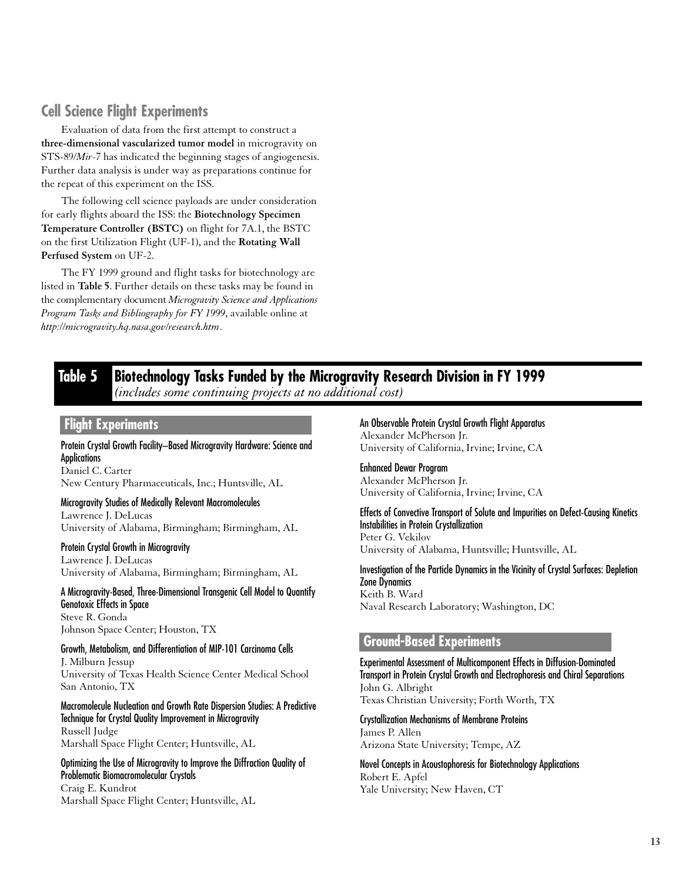## Cell Science Flight Experiments

Evaluation of data from the first attempt to construct a **three-dimensional vascularized tumor model** in microgravity on STS-89/*Mir*-7 has indicated the beginning stages of angiogenesis. Further data analysis is under way as preparations continue for the repeat of this experiment on the ISS.

The following cell science payloads are under consideration for early flights aboard the ISS: the **Biotechnology Specimen Temperature Controller (BSTC)** on flight for 7A.1, the BSTC on the first Utilization Flight (UF-1), and the **Rotating Wall Perfused System** on UF-2.

The FY 1999 ground and flight tasks for biotechnology are listed in **Table 5**. Further details on these tasks may be found in the complementary document *Microgravity Science and Applications Program Tasks and Bibliography for FY 1999*, available online at *http://microgravity.hq.nasa.gov/research.htm*.

## Table 5 Biotechnology Tasks Funded by the Microgravity Research Division in FY 1999

*(includes some continuing projects at no additional cost)*

### Flight Experiments

**Protein Crystal Growth Facility–Based Microgravity Hardware: Science and Applications**
Daniel C. Carter
New Century Pharmaceuticals, Inc.; Huntsville, AL

**Microgravity Studies of Medically Relevant Macromolecules**
Lawrence J. DeLucas
University of Alabama, Birmingham; Birmingham, AL

**Protein Crystal Growth in Microgravity**
Lawrence J. DeLucas
University of Alabama, Birmingham; Birmingham, AL

**A Microgravity-Based, Three-Dimensional Transgenic Cell Model to Quantify Genotoxic Effects in Space**
Steve R. Gonda
Johnson Space Center; Houston, TX

**Growth, Metabolism, and Differentiation of MIP-101 Carcinoma Cells**
J. Milburn Jessup
University of Texas Health Science Center Medical School
San Antonio, TX

**Macromolecule Nucleation and Growth Rate Dispersion Studies: A Predictive Technique for Crystal Quality Improvement in Microgravity**
Russell Judge
Marshall Space Flight Center; Huntsville, AL

**Optimizing the Use of Microgravity to Improve the Diffraction Quality of Problematic Biomacromolecular Crystals**
Craig E. Kundrot
Marshall Space Flight Center; Huntsville, AL

**An Observable Protein Crystal Growth Flight Apparatus**
Alexander McPherson Jr.
University of California, Irvine; Irvine, CA

**Enhanced Dewar Program**
Alexander McPherson Jr.
University of California, Irvine; Irvine, CA

**Effects of Convective Transport of Solute and Impurities on Defect-Causing Kinetics Instabilities in Protein Crystallization**
Peter G. Vekilov
University of Alabama, Huntsville; Huntsville, AL

**Investigation of the Particle Dynamics in the Vicinity of Crystal Surfaces: Depletion Zone Dynamics**
Keith B. Ward
Naval Research Laboratory; Washington, DC

### Ground-Based Experiments

**Experimental Assessment of Multicomponent Effects in Diffusion-Dominated Transport in Protein Crystal Growth and Electrophoresis and Chiral Separations**
John G. Albright
Texas Christian University; Forth Worth, TX

**Crystallization Mechanisms of Membrane Proteins**
James P. Allen
Arizona State University; Tempe, AZ

**Novel Concepts in Acoustophoresis for Biotechnology Applications**
Robert E. Apfel
Yale University; New Haven, CT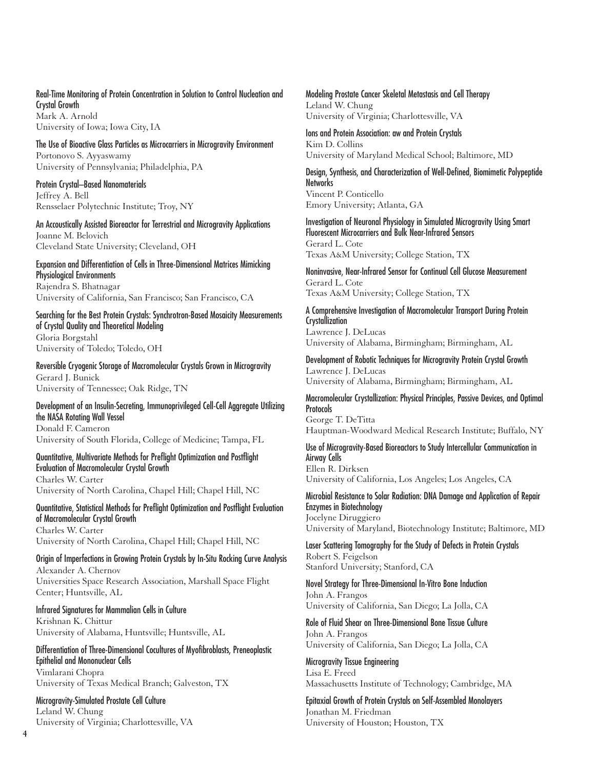**Real-Time Monitoring of Protein Concentration in Solution to Control Nucleation and Crystal Growth**
Mark A. Arnold
University of Iowa; Iowa City, IA

**The Use of Bioactive Glass Particles as Microcarriers in Microgravity Environment**
Portonovo S. Ayyaswamy
University of Pennsylvania; Philadelphia, PA

**Protein Crystal–Based Nanomaterials**
Jeffrey A. Bell
Rensselaer Polytechnic Institute; Troy, NY

**An Accoustically Assisted Bioreactor for Terrestrial and Microgravity Applications**
Joanne M. Belovich
Cleveland State University; Cleveland, OH

**Expansion and Differentiation of Cells in Three-Dimensional Matrices Mimicking Physiological Environments**
Rajendra S. Bhatnagar
University of California, San Francisco; San Francisco, CA

**Searching for the Best Protein Crystals: Synchrotron-Based Mosaicity Measurements of Crystal Quality and Theoretical Modeling**
Gloria Borgstahl
University of Toledo; Toledo, OH

**Reversible Cryogenic Storage of Macromolecular Crystals Grown in Microgravity**
Gerard J. Bunick
University of Tennessee; Oak Ridge, TN

**Development of an Insulin-Secreting, Immunoprivileged Cell-Cell Aggregate Utilizing the NASA Rotating Wall Vessel**
Donald F. Cameron
University of South Florida, College of Medicine; Tampa, FL

**Quantitative, Multivariate Methods for Preflight Optimization and Postflight Evaluation of Macromolecular Crystal Growth**
Charles W. Carter
University of North Carolina, Chapel Hill; Chapel Hill, NC

**Quantitative, Statistical Methods for Preflight Optimization and Postflight Evaluation of Macromolecular Crystal Growth**
Charles W. Carter
University of North Carolina, Chapel Hill; Chapel Hill, NC

**Origin of Imperfections in Growing Protein Crystals by In-Situ Rocking Curve Analysis**
Alexander A. Chernov
Universities Space Research Association, Marshall Space Flight Center; Huntsville, AL

**Infrared Signatures for Mammalian Cells in Culture**
Krishnan K. Chittur
University of Alabama, Huntsville; Huntsville, AL

**Differentiation of Three-Dimensional Cocultures of Myofibroblasts, Preneoplastic Epithelial and Mononuclear Cells**
Vimlarani Chopra
University of Texas Medical Branch; Galveston, TX

**Microgravity-Simulated Prostate Cell Culture**
Leland W. Chung
University of Virginia; Charlottesville, VA

**Modeling Prostate Cancer Skeletal Metastasis and Cell Therapy**
Leland W. Chung
University of Virginia; Charlottesville, VA

**Ions and Protein Association: aw and Protein Crystals**
Kim D. Collins
University of Maryland Medical School; Baltimore, MD

**Design, Synthesis, and Characterization of Well-Defined, Biomimetic Polypeptide Networks**
Vincent P. Conticello
Emory University; Atlanta, GA

**Investigation of Neuronal Physiology in Simulated Microgravity Using Smart Fluorescent Microcarriers and Bulk Near-Infrared Sensors**
Gerard L. Cote
Texas A&M University; College Station, TX

**Noninvasive, Near-Infrared Sensor for Continual Cell Glucose Measurement**
Gerard L. Cote
Texas A&M University; College Station, TX

**A Comprehensive Investigation of Macromolecular Transport During Protein Crystallization**
Lawrence J. DeLucas
University of Alabama, Birmingham; Birmingham, AL

**Development of Robotic Techniques for Microgravity Protein Crystal Growth**
Lawrence J. DeLucas
University of Alabama, Birmingham; Birmingham, AL

**Macromolecular Crystallization: Physical Principles, Passive Devices, and Optimal Protocols**
George T. DeTitta
Hauptman-Woodward Medical Research Institute; Buffalo, NY

**Use of Microgravity-Based Bioreactors to Study Intercellular Communication in Airway Cells**
Ellen R. Dirksen
University of California, Los Angeles; Los Angeles, CA

**Microbial Resistance to Solar Radiation: DNA Damage and Application of Repair Enzymes in Biotechnology**
Jocelyne Diruggiero
University of Maryland, Biotechnology Institute; Baltimore, MD

**Laser Scattering Tomography for the Study of Defects in Protein Crystals**
Robert S. Feigelson
Stanford University; Stanford, CA

**Novel Strategy for Three-Dimensional In-Vitro Bone Induction**
John A. Frangos
University of California, San Diego; La Jolla, CA

**Role of Fluid Shear on Three-Dimensional Bone Tissue Culture**
John A. Frangos
University of California, San Diego; La Jolla, CA

**Microgravity Tissue Engineering**
Lisa E. Freed
Massachusetts Institute of Technology; Cambridge, MA

**Epitaxial Growth of Protein Crystals on Self-Assembled Monolayers**
Jonathan M. Friedman
University of Houston; Houston, TX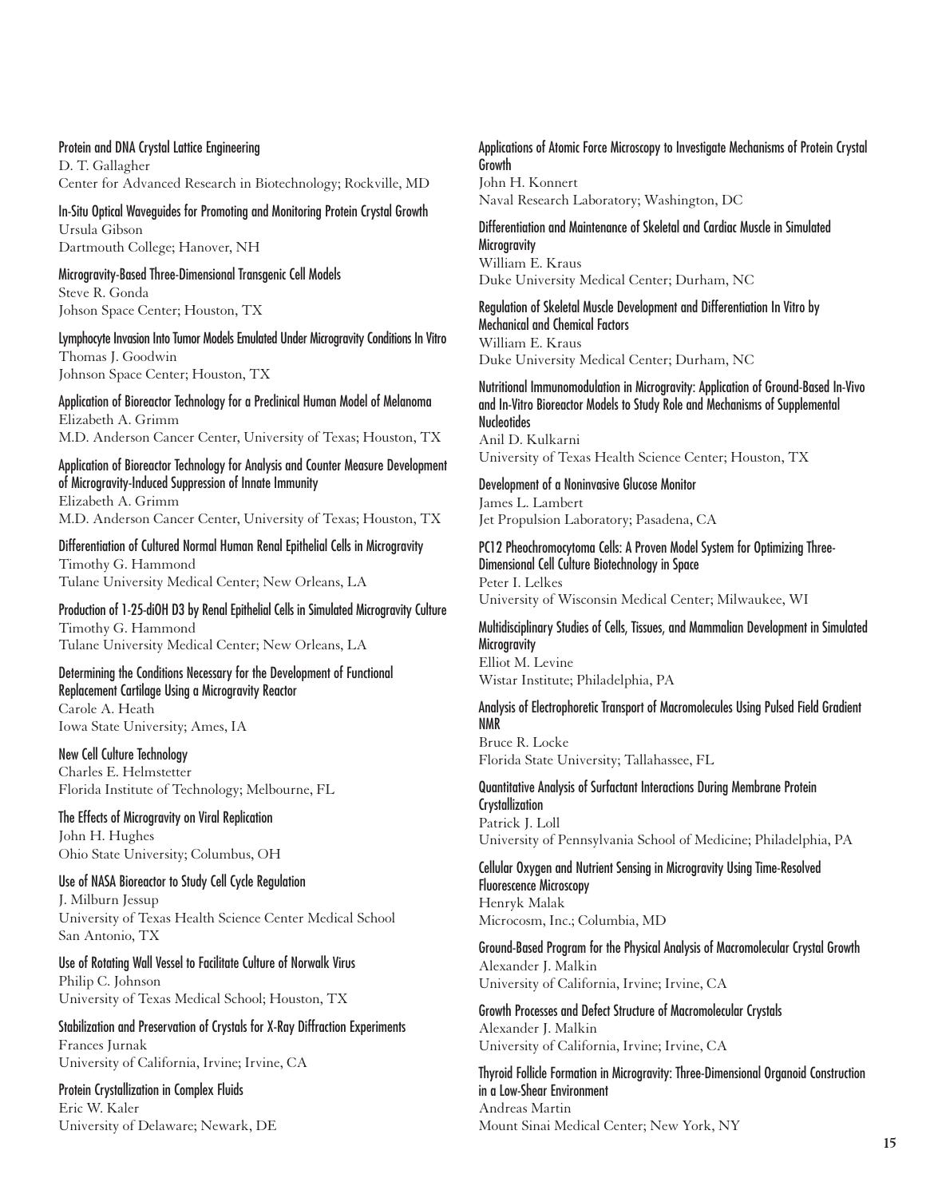**Protein and DNA Crystal Lattice Engineering**
D. T. Gallagher
Center for Advanced Research in Biotechnology; Rockville, MD

**In-Situ Optical Waveguides for Promoting and Monitoring Protein Crystal Growth**
Ursula Gibson
Dartmouth College; Hanover, NH

**Microgravity-Based Three-Dimensional Transgenic Cell Models**
Steve R. Gonda
Johson Space Center; Houston, TX

**Lymphocyte Invasion Into Tumor Models Emulated Under Microgravity Conditions In Vitro**
Thomas J. Goodwin
Johnson Space Center; Houston, TX

**Application of Bioreactor Technology for a Preclinical Human Model of Melanoma**
Elizabeth A. Grimm
M.D. Anderson Cancer Center, University of Texas; Houston, TX

**Application of Bioreactor Technology for Analysis and Counter Measure Development of Microgravity-Induced Suppression of Innate Immunity**
Elizabeth A. Grimm
M.D. Anderson Cancer Center, University of Texas; Houston, TX

**Differentiation of Cultured Normal Human Renal Epithelial Cells in Microgravity**
Timothy G. Hammond
Tulane University Medical Center; New Orleans, LA

**Production of 1-25-diOH D3 by Renal Epithelial Cells in Simulated Microgravity Culture**
Timothy G. Hammond
Tulane University Medical Center; New Orleans, LA

**Determining the Conditions Necessary for the Development of Functional Replacement Cartilage Using a Microgravity Reactor**
Carole A. Heath
Iowa State University; Ames, IA

**New Cell Culture Technology**
Charles E. Helmstetter
Florida Institute of Technology; Melbourne, FL

**The Effects of Microgravity on Viral Replication**
John H. Hughes
Ohio State University; Columbus, OH

**Use of NASA Bioreactor to Study Cell Cycle Regulation**
J. Milburn Jessup
University of Texas Health Science Center Medical School
San Antonio, TX

**Use of Rotating Wall Vessel to Facilitate Culture of Norwalk Virus**
Philip C. Johnson
University of Texas Medical School; Houston, TX

**Stabilization and Preservation of Crystals for X-Ray Diffraction Experiments**
Frances Jurnak
University of California, Irvine; Irvine, CA

**Protein Crystallization in Complex Fluids**
Eric W. Kaler
University of Delaware; Newark, DE

**Applications of Atomic Force Microscopy to Investigate Mechanisms of Protein Crystal Growth**
John H. Konnert
Naval Research Laboratory; Washington, DC

**Differentiation and Maintenance of Skeletal and Cardiac Muscle in Simulated Microgravity**
William E. Kraus
Duke University Medical Center; Durham, NC

**Regulation of Skeletal Muscle Development and Differentiation In Vitro by Mechanical and Chemical Factors**
William E. Kraus
Duke University Medical Center; Durham, NC

**Nutritional Immunomodulation in Microgravity: Application of Ground-Based In-Vivo and In-Vitro Bioreactor Models to Study Role and Mechanisms of Supplemental Nucleotides**
Anil D. Kulkarni
University of Texas Health Science Center; Houston, TX

**Development of a Noninvasive Glucose Monitor**
James L. Lambert
Jet Propulsion Laboratory; Pasadena, CA

**PC12 Pheochromocytoma Cells: A Proven Model System for Optimizing Three-Dimensional Cell Culture Biotechnology in Space**
Peter I. Lelkes
University of Wisconsin Medical Center; Milwaukee, WI

**Multidisciplinary Studies of Cells, Tissues, and Mammalian Development in Simulated Microgravity**
Elliot M. Levine
Wistar Institute; Philadelphia, PA

**Analysis of Electrophoretic Transport of Macromolecules Using Pulsed Field Gradient NMR**
Bruce R. Locke
Florida State University; Tallahassee, FL

**Quantitative Analysis of Surfactant Interactions During Membrane Protein Crystallization**
Patrick J. Loll
University of Pennsylvania School of Medicine; Philadelphia, PA

**Cellular Oxygen and Nutrient Sensing in Microgravity Using Time-Resolved Fluorescence Microscopy**
Henryk Malak
Microcosm, Inc.; Columbia, MD

**Ground-Based Program for the Physical Analysis of Macromolecular Crystal Growth**
Alexander J. Malkin
University of California, Irvine; Irvine, CA

**Growth Processes and Defect Structure of Macromolecular Crystals**
Alexander J. Malkin
University of California, Irvine; Irvine, CA

**Thyroid Follicle Formation in Microgravity: Three-Dimensional Organoid Construction in a Low-Shear Environment**
Andreas Martin
Mount Sinai Medical Center; New York, NY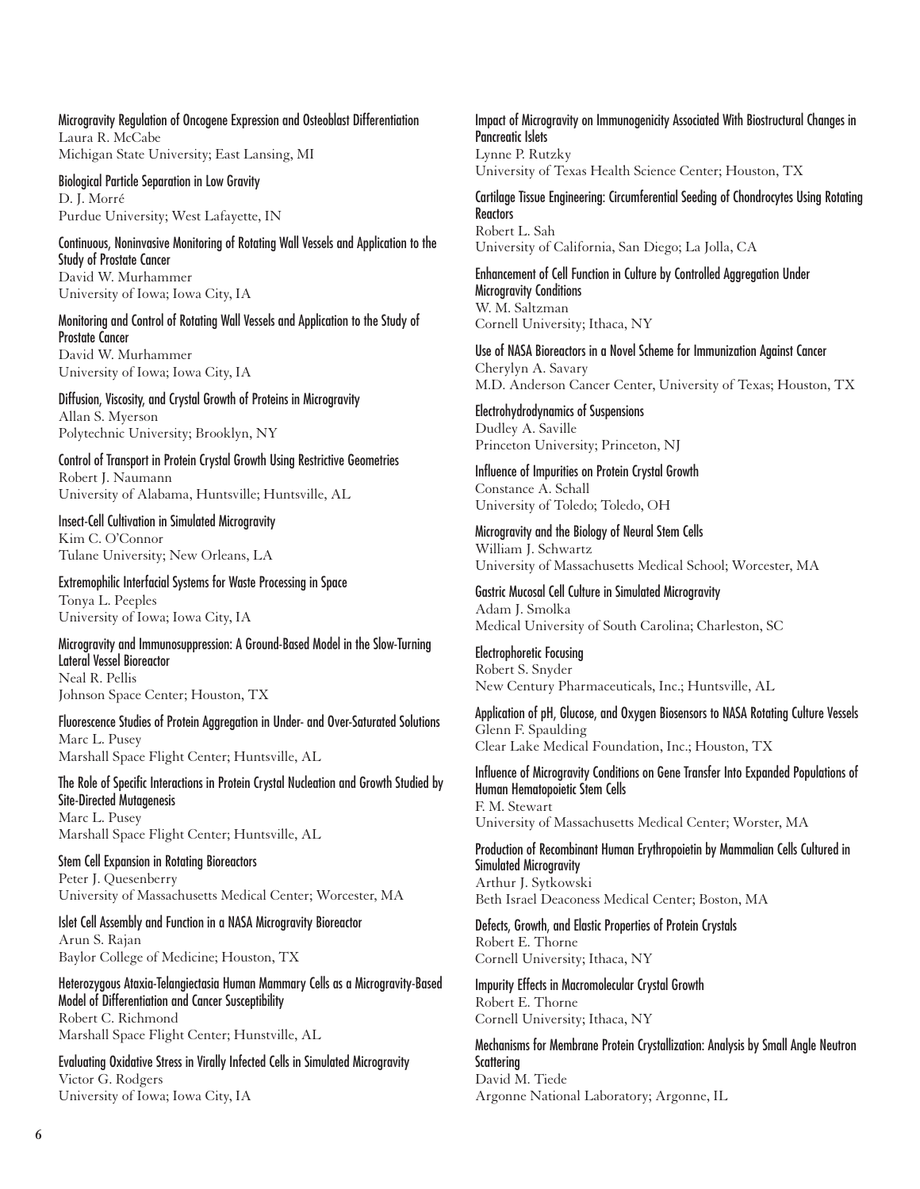**Microgravity Regulation of Oncogene Expression and Osteoblast Differentiation**
Laura R. McCabe
Michigan State University; East Lansing, MI

**Biological Particle Separation in Low Gravity**
D. J. Morré
Purdue University; West Lafayette, IN

**Continuous, Noninvasive Monitoring of Rotating Wall Vessels and Application to the Study of Prostate Cancer**
David W. Murhammer
University of Iowa; Iowa City, IA

**Monitoring and Control of Rotating Wall Vessels and Application to the Study of Prostate Cancer**
David W. Murhammer
University of Iowa; Iowa City, IA

**Diffusion, Viscosity, and Crystal Growth of Proteins in Microgravity**
Allan S. Myerson
Polytechnic University; Brooklyn, NY

**Control of Transport in Protein Crystal Growth Using Restrictive Geometries**
Robert J. Naumann
University of Alabama, Huntsville; Huntsville, AL

**Insect-Cell Cultivation in Simulated Microgravity**
Kim C. O'Connor
Tulane University; New Orleans, LA

**Extremophilic Interfacial Systems for Waste Processing in Space**
Tonya L. Peeples
University of Iowa; Iowa City, IA

**Microgravity and Immunosuppression: A Ground-Based Model in the Slow-Turning Lateral Vessel Bioreactor**
Neal R. Pellis
Johnson Space Center; Houston, TX

**Fluorescence Studies of Protein Aggregation in Under- and Over-Saturated Solutions**
Marc L. Pusey
Marshall Space Flight Center; Huntsville, AL

**The Role of Specific Interactions in Protein Crystal Nucleation and Growth Studied by Site-Directed Mutagenesis**
Marc L. Pusey
Marshall Space Flight Center; Huntsville, AL

**Stem Cell Expansion in Rotating Bioreactors**
Peter J. Quesenberry
University of Massachusetts Medical Center; Worcester, MA

**Islet Cell Assembly and Function in a NASA Microgravity Bioreactor**
Arun S. Rajan
Baylor College of Medicine; Houston, TX

**Heterozygous Ataxia-Telangiectasia Human Mammary Cells as a Microgravity-Based Model of Differentiation and Cancer Susceptibility**
Robert C. Richmond
Marshall Space Flight Center; Hunstville, AL

**Evaluating Oxidative Stress in Virally Infected Cells in Simulated Microgravity**
Victor G. Rodgers
University of Iowa; Iowa City, IA

**Impact of Microgravity on Immunogenicity Associated With Biostructural Changes in Pancreatic Islets**
Lynne P. Rutzky
University of Texas Health Science Center; Houston, TX

**Cartilage Tissue Engineering: Circumferential Seeding of Chondrocytes Using Rotating Reactors**
Robert L. Sah
University of California, San Diego; La Jolla, CA

**Enhancement of Cell Function in Culture by Controlled Aggregation Under Microgravity Conditions**
W. M. Saltzman
Cornell University; Ithaca, NY

**Use of NASA Bioreactors in a Novel Scheme for Immunization Against Cancer**
Cherylyn A. Savary
M.D. Anderson Cancer Center, University of Texas; Houston, TX

**Electrohydrodynamics of Suspensions**
Dudley A. Saville
Princeton University; Princeton, NJ

**Influence of Impurities on Protein Crystal Growth**
Constance A. Schall
University of Toledo; Toledo, OH

**Microgravity and the Biology of Neural Stem Cells**
William J. Schwartz
University of Massachusetts Medical School; Worcester, MA

**Gastric Mucosal Cell Culture in Simulated Microgravity**
Adam J. Smolka
Medical University of South Carolina; Charleston, SC

**Electrophoretic Focusing**
Robert S. Snyder
New Century Pharmaceuticals, Inc.; Huntsville, AL

**Application of pH, Glucose, and Oxygen Biosensors to NASA Rotating Culture Vessels**
Glenn F. Spaulding
Clear Lake Medical Foundation, Inc.; Houston, TX

**Influence of Microgravity Conditions on Gene Transfer Into Expanded Populations of Human Hematopoietic Stem Cells**
F. M. Stewart
University of Massachusetts Medical Center; Worster, MA

**Production of Recombinant Human Erythropoietin by Mammalian Cells Cultured in Simulated Microgravity**
Arthur J. Sytkowski
Beth Israel Deaconess Medical Center; Boston, MA

**Defects, Growth, and Elastic Properties of Protein Crystals**
Robert E. Thorne
Cornell University; Ithaca, NY

**Impurity Effects in Macromolecular Crystal Growth**
Robert E. Thorne
Cornell University; Ithaca, NY

**Mechanisms for Membrane Protein Crystallization: Analysis by Small Angle Neutron Scattering**
David M. Tiede
Argonne National Laboratory; Argonne, IL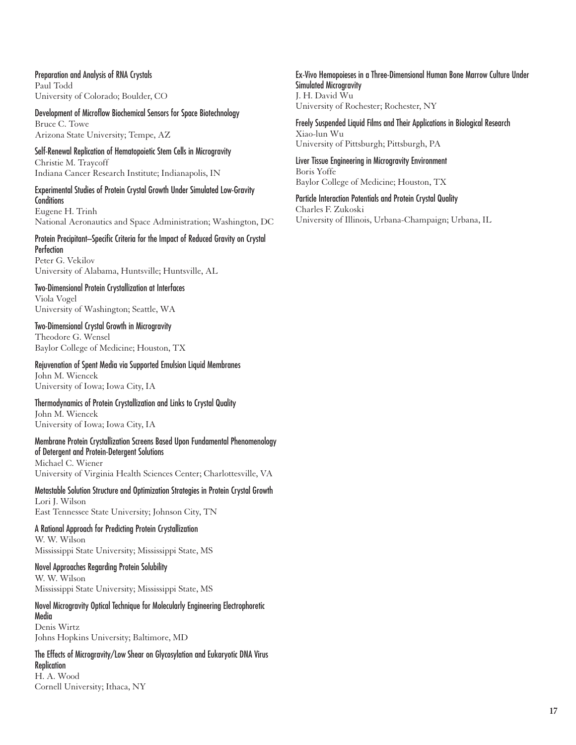**Preparation and Analysis of RNA Crystals**
Paul Todd
University of Colorado; Boulder, CO

**Development of Microflow Biochemical Sensors for Space Biotechnology**
Bruce C. Towe
Arizona State University; Tempe, AZ

**Self-Renewal Replication of Hematopoietic Stem Cells in Microgravity**
Christie M. Traycoff
Indiana Cancer Research Institute; Indianapolis, IN

**Experimental Studies of Protein Crystal Growth Under Simulated Low-Gravity Conditions**
Eugene H. Trinh
National Aeronautics and Space Administration; Washington, DC

**Protein Precipitant–Specific Criteria for the Impact of Reduced Gravity on Crystal Perfection**
Peter G. Vekilov
University of Alabama, Huntsville; Huntsville, AL

**Two-Dimensional Protein Crystallization at Interfaces**
Viola Vogel
University of Washington; Seattle, WA

**Two-Dimensional Crystal Growth in Microgravity**
Theodore G. Wensel
Baylor College of Medicine; Houston, TX

**Rejuvenation of Spent Media via Supported Emulsion Liquid Membranes**
John M. Wiencek
University of Iowa; Iowa City, IA

**Thermodynamics of Protein Crystallization and Links to Crystal Quality**
John M. Wiencek
University of Iowa; Iowa City, IA

**Membrane Protein Crystallization Screens Based Upon Fundamental Phenomenology of Detergent and Protein-Detergent Solutions**
Michael C. Wiener
University of Virginia Health Sciences Center; Charlottesville, VA

**Metastable Solution Structure and Optimization Strategies in Protein Crystal Growth**
Lori J. Wilson
East Tennessee State University; Johnson City, TN

**A Rational Approach for Predicting Protein Crystallization**
W. W. Wilson
Mississippi State University; Mississippi State, MS

**Novel Approaches Regarding Protein Solubility**
W. W. Wilson
Mississippi State University; Mississippi State, MS

**Novel Microgravity Optical Technique for Molecularly Engineering Electrophoretic Media**
Denis Wirtz
Johns Hopkins University; Baltimore, MD

**The Effects of Microgravity/Low Shear on Glycosylation and Eukaryotic DNA Virus Replication**
H. A. Wood
Cornell University; Ithaca, NY

**Ex-Vivo Hemopoieses in a Three-Dimensional Human Bone Marrow Culture Under Simulated Microgravity**
J. H. David Wu
University of Rochester; Rochester, NY

**Freely Suspended Liquid Films and Their Applications in Biological Research**
Xiao-lun Wu
University of Pittsburgh; Pittsburgh, PA

**Liver Tissue Engineering in Microgravity Environment**
Boris Yoffe
Baylor College of Medicine; Houston, TX

**Particle Interaction Potentials and Protein Crystal Quality**
Charles F. Zukoski
University of Illinois, Urbana-Champaign; Urbana, IL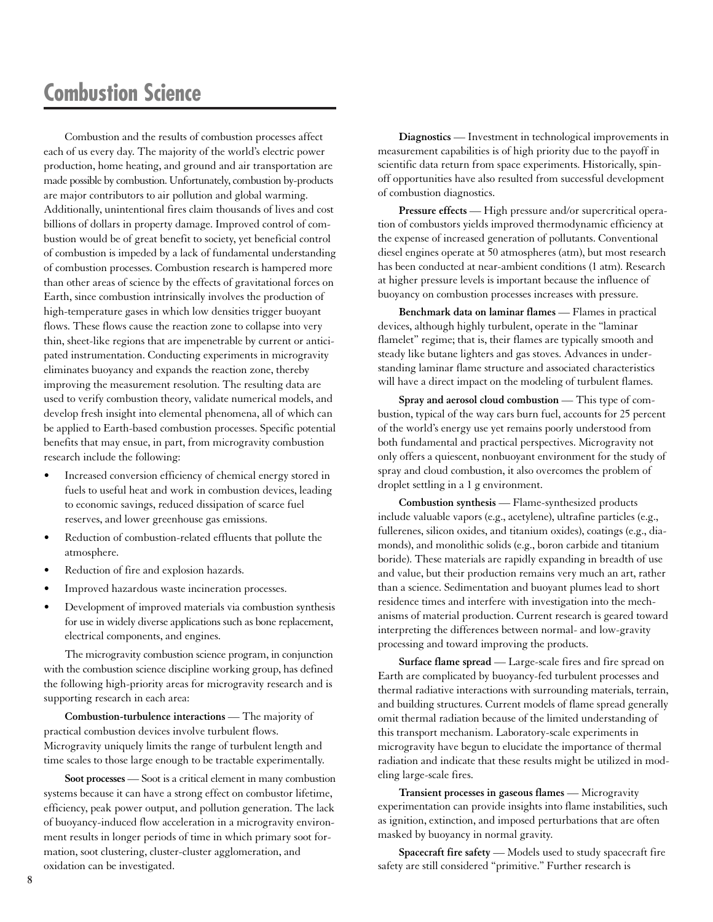# Combustion Science

Combustion and the results of combustion processes affect each of us every day. The majority of the world's electric power production, home heating, and ground and air transportation are made possible by combustion. Unfortunately, combustion by-products are major contributors to air pollution and global warming. Additionally, unintentional fires claim thousands of lives and cost billions of dollars in property damage. Improved control of combustion would be of great benefit to society, yet beneficial control of combustion is impeded by a lack of fundamental understanding of combustion processes. Combustion research is hampered more than other areas of science by the effects of gravitational forces on Earth, since combustion intrinsically involves the production of high-temperature gases in which low densities trigger buoyant flows. These flows cause the reaction zone to collapse into very thin, sheet-like regions that are impenetrable by current or anticipated instrumentation. Conducting experiments in microgravity eliminates buoyancy and expands the reaction zone, thereby improving the measurement resolution. The resulting data are used to verify combustion theory, validate numerical models, and develop fresh insight into elemental phenomena, all of which can be applied to Earth-based combustion processes. Specific potential benefits that may ensue, in part, from microgravity combustion research include the following:

- Increased conversion efficiency of chemical energy stored in fuels to useful heat and work in combustion devices, leading to economic savings, reduced dissipation of scarce fuel reserves, and lower greenhouse gas emissions.
- Reduction of combustion-related effluents that pollute the atmosphere.
- Reduction of fire and explosion hazards.
- Improved hazardous waste incineration processes.
- Development of improved materials via combustion synthesis for use in widely diverse applications such as bone replacement, electrical components, and engines.

The microgravity combustion science program, in conjunction with the combustion science discipline working group, has defined the following high-priority areas for microgravity research and is supporting research in each area:

**Combustion-turbulence interactions** — The majority of practical combustion devices involve turbulent flows. Microgravity uniquely limits the range of turbulent length and time scales to those large enough to be tractable experimentally.

**Soot processes** — Soot is a critical element in many combustion systems because it can have a strong effect on combustor lifetime, efficiency, peak power output, and pollution generation. The lack of buoyancy-induced flow acceleration in a microgravity environment results in longer periods of time in which primary soot formation, soot clustering, cluster-cluster agglomeration, and oxidation can be investigated.

**Diagnostics** — Investment in technological improvements in measurement capabilities is of high priority due to the payoff in scientific data return from space experiments. Historically, spin-off opportunities have also resulted from successful development of combustion diagnostics.

**Pressure effects** — High pressure and/or supercritical operation of combustors yields improved thermodynamic efficiency at the expense of increased generation of pollutants. Conventional diesel engines operate at 50 atmospheres (atm), but most research has been conducted at near-ambient conditions (1 atm). Research at higher pressure levels is important because the influence of buoyancy on combustion processes increases with pressure.

**Benchmark data on laminar flames** — Flames in practical devices, although highly turbulent, operate in the "laminar flamelet" regime; that is, their flames are typically smooth and steady like butane lighters and gas stoves. Advances in understanding laminar flame structure and associated characteristics will have a direct impact on the modeling of turbulent flames.

**Spray and aerosol cloud combustion** — This type of combustion, typical of the way cars burn fuel, accounts for 25 percent of the world's energy use yet remains poorly understood from both fundamental and practical perspectives. Microgravity not only offers a quiescent, nonbuoyant environment for the study of spray and cloud combustion, it also overcomes the problem of droplet settling in a 1 g environment.

**Combustion synthesis** — Flame-synthesized products include valuable vapors (e.g., acetylene), ultrafine particles (e.g., fullerenes, silicon oxides, and titanium oxides), coatings (e.g., diamonds), and monolithic solids (e.g., boron carbide and titanium boride). These materials are rapidly expanding in breadth of use and value, but their production remains very much an art, rather than a science. Sedimentation and buoyant plumes lead to short residence times and interfere with investigation into the mechanisms of material production. Current research is geared toward interpreting the differences between normal- and low-gravity processing and toward improving the products.

**Surface flame spread** — Large-scale fires and fire spread on Earth are complicated by buoyancy-fed turbulent processes and thermal radiative interactions with surrounding materials, terrain, and building structures. Current models of flame spread generally omit thermal radiation because of the limited understanding of this transport mechanism. Laboratory-scale experiments in microgravity have begun to elucidate the importance of thermal radiation and indicate that these results might be utilized in modeling large-scale fires.

**Transient processes in gaseous flames** — Microgravity experimentation can provide insights into flame instabilities, such as ignition, extinction, and imposed perturbations that are often masked by buoyancy in normal gravity.

**Spacecraft fire safety** — Models used to study spacecraft fire safety are still considered "primitive." Further research is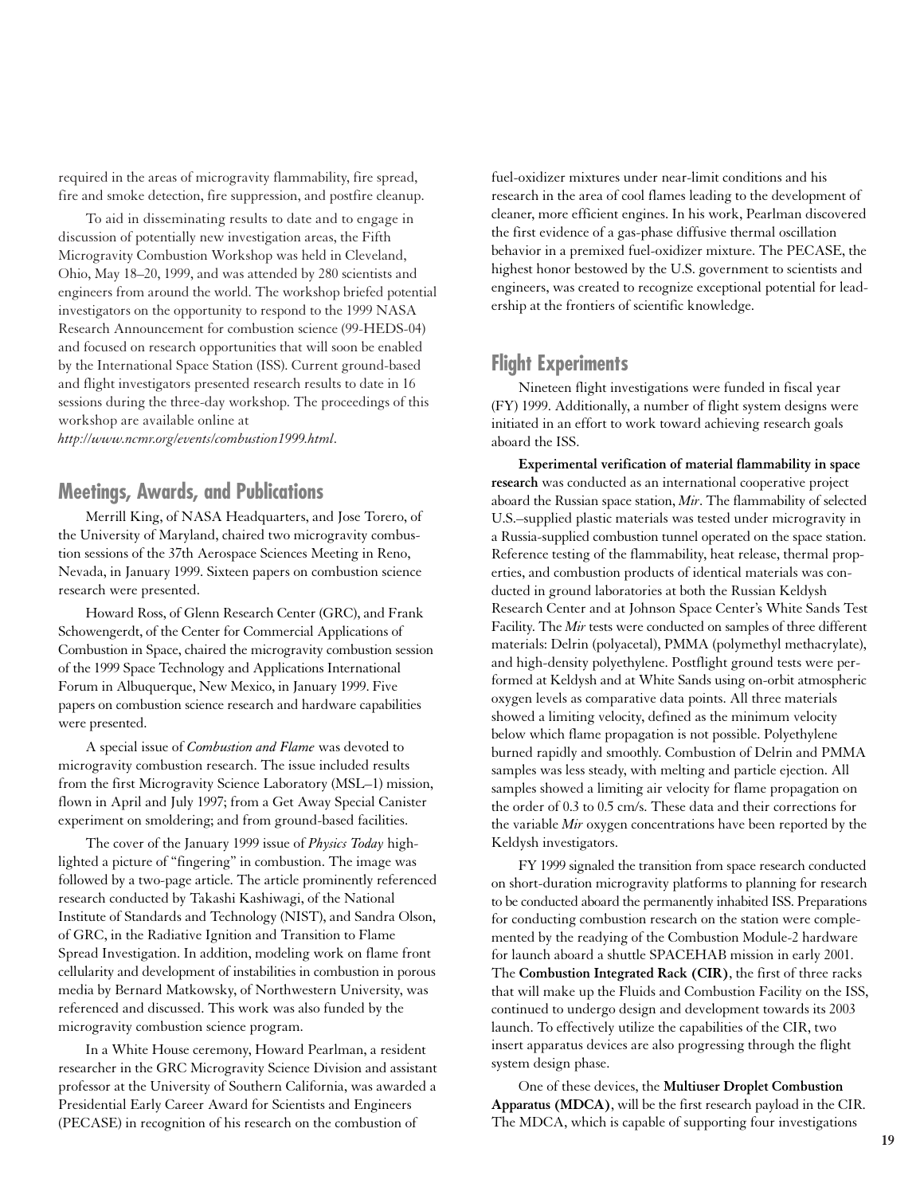required in the areas of microgravity flammability, fire spread, fire and smoke detection, fire suppression, and postfire cleanup.

To aid in disseminating results to date and to engage in discussion of potentially new investigation areas, the Fifth Microgravity Combustion Workshop was held in Cleveland, Ohio, May 18–20, 1999, and was attended by 280 scientists and engineers from around the world. The workshop briefed potential investigators on the opportunity to respond to the 1999 NASA Research Announcement for combustion science (99-HEDS-04) and focused on research opportunities that will soon be enabled by the International Space Station (ISS). Current ground-based and flight investigators presented research results to date in 16 sessions during the three-day workshop. The proceedings of this workshop are available online at *http://www.ncmr.org/events/combustion1999.html*.

## Meetings, Awards, and Publications

Merrill King, of NASA Headquarters, and Jose Torero, of the University of Maryland, chaired two microgravity combustion sessions of the 37th Aerospace Sciences Meeting in Reno, Nevada, in January 1999. Sixteen papers on combustion science research were presented.

Howard Ross, of Glenn Research Center (GRC), and Frank Schowengerdt, of the Center for Commercial Applications of Combustion in Space, chaired the microgravity combustion session of the 1999 Space Technology and Applications International Forum in Albuquerque, New Mexico, in January 1999. Five papers on combustion science research and hardware capabilities were presented.

A special issue of *Combustion and Flame* was devoted to microgravity combustion research. The issue included results from the first Microgravity Science Laboratory (MSL–1) mission, flown in April and July 1997; from a Get Away Special Canister experiment on smoldering; and from ground-based facilities.

The cover of the January 1999 issue of *Physics Today* highlighted a picture of "fingering" in combustion. The image was followed by a two-page article. The article prominently referenced research conducted by Takashi Kashiwagi, of the National Institute of Standards and Technology (NIST), and Sandra Olson, of GRC, in the Radiative Ignition and Transition to Flame Spread Investigation. In addition, modeling work on flame front cellularity and development of instabilities in combustion in porous media by Bernard Matkowsky, of Northwestern University, was referenced and discussed. This work was also funded by the microgravity combustion science program.

In a White House ceremony, Howard Pearlman, a resident researcher in the GRC Microgravity Science Division and assistant professor at the University of Southern California, was awarded a Presidential Early Career Award for Scientists and Engineers (PECASE) in recognition of his research on the combustion of fuel-oxidizer mixtures under near-limit conditions and his research in the area of cool flames leading to the development of cleaner, more efficient engines. In his work, Pearlman discovered the first evidence of a gas-phase diffusive thermal oscillation behavior in a premixed fuel-oxidizer mixture. The PECASE, the highest honor bestowed by the U.S. government to scientists and engineers, was created to recognize exceptional potential for leadership at the frontiers of scientific knowledge.

## Flight Experiments

Nineteen flight investigations were funded in fiscal year (FY) 1999. Additionally, a number of flight system designs were initiated in an effort to work toward achieving research goals aboard the ISS.

**Experimental verification of material flammability in space research** was conducted as an international cooperative project aboard the Russian space station, *Mir*. The flammability of selected U.S.–supplied plastic materials was tested under microgravity in a Russia-supplied combustion tunnel operated on the space station. Reference testing of the flammability, heat release, thermal properties, and combustion products of identical materials was conducted in ground laboratories at both the Russian Keldysh Research Center and at Johnson Space Center's White Sands Test Facility. The *Mir* tests were conducted on samples of three different materials: Delrin (polyacetal), PMMA (polymethyl methacrylate), and high-density polyethylene. Postflight ground tests were performed at Keldysh and at White Sands using on-orbit atmospheric oxygen levels as comparative data points. All three materials showed a limiting velocity, defined as the minimum velocity below which flame propagation is not possible. Polyethylene burned rapidly and smoothly. Combustion of Delrin and PMMA samples was less steady, with melting and particle ejection. All samples showed a limiting air velocity for flame propagation on the order of 0.3 to 0.5 cm/s. These data and their corrections for the variable *Mir* oxygen concentrations have been reported by the Keldysh investigators.

FY 1999 signaled the transition from space research conducted on short-duration microgravity platforms to planning for research to be conducted aboard the permanently inhabited ISS. Preparations for conducting combustion research on the station were complemented by the readying of the Combustion Module-2 hardware for launch aboard a shuttle SPACEHAB mission in early 2001. The **Combustion Integrated Rack (CIR)**, the first of three racks that will make up the Fluids and Combustion Facility on the ISS, continued to undergo design and development towards its 2003 launch. To effectively utilize the capabilities of the CIR, two insert apparatus devices are also progressing through the flight system design phase.

One of these devices, the **Multiuser Droplet Combustion Apparatus (MDCA)**, will be the first research payload in the CIR. The MDCA, which is capable of supporting four investigations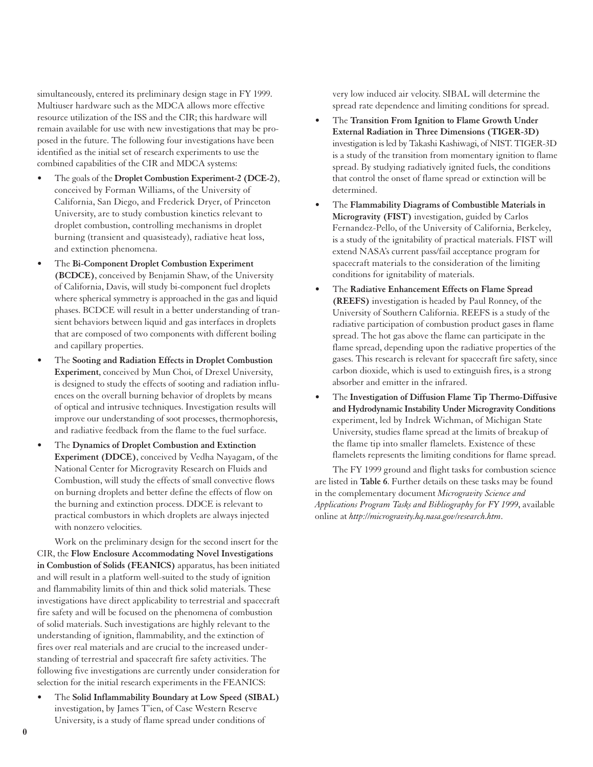simultaneously, entered its preliminary design stage in FY 1999. Multiuser hardware such as the MDCA allows more effective resource utilization of the ISS and the CIR; this hardware will remain available for use with new investigations that may be proposed in the future. The following four investigations have been identified as the initial set of research experiments to use the combined capabilities of the CIR and MDCA systems:

- The goals of the **Droplet Combustion Experiment-2 (DCE-2)**, conceived by Forman Williams, of the University of California, San Diego, and Frederick Dryer, of Princeton University, are to study combustion kinetics relevant to droplet combustion, controlling mechanisms in droplet burning (transient and quasisteady), radiative heat loss, and extinction phenomena.
- The **Bi-Component Droplet Combustion Experiment (BCDCE)**, conceived by Benjamin Shaw, of the University of California, Davis, will study bi-component fuel droplets where spherical symmetry is approached in the gas and liquid phases. BCDCE will result in a better understanding of transient behaviors between liquid and gas interfaces in droplets that are composed of two components with different boiling and capillary properties.
- The **Sooting and Radiation Effects in Droplet Combustion Experiment**, conceived by Mun Choi, of Drexel University, is designed to study the effects of sooting and radiation influences on the overall burning behavior of droplets by means of optical and intrusive techniques. Investigation results will improve our understanding of soot processes, thermophoresis, and radiative feedback from the flame to the fuel surface.
- The **Dynamics of Droplet Combustion and Extinction Experiment (DDCE)**, conceived by Vedha Nayagam, of the National Center for Microgravity Research on Fluids and Combustion, will study the effects of small convective flows on burning droplets and better define the effects of flow on the burning and extinction process. DDCE is relevant to practical combustors in which droplets are always injected with nonzero velocities.

Work on the preliminary design for the second insert for the CIR, the **Flow Enclosure Accommodating Novel Investigations in Combustion of Solids (FEANICS)** apparatus, has been initiated and will result in a platform well-suited to the study of ignition and flammability limits of thin and thick solid materials. These investigations have direct applicability to terrestrial and spacecraft fire safety and will be focused on the phenomena of combustion of solid materials. Such investigations are highly relevant to the understanding of ignition, flammability, and the extinction of fires over real materials and are crucial to the increased understanding of terrestrial and spacecraft fire safety activities. The following five investigations are currently under consideration for selection for the initial research experiments in the FEANICS:

- The **Solid Inflammability Boundary at Low Speed (SIBAL)** investigation, by James T'ien, of Case Western Reserve University, is a study of flame spread under conditions of very low induced air velocity. SIBAL will determine the spread rate dependence and limiting conditions for spread.
- The **Transition From Ignition to Flame Growth Under External Radiation in Three Dimensions (TIGER-3D)** investigation is led by Takashi Kashiwagi, of NIST. TIGER-3D is a study of the transition from momentary ignition to flame spread. By studying radiatively ignited fuels, the conditions that control the onset of flame spread or extinction will be determined.
- The **Flammability Diagrams of Combustible Materials in Microgravity (FIST)** investigation, guided by Carlos Fernandez-Pello, of the University of California, Berkeley, is a study of the ignitability of practical materials. FIST will extend NASA's current pass/fail acceptance program for spacecraft materials to the consideration of the limiting conditions for ignitability of materials.
- The **Radiative Enhancement Effects on Flame Spread (REEFS)** investigation is headed by Paul Ronney, of the University of Southern California. REEFS is a study of the radiative participation of combustion product gases in flame spread. The hot gas above the flame can participate in the flame spread, depending upon the radiative properties of the gases. This research is relevant for spacecraft fire safety, since carbon dioxide, which is used to extinguish fires, is a strong absorber and emitter in the infrared.
- The **Investigation of Diffusion Flame Tip Thermo-Diffusive and Hydrodynamic Instability Under Microgravity Conditions** experiment, led by Indrek Wichman, of Michigan State University, studies flame spread at the limits of breakup of the flame tip into smaller flamelets. Existence of these flamelets represents the limiting conditions for flame spread.

The FY 1999 ground and flight tasks for combustion science are listed in **Table 6**. Further details on these tasks may be found in the complementary document *Microgravity Science and Applications Program Tasks and Bibliography for FY 1999*, available online at *http://microgravity.hq.nasa.gov/research.htm*.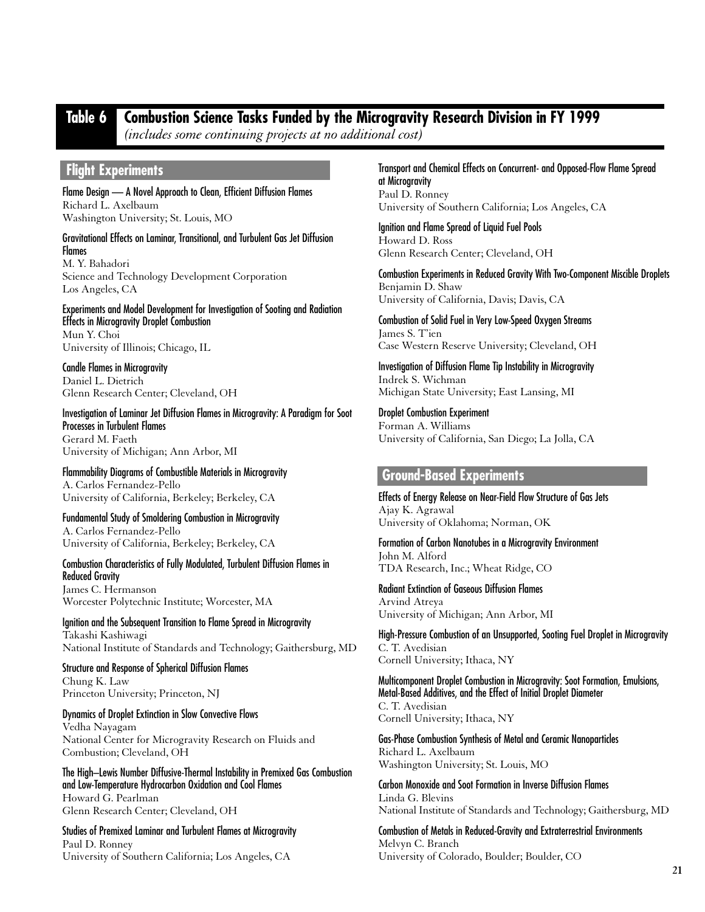## Table 6 Combustion Science Tasks Funded by the Microgravity Research Division in FY 1999

*(includes some continuing projects at no additional cost)*

### Flight Experiments

**Flame Design — A Novel Approach to Clean, Efficient Diffusion Flames**
Richard L. Axelbaum
Washington University; St. Louis, MO

**Gravitational Effects on Laminar, Transitional, and Turbulent Gas Jet Diffusion Flames**
M. Y. Bahadori
Science and Technology Development Corporation
Los Angeles, CA

**Experiments and Model Development for Investigation of Sooting and Radiation Effects in Microgravity Droplet Combustion**
Mun Y. Choi
University of Illinois; Chicago, IL

**Candle Flames in Microgravity**
Daniel L. Dietrich
Glenn Research Center; Cleveland, OH

**Investigation of Laminar Jet Diffusion Flames in Microgravity: A Paradigm for Soot Processes in Turbulent Flames**
Gerard M. Faeth
University of Michigan; Ann Arbor, MI

**Flammability Diagrams of Combustible Materials in Microgravity**
A. Carlos Fernandez-Pello
University of California, Berkeley; Berkeley, CA

**Fundamental Study of Smoldering Combustion in Microgravity**
A. Carlos Fernandez-Pello
University of California, Berkeley; Berkeley, CA

**Combustion Characteristics of Fully Modulated, Turbulent Diffusion Flames in Reduced Gravity**
James C. Hermanson
Worcester Polytechnic Institute; Worcester, MA

**Ignition and the Subsequent Transition to Flame Spread in Microgravity**
Takashi Kashiwagi
National Institute of Standards and Technology; Gaithersburg, MD

**Structure and Response of Spherical Diffusion Flames**
Chung K. Law
Princeton University; Princeton, NJ

**Dynamics of Droplet Extinction in Slow Convective Flows**
Vedha Nayagam
National Center for Microgravity Research on Fluids and Combustion; Cleveland, OH

**The High–Lewis Number Diffusive-Thermal Instability in Premixed Gas Combustion and Low-Temperature Hydrocarbon Oxidation and Cool Flames**
Howard G. Pearlman
Glenn Research Center; Cleveland, OH

**Studies of Premixed Laminar and Turbulent Flames at Microgravity**
Paul D. Ronney
University of Southern California; Los Angeles, CA

**Transport and Chemical Effects on Concurrent- and Opposed-Flow Flame Spread at Microgravity**
Paul D. Ronney
University of Southern California; Los Angeles, CA

**Ignition and Flame Spread of Liquid Fuel Pools**
Howard D. Ross
Glenn Research Center; Cleveland, OH

**Combustion Experiments in Reduced Gravity With Two-Component Miscible Droplets**
Benjamin D. Shaw
University of California, Davis; Davis, CA

**Combustion of Solid Fuel in Very Low-Speed Oxygen Streams**
James S. T'ien
Case Western Reserve University; Cleveland, OH

**Investigation of Diffusion Flame Tip Instability in Microgravity**
Indrek S. Wichman
Michigan State University; East Lansing, MI

**Droplet Combustion Experiment**
Forman A. Williams
University of California, San Diego; La Jolla, CA

### Ground-Based Experiments

**Effects of Energy Release on Near-Field Flow Structure of Gas Jets**
Ajay K. Agrawal
University of Oklahoma; Norman, OK

**Formation of Carbon Nanotubes in a Microgravity Environment**
John M. Alford
TDA Research, Inc.; Wheat Ridge, CO

**Radiant Extinction of Gaseous Diffusion Flames**
Arvind Atreya
University of Michigan; Ann Arbor, MI

**High-Pressure Combustion of an Unsupported, Sooting Fuel Droplet in Microgravity**
C. T. Avedisian
Cornell University; Ithaca, NY

**Multicomponent Droplet Combustion in Microgravity: Soot Formation, Emulsions, Metal-Based Additives, and the Effect of Initial Droplet Diameter**
C. T. Avedisian
Cornell University; Ithaca, NY

**Gas-Phase Combustion Synthesis of Metal and Ceramic Nanoparticles**
Richard L. Axelbaum
Washington University; St. Louis, MO

**Carbon Monoxide and Soot Formation in Inverse Diffusion Flames**
Linda G. Blevins
National Institute of Standards and Technology; Gaithersburg, MD

**Combustion of Metals in Reduced-Gravity and Extraterrestrial Environments**
Melvyn C. Branch
University of Colorado, Boulder; Boulder, CO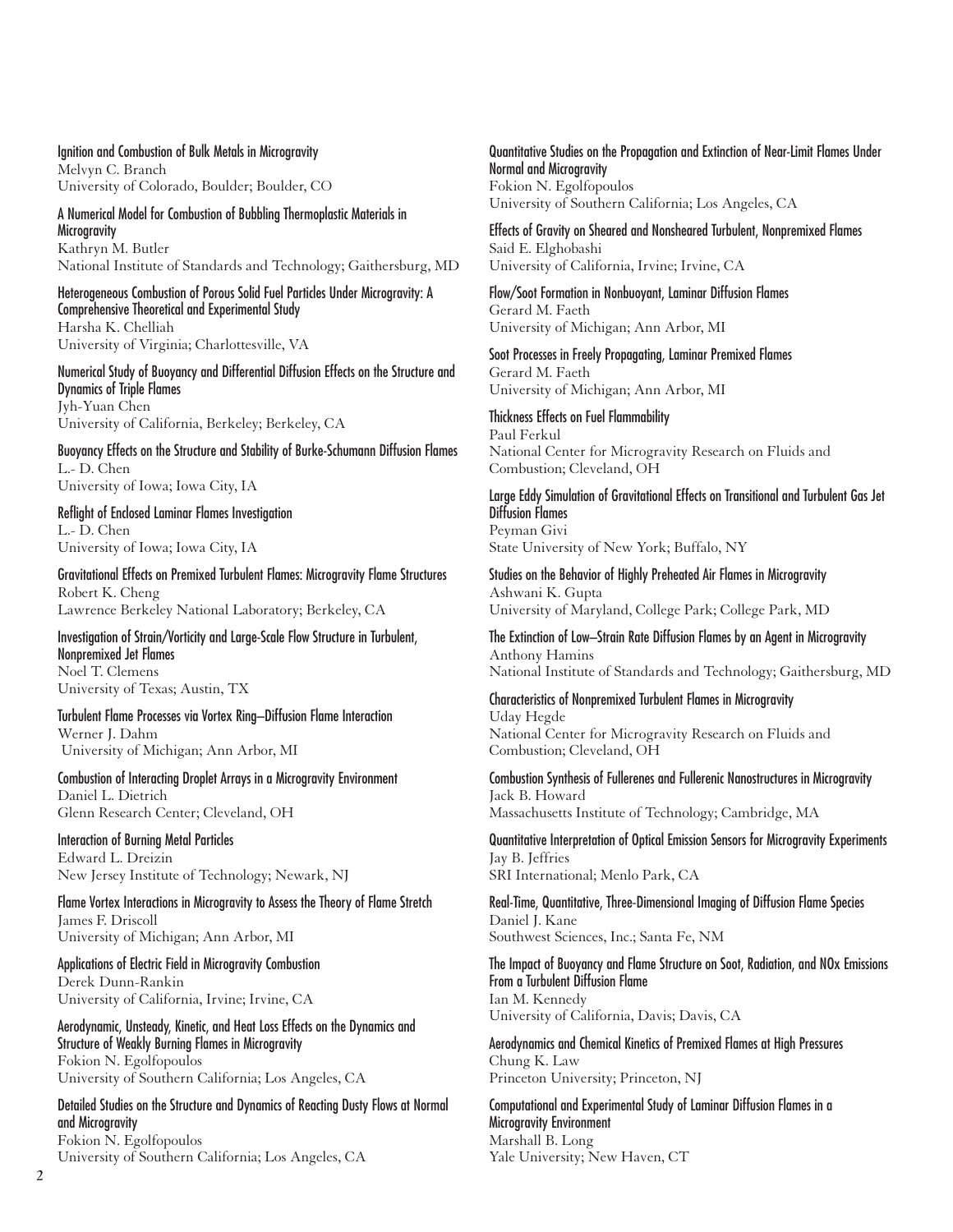**Ignition and Combustion of Bulk Metals in Microgravity**
Melvyn C. Branch
University of Colorado, Boulder; Boulder, CO

**A Numerical Model for Combustion of Bubbling Thermoplastic Materials in Microgravity**
Kathryn M. Butler
National Institute of Standards and Technology; Gaithersburg, MD

**Heterogeneous Combustion of Porous Solid Fuel Particles Under Microgravity: A Comprehensive Theoretical and Experimental Study**
Harsha K. Chelliah
University of Virginia; Charlottesville, VA

**Numerical Study of Buoyancy and Differential Diffusion Effects on the Structure and Dynamics of Triple Flames**
Jyh-Yuan Chen
University of California, Berkeley; Berkeley, CA

**Buoyancy Effects on the Structure and Stability of Burke-Schumann Diffusion Flames**
L.- D. Chen
University of Iowa; Iowa City, IA

**Reflight of Enclosed Laminar Flames Investigation**
L.- D. Chen
University of Iowa; Iowa City, IA

**Gravitational Effects on Premixed Turbulent Flames: Microgravity Flame Structures**
Robert K. Cheng
Lawrence Berkeley National Laboratory; Berkeley, CA

**Investigation of Strain/Vorticity and Large-Scale Flow Structure in Turbulent, Nonpremixed Jet Flames**
Noel T. Clemens
University of Texas; Austin, TX

**Turbulent Flame Processes via Vortex Ring–Diffusion Flame Interaction**
Werner J. Dahm
University of Michigan; Ann Arbor, MI

**Combustion of Interacting Droplet Arrays in a Microgravity Environment**
Daniel L. Dietrich
Glenn Research Center; Cleveland, OH

**Interaction of Burning Metal Particles**
Edward L. Dreizin
New Jersey Institute of Technology; Newark, NJ

**Flame Vortex Interactions in Microgravity to Assess the Theory of Flame Stretch**
James F. Driscoll
University of Michigan; Ann Arbor, MI

**Applications of Electric Field in Microgravity Combustion**
Derek Dunn-Rankin
University of California, Irvine; Irvine, CA

**Aerodynamic, Unsteady, Kinetic, and Heat Loss Effects on the Dynamics and Structure of Weakly Burning Flames in Microgravity**
Fokion N. Egolfopoulos
University of Southern California; Los Angeles, CA

**Detailed Studies on the Structure and Dynamics of Reacting Dusty Flows at Normal and Microgravity**
Fokion N. Egolfopoulos
University of Southern California; Los Angeles, CA

**Quantitative Studies on the Propagation and Extinction of Near-Limit Flames Under Normal and Microgravity**
Fokion N. Egolfopoulos
University of Southern California; Los Angeles, CA

**Effects of Gravity on Sheared and Nonsheared Turbulent, Nonpremixed Flames**
Said E. Elghobashi
University of California, Irvine; Irvine, CA

**Flow/Soot Formation in Nonbuoyant, Laminar Diffusion Flames**
Gerard M. Faeth
University of Michigan; Ann Arbor, MI

**Soot Processes in Freely Propagating, Laminar Premixed Flames**
Gerard M. Faeth
University of Michigan; Ann Arbor, MI

**Thickness Effects on Fuel Flammability**
Paul Ferkul
National Center for Microgravity Research on Fluids and Combustion; Cleveland, OH

**Large Eddy Simulation of Gravitational Effects on Transitional and Turbulent Gas Jet Diffusion Flames**
Peyman Givi
State University of New York; Buffalo, NY

**Studies on the Behavior of Highly Preheated Air Flames in Microgravity**
Ashwani K. Gupta
University of Maryland, College Park; College Park, MD

**The Extinction of Low–Strain Rate Diffusion Flames by an Agent in Microgravity**
Anthony Hamins
National Institute of Standards and Technology; Gaithersburg, MD

**Characteristics of Nonpremixed Turbulent Flames in Microgravity**
Uday Hegde
National Center for Microgravity Research on Fluids and Combustion; Cleveland, OH

**Combustion Synthesis of Fullerenes and Fullerenic Nanostructures in Microgravity**
Jack B. Howard
Massachusetts Institute of Technology; Cambridge, MA

**Quantitative Interpretation of Optical Emission Sensors for Microgravity Experiments**
Jay B. Jeffries
SRI International; Menlo Park, CA

**Real-Time, Quantitative, Three-Dimensional Imaging of Diffusion Flame Species**
Daniel J. Kane
Southwest Sciences, Inc.; Santa Fe, NM

**The Impact of Buoyancy and Flame Structure on Soot, Radiation, and NOx Emissions From a Turbulent Diffusion Flame**
Ian M. Kennedy
University of California, Davis; Davis, CA

**Aerodynamics and Chemical Kinetics of Premixed Flames at High Pressures**
Chung K. Law
Princeton University; Princeton, NJ

**Computational and Experimental Study of Laminar Diffusion Flames in a Microgravity Environment**
Marshall B. Long
Yale University; New Haven, CT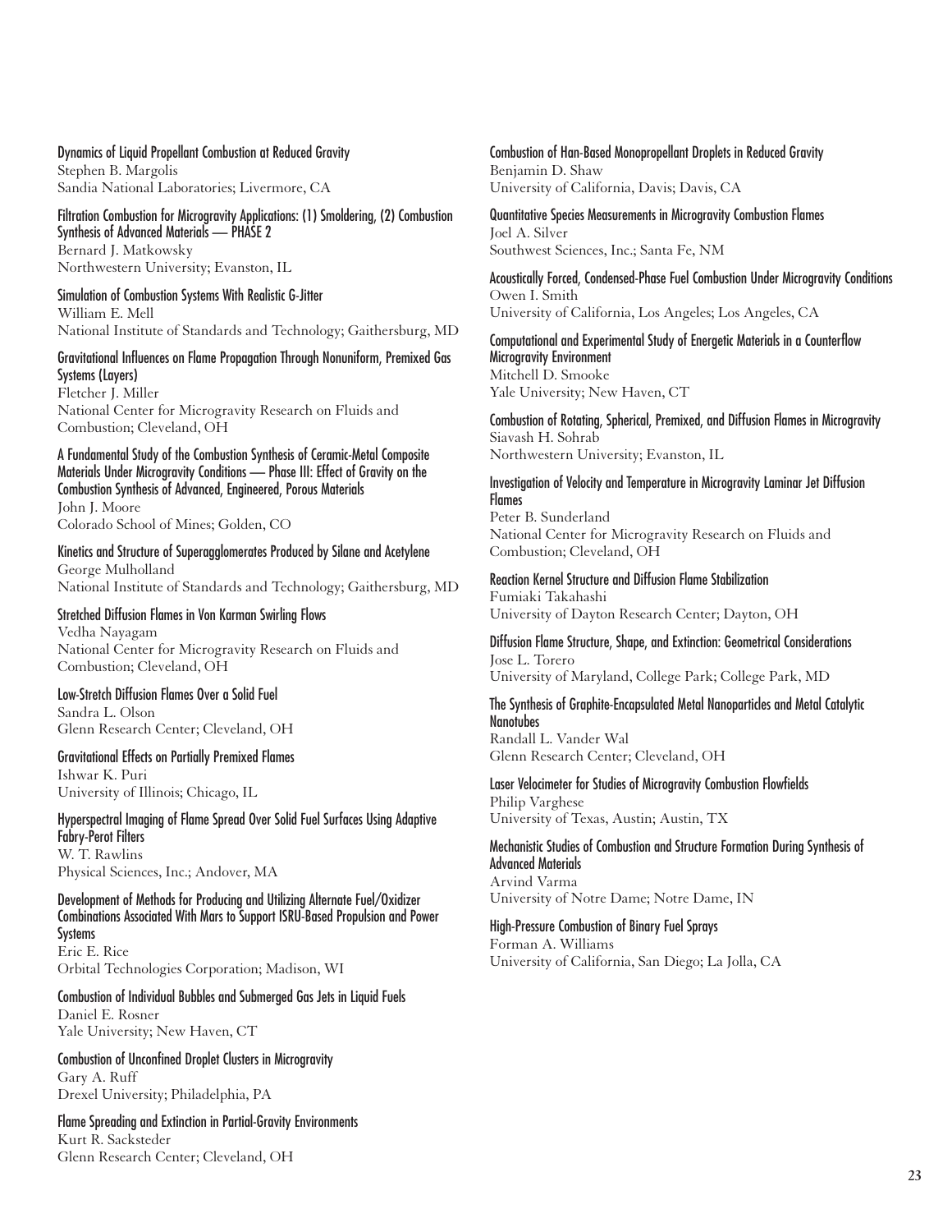**Dynamics of Liquid Propellant Combustion at Reduced Gravity**
Stephen B. Margolis
Sandia National Laboratories; Livermore, CA

**Filtration Combustion for Microgravity Applications: (1) Smoldering, (2) Combustion Synthesis of Advanced Materials — PHASE 2**
Bernard J. Matkowsky
Northwestern University; Evanston, IL

**Simulation of Combustion Systems With Realistic G-Jitter**
William E. Mell
National Institute of Standards and Technology; Gaithersburg, MD

**Gravitational Influences on Flame Propagation Through Nonuniform, Premixed Gas Systems (Layers)**
Fletcher J. Miller
National Center for Microgravity Research on Fluids and Combustion; Cleveland, OH

**A Fundamental Study of the Combustion Synthesis of Ceramic-Metal Composite Materials Under Microgravity Conditions — Phase III: Effect of Gravity on the Combustion Synthesis of Advanced, Engineered, Porous Materials**
John J. Moore
Colorado School of Mines; Golden, CO

**Kinetics and Structure of Superagglomerates Produced by Silane and Acetylene**
George Mulholland
National Institute of Standards and Technology; Gaithersburg, MD

**Stretched Diffusion Flames in Von Karman Swirling Flows**
Vedha Nayagam
National Center for Microgravity Research on Fluids and Combustion; Cleveland, OH

**Low-Stretch Diffusion Flames Over a Solid Fuel**
Sandra L. Olson
Glenn Research Center; Cleveland, OH

**Gravitational Effects on Partially Premixed Flames**
Ishwar K. Puri
University of Illinois; Chicago, IL

**Hyperspectral Imaging of Flame Spread Over Solid Fuel Surfaces Using Adaptive Fabry-Perot Filters**
W. T. Rawlins
Physical Sciences, Inc.; Andover, MA

**Development of Methods for Producing and Utilizing Alternate Fuel/Oxidizer Combinations Associated With Mars to Support ISRU-Based Propulsion and Power Systems**
Eric E. Rice
Orbital Technologies Corporation; Madison, WI

**Combustion of Individual Bubbles and Submerged Gas Jets in Liquid Fuels**
Daniel E. Rosner
Yale University; New Haven, CT

**Combustion of Unconfined Droplet Clusters in Microgravity**
Gary A. Ruff
Drexel University; Philadelphia, PA

**Flame Spreading and Extinction in Partial-Gravity Environments**
Kurt R. Sacksteder
Glenn Research Center; Cleveland, OH

**Combustion of Han-Based Monopropellant Droplets in Reduced Gravity**
Benjamin D. Shaw
University of California, Davis; Davis, CA

**Quantitative Species Measurements in Microgravity Combustion Flames**
Joel A. Silver
Southwest Sciences, Inc.; Santa Fe, NM

**Acoustically Forced, Condensed-Phase Fuel Combustion Under Microgravity Conditions**
Owen I. Smith
University of California, Los Angeles; Los Angeles, CA

**Computational and Experimental Study of Energetic Materials in a Counterflow Microgravity Environment**
Mitchell D. Smooke
Yale University; New Haven, CT

**Combustion of Rotating, Spherical, Premixed, and Diffusion Flames in Microgravity**
Siavash H. Sohrab
Northwestern University; Evanston, IL

**Investigation of Velocity and Temperature in Microgravity Laminar Jet Diffusion Flames**
Peter B. Sunderland
National Center for Microgravity Research on Fluids and Combustion; Cleveland, OH

**Reaction Kernel Structure and Diffusion Flame Stabilization**
Fumiaki Takahashi
University of Dayton Research Center; Dayton, OH

**Diffusion Flame Structure, Shape, and Extinction: Geometrical Considerations**
Jose L. Torero
University of Maryland, College Park; College Park, MD

**The Synthesis of Graphite-Encapsulated Metal Nanoparticles and Metal Catalytic Nanotubes**
Randall L. Vander Wal
Glenn Research Center; Cleveland, OH

**Laser Velocimeter for Studies of Microgravity Combustion Flowfields**
Philip Varghese
University of Texas, Austin; Austin, TX

**Mechanistic Studies of Combustion and Structure Formation During Synthesis of Advanced Materials**
Arvind Varma
University of Notre Dame; Notre Dame, IN

**High-Pressure Combustion of Binary Fuel Sprays**
Forman A. Williams
University of California, San Diego; La Jolla, CA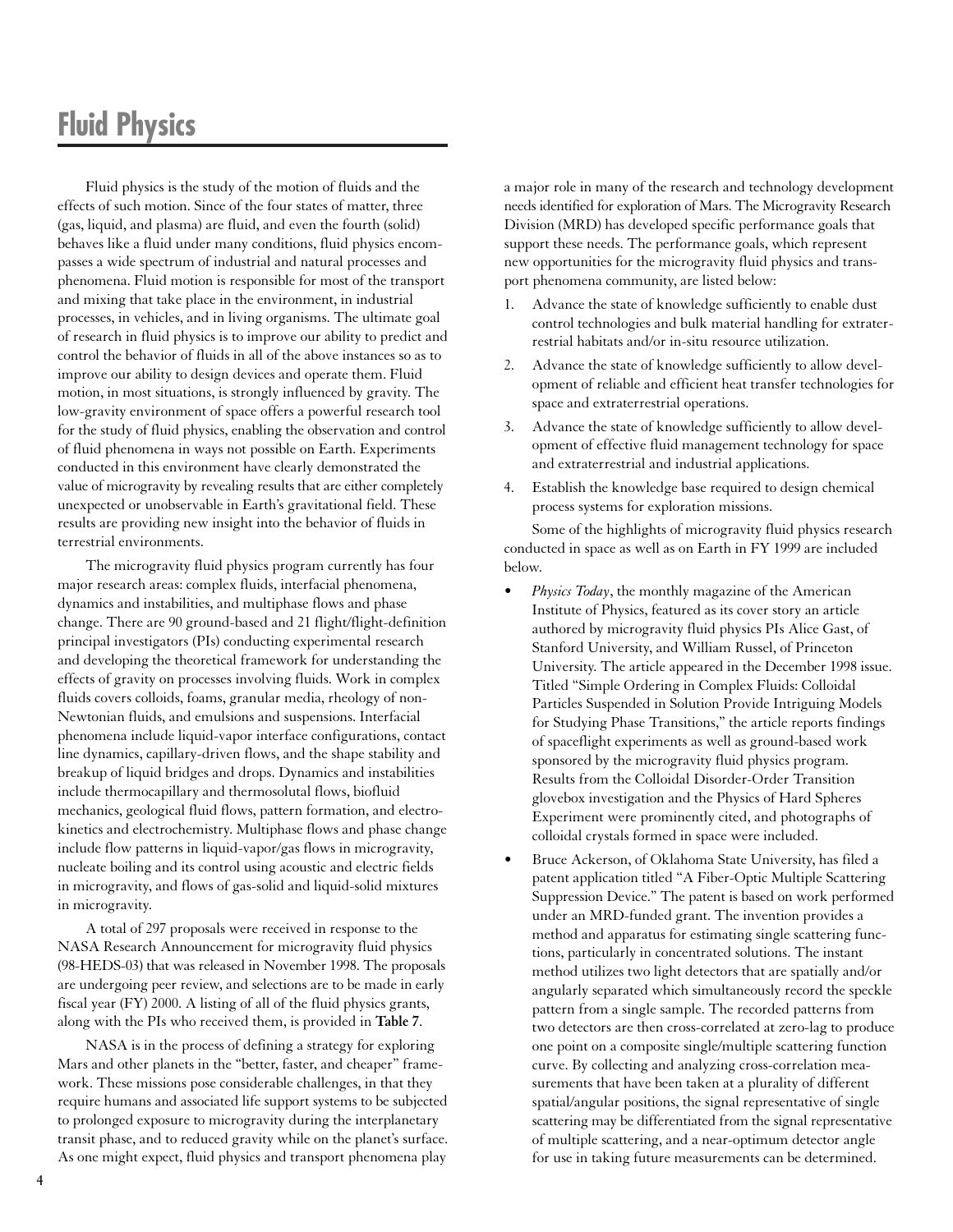# Fluid Physics

Fluid physics is the study of the motion of fluids and the effects of such motion. Since of the four states of matter, three (gas, liquid, and plasma) are fluid, and even the fourth (solid) behaves like a fluid under many conditions, fluid physics encompasses a wide spectrum of industrial and natural processes and phenomena. Fluid motion is responsible for most of the transport and mixing that take place in the environment, in industrial processes, in vehicles, and in living organisms. The ultimate goal of research in fluid physics is to improve our ability to predict and control the behavior of fluids in all of the above instances so as to improve our ability to design devices and operate them. Fluid motion, in most situations, is strongly influenced by gravity. The low-gravity environment of space offers a powerful research tool for the study of fluid physics, enabling the observation and control of fluid phenomena in ways not possible on Earth. Experiments conducted in this environment have clearly demonstrated the value of microgravity by revealing results that are either completely unexpected or unobservable in Earth's gravitational field. These results are providing new insight into the behavior of fluids in terrestrial environments.

The microgravity fluid physics program currently has four major research areas: complex fluids, interfacial phenomena, dynamics and instabilities, and multiphase flows and phase change. There are 90 ground-based and 21 flight/flight-definition principal investigators (PIs) conducting experimental research and developing the theoretical framework for understanding the effects of gravity on processes involving fluids. Work in complex fluids covers colloids, foams, granular media, rheology of non-Newtonian fluids, and emulsions and suspensions. Interfacial phenomena include liquid-vapor interface configurations, contact line dynamics, capillary-driven flows, and the shape stability and breakup of liquid bridges and drops. Dynamics and instabilities include thermocapillary and thermosolutal flows, biofluid mechanics, geological fluid flows, pattern formation, and electrokinetics and electrochemistry. Multiphase flows and phase change include flow patterns in liquid-vapor/gas flows in microgravity, nucleate boiling and its control using acoustic and electric fields in microgravity, and flows of gas-solid and liquid-solid mixtures in microgravity.

A total of 297 proposals were received in response to the NASA Research Announcement for microgravity fluid physics (98-HEDS-03) that was released in November 1998. The proposals are undergoing peer review, and selections are to be made in early fiscal year (FY) 2000. A listing of all of the fluid physics grants, along with the PIs who received them, is provided in **Table 7**.

NASA is in the process of defining a strategy for exploring Mars and other planets in the "better, faster, and cheaper" framework. These missions pose considerable challenges, in that they require humans and associated life support systems to be subjected to prolonged exposure to microgravity during the interplanetary transit phase, and to reduced gravity while on the planet's surface. As one might expect, fluid physics and transport phenomena play a major role in many of the research and technology development needs identified for exploration of Mars. The Microgravity Research Division (MRD) has developed specific performance goals that support these needs. The performance goals, which represent new opportunities for the microgravity fluid physics and transport phenomena community, are listed below:

1. Advance the state of knowledge sufficiently to enable dust control technologies and bulk material handling for extraterrestrial habitats and/or in-situ resource utilization.
2. Advance the state of knowledge sufficiently to allow development of reliable and efficient heat transfer technologies for space and extraterrestrial operations.
3. Advance the state of knowledge sufficiently to allow development of effective fluid management technology for space and extraterrestrial and industrial applications.
4. Establish the knowledge base required to design chemical process systems for exploration missions.

Some of the highlights of microgravity fluid physics research conducted in space as well as on Earth in FY 1999 are included below.

- *Physics Today*, the monthly magazine of the American Institute of Physics, featured as its cover story an article authored by microgravity fluid physics PIs Alice Gast, of Stanford University, and William Russel, of Princeton University. The article appeared in the December 1998 issue. Titled "Simple Ordering in Complex Fluids: Colloidal Particles Suspended in Solution Provide Intriguing Models for Studying Phase Transitions," the article reports findings of spaceflight experiments as well as ground-based work sponsored by the microgravity fluid physics program. Results from the Colloidal Disorder-Order Transition glovebox investigation and the Physics of Hard Spheres Experiment were prominently cited, and photographs of colloidal crystals formed in space were included.
- Bruce Ackerson, of Oklahoma State University, has filed a patent application titled "A Fiber-Optic Multiple Scattering Suppression Device." The patent is based on work performed under an MRD-funded grant. The invention provides a method and apparatus for estimating single scattering functions, particularly in concentrated solutions. The instant method utilizes two light detectors that are spatially and/or angularly separated which simultaneously record the speckle pattern from a single sample. The recorded patterns from two detectors are then cross-correlated at zero-lag to produce one point on a composite single/multiple scattering function curve. By collecting and analyzing cross-correlation measurements that have been taken at a plurality of different spatial/angular positions, the signal representative of single scattering may be differentiated from the signal representative of multiple scattering, and a near-optimum detector angle for use in taking future measurements can be determined.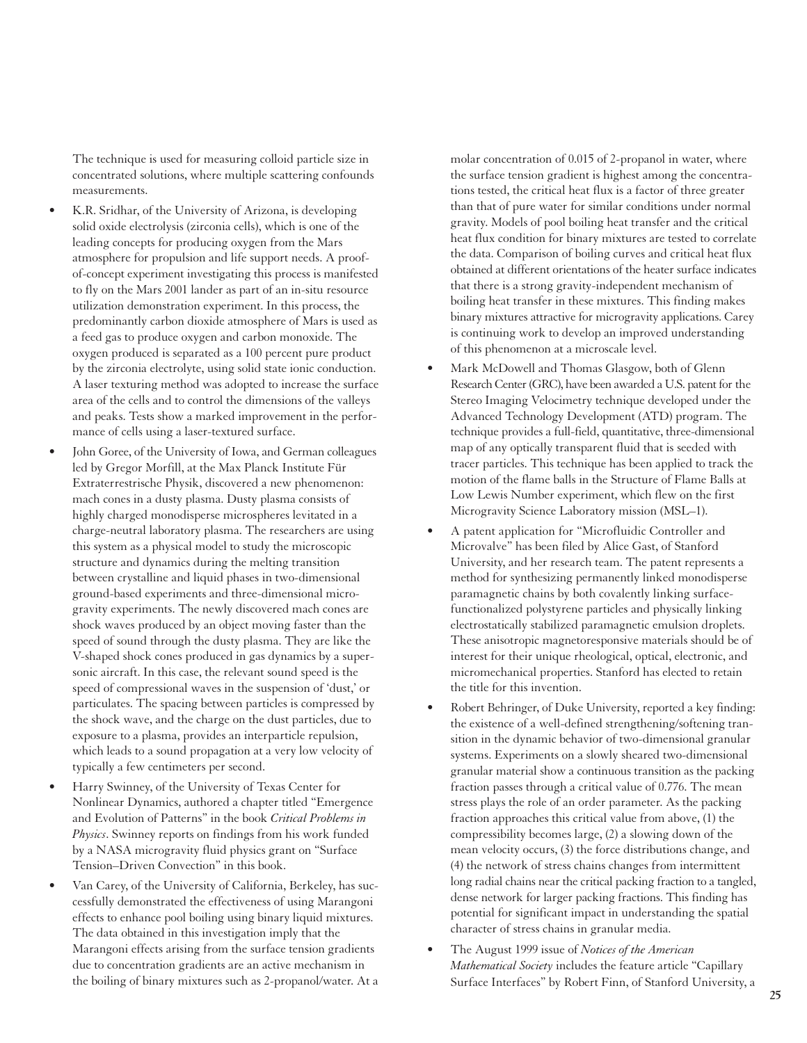The technique is used for measuring colloid particle size in concentrated solutions, where multiple scattering confounds measurements.

- K.R. Sridhar, of the University of Arizona, is developing solid oxide electrolysis (zirconia cells), which is one of the leading concepts for producing oxygen from the Mars atmosphere for propulsion and life support needs. A proof-of-concept experiment investigating this process is manifested to fly on the Mars 2001 lander as part of an in-situ resource utilization demonstration experiment. In this process, the predominantly carbon dioxide atmosphere of Mars is used as a feed gas to produce oxygen and carbon monoxide. The oxygen produced is separated as a 100 percent pure product by the zirconia electrolyte, using solid state ionic conduction. A laser texturing method was adopted to increase the surface area of the cells and to control the dimensions of the valleys and peaks. Tests show a marked improvement in the performance of cells using a laser-textured surface.
- John Goree, of the University of Iowa, and German colleagues led by Gregor Morfill, at the Max Planck Institute Für Extraterrestrische Physik, discovered a new phenomenon: mach cones in a dusty plasma. Dusty plasma consists of highly charged monodisperse microspheres levitated in a charge-neutral laboratory plasma. The researchers are using this system as a physical model to study the microscopic structure and dynamics during the melting transition between crystalline and liquid phases in two-dimensional ground-based experiments and three-dimensional microgravity experiments. The newly discovered mach cones are shock waves produced by an object moving faster than the speed of sound through the dusty plasma. They are like the V-shaped shock cones produced in gas dynamics by a supersonic aircraft. In this case, the relevant sound speed is the speed of compressional waves in the suspension of 'dust,' or particulates. The spacing between particles is compressed by the shock wave, and the charge on the dust particles, due to exposure to a plasma, provides an interparticle repulsion, which leads to a sound propagation at a very low velocity of typically a few centimeters per second.
- Harry Swinney, of the University of Texas Center for Nonlinear Dynamics, authored a chapter titled "Emergence and Evolution of Patterns" in the book *Critical Problems in Physics*. Swinney reports on findings from his work funded by a NASA microgravity fluid physics grant on "Surface Tension–Driven Convection" in this book.
- Van Carey, of the University of California, Berkeley, has successfully demonstrated the effectiveness of using Marangoni effects to enhance pool boiling using binary liquid mixtures. The data obtained in this investigation imply that the Marangoni effects arising from the surface tension gradients due to concentration gradients are an active mechanism in the boiling of binary mixtures such as 2-propanol/water. At a molar concentration of 0.015 of 2-propanol in water, where the surface tension gradient is highest among the concentrations tested, the critical heat flux is a factor of three greater than that of pure water for similar conditions under normal gravity. Models of pool boiling heat transfer and the critical heat flux condition for binary mixtures are tested to correlate the data. Comparison of boiling curves and critical heat flux obtained at different orientations of the heater surface indicates that there is a strong gravity-independent mechanism of boiling heat transfer in these mixtures. This finding makes binary mixtures attractive for microgravity applications. Carey is continuing work to develop an improved understanding of this phenomenon at a microscale level.
- Mark McDowell and Thomas Glasgow, both of Glenn Research Center (GRC), have been awarded a U.S. patent for the Stereo Imaging Velocimetry technique developed under the Advanced Technology Development (ATD) program. The technique provides a full-field, quantitative, three-dimensional map of any optically transparent fluid that is seeded with tracer particles. This technique has been applied to track the motion of the flame balls in the Structure of Flame Balls at Low Lewis Number experiment, which flew on the first Microgravity Science Laboratory mission (MSL–1).
- A patent application for "Microfluidic Controller and Microvalve" has been filed by Alice Gast, of Stanford University, and her research team. The patent represents a method for synthesizing permanently linked monodisperse paramagnetic chains by both covalently linking surface-functionalized polystyrene particles and physically linking electrostatically stabilized paramagnetic emulsion droplets. These anisotropic magnetoresponsive materials should be of interest for their unique rheological, optical, electronic, and micromechanical properties. Stanford has elected to retain the title for this invention.
- Robert Behringer, of Duke University, reported a key finding: the existence of a well-defined strengthening/softening transition in the dynamic behavior of two-dimensional granular systems. Experiments on a slowly sheared two-dimensional granular material show a continuous transition as the packing fraction passes through a critical value of 0.776. The mean stress plays the role of an order parameter. As the packing fraction approaches this critical value from above, (1) the compressibility becomes large, (2) a slowing down of the mean velocity occurs, (3) the force distributions change, and (4) the network of stress chains changes from intermittent long radial chains near the critical packing fraction to a tangled, dense network for larger packing fractions. This finding has potential for significant impact in understanding the spatial character of stress chains in granular media.
- The August 1999 issue of *Notices of the American Mathematical Society* includes the feature article "Capillary Surface Interfaces" by Robert Finn, of Stanford University, a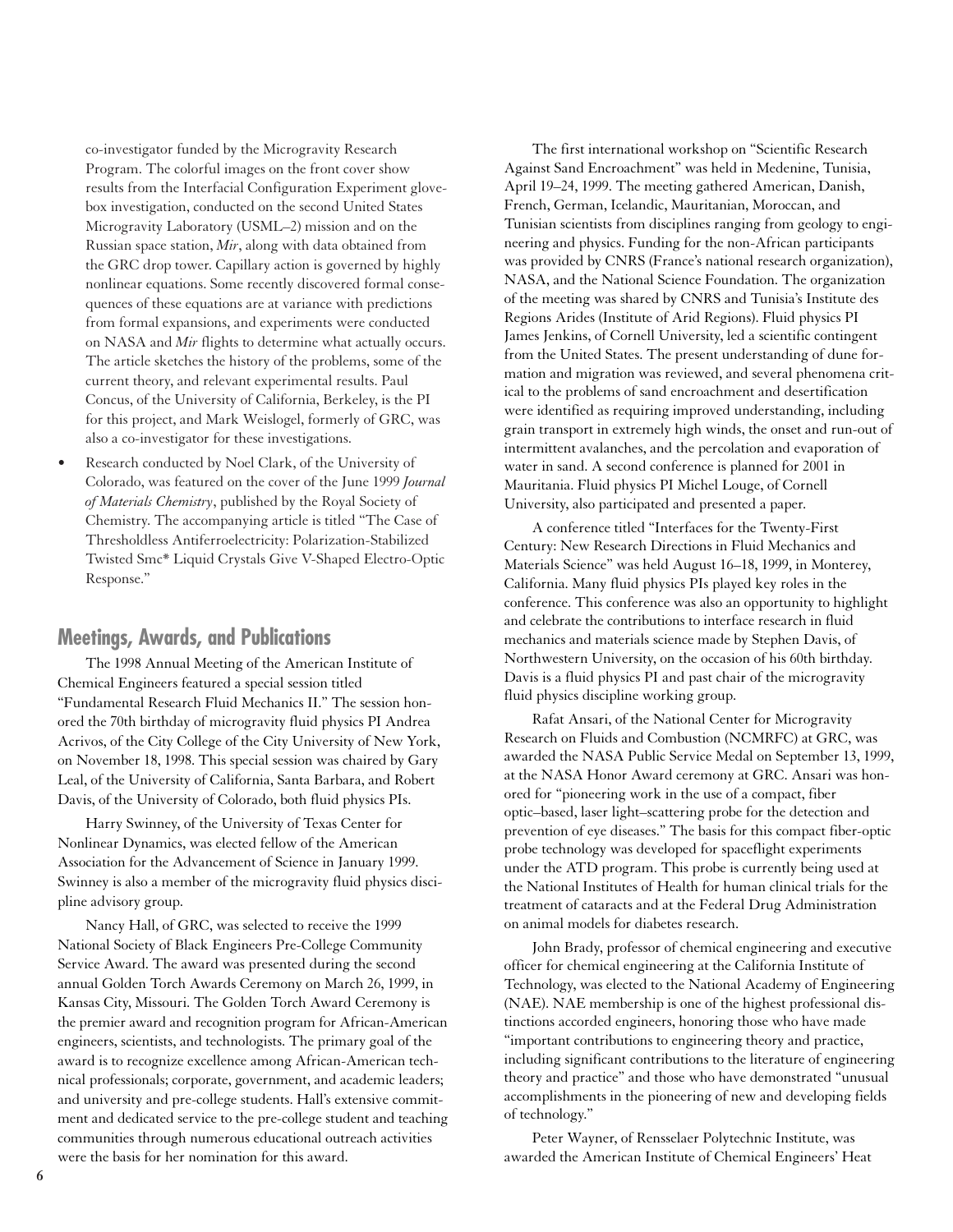co-investigator funded by the Microgravity Research Program. The colorful images on the front cover show results from the Interfacial Configuration Experiment glovebox investigation, conducted on the second United States Microgravity Laboratory (USML–2) mission and on the Russian space station, *Mir*, along with data obtained from the GRC drop tower. Capillary action is governed by highly nonlinear equations. Some recently discovered formal consequences of these equations are at variance with predictions from formal expansions, and experiments were conducted on NASA and *Mir* flights to determine what actually occurs. The article sketches the history of the problems, some of the current theory, and relevant experimental results. Paul Concus, of the University of California, Berkeley, is the PI for this project, and Mark Weislogel, formerly of GRC, was also a co-investigator for these investigations.

- Research conducted by Noel Clark, of the University of Colorado, was featured on the cover of the June 1999 *Journal of Materials Chemistry*, published by the Royal Society of Chemistry. The accompanying article is titled "The Case of Thresholdless Antiferroelectricity: Polarization-Stabilized Twisted Smc* Liquid Crystals Give V-Shaped Electro-Optic Response."

## Meetings, Awards, and Publications

The 1998 Annual Meeting of the American Institute of Chemical Engineers featured a special session titled "Fundamental Research Fluid Mechanics II." The session honored the 70th birthday of microgravity fluid physics PI Andrea Acrivos, of the City College of the City University of New York, on November 18, 1998. This special session was chaired by Gary Leal, of the University of California, Santa Barbara, and Robert Davis, of the University of Colorado, both fluid physics PIs.

Harry Swinney, of the University of Texas Center for Nonlinear Dynamics, was elected fellow of the American Association for the Advancement of Science in January 1999. Swinney is also a member of the microgravity fluid physics discipline advisory group.

Nancy Hall, of GRC, was selected to receive the 1999 National Society of Black Engineers Pre-College Community Service Award. The award was presented during the second annual Golden Torch Awards Ceremony on March 26, 1999, in Kansas City, Missouri. The Golden Torch Award Ceremony is the premier award and recognition program for African-American engineers, scientists, and technologists. The primary goal of the award is to recognize excellence among African-American technical professionals; corporate, government, and academic leaders; and university and pre-college students. Hall's extensive commitment and dedicated service to the pre-college student and teaching communities through numerous educational outreach activities were the basis for her nomination for this award.

The first international workshop on "Scientific Research Against Sand Encroachment" was held in Medenine, Tunisia, April 19–24, 1999. The meeting gathered American, Danish, French, German, Icelandic, Mauritanian, Moroccan, and Tunisian scientists from disciplines ranging from geology to engineering and physics. Funding for the non-African participants was provided by CNRS (France's national research organization), NASA, and the National Science Foundation. The organization of the meeting was shared by CNRS and Tunisia's Institute des Regions Arides (Institute of Arid Regions). Fluid physics PI James Jenkins, of Cornell University, led a scientific contingent from the United States. The present understanding of dune formation and migration was reviewed, and several phenomena critical to the problems of sand encroachment and desertification were identified as requiring improved understanding, including grain transport in extremely high winds, the onset and run-out of intermittent avalanches, and the percolation and evaporation of water in sand. A second conference is planned for 2001 in Mauritania. Fluid physics PI Michel Louge, of Cornell University, also participated and presented a paper.

A conference titled "Interfaces for the Twenty-First Century: New Research Directions in Fluid Mechanics and Materials Science" was held August 16–18, 1999, in Monterey, California. Many fluid physics PIs played key roles in the conference. This conference was also an opportunity to highlight and celebrate the contributions to interface research in fluid mechanics and materials science made by Stephen Davis, of Northwestern University, on the occasion of his 60th birthday. Davis is a fluid physics PI and past chair of the microgravity fluid physics discipline working group.

Rafat Ansari, of the National Center for Microgravity Research on Fluids and Combustion (NCMRFC) at GRC, was awarded the NASA Public Service Medal on September 13, 1999, at the NASA Honor Award ceremony at GRC. Ansari was honored for "pioneering work in the use of a compact, fiber optic–based, laser light–scattering probe for the detection and prevention of eye diseases." The basis for this compact fiber-optic probe technology was developed for spaceflight experiments under the ATD program. This probe is currently being used at the National Institutes of Health for human clinical trials for the treatment of cataracts and at the Federal Drug Administration on animal models for diabetes research.

John Brady, professor of chemical engineering and executive officer for chemical engineering at the California Institute of Technology, was elected to the National Academy of Engineering (NAE). NAE membership is one of the highest professional distinctions accorded engineers, honoring those who have made "important contributions to engineering theory and practice, including significant contributions to the literature of engineering theory and practice" and those who have demonstrated "unusual accomplishments in the pioneering of new and developing fields of technology."

Peter Wayner, of Rensselaer Polytechnic Institute, was awarded the American Institute of Chemical Engineers' Heat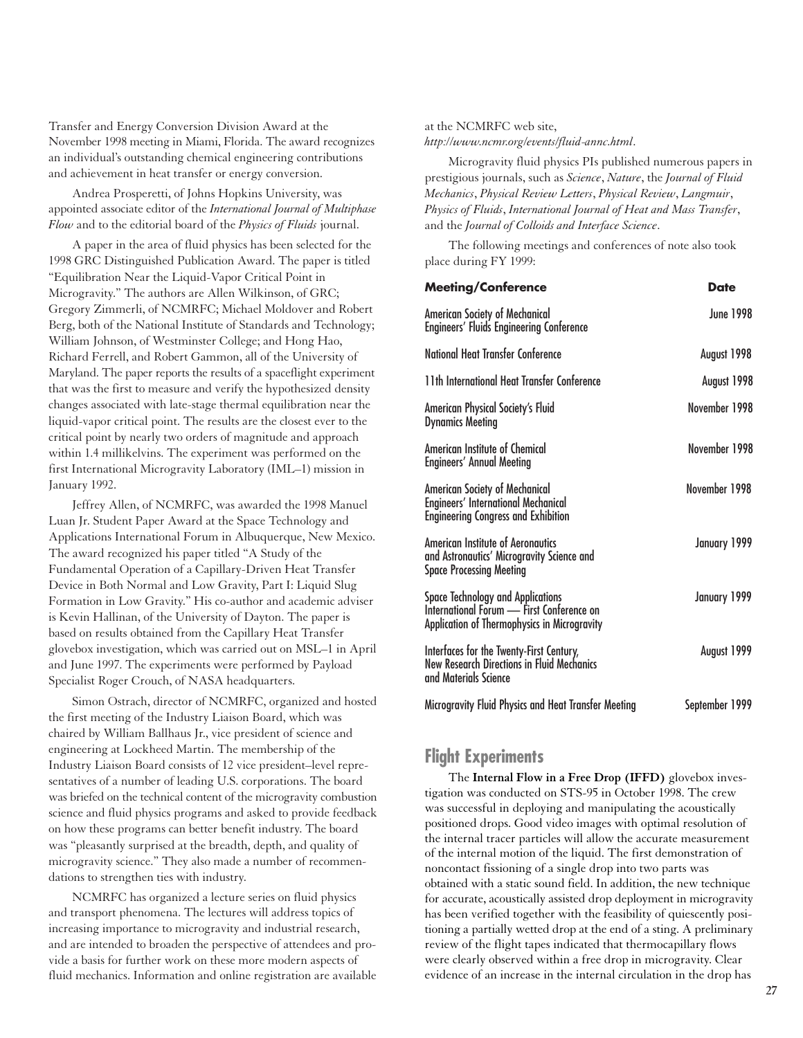Transfer and Energy Conversion Division Award at the November 1998 meeting in Miami, Florida. The award recognizes an individual's outstanding chemical engineering contributions and achievement in heat transfer or energy conversion.

Andrea Prosperetti, of Johns Hopkins University, was appointed associate editor of the *International Journal of Multiphase Flow* and to the editorial board of the *Physics of Fluids* journal.

A paper in the area of fluid physics has been selected for the 1998 GRC Distinguished Publication Award. The paper is titled "Equilibration Near the Liquid-Vapor Critical Point in Microgravity." The authors are Allen Wilkinson, of GRC; Gregory Zimmerli, of NCMRFC; Michael Moldover and Robert Berg, both of the National Institute of Standards and Technology; William Johnson, of Westminster College; and Hong Hao, Richard Ferrell, and Robert Gammon, all of the University of Maryland. The paper reports the results of a spaceflight experiment that was the first to measure and verify the hypothesized density changes associated with late-stage thermal equilibration near the liquid-vapor critical point. The results are the closest ever to the critical point by nearly two orders of magnitude and approach within 1.4 millikelvins. The experiment was performed on the first International Microgravity Laboratory (IML–1) mission in January 1992.

Jeffrey Allen, of NCMRFC, was awarded the 1998 Manuel Luan Jr. Student Paper Award at the Space Technology and Applications International Forum in Albuquerque, New Mexico. The award recognized his paper titled "A Study of the Fundamental Operation of a Capillary-Driven Heat Transfer Device in Both Normal and Low Gravity, Part I: Liquid Slug Formation in Low Gravity." His co-author and academic adviser is Kevin Hallinan, of the University of Dayton. The paper is based on results obtained from the Capillary Heat Transfer glovebox investigation, which was carried out on MSL–1 in April and June 1997. The experiments were performed by Payload Specialist Roger Crouch, of NASA headquarters.

Simon Ostrach, director of NCMRFC, organized and hosted the first meeting of the Industry Liaison Board, which was chaired by William Ballhaus Jr., vice president of science and engineering at Lockheed Martin. The membership of the Industry Liaison Board consists of 12 vice president–level representatives of a number of leading U.S. corporations. The board was briefed on the technical content of the microgravity combustion science and fluid physics programs and asked to provide feedback on how these programs can better benefit industry. The board was "pleasantly surprised at the breadth, depth, and quality of microgravity science." They also made a number of recommendations to strengthen ties with industry.

NCMRFC has organized a lecture series on fluid physics and transport phenomena. The lectures will address topics of increasing importance to microgravity and industrial research, and are intended to broaden the perspective of attendees and provide a basis for further work on these more modern aspects of fluid mechanics. Information and online registration are available at the NCMRFC web site, *http://www.ncmr.org/events/fluid-annc.html*.

Microgravity fluid physics PIs published numerous papers in prestigious journals, such as *Science*, *Nature*, the *Journal of Fluid Mechanics*, *Physical Review Letters*, *Physical Review*, *Langmuir*, *Physics of Fluids*, *International Journal of Heat and Mass Transfer*, and the *Journal of Colloids and Interface Science*.

The following meetings and conferences of note also took place during FY 1999:

| Meeting/Conference | Date |
|---|---|
| American Society of Mechanical Engineers' Fluids Engineering Conference | June 1998 |
| National Heat Transfer Conference | August 1998 |
| 11th International Heat Transfer Conference | August 1998 |
| American Physical Society's Fluid Dynamics Meeting | November 1998 |
| American Institute of Chemical Engineers' Annual Meeting | November 1998 |
| American Society of Mechanical Engineers' International Mechanical Engineering Congress and Exhibition | November 1998 |
| American Institute of Aeronautics and Astronautics' Microgravity Science and Space Processing Meeting | January 1999 |
| Space Technology and Applications International Forum — First Conference on Application of Thermophysics in Microgravity | January 1999 |
| Interfaces for the Twenty-First Century, New Research Directions in Fluid Mechanics and Materials Science | August 1999 |
| Microgravity Fluid Physics and Heat Transfer Meeting | September 1999 |

## Flight Experiments

The **Internal Flow in a Free Drop (IFFD)** glovebox investigation was conducted on STS-95 in October 1998. The crew was successful in deploying and manipulating the acoustically positioned drops. Good video images with optimal resolution of the internal tracer particles will allow the accurate measurement of the internal motion of the liquid. The first demonstration of noncontact fissioning of a single drop into two parts was obtained with a static sound field. In addition, the new technique for accurate, acoustically assisted drop deployment in microgravity has been verified together with the feasibility of quiescently positioning a partially wetted drop at the end of a sting. A preliminary review of the flight tapes indicated that thermocapillary flows were clearly observed within a free drop in microgravity. Clear evidence of an increase in the internal circulation in the drop has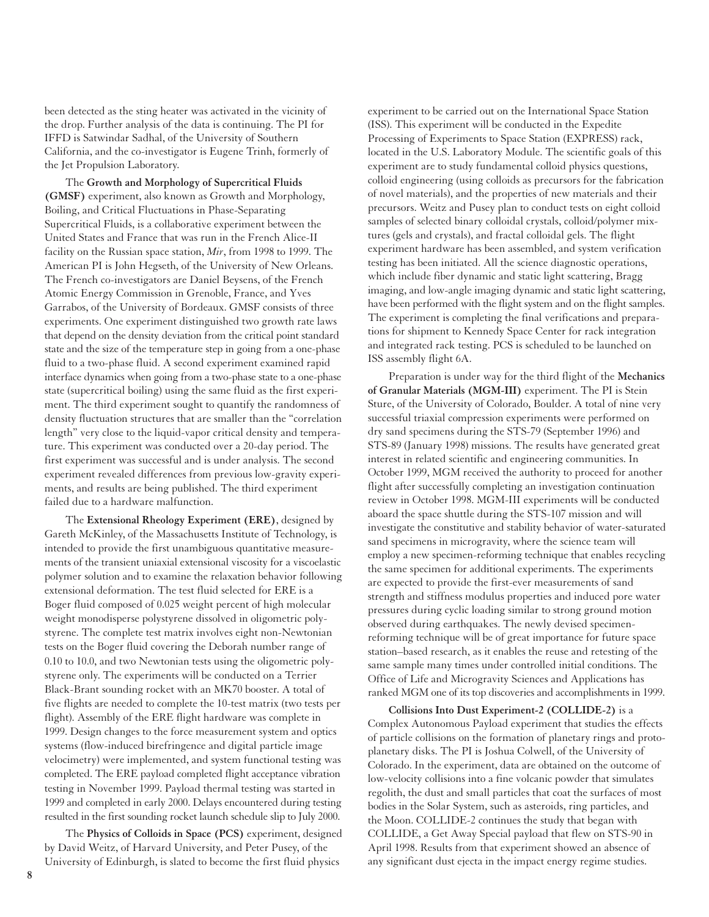been detected as the sting heater was activated in the vicinity of the drop. Further analysis of the data is continuing. The PI for IFFD is Satwindar Sadhal, of the University of Southern California, and the co-investigator is Eugene Trinh, formerly of the Jet Propulsion Laboratory.

The **Growth and Morphology of Supercritical Fluids (GMSF)** experiment, also known as Growth and Morphology, Boiling, and Critical Fluctuations in Phase-Separating Supercritical Fluids, is a collaborative experiment between the United States and France that was run in the French Alice-II facility on the Russian space station, *Mir*, from 1998 to 1999. The American PI is John Hegseth, of the University of New Orleans. The French co-investigators are Daniel Beysens, of the French Atomic Energy Commission in Grenoble, France, and Yves Garrabos, of the University of Bordeaux. GMSF consists of three experiments. One experiment distinguished two growth rate laws that depend on the density deviation from the critical point standard state and the size of the temperature step in going from a one-phase fluid to a two-phase fluid. A second experiment examined rapid interface dynamics when going from a two-phase state to a one-phase state (supercritical boiling) using the same fluid as the first experiment. The third experiment sought to quantify the randomness of density fluctuation structures that are smaller than the "correlation length" very close to the liquid-vapor critical density and temperature. This experiment was conducted over a 20-day period. The first experiment was successful and is under analysis. The second experiment revealed differences from previous low-gravity experiments, and results are being published. The third experiment failed due to a hardware malfunction.

The **Extensional Rheology Experiment (ERE)**, designed by Gareth McKinley, of the Massachusetts Institute of Technology, is intended to provide the first unambiguous quantitative measurements of the transient uniaxial extensional viscosity for a viscoelastic polymer solution and to examine the relaxation behavior following extensional deformation. The test fluid selected for ERE is a Boger fluid composed of 0.025 weight percent of high molecular weight monodisperse polystyrene dissolved in oligometric polystyrene. The complete test matrix involves eight non-Newtonian tests on the Boger fluid covering the Deborah number range of 0.10 to 10.0, and two Newtonian tests using the oligometric polystyrene only. The experiments will be conducted on a Terrier Black-Brant sounding rocket with an MK70 booster. A total of five flights are needed to complete the 10-test matrix (two tests per flight). Assembly of the ERE flight hardware was complete in 1999. Design changes to the force measurement system and optics systems (flow-induced birefringence and digital particle image velocimetry) were implemented, and system functional testing was completed. The ERE payload completed flight acceptance vibration testing in November 1999. Payload thermal testing was started in 1999 and completed in early 2000. Delays encountered during testing resulted in the first sounding rocket launch schedule slip to July 2000.

The **Physics of Colloids in Space (PCS)** experiment, designed by David Weitz, of Harvard University, and Peter Pusey, of the University of Edinburgh, is slated to become the first fluid physics experiment to be carried out on the International Space Station (ISS). This experiment will be conducted in the Expedite Processing of Experiments to Space Station (EXPRESS) rack, located in the U.S. Laboratory Module. The scientific goals of this experiment are to study fundamental colloid physics questions, colloid engineering (using colloids as precursors for the fabrication of novel materials), and the properties of new materials and their precursors. Weitz and Pusey plan to conduct tests on eight colloid samples of selected binary colloidal crystals, colloid/polymer mixtures (gels and crystals), and fractal colloidal gels. The flight experiment hardware has been assembled, and system verification testing has been initiated. All the science diagnostic operations, which include fiber dynamic and static light scattering, Bragg imaging, and low-angle imaging dynamic and static light scattering, have been performed with the flight system and on the flight samples. The experiment is completing the final verifications and preparations for shipment to Kennedy Space Center for rack integration and integrated rack testing. PCS is scheduled to be launched on ISS assembly flight 6A.

Preparation is under way for the third flight of the **Mechanics of Granular Materials (MGM-III)** experiment. The PI is Stein Sture, of the University of Colorado, Boulder. A total of nine very successful triaxial compression experiments were performed on dry sand specimens during the STS-79 (September 1996) and STS-89 (January 1998) missions. The results have generated great interest in related scientific and engineering communities. In October 1999, MGM received the authority to proceed for another flight after successfully completing an investigation continuation review in October 1998. MGM-III experiments will be conducted aboard the space shuttle during the STS-107 mission and will investigate the constitutive and stability behavior of water-saturated sand specimens in microgravity, where the science team will employ a new specimen-reforming technique that enables recycling the same specimen for additional experiments. The experiments are expected to provide the first-ever measurements of sand strength and stiffness modulus properties and induced pore water pressures during cyclic loading similar to strong ground motion observed during earthquakes. The newly devised specimen-reforming technique will be of great importance for future space station–based research, as it enables the reuse and retesting of the same sample many times under controlled initial conditions. The Office of Life and Microgravity Sciences and Applications has ranked MGM one of its top discoveries and accomplishments in 1999.

**Collisions Into Dust Experiment-2 (COLLIDE-2)** is a Complex Autonomous Payload experiment that studies the effects of particle collisions on the formation of planetary rings and protoplanetary disks. The PI is Joshua Colwell, of the University of Colorado. In the experiment, data are obtained on the outcome of low-velocity collisions into a fine volcanic powder that simulates regolith, the dust and small particles that coat the surfaces of most bodies in the Solar System, such as asteroids, ring particles, and the Moon. COLLIDE-2 continues the study that began with COLLIDE, a Get Away Special payload that flew on STS-90 in April 1998. Results from that experiment showed an absence of any significant dust ejecta in the impact energy regime studies.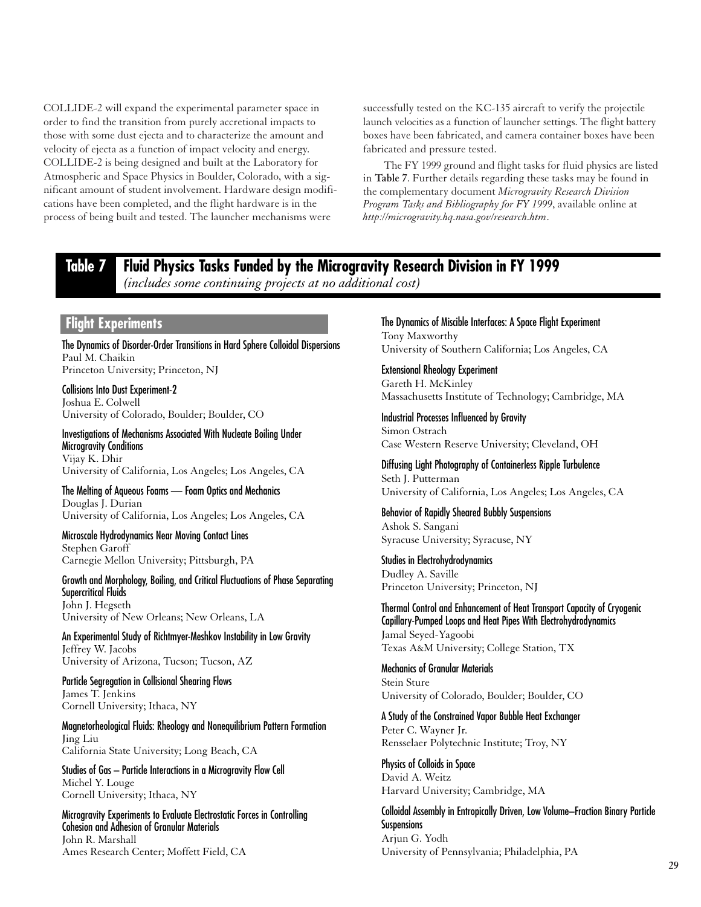COLLIDE-2 will expand the experimental parameter space in order to find the transition from purely accretional impacts to those with some dust ejecta and to characterize the amount and velocity of ejecta as a function of impact velocity and energy. COLLIDE-2 is being designed and built at the Laboratory for Atmospheric and Space Physics in Boulder, Colorado, with a significant amount of student involvement. Hardware design modifications have been completed, and the flight hardware is in the process of being built and tested. The launcher mechanisms were successfully tested on the KC-135 aircraft to verify the projectile launch velocities as a function of launcher settings. The flight battery boxes have been fabricated, and camera container boxes have been fabricated and pressure tested.

The FY 1999 ground and flight tasks for fluid physics are listed in **Table 7**. Further details regarding these tasks may be found in the complementary document *Microgravity Research Division Program Tasks and Bibliography for FY 1999*, available online at *http://microgravity.hq.nasa.gov/research.htm*.

## Table 7 Fluid Physics Tasks Funded by the Microgravity Research Division in FY 1999

*(includes some continuing projects at no additional cost)*

### Flight Experiments

**The Dynamics of Disorder-Order Transitions in Hard Sphere Colloidal Dispersions**
Paul M. Chaikin
Princeton University; Princeton, NJ

**Collisions Into Dust Experiment-2**
Joshua E. Colwell
University of Colorado, Boulder; Boulder, CO

**Investigations of Mechanisms Associated With Nucleate Boiling Under Microgravity Conditions**
Vijay K. Dhir
University of California, Los Angeles; Los Angeles, CA

**The Melting of Aqueous Foams — Foam Optics and Mechanics**
Douglas J. Durian
University of California, Los Angeles; Los Angeles, CA

**Microscale Hydrodynamics Near Moving Contact Lines**
Stephen Garoff
Carnegie Mellon University; Pittsburgh, PA

**Growth and Morphology, Boiling, and Critical Fluctuations of Phase Separating Supercritical Fluids**
John J. Hegseth
University of New Orleans; New Orleans, LA

**An Experimental Study of Richtmyer-Meshkov Instability in Low Gravity**
Jeffrey W. Jacobs
University of Arizona, Tucson; Tucson, AZ

**Particle Segregation in Collisional Shearing Flows**
James T. Jenkins
Cornell University; Ithaca, NY

**Magnetorheological Fluids: Rheology and Nonequilibrium Pattern Formation**
Jing Liu
California State University; Long Beach, CA

**Studies of Gas – Particle Interactions in a Microgravity Flow Cell**
Michel Y. Louge
Cornell University; Ithaca, NY

**Microgravity Experiments to Evaluate Electrostatic Forces in Controlling Cohesion and Adhesion of Granular Materials**
John R. Marshall
Ames Research Center; Moffett Field, CA

**The Dynamics of Miscible Interfaces: A Space Flight Experiment**
Tony Maxworthy
University of Southern California; Los Angeles, CA

**Extensional Rheology Experiment**
Gareth H. McKinley
Massachusetts Institute of Technology; Cambridge, MA

**Industrial Processes Influenced by Gravity**
Simon Ostrach
Case Western Reserve University; Cleveland, OH

**Diffusing Light Photography of Containerless Ripple Turbulence**
Seth J. Putterman
University of California, Los Angeles; Los Angeles, CA

**Behavior of Rapidly Sheared Bubbly Suspensions**
Ashok S. Sangani
Syracuse University; Syracuse, NY

**Studies in Electrohydrodynamics**
Dudley A. Saville
Princeton University; Princeton, NJ

**Thermal Control and Enhancement of Heat Transport Capacity of Cryogenic Capillary-Pumped Loops and Heat Pipes With Electrohydrodynamics**
Jamal Seyed-Yagoobi
Texas A&M University; College Station, TX

**Mechanics of Granular Materials**
Stein Sture
University of Colorado, Boulder; Boulder, CO

**A Study of the Constrained Vapor Bubble Heat Exchanger**
Peter C. Wayner Jr.
Rensselaer Polytechnic Institute; Troy, NY

**Physics of Colloids in Space**
David A. Weitz
Harvard University; Cambridge, MA

**Colloidal Assembly in Entropically Driven, Low Volume–Fraction Binary Particle Suspensions**
Arjun G. Yodh
University of Pennsylvania; Philadelphia, PA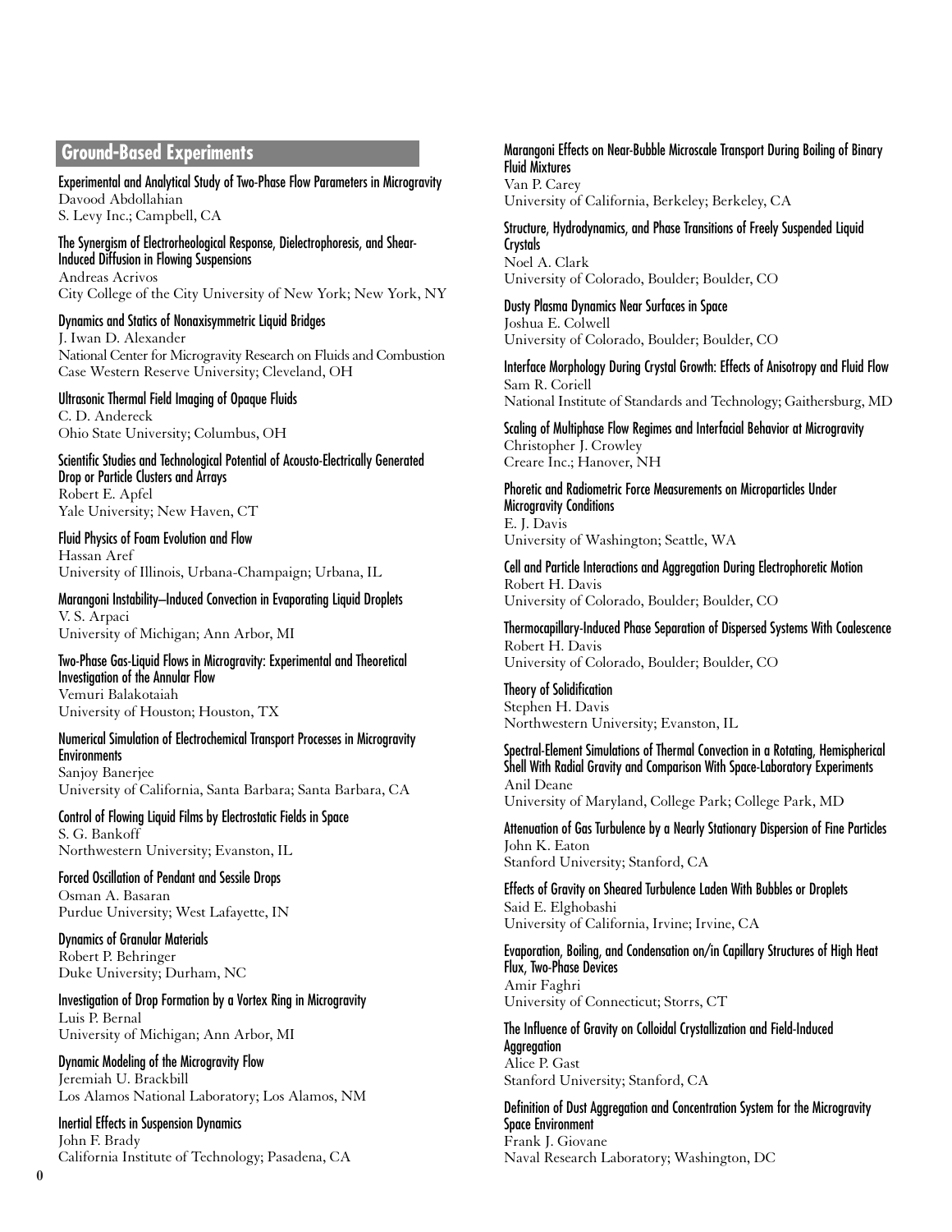## Ground-Based Experiments

**Experimental and Analytical Study of Two-Phase Flow Parameters in Microgravity**
Davood Abdollahian
S. Levy Inc.; Campbell, CA

**The Synergism of Electrorheological Response, Dielectrophoresis, and Shear-Induced Diffusion in Flowing Suspensions**
Andreas Acrivos
City College of the City University of New York; New York, NY

**Dynamics and Statics of Nonaxisymmetric Liquid Bridges**
J. Iwan D. Alexander
National Center for Microgravity Research on Fluids and Combustion
Case Western Reserve University; Cleveland, OH

**Ultrasonic Thermal Field Imaging of Opaque Fluids**
C. D. Andereck
Ohio State University; Columbus, OH

**Scientific Studies and Technological Potential of Acousto-Electrically Generated Drop or Particle Clusters and Arrays**
Robert E. Apfel
Yale University; New Haven, CT

**Fluid Physics of Foam Evolution and Flow**
Hassan Aref
University of Illinois, Urbana-Champaign; Urbana, IL

**Marangoni Instability–Induced Convection in Evaporating Liquid Droplets**
V. S. Arpaci
University of Michigan; Ann Arbor, MI

**Two-Phase Gas-Liquid Flows in Microgravity: Experimental and Theoretical Investigation of the Annular Flow**
Vemuri Balakotaiah
University of Houston; Houston, TX

**Numerical Simulation of Electrochemical Transport Processes in Microgravity Environments**
Sanjoy Banerjee
University of California, Santa Barbara; Santa Barbara, CA

**Control of Flowing Liquid Films by Electrostatic Fields in Space**
S. G. Bankoff
Northwestern University; Evanston, IL

**Forced Oscillation of Pendant and Sessile Drops**
Osman A. Basaran
Purdue University; West Lafayette, IN

**Dynamics of Granular Materials**
Robert P. Behringer
Duke University; Durham, NC

**Investigation of Drop Formation by a Vortex Ring in Microgravity**
Luis P. Bernal
University of Michigan; Ann Arbor, MI

**Dynamic Modeling of the Microgravity Flow**
Jeremiah U. Brackbill
Los Alamos National Laboratory; Los Alamos, NM

**Inertial Effects in Suspension Dynamics**
John F. Brady
California Institute of Technology; Pasadena, CA

**Marangoni Effects on Near-Bubble Microscale Transport During Boiling of Binary Fluid Mixtures**
Van P. Carey
University of California, Berkeley; Berkeley, CA

**Structure, Hydrodynamics, and Phase Transitions of Freely Suspended Liquid Crystals**
Noel A. Clark
University of Colorado, Boulder; Boulder, CO

**Dusty Plasma Dynamics Near Surfaces in Space**
Joshua E. Colwell
University of Colorado, Boulder; Boulder, CO

**Interface Morphology During Crystal Growth: Effects of Anisotropy and Fluid Flow**
Sam R. Coriell
National Institute of Standards and Technology; Gaithersburg, MD

**Scaling of Multiphase Flow Regimes and Interfacial Behavior at Microgravity**
Christopher J. Crowley
Creare Inc.; Hanover, NH

**Phoretic and Radiometric Force Measurements on Microparticles Under Microgravity Conditions**
E. J. Davis
University of Washington; Seattle, WA

**Cell and Particle Interactions and Aggregation During Electrophoretic Motion**
Robert H. Davis
University of Colorado, Boulder; Boulder, CO

**Thermocapillary-Induced Phase Separation of Dispersed Systems With Coalescence**
Robert H. Davis
University of Colorado, Boulder; Boulder, CO

**Theory of Solidification**
Stephen H. Davis
Northwestern University; Evanston, IL

**Spectral-Element Simulations of Thermal Convection in a Rotating, Hemispherical Shell With Radial Gravity and Comparison With Space-Laboratory Experiments**
Anil Deane
University of Maryland, College Park; College Park, MD

**Attenuation of Gas Turbulence by a Nearly Stationary Dispersion of Fine Particles**
John K. Eaton
Stanford University; Stanford, CA

**Effects of Gravity on Sheared Turbulence Laden With Bubbles or Droplets**
Said E. Elghobashi
University of California, Irvine; Irvine, CA

**Evaporation, Boiling, and Condensation on/in Capillary Structures of High Heat Flux, Two-Phase Devices**
Amir Faghri
University of Connecticut; Storrs, CT

**The Influence of Gravity on Colloidal Crystallization and Field-Induced Aggregation**
Alice P. Gast
Stanford University; Stanford, CA

**Definition of Dust Aggregation and Concentration System for the Microgravity Space Environment**
Frank J. Giovane
Naval Research Laboratory; Washington, DC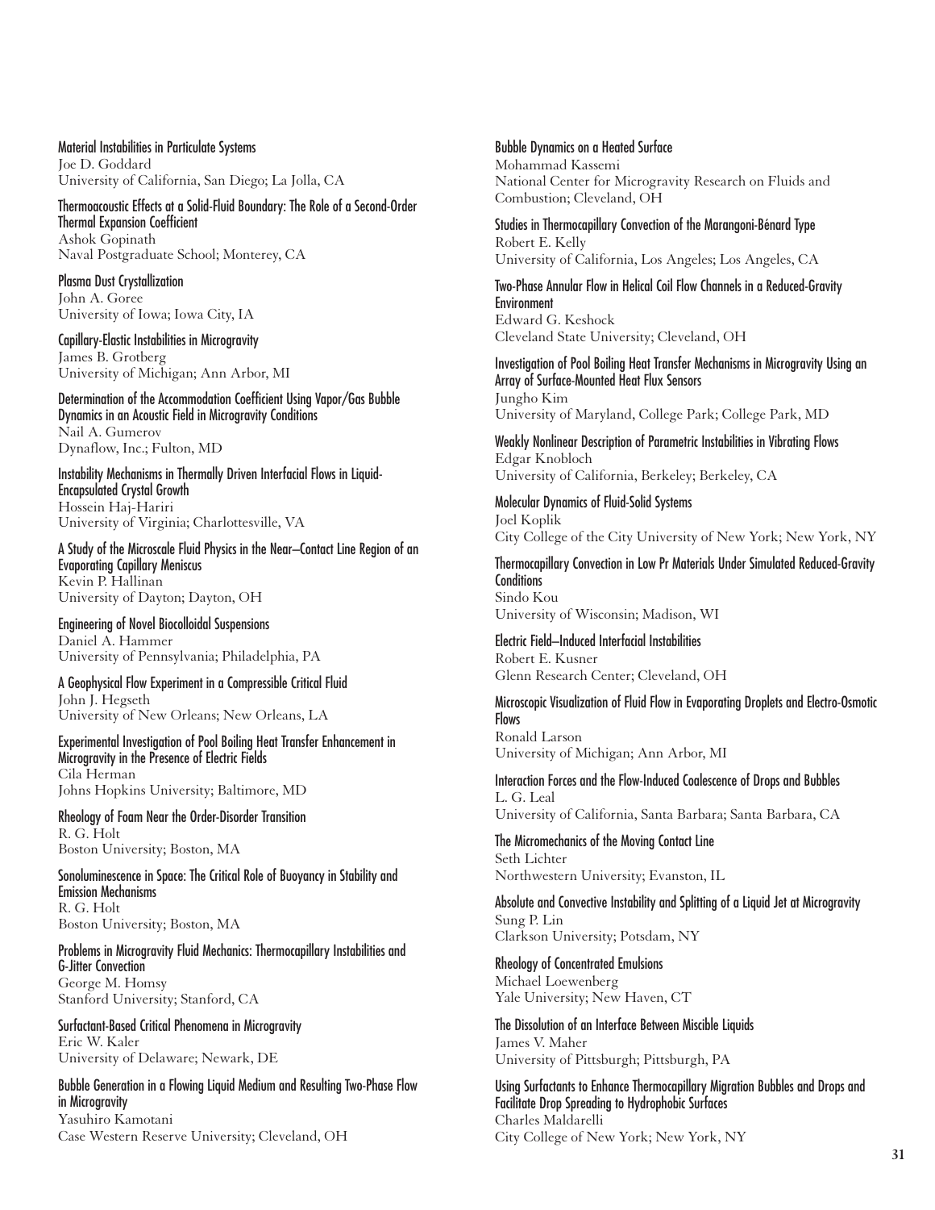**Material Instabilities in Particulate Systems**
Joe D. Goddard
University of California, San Diego; La Jolla, CA

**Thermoacoustic Effects at a Solid-Fluid Boundary: The Role of a Second-Order Thermal Expansion Coefficient**
Ashok Gopinath
Naval Postgraduate School; Monterey, CA

**Plasma Dust Crystallization**
John A. Goree
University of Iowa; Iowa City, IA

**Capillary-Elastic Instabilities in Microgravity**
James B. Grotberg
University of Michigan; Ann Arbor, MI

**Determination of the Accommodation Coefficient Using Vapor/Gas Bubble Dynamics in an Acoustic Field in Microgravity Conditions**
Nail A. Gumerov
Dynaflow, Inc.; Fulton, MD

**Instability Mechanisms in Thermally Driven Interfacial Flows in Liquid-Encapsulated Crystal Growth**
Hossein Haj-Hariri
University of Virginia; Charlottesville, VA

**A Study of the Microscale Fluid Physics in the Near–Contact Line Region of an Evaporating Capillary Meniscus**
Kevin P. Hallinan
University of Dayton; Dayton, OH

**Engineering of Novel Biocolloidal Suspensions**
Daniel A. Hammer
University of Pennsylvania; Philadelphia, PA

**A Geophysical Flow Experiment in a Compressible Critical Fluid**
John J. Hegseth
University of New Orleans; New Orleans, LA

**Experimental Investigation of Pool Boiling Heat Transfer Enhancement in Microgravity in the Presence of Electric Fields**
Cila Herman
Johns Hopkins University; Baltimore, MD

**Rheology of Foam Near the Order-Disorder Transition**
R. G. Holt
Boston University; Boston, MA

**Sonoluminescence in Space: The Critical Role of Buoyancy in Stability and Emission Mechanisms**
R. G. Holt
Boston University; Boston, MA

**Problems in Microgravity Fluid Mechanics: Thermocapillary Instabilities and G-Jitter Convection**
George M. Homsy
Stanford University; Stanford, CA

**Surfactant-Based Critical Phenomena in Microgravity**
Eric W. Kaler
University of Delaware; Newark, DE

**Bubble Generation in a Flowing Liquid Medium and Resulting Two-Phase Flow in Microgravity**
Yasuhiro Kamotani
Case Western Reserve University; Cleveland, OH

**Bubble Dynamics on a Heated Surface**
Mohammad Kassemi
National Center for Microgravity Research on Fluids and Combustion; Cleveland, OH

**Studies in Thermocapillary Convection of the Marangoni-Bénard Type**
Robert E. Kelly
University of California, Los Angeles; Los Angeles, CA

**Two-Phase Annular Flow in Helical Coil Flow Channels in a Reduced-Gravity Environment**
Edward G. Keshock
Cleveland State University; Cleveland, OH

**Investigation of Pool Boiling Heat Transfer Mechanisms in Microgravity Using an Array of Surface-Mounted Heat Flux Sensors**
Jungho Kim
University of Maryland, College Park; College Park, MD

**Weakly Nonlinear Description of Parametric Instabilities in Vibrating Flows**
Edgar Knobloch
University of California, Berkeley; Berkeley, CA

**Molecular Dynamics of Fluid-Solid Systems**
Joel Koplik
City College of the City University of New York; New York, NY

**Thermocapillary Convection in Low Pr Materials Under Simulated Reduced-Gravity Conditions**
Sindo Kou
University of Wisconsin; Madison, WI

**Electric Field–Induced Interfacial Instabilities**
Robert E. Kusner
Glenn Research Center; Cleveland, OH

**Microscopic Visualization of Fluid Flow in Evaporating Droplets and Electro-Osmotic Flows**
Ronald Larson
University of Michigan; Ann Arbor, MI

**Interaction Forces and the Flow-Induced Coalescence of Drops and Bubbles**
L. G. Leal
University of California, Santa Barbara; Santa Barbara, CA

**The Micromechanics of the Moving Contact Line**
Seth Lichter
Northwestern University; Evanston, IL

**Absolute and Convective Instability and Splitting of a Liquid Jet at Microgravity**
Sung P. Lin
Clarkson University; Potsdam, NY

**Rheology of Concentrated Emulsions**
Michael Loewenberg
Yale University; New Haven, CT

**The Dissolution of an Interface Between Miscible Liquids**
James V. Maher
University of Pittsburgh; Pittsburgh, PA

**Using Surfactants to Enhance Thermocapillary Migration Bubbles and Drops and Facilitate Drop Spreading to Hydrophobic Surfaces**
Charles Maldarelli
City College of New York; New York, NY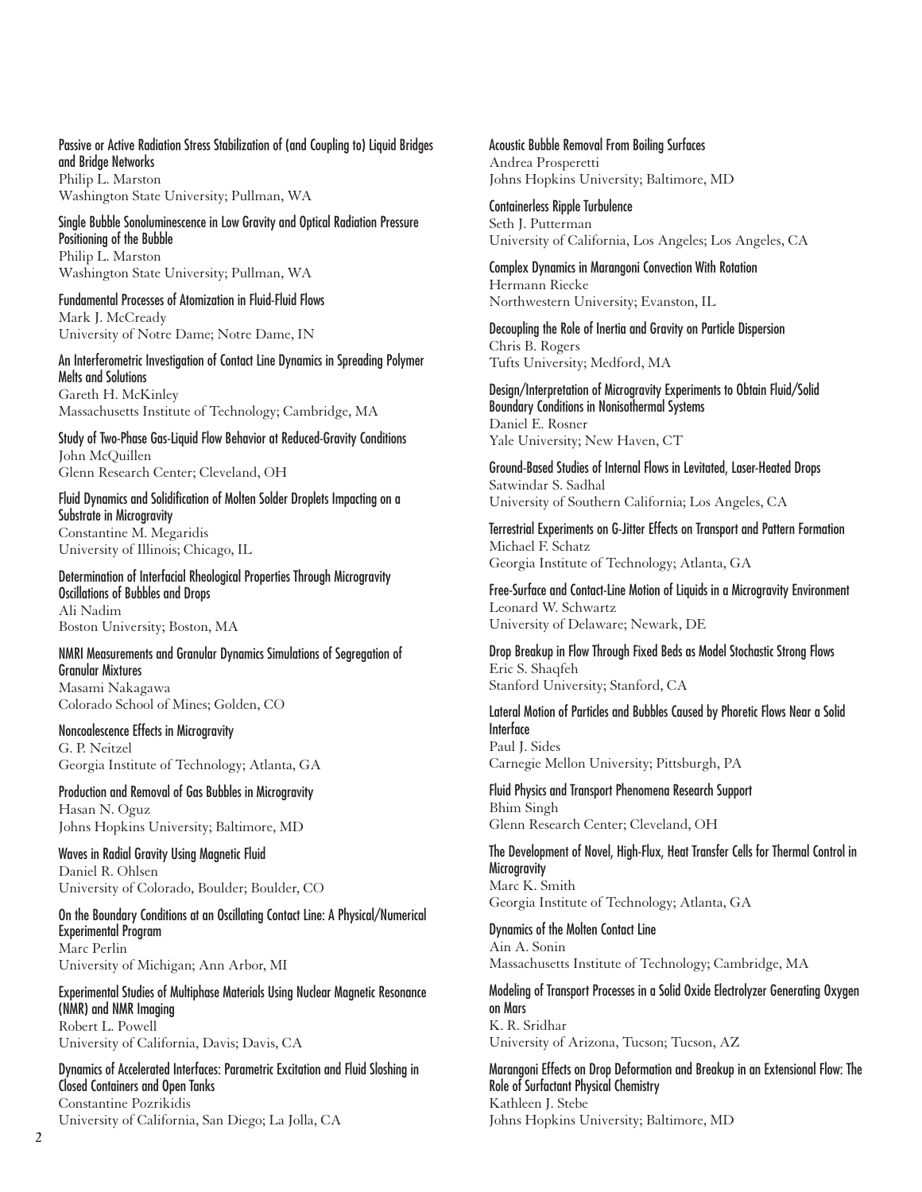**Passive or Active Radiation Stress Stabilization of (and Coupling to) Liquid Bridges and Bridge Networks**
Philip L. Marston
Washington State University; Pullman, WA

**Single Bubble Sonoluminescence in Low Gravity and Optical Radiation Pressure Positioning of the Bubble**
Philip L. Marston
Washington State University; Pullman, WA

**Fundamental Processes of Atomization in Fluid-Fluid Flows**
Mark J. McCready
University of Notre Dame; Notre Dame, IN

**An Interferometric Investigation of Contact Line Dynamics in Spreading Polymer Melts and Solutions**
Gareth H. McKinley
Massachusetts Institute of Technology; Cambridge, MA

**Study of Two-Phase Gas-Liquid Flow Behavior at Reduced-Gravity Conditions**
John McQuillen
Glenn Research Center; Cleveland, OH

**Fluid Dynamics and Solidification of Molten Solder Droplets Impacting on a Substrate in Microgravity**
Constantine M. Megaridis
University of Illinois; Chicago, IL

**Determination of Interfacial Rheological Properties Through Microgravity Oscillations of Bubbles and Drops**
Ali Nadim
Boston University; Boston, MA

**NMRI Measurements and Granular Dynamics Simulations of Segregation of Granular Mixtures**
Masami Nakagawa
Colorado School of Mines; Golden, CO

**Noncoalescence Effects in Microgravity**
G. P. Neitzel
Georgia Institute of Technology; Atlanta, GA

**Production and Removal of Gas Bubbles in Microgravity**
Hasan N. Oguz
Johns Hopkins University; Baltimore, MD

**Waves in Radial Gravity Using Magnetic Fluid**
Daniel R. Ohlsen
University of Colorado, Boulder; Boulder, CO

**On the Boundary Conditions at an Oscillating Contact Line: A Physical/Numerical Experimental Program**
Marc Perlin
University of Michigan; Ann Arbor, MI

**Experimental Studies of Multiphase Materials Using Nuclear Magnetic Resonance (NMR) and NMR Imaging**
Robert L. Powell
University of California, Davis; Davis, CA

**Dynamics of Accelerated Interfaces: Parametric Excitation and Fluid Sloshing in Closed Containers and Open Tanks**
Constantine Pozrikidis
University of California, San Diego; La Jolla, CA

**Acoustic Bubble Removal From Boiling Surfaces**
Andrea Prosperetti
Johns Hopkins University; Baltimore, MD

**Containerless Ripple Turbulence**
Seth J. Putterman
University of California, Los Angeles; Los Angeles, CA

**Complex Dynamics in Marangoni Convection With Rotation**
Hermann Riecke
Northwestern University; Evanston, IL

**Decoupling the Role of Inertia and Gravity on Particle Dispersion**
Chris B. Rogers
Tufts University; Medford, MA

**Design/Interpretation of Microgravity Experiments to Obtain Fluid/Solid Boundary Conditions in Nonisothermal Systems**
Daniel E. Rosner
Yale University; New Haven, CT

**Ground-Based Studies of Internal Flows in Levitated, Laser-Heated Drops**
Satwindar S. Sadhal
University of Southern California; Los Angeles, CA

**Terrestrial Experiments on G-Jitter Effects on Transport and Pattern Formation**
Michael F. Schatz
Georgia Institute of Technology; Atlanta, GA

**Free-Surface and Contact-Line Motion of Liquids in a Microgravity Environment**
Leonard W. Schwartz
University of Delaware; Newark, DE

**Drop Breakup in Flow Through Fixed Beds as Model Stochastic Strong Flows**
Eric S. Shaqfeh
Stanford University; Stanford, CA

**Lateral Motion of Particles and Bubbles Caused by Phoretic Flows Near a Solid Interface**
Paul J. Sides
Carnegie Mellon University; Pittsburgh, PA

**Fluid Physics and Transport Phenomena Research Support**
Bhim Singh
Glenn Research Center; Cleveland, OH

**The Development of Novel, High-Flux, Heat Transfer Cells for Thermal Control in Microgravity**
Marc K. Smith
Georgia Institute of Technology; Atlanta, GA

**Dynamics of the Molten Contact Line**
Ain A. Sonin
Massachusetts Institute of Technology; Cambridge, MA

**Modeling of Transport Processes in a Solid Oxide Electrolyzer Generating Oxygen on Mars**
K. R. Sridhar
University of Arizona, Tucson; Tucson, AZ

**Marangoni Effects on Drop Deformation and Breakup in an Extensional Flow: The Role of Surfactant Physical Chemistry**
Kathleen J. Stebe
Johns Hopkins University; Baltimore, MD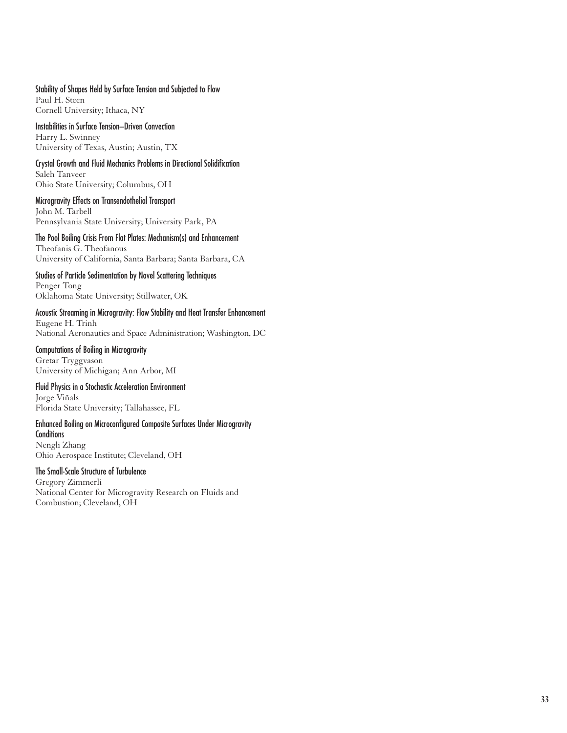**Stability of Shapes Held by Surface Tension and Subjected to Flow**
Paul H. Steen
Cornell University; Ithaca, NY

**Instabilities in Surface Tension–Driven Convection**
Harry L. Swinney
University of Texas, Austin; Austin, TX

**Crystal Growth and Fluid Mechanics Problems in Directional Solidification**
Saleh Tanveer
Ohio State University; Columbus, OH

**Microgravity Effects on Transendothelial Transport**
John M. Tarbell
Pennsylvania State University; University Park, PA

**The Pool Boiling Crisis From Flat Plates: Mechanism(s) and Enhancement**
Theofanis G. Theofanous
University of California, Santa Barbara; Santa Barbara, CA

**Studies of Particle Sedimentation by Novel Scattering Techniques**
Penger Tong
Oklahoma State University; Stillwater, OK

**Acoustic Streaming in Microgravity: Flow Stability and Heat Transfer Enhancement**
Eugene H. Trinh
National Aeronautics and Space Administration; Washington, DC

**Computations of Boiling in Microgravity**
Gretar Tryggvason
University of Michigan; Ann Arbor, MI

**Fluid Physics in a Stochastic Acceleration Environment**
Jorge Viñals
Florida State University; Tallahassee, FL

**Enhanced Boiling on Microconfigured Composite Surfaces Under Microgravity Conditions**
Nengli Zhang
Ohio Aerospace Institute; Cleveland, OH

**The Small-Scale Structure of Turbulence**
Gregory Zimmerli
National Center for Microgravity Research on Fluids and Combustion; Cleveland, OH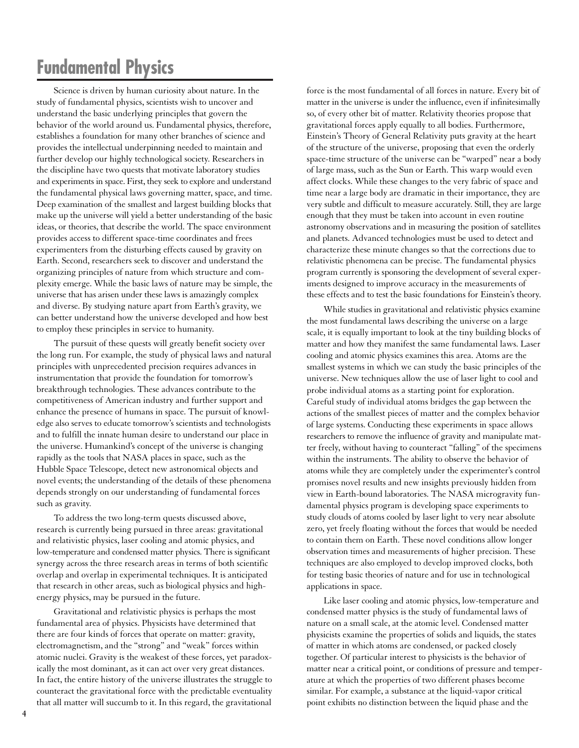# Fundamental Physics

Science is driven by human curiosity about nature. In the study of fundamental physics, scientists wish to uncover and understand the basic underlying principles that govern the behavior of the world around us. Fundamental physics, therefore, establishes a foundation for many other branches of science and provides the intellectual underpinning needed to maintain and further develop our highly technological society. Researchers in the discipline have two quests that motivate laboratory studies and experiments in space. First, they seek to explore and understand the fundamental physical laws governing matter, space, and time. Deep examination of the smallest and largest building blocks that make up the universe will yield a better understanding of the basic ideas, or theories, that describe the world. The space environment provides access to different space-time coordinates and frees experimenters from the disturbing effects caused by gravity on Earth. Second, researchers seek to discover and understand the organizing principles of nature from which structure and complexity emerge. While the basic laws of nature may be simple, the universe that has arisen under these laws is amazingly complex and diverse. By studying nature apart from Earth's gravity, we can better understand how the universe developed and how best to employ these principles in service to humanity.

The pursuit of these quests will greatly benefit society over the long run. For example, the study of physical laws and natural principles with unprecedented precision requires advances in instrumentation that provide the foundation for tomorrow's breakthrough technologies. These advances contribute to the competitiveness of American industry and further support and enhance the presence of humans in space. The pursuit of knowledge also serves to educate tomorrow's scientists and technologists and to fulfill the innate human desire to understand our place in the universe. Humankind's concept of the universe is changing rapidly as the tools that NASA places in space, such as the Hubble Space Telescope, detect new astronomical objects and novel events; the understanding of the details of these phenomena depends strongly on our understanding of fundamental forces such as gravity.

To address the two long-term quests discussed above, research is currently being pursued in three areas: gravitational and relativistic physics, laser cooling and atomic physics, and low-temperature and condensed matter physics. There is significant synergy across the three research areas in terms of both scientific overlap and overlap in experimental techniques. It is anticipated that research in other areas, such as biological physics and high-energy physics, may be pursued in the future.

Gravitational and relativistic physics is perhaps the most fundamental area of physics. Physicists have determined that there are four kinds of forces that operate on matter: gravity, electromagnetism, and the "strong" and "weak" forces within atomic nuclei. Gravity is the weakest of these forces, yet paradoxically the most dominant, as it can act over very great distances. In fact, the entire history of the universe illustrates the struggle to counteract the gravitational force with the predictable eventuality that all matter will succumb to it. In this regard, the gravitational force is the most fundamental of all forces in nature. Every bit of matter in the universe is under the influence, even if infinitesimally so, of every other bit of matter. Relativity theories propose that gravitational forces apply equally to all bodies. Furthermore, Einstein's Theory of General Relativity puts gravity at the heart of the structure of the universe, proposing that even the orderly space-time structure of the universe can be "warped" near a body of large mass, such as the Sun or Earth. This warp would even affect clocks. While these changes to the very fabric of space and time near a large body are dramatic in their importance, they are very subtle and difficult to measure accurately. Still, they are large enough that they must be taken into account in even routine astronomy observations and in measuring the position of satellites and planets. Advanced technologies must be used to detect and characterize these minute changes so that the corrections due to relativistic phenomena can be precise. The fundamental physics program currently is sponsoring the development of several experiments designed to improve accuracy in the measurements of these effects and to test the basic foundations for Einstein's theory.

While studies in gravitational and relativistic physics examine the most fundamental laws describing the universe on a large scale, it is equally important to look at the tiny building blocks of matter and how they manifest the same fundamental laws. Laser cooling and atomic physics examines this area. Atoms are the smallest systems in which we can study the basic principles of the universe. New techniques allow the use of laser light to cool and probe individual atoms as a starting point for exploration. Careful study of individual atoms bridges the gap between the actions of the smallest pieces of matter and the complex behavior of large systems. Conducting these experiments in space allows researchers to remove the influence of gravity and manipulate matter freely, without having to counteract "falling" of the specimens within the instruments. The ability to observe the behavior of atoms while they are completely under the experimenter's control promises novel results and new insights previously hidden from view in Earth-bound laboratories. The NASA microgravity fundamental physics program is developing space experiments to study clouds of atoms cooled by laser light to very near absolute zero, yet freely floating without the forces that would be needed to contain them on Earth. These novel conditions allow longer observation times and measurements of higher precision. These techniques are also employed to develop improved clocks, both for testing basic theories of nature and for use in technological applications in space.

Like laser cooling and atomic physics, low-temperature and condensed matter physics is the study of fundamental laws of nature on a small scale, at the atomic level. Condensed matter physicists examine the properties of solids and liquids, the states of matter in which atoms are condensed, or packed closely together. Of particular interest to physicists is the behavior of matter near a critical point, or conditions of pressure and temperature at which the properties of two different phases become similar. For example, a substance at the liquid-vapor critical point exhibits no distinction between the liquid phase and the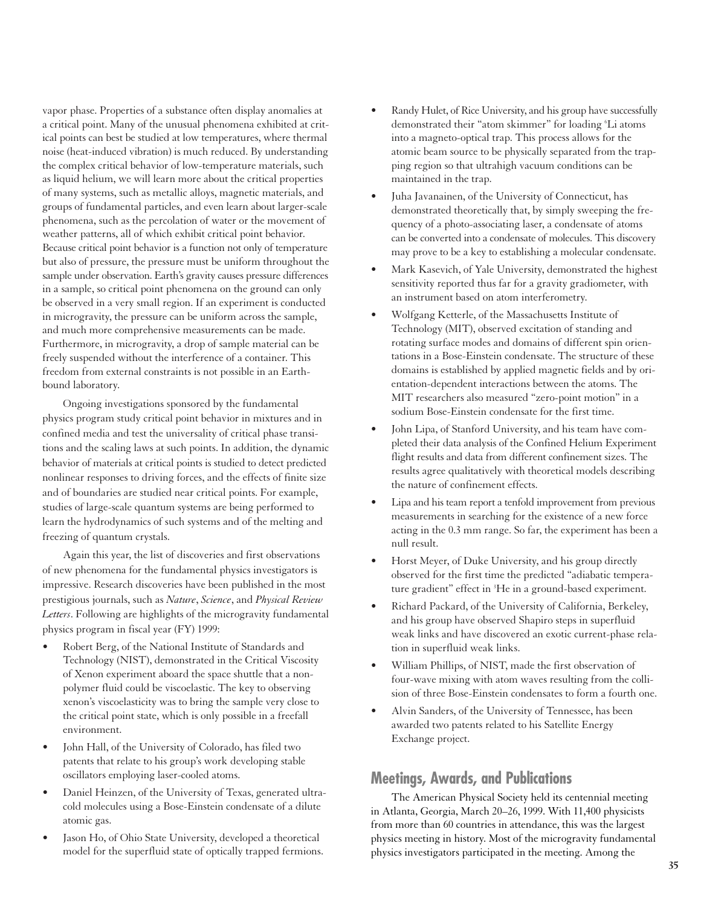vapor phase. Properties of a substance often display anomalies at a critical point. Many of the unusual phenomena exhibited at critical points can best be studied at low temperatures, where thermal noise (heat-induced vibration) is much reduced. By understanding the complex critical behavior of low-temperature materials, such as liquid helium, we will learn more about the critical properties of many systems, such as metallic alloys, magnetic materials, and groups of fundamental particles, and even learn about larger-scale phenomena, such as the percolation of water or the movement of weather patterns, all of which exhibit critical point behavior. Because critical point behavior is a function not only of temperature but also of pressure, the pressure must be uniform throughout the sample under observation. Earth's gravity causes pressure differences in a sample, so critical point phenomena on the ground can only be observed in a very small region. If an experiment is conducted in microgravity, the pressure can be uniform across the sample, and much more comprehensive measurements can be made. Furthermore, in microgravity, a drop of sample material can be freely suspended without the interference of a container. This freedom from external constraints is not possible in an Earth-bound laboratory.

Ongoing investigations sponsored by the fundamental physics program study critical point behavior in mixtures and in confined media and test the universality of critical phase transitions and the scaling laws at such points. In addition, the dynamic behavior of materials at critical points is studied to detect predicted nonlinear responses to driving forces, and the effects of finite size and of boundaries are studied near critical points. For example, studies of large-scale quantum systems are being performed to learn the hydrodynamics of such systems and of the melting and freezing of quantum crystals.

Again this year, the list of discoveries and first observations of new phenomena for the fundamental physics investigators is impressive. Research discoveries have been published in the most prestigious journals, such as *Nature*, *Science*, and *Physical Review Letters*. Following are highlights of the microgravity fundamental physics program in fiscal year (FY) 1999:

- Robert Berg, of the National Institute of Standards and Technology (NIST), demonstrated in the Critical Viscosity of Xenon experiment aboard the space shuttle that a non-polymer fluid could be viscoelastic. The key to observing xenon's viscoelasticity was to bring the sample very close to the critical point state, which is only possible in a freefall environment.
- John Hall, of the University of Colorado, has filed two patents that relate to his group's work developing stable oscillators employing laser-cooled atoms.
- Daniel Heinzen, of the University of Texas, generated ultracold molecules using a Bose-Einstein condensate of a dilute atomic gas.
- Jason Ho, of Ohio State University, developed a theoretical model for the superfluid state of optically trapped fermions.
- Randy Hulet, of Rice University, and his group have successfully demonstrated their "atom skimmer" for loading $^{6}$Li atoms into a magneto-optical trap. This process allows for the atomic beam source to be physically separated from the trapping region so that ultrahigh vacuum conditions can be maintained in the trap.
- Juha Javanainen, of the University of Connecticut, has demonstrated theoretically that, by simply sweeping the frequency of a photo-associating laser, a condensate of atoms can be converted into a condensate of molecules. This discovery may prove to be a key to establishing a molecular condensate.
- Mark Kasevich, of Yale University, demonstrated the highest sensitivity reported thus far for a gravity gradiometer, with an instrument based on atom interferometry.
- Wolfgang Ketterle, of the Massachusetts Institute of Technology (MIT), observed excitation of standing and rotating surface modes and domains of different spin orientations in a Bose-Einstein condensate. The structure of these domains is established by applied magnetic fields and by orientation-dependent interactions between the atoms. The MIT researchers also measured "zero-point motion" in a sodium Bose-Einstein condensate for the first time.
- John Lipa, of Stanford University, and his team have completed their data analysis of the Confined Helium Experiment flight results and data from different confinement sizes. The results agree qualitatively with theoretical models describing the nature of confinement effects.
- Lipa and his team report a tenfold improvement from previous measurements in searching for the existence of a new force acting in the 0.3 mm range. So far, the experiment has been a null result.
- Horst Meyer, of Duke University, and his group directly observed for the first time the predicted "adiabatic temperature gradient" effect in $^{3}$He in a ground-based experiment.
- Richard Packard, of the University of California, Berkeley, and his group have observed Shapiro steps in superfluid weak links and have discovered an exotic current-phase relation in superfluid weak links.
- William Phillips, of NIST, made the first observation of four-wave mixing with atom waves resulting from the collision of three Bose-Einstein condensates to form a fourth one.
- Alvin Sanders, of the University of Tennessee, has been awarded two patents related to his Satellite Energy Exchange project.

## Meetings, Awards, and Publications

The American Physical Society held its centennial meeting in Atlanta, Georgia, March 20–26, 1999. With 11,400 physicists from more than 60 countries in attendance, this was the largest physics meeting in history. Most of the microgravity fundamental physics investigators participated in the meeting. Among the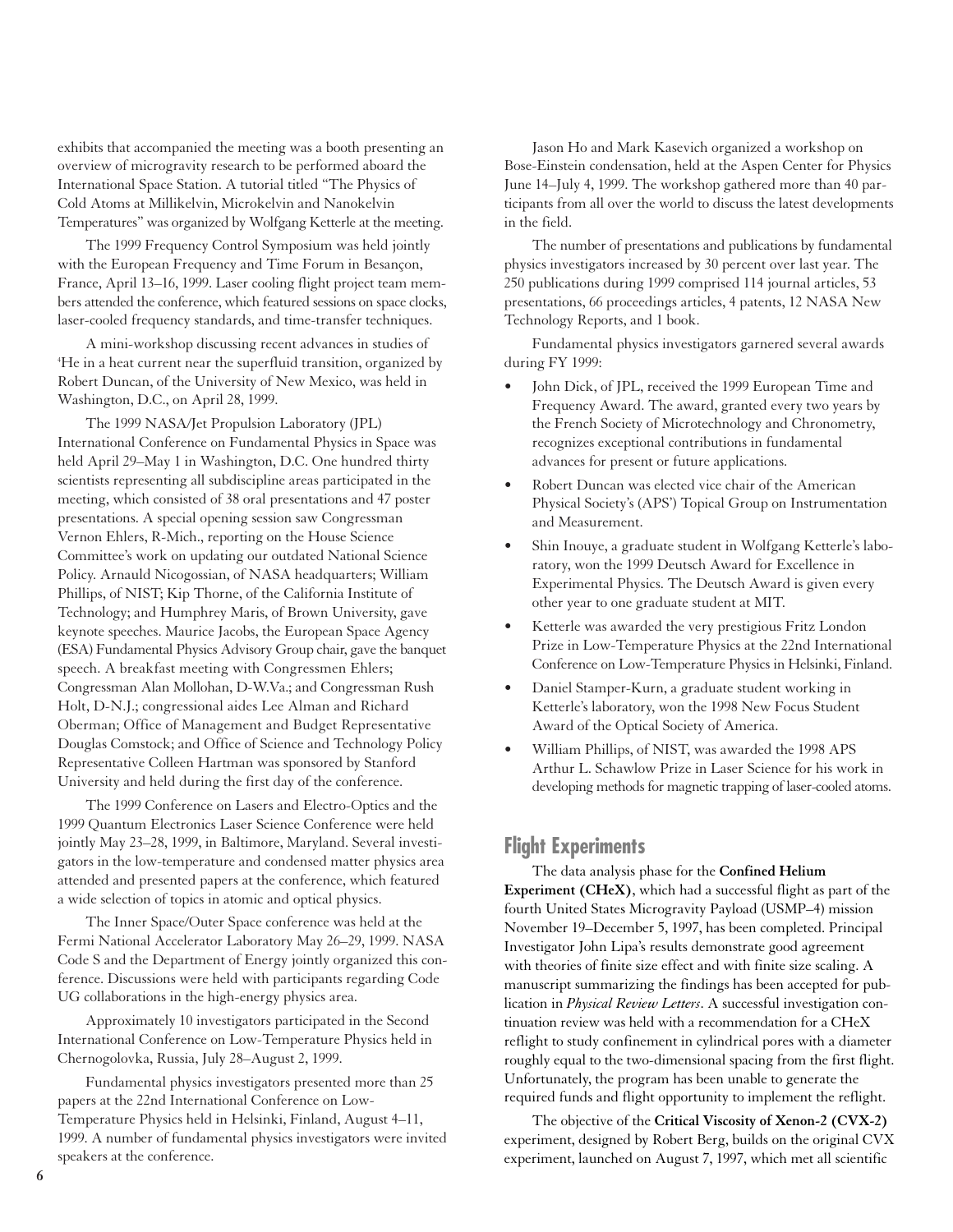exhibits that accompanied the meeting was a booth presenting an overview of microgravity research to be performed aboard the International Space Station. A tutorial titled "The Physics of Cold Atoms at Millikelvin, Microkelvin and Nanokelvin Temperatures" was organized by Wolfgang Ketterle at the meeting.

The 1999 Frequency Control Symposium was held jointly with the European Frequency and Time Forum in Besançon, France, April 13–16, 1999. Laser cooling flight project team members attended the conference, which featured sessions on space clocks, laser-cooled frequency standards, and time-transfer techniques.

A mini-workshop discussing recent advances in studies of $^4$He in a heat current near the superfluid transition, organized by Robert Duncan, of the University of New Mexico, was held in Washington, D.C., on April 28, 1999.

The 1999 NASA/Jet Propulsion Laboratory (JPL) International Conference on Fundamental Physics in Space was held April 29–May 1 in Washington, D.C. One hundred thirty scientists representing all subdiscipline areas participated in the meeting, which consisted of 38 oral presentations and 47 poster presentations. A special opening session saw Congressman Vernon Ehlers, R-Mich., reporting on the House Science Committee's work on updating our outdated National Science Policy. Arnauld Nicogossian, of NASA headquarters; William Phillips, of NIST; Kip Thorne, of the California Institute of Technology; and Humphrey Maris, of Brown University, gave keynote speeches. Maurice Jacobs, the European Space Agency (ESA) Fundamental Physics Advisory Group chair, gave the banquet speech. A breakfast meeting with Congressmen Ehlers; Congressman Alan Mollohan, D-W.Va.; and Congressman Rush Holt, D-N.J.; congressional aides Lee Alman and Richard Oberman; Office of Management and Budget Representative Douglas Comstock; and Office of Science and Technology Policy Representative Colleen Hartman was sponsored by Stanford University and held during the first day of the conference.

The 1999 Conference on Lasers and Electro-Optics and the 1999 Quantum Electronics Laser Science Conference were held jointly May 23–28, 1999, in Baltimore, Maryland. Several investigators in the low-temperature and condensed matter physics area attended and presented papers at the conference, which featured a wide selection of topics in atomic and optical physics.

The Inner Space/Outer Space conference was held at the Fermi National Accelerator Laboratory May 26–29, 1999. NASA Code S and the Department of Energy jointly organized this conference. Discussions were held with participants regarding Code UG collaborations in the high-energy physics area.

Approximately 10 investigators participated in the Second International Conference on Low-Temperature Physics held in Chernogolovka, Russia, July 28–August 2, 1999.

Fundamental physics investigators presented more than 25 papers at the 22nd International Conference on Low-Temperature Physics held in Helsinki, Finland, August 4–11, 1999. A number of fundamental physics investigators were invited speakers at the conference.

Jason Ho and Mark Kasevich organized a workshop on Bose-Einstein condensation, held at the Aspen Center for Physics June 14–July 4, 1999. The workshop gathered more than 40 participants from all over the world to discuss the latest developments in the field.

The number of presentations and publications by fundamental physics investigators increased by 30 percent over last year. The 250 publications during 1999 comprised 114 journal articles, 53 presentations, 66 proceedings articles, 4 patents, 12 NASA New Technology Reports, and 1 book.

Fundamental physics investigators garnered several awards during FY 1999:

- John Dick, of JPL, received the 1999 European Time and Frequency Award. The award, granted every two years by the French Society of Microtechnology and Chronometry, recognizes exceptional contributions in fundamental advances for present or future applications.
- Robert Duncan was elected vice chair of the American Physical Society's (APS') Topical Group on Instrumentation and Measurement.
- Shin Inouye, a graduate student in Wolfgang Ketterle's laboratory, won the 1999 Deutsch Award for Excellence in Experimental Physics. The Deutsch Award is given every other year to one graduate student at MIT.
- Ketterle was awarded the very prestigious Fritz London Prize in Low-Temperature Physics at the 22nd International Conference on Low-Temperature Physics in Helsinki, Finland.
- Daniel Stamper-Kurn, a graduate student working in Ketterle's laboratory, won the 1998 New Focus Student Award of the Optical Society of America.
- William Phillips, of NIST, was awarded the 1998 APS Arthur L. Schawlow Prize in Laser Science for his work in developing methods for magnetic trapping of laser-cooled atoms.

## Flight Experiments

The data analysis phase for the **Confined Helium Experiment (CHeX)**, which had a successful flight as part of the fourth United States Microgravity Payload (USMP–4) mission November 19–December 5, 1997, has been completed. Principal Investigator John Lipa's results demonstrate good agreement with theories of finite size effect and with finite size scaling. A manuscript summarizing the findings has been accepted for publication in *Physical Review Letters*. A successful investigation continuation review was held with a recommendation for a CHeX reflight to study confinement in cylindrical pores with a diameter roughly equal to the two-dimensional spacing from the first flight. Unfortunately, the program has been unable to generate the required funds and flight opportunity to implement the reflight.

The objective of the **Critical Viscosity of Xenon-2 (CVX-2)** experiment, designed by Robert Berg, builds on the original CVX experiment, launched on August 7, 1997, which met all scientific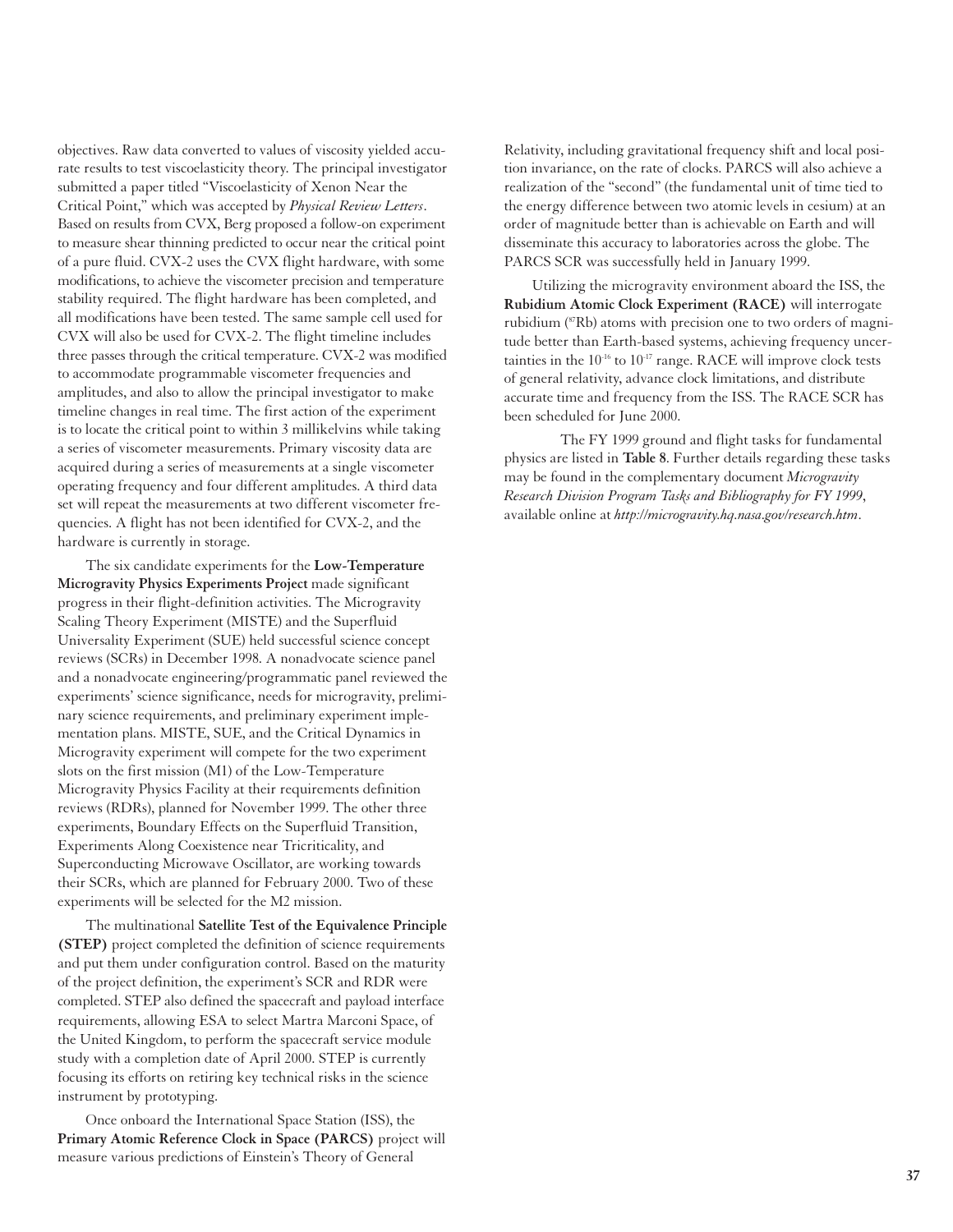objectives. Raw data converted to values of viscosity yielded accurate results to test viscoelasticity theory. The principal investigator submitted a paper titled "Viscoelasticity of Xenon Near the Critical Point," which was accepted by *Physical Review Letters*. Based on results from CVX, Berg proposed a follow-on experiment to measure shear thinning predicted to occur near the critical point of a pure fluid. CVX-2 uses the CVX flight hardware, with some modifications, to achieve the viscometer precision and temperature stability required. The flight hardware has been completed, and all modifications have been tested. The same sample cell used for CVX will also be used for CVX-2. The flight timeline includes three passes through the critical temperature. CVX-2 was modified to accommodate programmable viscometer frequencies and amplitudes, and also to allow the principal investigator to make timeline changes in real time. The first action of the experiment is to locate the critical point to within 3 millikelvins while taking a series of viscometer measurements. Primary viscosity data are acquired during a series of measurements at a single viscometer operating frequency and four different amplitudes. A third data set will repeat the measurements at two different viscometer frequencies. A flight has not been identified for CVX-2, and the hardware is currently in storage.

The six candidate experiments for the **Low-Temperature Microgravity Physics Experiments Project** made significant progress in their flight-definition activities. The Microgravity Scaling Theory Experiment (MISTE) and the Superfluid Universality Experiment (SUE) held successful science concept reviews (SCRs) in December 1998. A nonadvocate science panel and a nonadvocate engineering/programmatic panel reviewed the experiments' science significance, needs for microgravity, preliminary science requirements, and preliminary experiment implementation plans. MISTE, SUE, and the Critical Dynamics in Microgravity experiment will compete for the two experiment slots on the first mission (M1) of the Low-Temperature Microgravity Physics Facility at their requirements definition reviews (RDRs), planned for November 1999. The other three experiments, Boundary Effects on the Superfluid Transition, Experiments Along Coexistence near Tricriticality, and Superconducting Microwave Oscillator, are working towards their SCRs, which are planned for February 2000. Two of these experiments will be selected for the M2 mission.

The multinational **Satellite Test of the Equivalence Principle (STEP)** project completed the definition of science requirements and put them under configuration control. Based on the maturity of the project definition, the experiment's SCR and RDR were completed. STEP also defined the spacecraft and payload interface requirements, allowing ESA to select Martra Marconi Space, of the United Kingdom, to perform the spacecraft service module study with a completion date of April 2000. STEP is currently focusing its efforts on retiring key technical risks in the science instrument by prototyping.

Once onboard the International Space Station (ISS), the **Primary Atomic Reference Clock in Space (PARCS)** project will measure various predictions of Einstein's Theory of General Relativity, including gravitational frequency shift and local position invariance, on the rate of clocks. PARCS will also achieve a realization of the "second" (the fundamental unit of time tied to the energy difference between two atomic levels in cesium) at an order of magnitude better than is achievable on Earth and will disseminate this accuracy to laboratories across the globe. The PARCS SCR was successfully held in January 1999.

Utilizing the microgravity environment aboard the ISS, the **Rubidium Atomic Clock Experiment (RACE)** will interrogate rubidium ($^{87}$Rb) atoms with precision one to two orders of magnitude better than Earth-based systems, achieving frequency uncertainties in the $10^{-16}$ to $10^{-17}$ range. RACE will improve clock tests of general relativity, advance clock limitations, and distribute accurate time and frequency from the ISS. The RACE SCR has been scheduled for June 2000.

The FY 1999 ground and flight tasks for fundamental physics are listed in **Table 8**. Further details regarding these tasks may be found in the complementary document *Microgravity Research Division Program Tasks and Bibliography for FY 1999*, available online at *http://microgravity.hq.nasa.gov/research.htm*.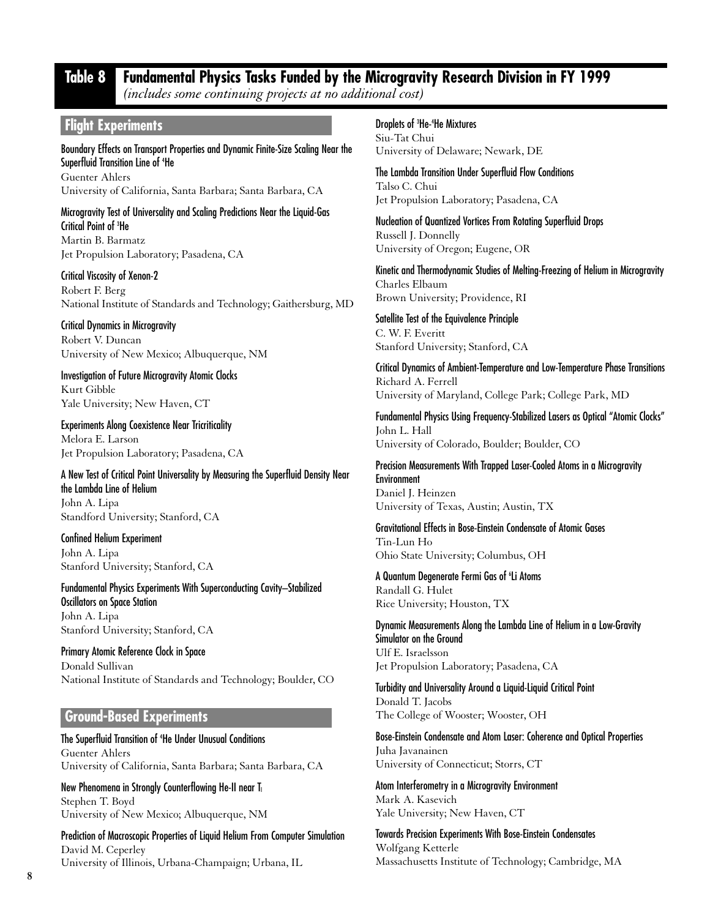## Table 8 Fundamental Physics Tasks Funded by the Microgravity Research Division in FY 1999

*(includes some continuing projects at no additional cost)*

### Flight Experiments

**Boundary Effects on Transport Properties and Dynamic Finite-Size Scaling Near the Superfluid Transition Line of $^4$He**
Guenter Ahlers
University of California, Santa Barbara; Santa Barbara, CA

**Microgravity Test of Universality and Scaling Predictions Near the Liquid-Gas Critical Point of $^3$He**
Martin B. Barmatz
Jet Propulsion Laboratory; Pasadena, CA

**Critical Viscosity of Xenon-2**
Robert F. Berg
National Institute of Standards and Technology; Gaithersburg, MD

**Critical Dynamics in Microgravity**
Robert V. Duncan
University of New Mexico; Albuquerque, NM

**Investigation of Future Microgravity Atomic Clocks**
Kurt Gibble
Yale University; New Haven, CT

**Experiments Along Coexistence Near Tricriticality**
Melora E. Larson
Jet Propulsion Laboratory; Pasadena, CA

**A New Test of Critical Point Universality by Measuring the Superfluid Density Near the Lambda Line of Helium**
John A. Lipa
Standford University; Stanford, CA

**Confined Helium Experiment**
John A. Lipa
Stanford University; Stanford, CA

**Fundamental Physics Experiments With Superconducting Cavity–Stabilized Oscillators on Space Station**
John A. Lipa
Stanford University; Stanford, CA

**Primary Atomic Reference Clock in Space**
Donald Sullivan
National Institute of Standards and Technology; Boulder, CO

### Ground-Based Experiments

**The Superfluid Transition of $^4$He Under Unusual Conditions**
Guenter Ahlers
University of California, Santa Barbara; Santa Barbara, CA

**New Phenomena in Strongly Counterflowing He-II near $T_l$**
Stephen T. Boyd
University of New Mexico; Albuquerque, NM

**Prediction of Macroscopic Properties of Liquid Helium From Computer Simulation**
David M. Ceperley
University of Illinois, Urbana-Champaign; Urbana, IL

**Droplets of $^3$He-$^4$He Mixtures**
Siu-Tat Chui
University of Delaware; Newark, DE

**The Lambda Transition Under Superfluid Flow Conditions**
Talso C. Chui
Jet Propulsion Laboratory; Pasadena, CA

**Nucleation of Quantized Vortices From Rotating Superfluid Drops**
Russell J. Donnelly
University of Oregon; Eugene, OR

**Kinetic and Thermodynamic Studies of Melting-Freezing of Helium in Microgravity**
Charles Elbaum
Brown University; Providence, RI

**Satellite Test of the Equivalence Principle**
C. W. F. Everitt
Stanford University; Stanford, CA

**Critical Dynamics of Ambient-Temperature and Low-Temperature Phase Transitions**
Richard A. Ferrell
University of Maryland, College Park; College Park, MD

**Fundamental Physics Using Frequency-Stabilized Lasers as Optical "Atomic Clocks"**
John L. Hall
University of Colorado, Boulder; Boulder, CO

**Precision Measurements With Trapped Laser-Cooled Atoms in a Microgravity Environment**
Daniel J. Heinzen
University of Texas, Austin; Austin, TX

**Gravitational Effects in Bose-Einstein Condensate of Atomic Gases**
Tin-Lun Ho
Ohio State University; Columbus, OH

**A Quantum Degenerate Fermi Gas of $^6$Li Atoms**
Randall G. Hulet
Rice University; Houston, TX

**Dynamic Measurements Along the Lambda Line of Helium in a Low-Gravity Simulator on the Ground**
Ulf E. Israelsson
Jet Propulsion Laboratory; Pasadena, CA

**Turbidity and Universality Around a Liquid-Liquid Critical Point**
Donald T. Jacobs
The College of Wooster; Wooster, OH

**Bose-Einstein Condensate and Atom Laser: Coherence and Optical Properties**
Juha Javanainen
University of Connecticut; Storrs, CT

**Atom Interferometry in a Microgravity Environment**
Mark A. Kasevich
Yale University; New Haven, CT

**Towards Precision Experiments With Bose-Einstein Condensates**
Wolfgang Ketterle
Massachusetts Institute of Technology; Cambridge, MA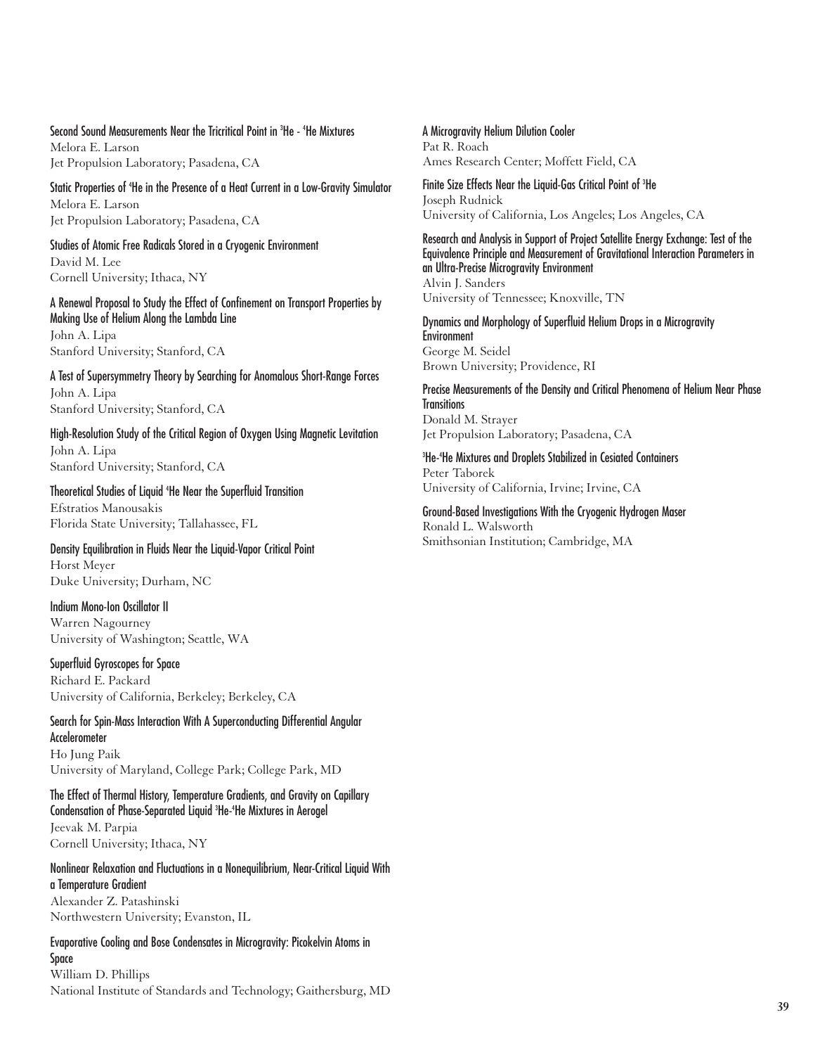**Second Sound Measurements Near the Tricritical Point in $^3He$ - $^4He$ Mixtures**
Melora E. Larson
Jet Propulsion Laboratory; Pasadena, CA

**Static Properties of $^4He$ in the Presence of a Heat Current in a Low-Gravity Simulator**
Melora E. Larson
Jet Propulsion Laboratory; Pasadena, CA

**Studies of Atomic Free Radicals Stored in a Cryogenic Environment**
David M. Lee
Cornell University; Ithaca, NY

**A Renewal Proposal to Study the Effect of Confinement on Transport Properties by Making Use of Helium Along the Lambda Line**
John A. Lipa
Stanford University; Stanford, CA

**A Test of Supersymmetry Theory by Searching for Anomalous Short-Range Forces**
John A. Lipa
Stanford University; Stanford, CA

**High-Resolution Study of the Critical Region of Oxygen Using Magnetic Levitation**
John A. Lipa
Stanford University; Stanford, CA

**Theoretical Studies of Liquid $^4He$ Near the Superfluid Transition**
Efstratios Manousakis
Florida State University; Tallahassee, FL

**Density Equilibration in Fluids Near the Liquid-Vapor Critical Point**
Horst Meyer
Duke University; Durham, NC

**Indium Mono-Ion Oscillator II**
Warren Nagourney
University of Washington; Seattle, WA

**Superfluid Gyroscopes for Space**
Richard E. Packard
University of California, Berkeley; Berkeley, CA

**Search for Spin-Mass Interaction With A Superconducting Differential Angular Accelerometer**
Ho Jung Paik
University of Maryland, College Park; College Park, MD

**The Effect of Thermal History, Temperature Gradients, and Gravity on Capillary Condensation of Phase-Separated Liquid $^3He$-$^4He$ Mixtures in Aerogel**
Jeevak M. Parpia
Cornell University; Ithaca, NY

**Nonlinear Relaxation and Fluctuations in a Nonequilibrium, Near-Critical Liquid With a Temperature Gradient**
Alexander Z. Patashinski
Northwestern University; Evanston, IL

**Evaporative Cooling and Bose Condensates in Microgravity: Picokelvin Atoms in Space**
William D. Phillips
National Institute of Standards and Technology; Gaithersburg, MD

**A Microgravity Helium Dilution Cooler**
Pat R. Roach
Ames Research Center; Moffett Field, CA

**Finite Size Effects Near the Liquid-Gas Critical Point of $^3He$**
Joseph Rudnick
University of California, Los Angeles; Los Angeles, CA

**Research and Analysis in Support of Project Satellite Energy Exchange: Test of the Equivalence Principle and Measurement of Gravitational Interaction Parameters in an Ultra-Precise Microgravity Environment**
Alvin J. Sanders
University of Tennessee; Knoxville, TN

**Dynamics and Morphology of Superfluid Helium Drops in a Microgravity Environment**
George M. Seidel
Brown University; Providence, RI

**Precise Measurements of the Density and Critical Phenomena of Helium Near Phase Transitions**
Donald M. Strayer
Jet Propulsion Laboratory; Pasadena, CA

**$^3He$-$^4He$ Mixtures and Droplets Stabilized in Cesiated Containers**
Peter Taborek
University of California, Irvine; Irvine, CA

**Ground-Based Investigations With the Cryogenic Hydrogen Maser**
Ronald L. Walsworth
Smithsonian Institution; Cambridge, MA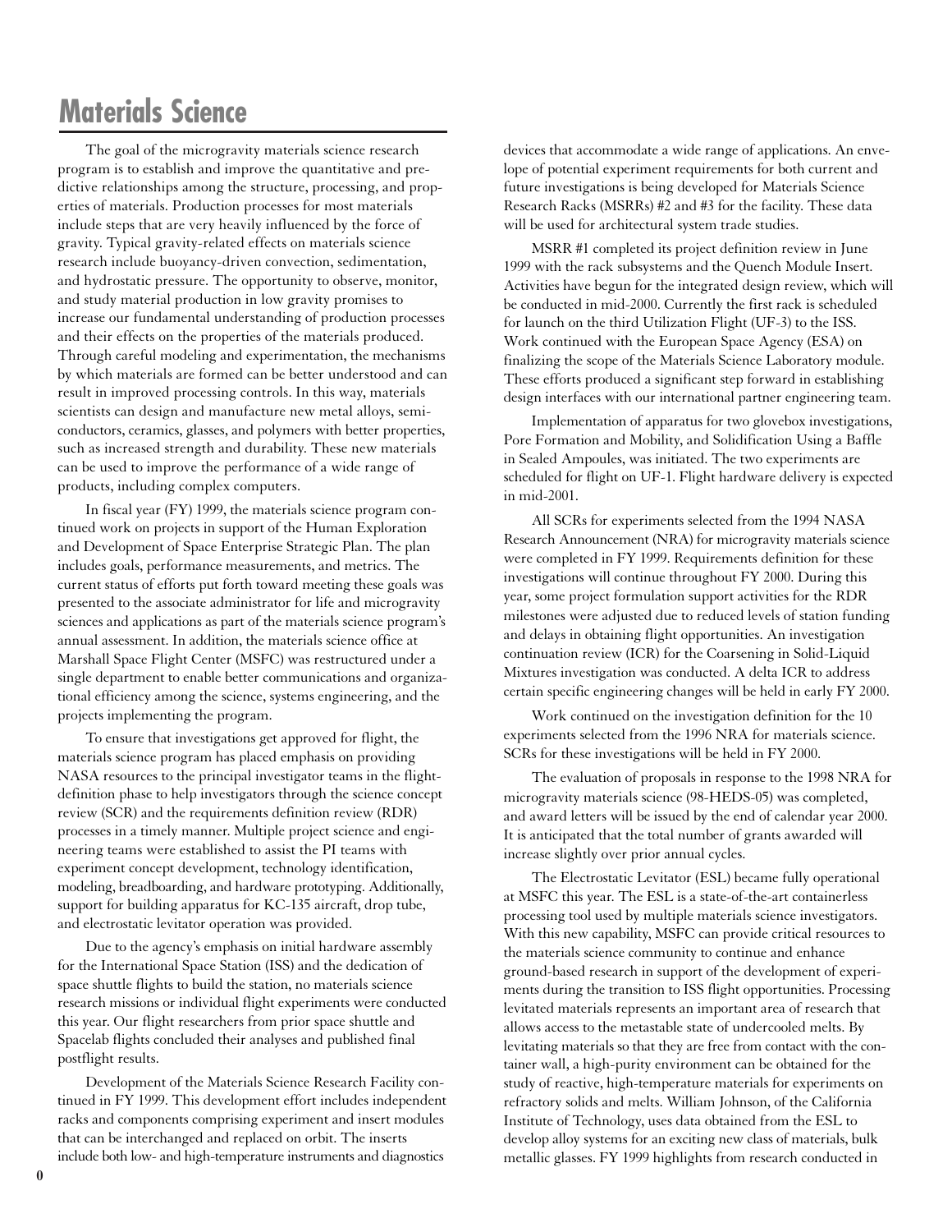# Materials Science

The goal of the microgravity materials science research program is to establish and improve the quantitative and predictive relationships among the structure, processing, and properties of materials. Production processes for most materials include steps that are very heavily influenced by the force of gravity. Typical gravity-related effects on materials science research include buoyancy-driven convection, sedimentation, and hydrostatic pressure. The opportunity to observe, monitor, and study material production in low gravity promises to increase our fundamental understanding of production processes and their effects on the properties of the materials produced. Through careful modeling and experimentation, the mechanisms by which materials are formed can be better understood and can result in improved processing controls. In this way, materials scientists can design and manufacture new metal alloys, semiconductors, ceramics, glasses, and polymers with better properties, such as increased strength and durability. These new materials can be used to improve the performance of a wide range of products, including complex computers.

In fiscal year (FY) 1999, the materials science program continued work on projects in support of the Human Exploration and Development of Space Enterprise Strategic Plan. The plan includes goals, performance measurements, and metrics. The current status of efforts put forth toward meeting these goals was presented to the associate administrator for life and microgravity sciences and applications as part of the materials science program's annual assessment. In addition, the materials science office at Marshall Space Flight Center (MSFC) was restructured under a single department to enable better communications and organizational efficiency among the science, systems engineering, and the projects implementing the program.

To ensure that investigations get approved for flight, the materials science program has placed emphasis on providing NASA resources to the principal investigator teams in the flight-definition phase to help investigators through the science concept review (SCR) and the requirements definition review (RDR) processes in a timely manner. Multiple project science and engineering teams were established to assist the PI teams with experiment concept development, technology identification, modeling, breadboarding, and hardware prototyping. Additionally, support for building apparatus for KC-135 aircraft, drop tube, and electrostatic levitator operation was provided.

Due to the agency's emphasis on initial hardware assembly for the International Space Station (ISS) and the dedication of space shuttle flights to build the station, no materials science research missions or individual flight experiments were conducted this year. Our flight researchers from prior space shuttle and Spacelab flights concluded their analyses and published final postflight results.

Development of the Materials Science Research Facility continued in FY 1999. This development effort includes independent racks and components comprising experiment and insert modules that can be interchanged and replaced on orbit. The inserts include both low- and high-temperature instruments and diagnostics devices that accommodate a wide range of applications. An envelope of potential experiment requirements for both current and future investigations is being developed for Materials Science Research Racks (MSRRs) #2 and #3 for the facility. These data will be used for architectural system trade studies.

MSRR #1 completed its project definition review in June 1999 with the rack subsystems and the Quench Module Insert. Activities have begun for the integrated design review, which will be conducted in mid-2000. Currently the first rack is scheduled for launch on the third Utilization Flight (UF-3) to the ISS. Work continued with the European Space Agency (ESA) on finalizing the scope of the Materials Science Laboratory module. These efforts produced a significant step forward in establishing design interfaces with our international partner engineering team.

Implementation of apparatus for two glovebox investigations, Pore Formation and Mobility, and Solidification Using a Baffle in Sealed Ampoules, was initiated. The two experiments are scheduled for flight on UF-1. Flight hardware delivery is expected in mid-2001.

All SCRs for experiments selected from the 1994 NASA Research Announcement (NRA) for microgravity materials science were completed in FY 1999. Requirements definition for these investigations will continue throughout FY 2000. During this year, some project formulation support activities for the RDR milestones were adjusted due to reduced levels of station funding and delays in obtaining flight opportunities. An investigation continuation review (ICR) for the Coarsening in Solid-Liquid Mixtures investigation was conducted. A delta ICR to address certain specific engineering changes will be held in early FY 2000.

Work continued on the investigation definition for the 10 experiments selected from the 1996 NRA for materials science. SCRs for these investigations will be held in FY 2000.

The evaluation of proposals in response to the 1998 NRA for microgravity materials science (98-HEDS-05) was completed, and award letters will be issued by the end of calendar year 2000. It is anticipated that the total number of grants awarded will increase slightly over prior annual cycles.

The Electrostatic Levitator (ESL) became fully operational at MSFC this year. The ESL is a state-of-the-art containerless processing tool used by multiple materials science investigators. With this new capability, MSFC can provide critical resources to the materials science community to continue and enhance ground-based research in support of the development of experiments during the transition to ISS flight opportunities. Processing levitated materials represents an important area of research that allows access to the metastable state of undercooled melts. By levitating materials so that they are free from contact with the container wall, a high-purity environment can be obtained for the study of reactive, high-temperature materials for experiments on refractory solids and melts. William Johnson, of the California Institute of Technology, uses data obtained from the ESL to develop alloy systems for an exciting new class of materials, bulk metallic glasses. FY 1999 highlights from research conducted in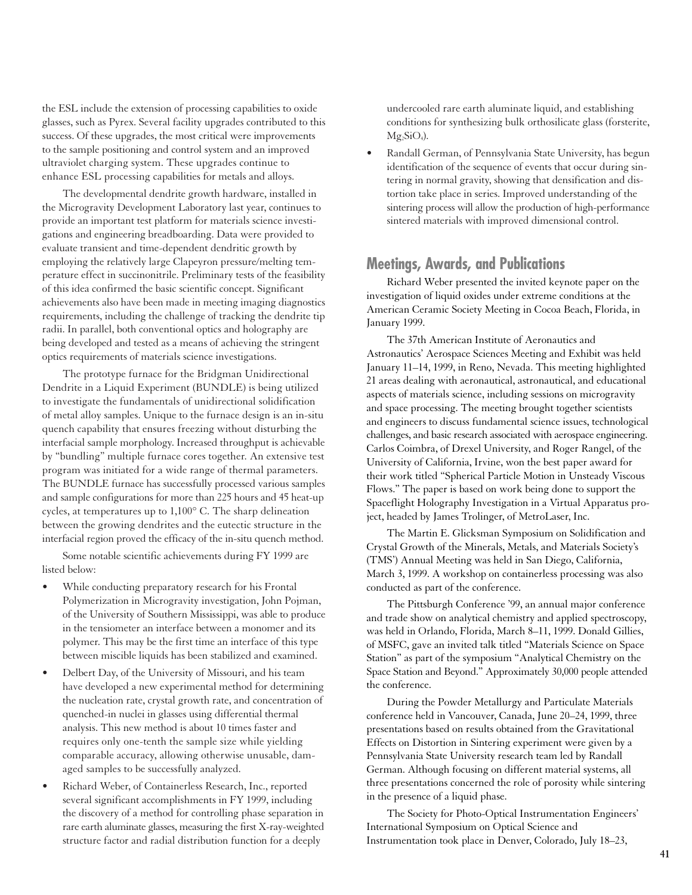the ESL include the extension of processing capabilities to oxide glasses, such as Pyrex. Several facility upgrades contributed to this success. Of these upgrades, the most critical were improvements to the sample positioning and control system and an improved ultraviolet charging system. These upgrades continue to enhance ESL processing capabilities for metals and alloys.

The developmental dendrite growth hardware, installed in the Microgravity Development Laboratory last year, continues to provide an important test platform for materials science investigations and engineering breadboarding. Data were provided to evaluate transient and time-dependent dendritic growth by employing the relatively large Clapeyron pressure/melting temperature effect in succinonitrile. Preliminary tests of the feasibility of this idea confirmed the basic scientific concept. Significant achievements also have been made in meeting imaging diagnostics requirements, including the challenge of tracking the dendrite tip radii. In parallel, both conventional optics and holography are being developed and tested as a means of achieving the stringent optics requirements of materials science investigations.

The prototype furnace for the Bridgman Unidirectional Dendrite in a Liquid Experiment (BUNDLE) is being utilized to investigate the fundamentals of unidirectional solidification of metal alloy samples. Unique to the furnace design is an in-situ quench capability that ensures freezing without disturbing the interfacial sample morphology. Increased throughput is achievable by "bundling" multiple furnace cores together. An extensive test program was initiated for a wide range of thermal parameters. The BUNDLE furnace has successfully processed various samples and sample configurations for more than 225 hours and 45 heat-up cycles, at temperatures up to 1,100° C. The sharp delineation between the growing dendrites and the eutectic structure in the interfacial region proved the efficacy of the in-situ quench method.

Some notable scientific achievements during FY 1999 are listed below:

- While conducting preparatory research for his Frontal Polymerization in Microgravity investigation, John Pojman, of the University of Southern Mississippi, was able to produce in the tensiometer an interface between a monomer and its polymer. This may be the first time an interface of this type between miscible liquids has been stabilized and examined.
- Delbert Day, of the University of Missouri, and his team have developed a new experimental method for determining the nucleation rate, crystal growth rate, and concentration of quenched-in nuclei in glasses using differential thermal analysis. This new method is about 10 times faster and requires only one-tenth the sample size while yielding comparable accuracy, allowing otherwise unusable, damaged samples to be successfully analyzed.
- Richard Weber, of Containerless Research, Inc., reported several significant accomplishments in FY 1999, including the discovery of a method for controlling phase separation in rare earth aluminate glasses, measuring the first X-ray-weighted structure factor and radial distribution function for a deeply undercooled rare earth aluminate liquid, and establishing conditions for synthesizing bulk orthosilicate glass (forsterite, $Mg_2SiO_4$).
- Randall German, of Pennsylvania State University, has begun identification of the sequence of events that occur during sintering in normal gravity, showing that densification and distortion take place in series. Improved understanding of the sintering process will allow the production of high-performance sintered materials with improved dimensional control.

## Meetings, Awards, and Publications

Richard Weber presented the invited keynote paper on the investigation of liquid oxides under extreme conditions at the American Ceramic Society Meeting in Cocoa Beach, Florida, in January 1999.

The 37th American Institute of Aeronautics and Astronautics' Aerospace Sciences Meeting and Exhibit was held January 11–14, 1999, in Reno, Nevada. This meeting highlighted 21 areas dealing with aeronautical, astronautical, and educational aspects of materials science, including sessions on microgravity and space processing. The meeting brought together scientists and engineers to discuss fundamental science issues, technological challenges, and basic research associated with aerospace engineering. Carlos Coimbra, of Drexel University, and Roger Rangel, of the University of California, Irvine, won the best paper award for their work titled "Spherical Particle Motion in Unsteady Viscous Flows." The paper is based on work being done to support the Spaceflight Holography Investigation in a Virtual Apparatus project, headed by James Trolinger, of MetroLaser, Inc.

The Martin E. Glicksman Symposium on Solidification and Crystal Growth of the Minerals, Metals, and Materials Society's (TMS') Annual Meeting was held in San Diego, California, March 3, 1999. A workshop on containerless processing was also conducted as part of the conference.

The Pittsburgh Conference '99, an annual major conference and trade show on analytical chemistry and applied spectroscopy, was held in Orlando, Florida, March 8–11, 1999. Donald Gillies, of MSFC, gave an invited talk titled "Materials Science on Space Station" as part of the symposium "Analytical Chemistry on the Space Station and Beyond." Approximately 30,000 people attended the conference.

During the Powder Metallurgy and Particulate Materials conference held in Vancouver, Canada, June 20–24, 1999, three presentations based on results obtained from the Gravitational Effects on Distortion in Sintering experiment were given by a Pennsylvania State University research team led by Randall German. Although focusing on different material systems, all three presentations concerned the role of porosity while sintering in the presence of a liquid phase.

The Society for Photo-Optical Instrumentation Engineers' International Symposium on Optical Science and Instrumentation took place in Denver, Colorado, July 18–23,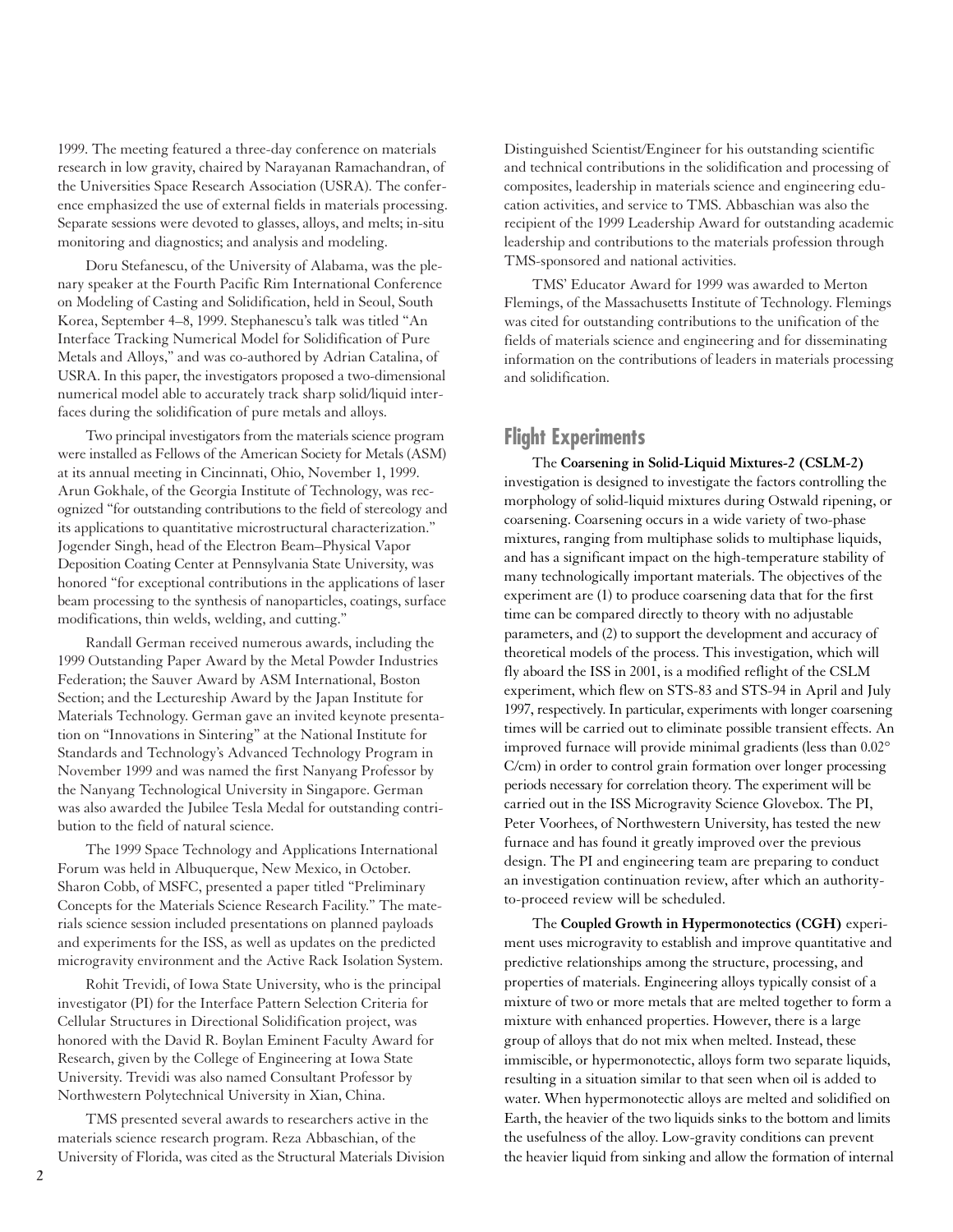1999. The meeting featured a three-day conference on materials research in low gravity, chaired by Narayanan Ramachandran, of the Universities Space Research Association (USRA). The conference emphasized the use of external fields in materials processing. Separate sessions were devoted to glasses, alloys, and melts; in-situ monitoring and diagnostics; and analysis and modeling.

Doru Stefanescu, of the University of Alabama, was the plenary speaker at the Fourth Pacific Rim International Conference on Modeling of Casting and Solidification, held in Seoul, South Korea, September 4–8, 1999. Stephanescu's talk was titled "An Interface Tracking Numerical Model for Solidification of Pure Metals and Alloys," and was co-authored by Adrian Catalina, of USRA. In this paper, the investigators proposed a two-dimensional numerical model able to accurately track sharp solid/liquid interfaces during the solidification of pure metals and alloys.

Two principal investigators from the materials science program were installed as Fellows of the American Society for Metals (ASM) at its annual meeting in Cincinnati, Ohio, November 1, 1999. Arun Gokhale, of the Georgia Institute of Technology, was recognized "for outstanding contributions to the field of stereology and its applications to quantitative microstructural characterization." Jogender Singh, head of the Electron Beam–Physical Vapor Deposition Coating Center at Pennsylvania State University, was honored "for exceptional contributions in the applications of laser beam processing to the synthesis of nanoparticles, coatings, surface modifications, thin welds, welding, and cutting."

Randall German received numerous awards, including the 1999 Outstanding Paper Award by the Metal Powder Industries Federation; the Sauver Award by ASM International, Boston Section; and the Lectureship Award by the Japan Institute for Materials Technology. German gave an invited keynote presentation on "Innovations in Sintering" at the National Institute for Standards and Technology's Advanced Technology Program in November 1999 and was named the first Nanyang Professor by the Nanyang Technological University in Singapore. German was also awarded the Jubilee Tesla Medal for outstanding contribution to the field of natural science.

The 1999 Space Technology and Applications International Forum was held in Albuquerque, New Mexico, in October. Sharon Cobb, of MSFC, presented a paper titled "Preliminary Concepts for the Materials Science Research Facility." The materials science session included presentations on planned payloads and experiments for the ISS, as well as updates on the predicted microgravity environment and the Active Rack Isolation System.

Rohit Trevidi, of Iowa State University, who is the principal investigator (PI) for the Interface Pattern Selection Criteria for Cellular Structures in Directional Solidification project, was honored with the David R. Boylan Eminent Faculty Award for Research, given by the College of Engineering at Iowa State University. Trevidi was also named Consultant Professor by Northwestern Polytechnical University in Xian, China.

TMS presented several awards to researchers active in the materials science research program. Reza Abbaschian, of the University of Florida, was cited as the Structural Materials Division Distinguished Scientist/Engineer for his outstanding scientific and technical contributions in the solidification and processing of composites, leadership in materials science and engineering education activities, and service to TMS. Abbaschian was also the recipient of the 1999 Leadership Award for outstanding academic leadership and contributions to the materials profession through TMS-sponsored and national activities.

TMS' Educator Award for 1999 was awarded to Merton Flemings, of the Massachusetts Institute of Technology. Flemings was cited for outstanding contributions to the unification of the fields of materials science and engineering and for disseminating information on the contributions of leaders in materials processing and solidification.

## Flight Experiments

The **Coarsening in Solid-Liquid Mixtures-2 (CSLM-2)** investigation is designed to investigate the factors controlling the morphology of solid-liquid mixtures during Ostwald ripening, or coarsening. Coarsening occurs in a wide variety of two-phase mixtures, ranging from multiphase solids to multiphase liquids, and has a significant impact on the high-temperature stability of many technologically important materials. The objectives of the experiment are (1) to produce coarsening data that for the first time can be compared directly to theory with no adjustable parameters, and (2) to support the development and accuracy of theoretical models of the process. This investigation, which will fly aboard the ISS in 2001, is a modified reflight of the CSLM experiment, which flew on STS-83 and STS-94 in April and July 1997, respectively. In particular, experiments with longer coarsening times will be carried out to eliminate possible transient effects. An improved furnace will provide minimal gradients (less than 0.02° C/cm) in order to control grain formation over longer processing periods necessary for correlation theory. The experiment will be carried out in the ISS Microgravity Science Glovebox. The PI, Peter Voorhees, of Northwestern University, has tested the new furnace and has found it greatly improved over the previous design. The PI and engineering team are preparing to conduct an investigation continuation review, after which an authority-to-proceed review will be scheduled.

The **Coupled Growth in Hypermonotectics (CGH)** experiment uses microgravity to establish and improve quantitative and predictive relationships among the structure, processing, and properties of materials. Engineering alloys typically consist of a mixture of two or more metals that are melted together to form a mixture with enhanced properties. However, there is a large group of alloys that do not mix when melted. Instead, these immiscible, or hypermonotectic, alloys form two separate liquids, resulting in a situation similar to that seen when oil is added to water. When hypermonotectic alloys are melted and solidified on Earth, the heavier of the two liquids sinks to the bottom and limits the usefulness of the alloy. Low-gravity conditions can prevent the heavier liquid from sinking and allow the formation of internal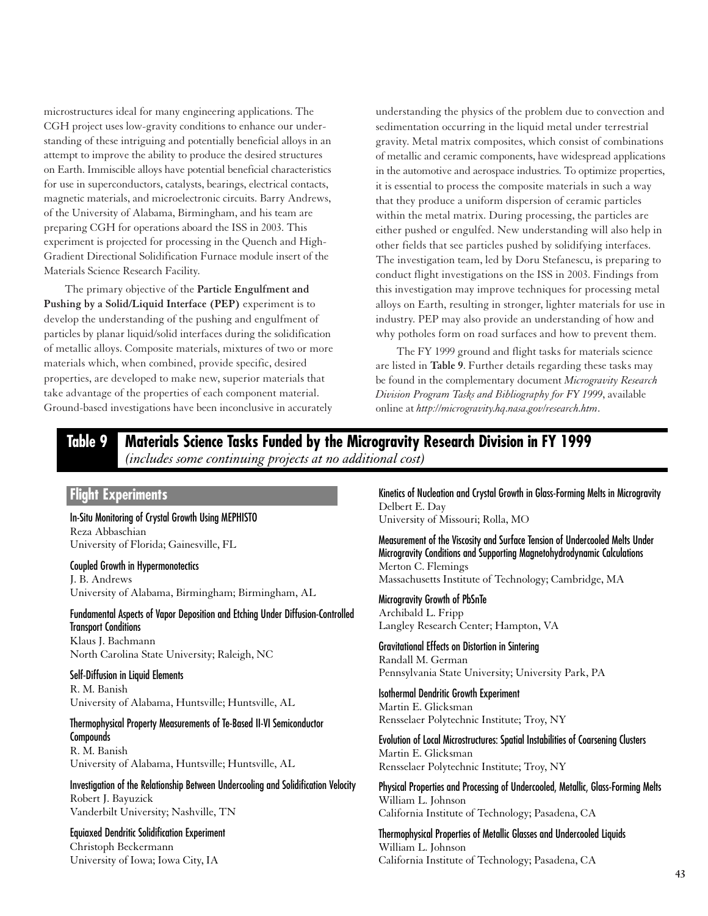microstructures ideal for many engineering applications. The CGH project uses low-gravity conditions to enhance our understanding of these intriguing and potentially beneficial alloys in an attempt to improve the ability to produce the desired structures on Earth. Immiscible alloys have potential beneficial characteristics for use in superconductors, catalysts, bearings, electrical contacts, magnetic materials, and microelectronic circuits. Barry Andrews, of the University of Alabama, Birmingham, and his team are preparing CGH for operations aboard the ISS in 2003. This experiment is projected for processing in the Quench and High-Gradient Directional Solidification Furnace module insert of the Materials Science Research Facility.

The primary objective of the **Particle Engulfment and Pushing by a Solid/Liquid Interface (PEP)** experiment is to develop the understanding of the pushing and engulfment of particles by planar liquid/solid interfaces during the solidification of metallic alloys. Composite materials, mixtures of two or more materials which, when combined, provide specific, desired properties, are developed to make new, superior materials that take advantage of the properties of each component material. Ground-based investigations have been inconclusive in accurately understanding the physics of the problem due to convection and sedimentation occurring in the liquid metal under terrestrial gravity. Metal matrix composites, which consist of combinations of metallic and ceramic components, have widespread applications in the automotive and aerospace industries. To optimize properties, it is essential to process the composite materials in such a way that they produce a uniform dispersion of ceramic particles within the metal matrix. During processing, the particles are either pushed or engulfed. New understanding will also help in other fields that see particles pushed by solidifying interfaces. The investigation team, led by Doru Stefanescu, is preparing to conduct flight investigations on the ISS in 2003. Findings from this investigation may improve techniques for processing metal alloys on Earth, resulting in stronger, lighter materials for use in industry. PEP may also provide an understanding of how and why potholes form on road surfaces and how to prevent them.

The FY 1999 ground and flight tasks for materials science are listed in **Table 9**. Further details regarding these tasks may be found in the complementary document *Microgravity Research Division Program Tasks and Bibliography for FY 1999*, available online at *http://microgravity.hq.nasa.gov/research.htm*.

## Table 9 Materials Science Tasks Funded by the Microgravity Research Division in FY 1999

*(includes some continuing projects at no additional cost)*

### Flight Experiments

**In-Situ Monitoring of Crystal Growth Using MEPHISTO**
Reza Abbaschian
University of Florida; Gainesville, FL

**Coupled Growth in Hypermonotectics**
J. B. Andrews
University of Alabama, Birmingham; Birmingham, AL

**Fundamental Aspects of Vapor Deposition and Etching Under Diffusion-Controlled Transport Conditions**
Klaus J. Bachmann
North Carolina State University; Raleigh, NC

**Self-Diffusion in Liquid Elements**
R. M. Banish
University of Alabama, Huntsville; Huntsville, AL

**Thermophysical Property Measurements of Te-Based II-VI Semiconductor Compounds**
R. M. Banish
University of Alabama, Huntsville; Huntsville, AL

**Investigation of the Relationship Between Undercooling and Solidification Velocity**
Robert J. Bayuzick
Vanderbilt University; Nashville, TN

**Equiaxed Dendritic Solidification Experiment**
Christoph Beckermann
University of Iowa; Iowa City, IA

**Kinetics of Nucleation and Crystal Growth in Glass-Forming Melts in Microgravity**
Delbert E. Day
University of Missouri; Rolla, MO

**Measurement of the Viscosity and Surface Tension of Undercooled Melts Under Microgravity Conditions and Supporting Magnetohydrodynamic Calculations**
Merton C. Flemings
Massachusetts Institute of Technology; Cambridge, MA

**Microgravity Growth of PbSnTe**
Archibald L. Fripp
Langley Research Center; Hampton, VA

**Gravitational Effects on Distortion in Sintering**
Randall M. German
Pennsylvania State University; University Park, PA

**Isothermal Dendritic Growth Experiment**
Martin E. Glicksman
Rensselaer Polytechnic Institute; Troy, NY

**Evolution of Local Microstructures: Spatial Instabilities of Coarsening Clusters**
Martin E. Glicksman
Rensselaer Polytechnic Institute; Troy, NY

**Physical Properties and Processing of Undercooled, Metallic, Glass-Forming Melts**
William L. Johnson
California Institute of Technology; Pasadena, CA

**Thermophysical Properties of Metallic Glasses and Undercooled Liquids**
William L. Johnson
California Institute of Technology; Pasadena, CA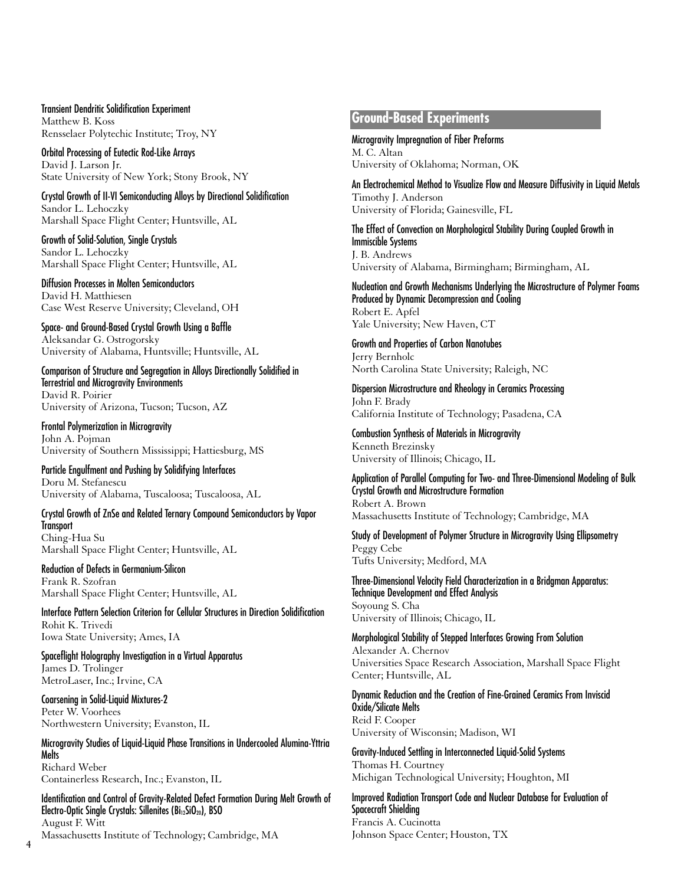**Transient Dendritic Solidification Experiment**
Matthew B. Koss
Rensselaer Polytechic Institute; Troy, NY

**Orbital Processing of Eutectic Rod-Like Arrays**
David J. Larson Jr.
State University of New York; Stony Brook, NY

**Crystal Growth of II-VI Semiconducting Alloys by Directional Solidification**
Sandor L. Lehoczky
Marshall Space Flight Center; Huntsville, AL

**Growth of Solid-Solution, Single Crystals**
Sandor L. Lehoczky
Marshall Space Flight Center; Huntsville, AL

**Diffusion Processes in Molten Semiconductors**
David H. Matthiesen
Case West Reserve University; Cleveland, OH

**Space- and Ground-Based Crystal Growth Using a Baffle**
Aleksandar G. Ostrogorsky
University of Alabama, Huntsville; Huntsville, AL

**Comparison of Structure and Segregation in Alloys Directionally Solidified in Terrestrial and Microgravity Environments**
David R. Poirier
University of Arizona, Tucson; Tucson, AZ

**Frontal Polymerization in Microgravity**
John A. Pojman
University of Southern Mississippi; Hattiesburg, MS

**Particle Engulfment and Pushing by Solidifying Interfaces**
Doru M. Stefanescu
University of Alabama, Tuscaloosa; Tuscaloosa, AL

**Crystal Growth of ZnSe and Related Ternary Compound Semiconductors by Vapor Transport**
Ching-Hua Su
Marshall Space Flight Center; Huntsville, AL

**Reduction of Defects in Germanium-Silicon**
Frank R. Szofran
Marshall Space Flight Center; Huntsville, AL

**Interface Pattern Selection Criterion for Cellular Structures in Direction Solidification**
Rohit K. Trivedi
Iowa State University; Ames, IA

**Spaceflight Holography Investigation in a Virtual Apparatus**
James D. Trolinger
MetroLaser, Inc.; Irvine, CA

**Coarsening in Solid-Liquid Mixtures-2**
Peter W. Voorhees
Northwestern University; Evanston, IL

**Microgravity Studies of Liquid-Liquid Phase Transitions in Undercooled Alumina-Yttria Melts**
Richard Weber
Containerless Research, Inc.; Evanston, IL

**Identification and Control of Gravity-Related Defect Formation During Melt Growth of Electro-Optic Single Crystals: Sillenites ($Bi_{12}SiO_{20}$), BSO**
August F. Witt
Massachusetts Institute of Technology; Cambridge, MA

## Ground-Based Experiments

**Microgravity Impregnation of Fiber Preforms**
M. C. Altan
University of Oklahoma; Norman, OK

**An Electrochemical Method to Visualize Flow and Measure Diffusivity in Liquid Metals**
Timothy J. Anderson
University of Florida; Gainesville, FL

**The Effect of Convection on Morphological Stability During Coupled Growth in Immiscible Systems**
J. B. Andrews
University of Alabama, Birmingham; Birmingham, AL

**Nucleation and Growth Mechanisms Underlying the Microstructure of Polymer Foams Produced by Dynamic Decompression and Cooling**
Robert E. Apfel
Yale University; New Haven, CT

**Growth and Properties of Carbon Nanotubes**
Jerry Bernholc
North Carolina State University; Raleigh, NC

**Dispersion Microstructure and Rheology in Ceramics Processing**
John F. Brady
California Institute of Technology; Pasadena, CA

**Combustion Synthesis of Materials in Microgravity**
Kenneth Brezinsky
University of Illinois; Chicago, IL

**Application of Parallel Computing for Two- and Three-Dimensional Modeling of Bulk Crystal Growth and Microstructure Formation**
Robert A. Brown
Massachusetts Institute of Technology; Cambridge, MA

**Study of Development of Polymer Structure in Microgravity Using Ellipsometry**
Peggy Cebe
Tufts University; Medford, MA

**Three-Dimensional Velocity Field Characterization in a Bridgman Apparatus: Technique Development and Effect Analysis**
Soyoung S. Cha
University of Illinois; Chicago, IL

**Morphological Stability of Stepped Interfaces Growing From Solution**
Alexander A. Chernov
Universities Space Research Association, Marshall Space Flight Center; Huntsville, AL

**Dynamic Reduction and the Creation of Fine-Grained Ceramics From Inviscid Oxide/Silicate Melts**
Reid F. Cooper
University of Wisconsin; Madison, WI

**Gravity-Induced Settling in Interconnected Liquid-Solid Systems**
Thomas H. Courtney
Michigan Technological University; Houghton, MI

**Improved Radiation Transport Code and Nuclear Database for Evaluation of Spacecraft Shielding**
Francis A. Cucinotta
Johnson Space Center; Houston, TX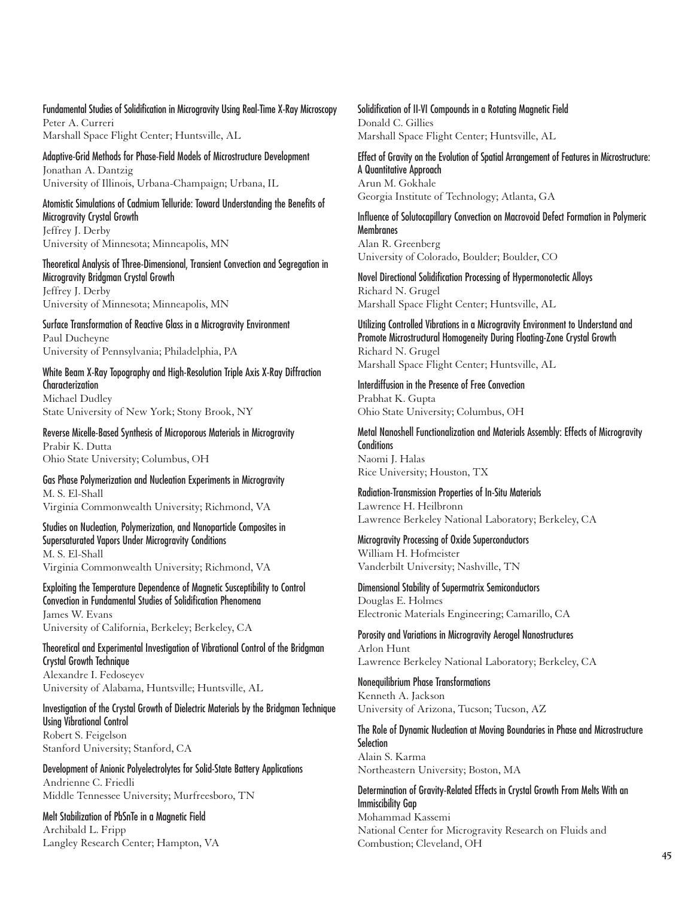**Fundamental Studies of Solidification in Microgravity Using Real-Time X-Ray Microscopy**
Peter A. Curreri
Marshall Space Flight Center; Huntsville, AL

**Adaptive-Grid Methods for Phase-Field Models of Microstructure Development**
Jonathan A. Dantzig
University of Illinois, Urbana-Champaign; Urbana, IL

**Atomistic Simulations of Cadmium Telluride: Toward Understanding the Benefits of Microgravity Crystal Growth**
Jeffrey J. Derby
University of Minnesota; Minneapolis, MN

**Theoretical Analysis of Three-Dimensional, Transient Convection and Segregation in Microgravity Bridgman Crystal Growth**
Jeffrey J. Derby
University of Minnesota; Minneapolis, MN

**Surface Transformation of Reactive Glass in a Microgravity Environment**
Paul Ducheyne
University of Pennsylvania; Philadelphia, PA

**White Beam X-Ray Topography and High-Resolution Triple Axis X-Ray Diffraction Characterization**
Michael Dudley
State University of New York; Stony Brook, NY

**Reverse Micelle-Based Synthesis of Microporous Materials in Microgravity**
Prabir K. Dutta
Ohio State University; Columbus, OH

**Gas Phase Polymerization and Nucleation Experiments in Microgravity**
M. S. El-Shall
Virginia Commonwealth University; Richmond, VA

**Studies on Nucleation, Polymerization, and Nanoparticle Composites in Supersaturated Vapors Under Microgravity Conditions**
M. S. El-Shall
Virginia Commonwealth University; Richmond, VA

**Exploiting the Temperature Dependence of Magnetic Susceptibility to Control Convection in Fundamental Studies of Solidification Phenomena**
James W. Evans
University of California, Berkeley; Berkeley, CA

**Theoretical and Experimental Investigation of Vibrational Control of the Bridgman Crystal Growth Technique**
Alexandre I. Fedoseyev
University of Alabama, Huntsville; Huntsville, AL

**Investigation of the Crystal Growth of Dielectric Materials by the Bridgman Technique Using Vibrational Control**
Robert S. Feigelson
Stanford University; Stanford, CA

**Development of Anionic Polyelectrolytes for Solid-State Battery Applications**
Andrienne C. Friedli
Middle Tennessee University; Murfreesboro, TN

**Melt Stabilization of PbSnTe in a Magnetic Field**
Archibald L. Fripp
Langley Research Center; Hampton, VA

**Solidification of II-VI Compounds in a Rotating Magnetic Field**
Donald C. Gillies
Marshall Space Flight Center; Huntsville, AL

**Effect of Gravity on the Evolution of Spatial Arrangement of Features in Microstructure: A Quantitative Approach**
Arun M. Gokhale
Georgia Institute of Technology; Atlanta, GA

**Influence of Solutocapillary Convection on Macrovoid Defect Formation in Polymeric Membranes**
Alan R. Greenberg
University of Colorado, Boulder; Boulder, CO

**Novel Directional Solidification Processing of Hypermonotectic Alloys**
Richard N. Grugel
Marshall Space Flight Center; Huntsville, AL

**Utilizing Controlled Vibrations in a Microgravity Environment to Understand and Promote Microstructural Homogeneity During Floating-Zone Crystal Growth**
Richard N. Grugel
Marshall Space Flight Center; Huntsville, AL

**Interdiffusion in the Presence of Free Convection**
Prabhat K. Gupta
Ohio State University; Columbus, OH

**Metal Nanoshell Functionalization and Materials Assembly: Effects of Microgravity Conditions**
Naomi J. Halas
Rice University; Houston, TX

**Radiation-Transmission Properties of In-Situ Materials**
Lawrence H. Heilbronn
Lawrence Berkeley National Laboratory; Berkeley, CA

**Microgravity Processing of Oxide Superconductors**
William H. Hofmeister
Vanderbilt University; Nashville, TN

**Dimensional Stability of Supermatrix Semiconductors**
Douglas E. Holmes
Electronic Materials Engineering; Camarillo, CA

**Porosity and Variations in Microgravity Aerogel Nanostructures**
Arlon Hunt
Lawrence Berkeley National Laboratory; Berkeley, CA

**Nonequilibrium Phase Transformations**
Kenneth A. Jackson
University of Arizona, Tucson; Tucson, AZ

**The Role of Dynamic Nucleation at Moving Boundaries in Phase and Microstructure Selection**
Alain S. Karma
Northeastern University; Boston, MA

**Determination of Gravity-Related Effects in Crystal Growth From Melts With an Immiscibility Gap**
Mohammad Kassemi
National Center for Microgravity Research on Fluids and Combustion; Cleveland, OH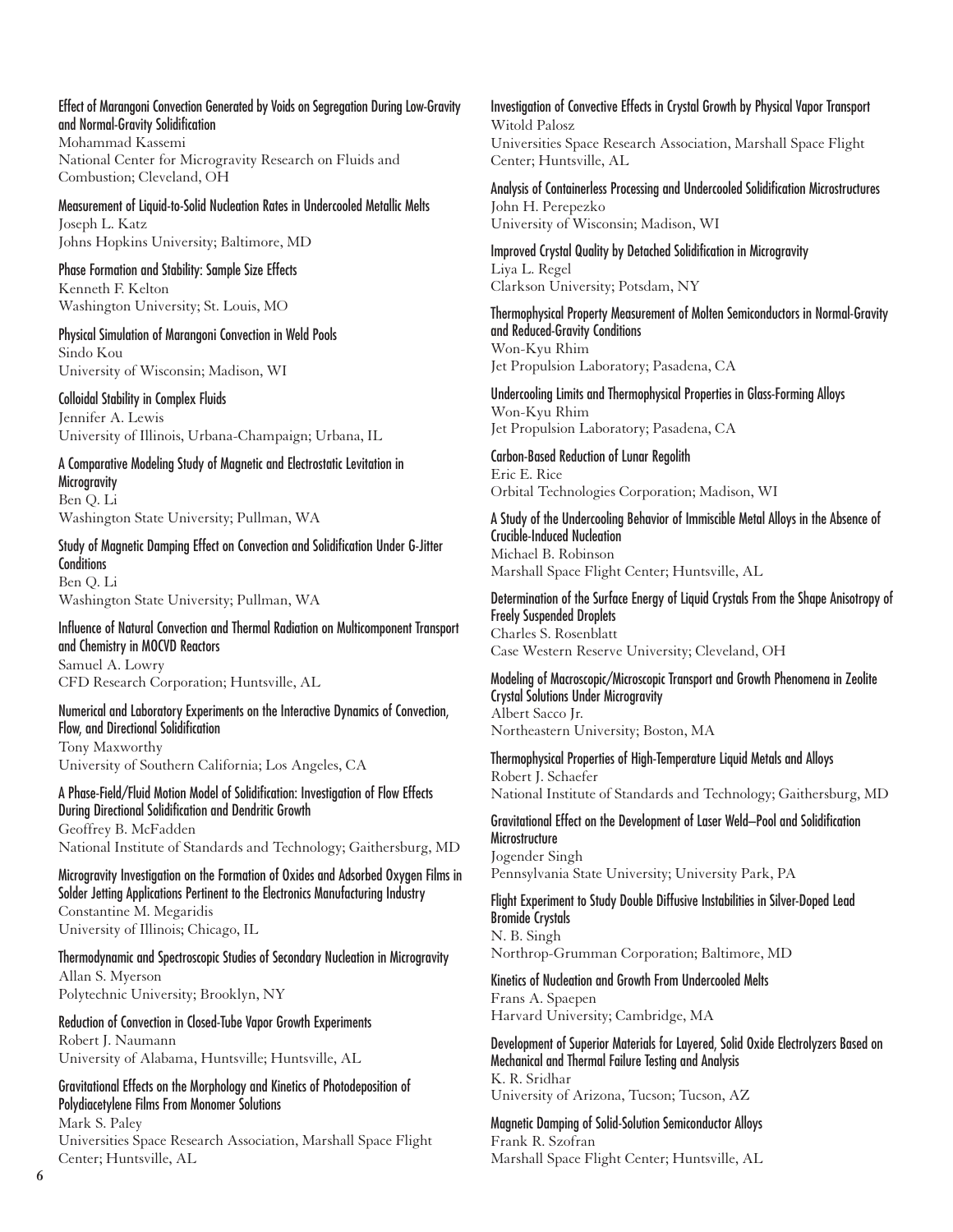Effect of Marangoni Convection Generated by Voids on Segregation During Low-Gravity and Normal-Gravity Solidification
Mohammad Kassemi
National Center for Microgravity Research on Fluids and Combustion; Cleveland, OH

Measurement of Liquid-to-Solid Nucleation Rates in Undercooled Metallic Melts
Joseph L. Katz
Johns Hopkins University; Baltimore, MD

Phase Formation and Stability: Sample Size Effects
Kenneth F. Kelton
Washington University; St. Louis, MO

Physical Simulation of Marangoni Convection in Weld Pools
Sindo Kou
University of Wisconsin; Madison, WI

Colloidal Stability in Complex Fluids
Jennifer A. Lewis
University of Illinois, Urbana-Champaign; Urbana, IL

A Comparative Modeling Study of Magnetic and Electrostatic Levitation in Microgravity
Ben Q. Li
Washington State University; Pullman, WA

Study of Magnetic Damping Effect on Convection and Solidification Under G-Jitter Conditions
Ben Q. Li
Washington State University; Pullman, WA

Influence of Natural Convection and Thermal Radiation on Multicomponent Transport and Chemistry in MOCVD Reactors
Samuel A. Lowry
CFD Research Corporation; Huntsville, AL

Numerical and Laboratory Experiments on the Interactive Dynamics of Convection, Flow, and Directional Solidification
Tony Maxworthy
University of Southern California; Los Angeles, CA

A Phase-Field/Fluid Motion Model of Solidification: Investigation of Flow Effects During Directional Solidification and Dendritic Growth
Geoffrey B. McFadden
National Institute of Standards and Technology; Gaithersburg, MD

Microgravity Investigation on the Formation of Oxides and Adsorbed Oxygen Films in Solder Jetting Applications Pertinent to the Electronics Manufacturing Industry
Constantine M. Megaridis
University of Illinois; Chicago, IL

Thermodynamic and Spectroscopic Studies of Secondary Nucleation in Microgravity
Allan S. Myerson
Polytechnic University; Brooklyn, NY

Reduction of Convection in Closed-Tube Vapor Growth Experiments
Robert J. Naumann
University of Alabama, Huntsville; Huntsville, AL

Gravitational Effects on the Morphology and Kinetics of Photodeposition of Polydiacetylene Films From Monomer Solutions
Mark S. Paley
Universities Space Research Association, Marshall Space Flight Center; Huntsville, AL

Investigation of Convective Effects in Crystal Growth by Physical Vapor Transport
Witold Palosz
Universities Space Research Association, Marshall Space Flight Center; Huntsville, AL

Analysis of Containerless Processing and Undercooled Solidification Microstructures
John H. Perepezko
University of Wisconsin; Madison, WI

Improved Crystal Quality by Detached Solidification in Microgravity
Liya L. Regel
Clarkson University; Potsdam, NY

Thermophysical Property Measurement of Molten Semiconductors in Normal-Gravity and Reduced-Gravity Conditions
Won-Kyu Rhim
Jet Propulsion Laboratory; Pasadena, CA

Undercooling Limits and Thermophysical Properties in Glass-Forming Alloys
Won-Kyu Rhim
Jet Propulsion Laboratory; Pasadena, CA

Carbon-Based Reduction of Lunar Regolith
Eric E. Rice
Orbital Technologies Corporation; Madison, WI

A Study of the Undercooling Behavior of Immiscible Metal Alloys in the Absence of Crucible-Induced Nucleation
Michael B. Robinson
Marshall Space Flight Center; Huntsville, AL

Determination of the Surface Energy of Liquid Crystals From the Shape Anisotropy of Freely Suspended Droplets
Charles S. Rosenblatt
Case Western Reserve University; Cleveland, OH

Modeling of Macroscopic/Microscopic Transport and Growth Phenomena in Zeolite Crystal Solutions Under Microgravity
Albert Sacco Jr.
Northeastern University; Boston, MA

Thermophysical Properties of High-Temperature Liquid Metals and Alloys
Robert J. Schaefer
National Institute of Standards and Technology; Gaithersburg, MD

Gravitational Effect on the Development of Laser Weld–Pool and Solidification Microstructure
Jogender Singh
Pennsylvania State University; University Park, PA

Flight Experiment to Study Double Diffusive Instabilities in Silver-Doped Lead Bromide Crystals
N. B. Singh
Northrop-Grumman Corporation; Baltimore, MD

Kinetics of Nucleation and Growth From Undercooled Melts
Frans A. Spaepen
Harvard University; Cambridge, MA

Development of Superior Materials for Layered, Solid Oxide Electrolyzers Based on Mechanical and Thermal Failure Testing and Analysis
K. R. Sridhar
University of Arizona, Tucson; Tucson, AZ

Magnetic Damping of Solid-Solution Semiconductor Alloys
Frank R. Szofran
Marshall Space Flight Center; Huntsville, AL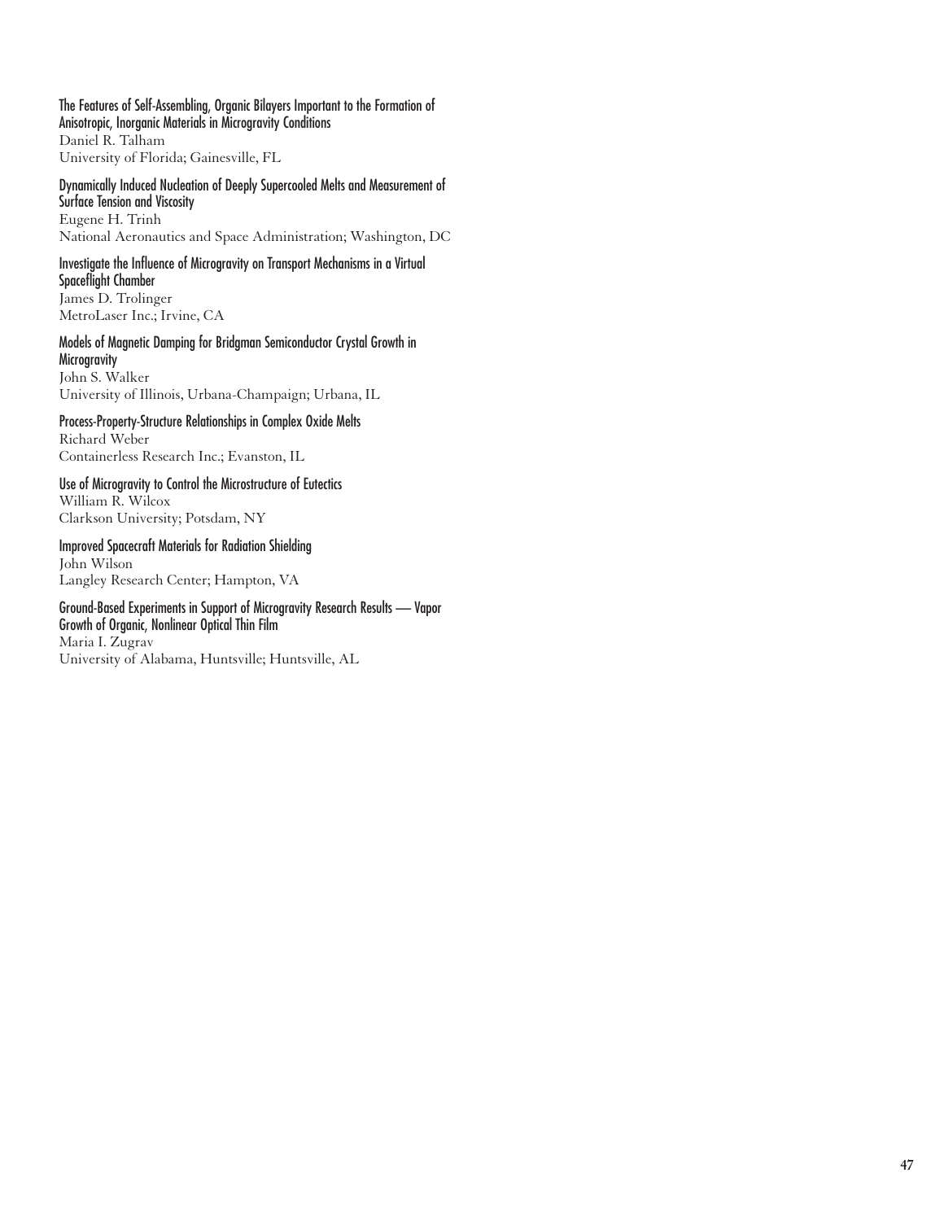**The Features of Self-Assembling, Organic Bilayers Important to the Formation of Anisotropic, Inorganic Materials in Microgravity Conditions**
Daniel R. Talham
University of Florida; Gainesville, FL

**Dynamically Induced Nucleation of Deeply Supercooled Melts and Measurement of Surface Tension and Viscosity**
Eugene H. Trinh
National Aeronautics and Space Administration; Washington, DC

**Investigate the Influence of Microgravity on Transport Mechanisms in a Virtual Spaceflight Chamber**
James D. Trolinger
MetroLaser Inc.; Irvine, CA

**Models of Magnetic Damping for Bridgman Semiconductor Crystal Growth in Microgravity**
John S. Walker
University of Illinois, Urbana-Champaign; Urbana, IL

**Process-Property-Structure Relationships in Complex Oxide Melts**
Richard Weber
Containerless Research Inc.; Evanston, IL

**Use of Microgravity to Control the Microstructure of Eutectics**
William R. Wilcox
Clarkson University; Potsdam, NY

**Improved Spacecraft Materials for Radiation Shielding**
John Wilson
Langley Research Center; Hampton, VA

**Ground-Based Experiments in Support of Microgravity Research Results — Vapor Growth of Organic, Nonlinear Optical Thin Film**
Maria I. Zugrav
University of Alabama, Huntsville; Huntsville, AL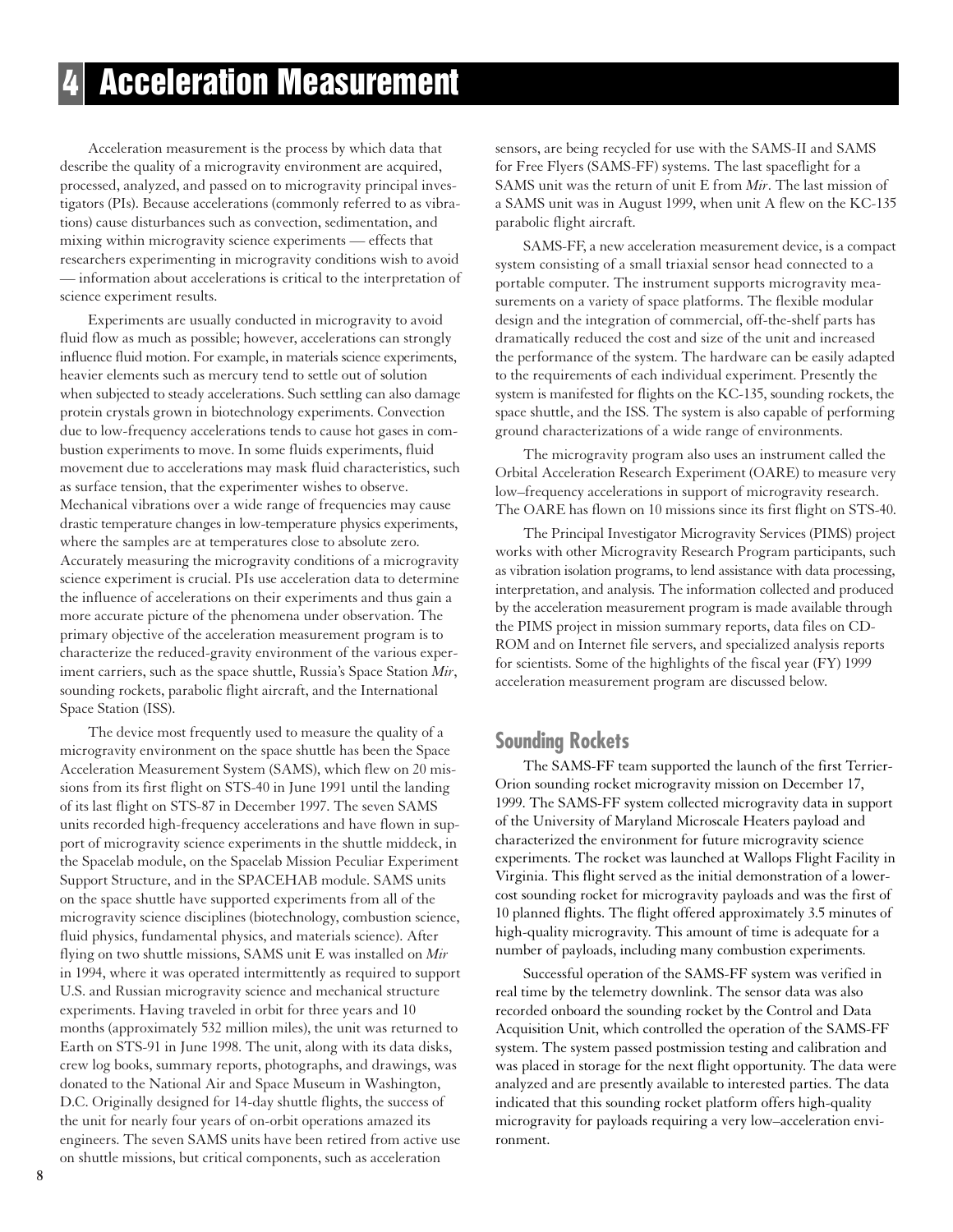#  4 Acceleration Measurement

Acceleration measurement is the process by which data that describe the quality of a microgravity environment are acquired, processed, analyzed, and passed on to microgravity principal investigators (PIs). Because accelerations (commonly referred to as vibrations) cause disturbances such as convection, sedimentation, and mixing within microgravity science experiments — effects that researchers experimenting in microgravity conditions wish to avoid — information about accelerations is critical to the interpretation of science experiment results.

Experiments are usually conducted in microgravity to avoid fluid flow as much as possible; however, accelerations can strongly influence fluid motion. For example, in materials science experiments, heavier elements such as mercury tend to settle out of solution when subjected to steady accelerations. Such settling can also damage protein crystals grown in biotechnology experiments. Convection due to low-frequency accelerations tends to cause hot gases in combustion experiments to move. In some fluids experiments, fluid movement due to accelerations may mask fluid characteristics, such as surface tension, that the experimenter wishes to observe. Mechanical vibrations over a wide range of frequencies may cause drastic temperature changes in low-temperature physics experiments, where the samples are at temperatures close to absolute zero. Accurately measuring the microgravity conditions of a microgravity science experiment is crucial. PIs use acceleration data to determine the influence of accelerations on their experiments and thus gain a more accurate picture of the phenomena under observation. The primary objective of the acceleration measurement program is to characterize the reduced-gravity environment of the various experiment carriers, such as the space shuttle, Russia's Space Station *Mir*, sounding rockets, parabolic flight aircraft, and the International Space Station (ISS).

The device most frequently used to measure the quality of a microgravity environment on the space shuttle has been the Space Acceleration Measurement System (SAMS), which flew on 20 missions from its first flight on STS-40 in June 1991 until the landing of its last flight on STS-87 in December 1997. The seven SAMS units recorded high-frequency accelerations and have flown in support of microgravity science experiments in the shuttle middeck, in the Spacelab module, on the Spacelab Mission Peculiar Experiment Support Structure, and in the SPACEHAB module. SAMS units on the space shuttle have supported experiments from all of the microgravity science disciplines (biotechnology, combustion science, fluid physics, fundamental physics, and materials science). After flying on two shuttle missions, SAMS unit E was installed on *Mir* in 1994, where it was operated intermittently as required to support U.S. and Russian microgravity science and mechanical structure experiments. Having traveled in orbit for three years and 10 months (approximately 532 million miles), the unit was returned to Earth on STS-91 in June 1998. The unit, along with its data disks, crew log books, summary reports, photographs, and drawings, was donated to the National Air and Space Museum in Washington, D.C. Originally designed for 14-day shuttle flights, the success of the unit for nearly four years of on-orbit operations amazed its engineers. The seven SAMS units have been retired from active use on shuttle missions, but critical components, such as acceleration sensors, are being recycled for use with the SAMS-II and SAMS for Free Flyers (SAMS-FF) systems. The last spaceflight for a SAMS unit was the return of unit E from *Mir*. The last mission of a SAMS unit was in August 1999, when unit A flew on the KC-135 parabolic flight aircraft.

SAMS-FF, a new acceleration measurement device, is a compact system consisting of a small triaxial sensor head connected to a portable computer. The instrument supports microgravity measurements on a variety of space platforms. The flexible modular design and the integration of commercial, off-the-shelf parts has dramatically reduced the cost and size of the unit and increased the performance of the system. The hardware can be easily adapted to the requirements of each individual experiment. Presently the system is manifested for flights on the KC-135, sounding rockets, the space shuttle, and the ISS. The system is also capable of performing ground characterizations of a wide range of environments.

The microgravity program also uses an instrument called the Orbital Acceleration Research Experiment (OARE) to measure very low–frequency accelerations in support of microgravity research. The OARE has flown on 10 missions since its first flight on STS-40.

The Principal Investigator Microgravity Services (PIMS) project works with other Microgravity Research Program participants, such as vibration isolation programs, to lend assistance with data processing, interpretation, and analysis. The information collected and produced by the acceleration measurement program is made available through the PIMS project in mission summary reports, data files on CD-ROM and on Internet file servers, and specialized analysis reports for scientists. Some of the highlights of the fiscal year (FY) 1999 acceleration measurement program are discussed below.

## Sounding Rockets

The SAMS-FF team supported the launch of the first Terrier-Orion sounding rocket microgravity mission on December 17, 1999. The SAMS-FF system collected microgravity data in support of the University of Maryland Microscale Heaters payload and characterized the environment for future microgravity science experiments. The rocket was launched at Wallops Flight Facility in Virginia. This flight served as the initial demonstration of a lower-cost sounding rocket for microgravity payloads and was the first of 10 planned flights. The flight offered approximately 3.5 minutes of high-quality microgravity. This amount of time is adequate for a number of payloads, including many combustion experiments.

Successful operation of the SAMS-FF system was verified in real time by the telemetry downlink. The sensor data was also recorded onboard the sounding rocket by the Control and Data Acquisition Unit, which controlled the operation of the SAMS-FF system. The system passed postmission testing and calibration and was placed in storage for the next flight opportunity. The data were analyzed and are presently available to interested parties. The data indicated that this sounding rocket platform offers high-quality microgravity for payloads requiring a very low–acceleration environment.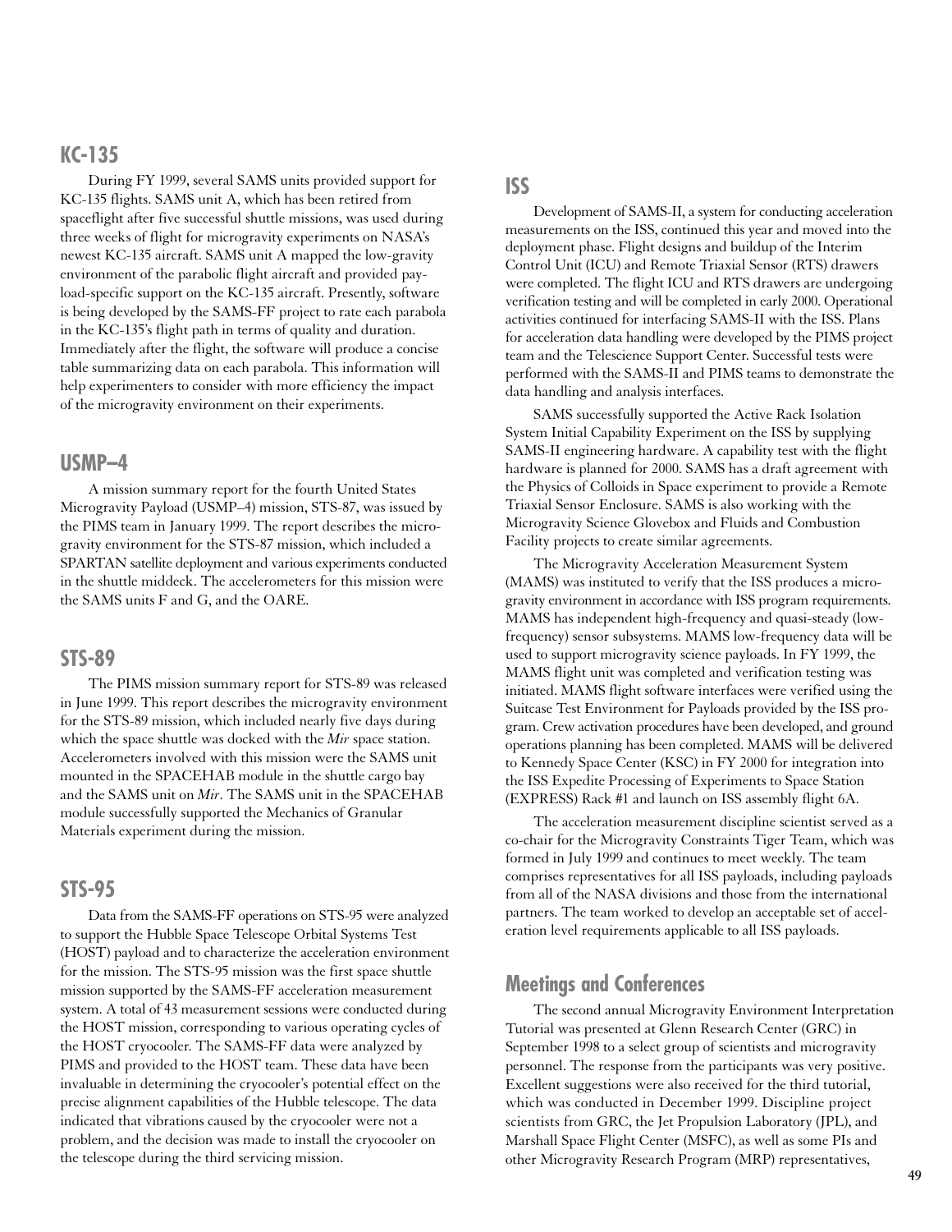## KC-135

During FY 1999, several SAMS units provided support for KC-135 flights. SAMS unit A, which has been retired from spaceflight after five successful shuttle missions, was used during three weeks of flight for microgravity experiments on NASA's newest KC-135 aircraft. SAMS unit A mapped the low-gravity environment of the parabolic flight aircraft and provided payload-specific support on the KC-135 aircraft. Presently, software is being developed by the SAMS-FF project to rate each parabola in the KC-135's flight path in terms of quality and duration. Immediately after the flight, the software will produce a concise table summarizing data on each parabola. This information will help experimenters to consider with more efficiency the impact of the microgravity environment on their experiments.

## USMP–4

A mission summary report for the fourth United States Microgravity Payload (USMP–4) mission, STS-87, was issued by the PIMS team in January 1999. The report describes the microgravity environment for the STS-87 mission, which included a SPARTAN satellite deployment and various experiments conducted in the shuttle middeck. The accelerometers for this mission were the SAMS units F and G, and the OARE.

## STS-89

The PIMS mission summary report for STS-89 was released in June 1999. This report describes the microgravity environment for the STS-89 mission, which included nearly five days during which the space shuttle was docked with the *Mir* space station. Accelerometers involved with this mission were the SAMS unit mounted in the SPACEHAB module in the shuttle cargo bay and the SAMS unit on *Mir*. The SAMS unit in the SPACEHAB module successfully supported the Mechanics of Granular Materials experiment during the mission.

## STS-95

Data from the SAMS-FF operations on STS-95 were analyzed to support the Hubble Space Telescope Orbital Systems Test (HOST) payload and to characterize the acceleration environment for the mission. The STS-95 mission was the first space shuttle mission supported by the SAMS-FF acceleration measurement system. A total of 43 measurement sessions were conducted during the HOST mission, corresponding to various operating cycles of the HOST cryocooler. The SAMS-FF data were analyzed by PIMS and provided to the HOST team. These data have been invaluable in determining the cryocooler's potential effect on the precise alignment capabilities of the Hubble telescope. The data indicated that vibrations caused by the cryocooler were not a problem, and the decision was made to install the cryocooler on the telescope during the third servicing mission.

## ISS

Development of SAMS-II, a system for conducting acceleration measurements on the ISS, continued this year and moved into the deployment phase. Flight designs and buildup of the Interim Control Unit (ICU) and Remote Triaxial Sensor (RTS) drawers were completed. The flight ICU and RTS drawers are undergoing verification testing and will be completed in early 2000. Operational activities continued for interfacing SAMS-II with the ISS. Plans for acceleration data handling were developed by the PIMS project team and the Telescience Support Center. Successful tests were performed with the SAMS-II and PIMS teams to demonstrate the data handling and analysis interfaces.

SAMS successfully supported the Active Rack Isolation System Initial Capability Experiment on the ISS by supplying SAMS-II engineering hardware. A capability test with the flight hardware is planned for 2000. SAMS has a draft agreement with the Physics of Colloids in Space experiment to provide a Remote Triaxial Sensor Enclosure. SAMS is also working with the Microgravity Science Glovebox and Fluids and Combustion Facility projects to create similar agreements.

The Microgravity Acceleration Measurement System (MAMS) was instituted to verify that the ISS produces a microgravity environment in accordance with ISS program requirements. MAMS has independent high-frequency and quasi-steady (low-frequency) sensor subsystems. MAMS low-frequency data will be used to support microgravity science payloads. In FY 1999, the MAMS flight unit was completed and verification testing was initiated. MAMS flight software interfaces were verified using the Suitcase Test Environment for Payloads provided by the ISS program. Crew activation procedures have been developed, and ground operations planning has been completed. MAMS will be delivered to Kennedy Space Center (KSC) in FY 2000 for integration into the ISS Expedite Processing of Experiments to Space Station (EXPRESS) Rack #1 and launch on ISS assembly flight 6A.

The acceleration measurement discipline scientist served as a co-chair for the Microgravity Constraints Tiger Team, which was formed in July 1999 and continues to meet weekly. The team comprises representatives for all ISS payloads, including payloads from all of the NASA divisions and those from the international partners. The team worked to develop an acceptable set of acceleration level requirements applicable to all ISS payloads.

## Meetings and Conferences

The second annual Microgravity Environment Interpretation Tutorial was presented at Glenn Research Center (GRC) in September 1998 to a select group of scientists and microgravity personnel. The response from the participants was very positive. Excellent suggestions were also received for the third tutorial, which was conducted in December 1999. Discipline project scientists from GRC, the Jet Propulsion Laboratory (JPL), and Marshall Space Flight Center (MSFC), as well as some PIs and other Microgravity Research Program (MRP) representatives,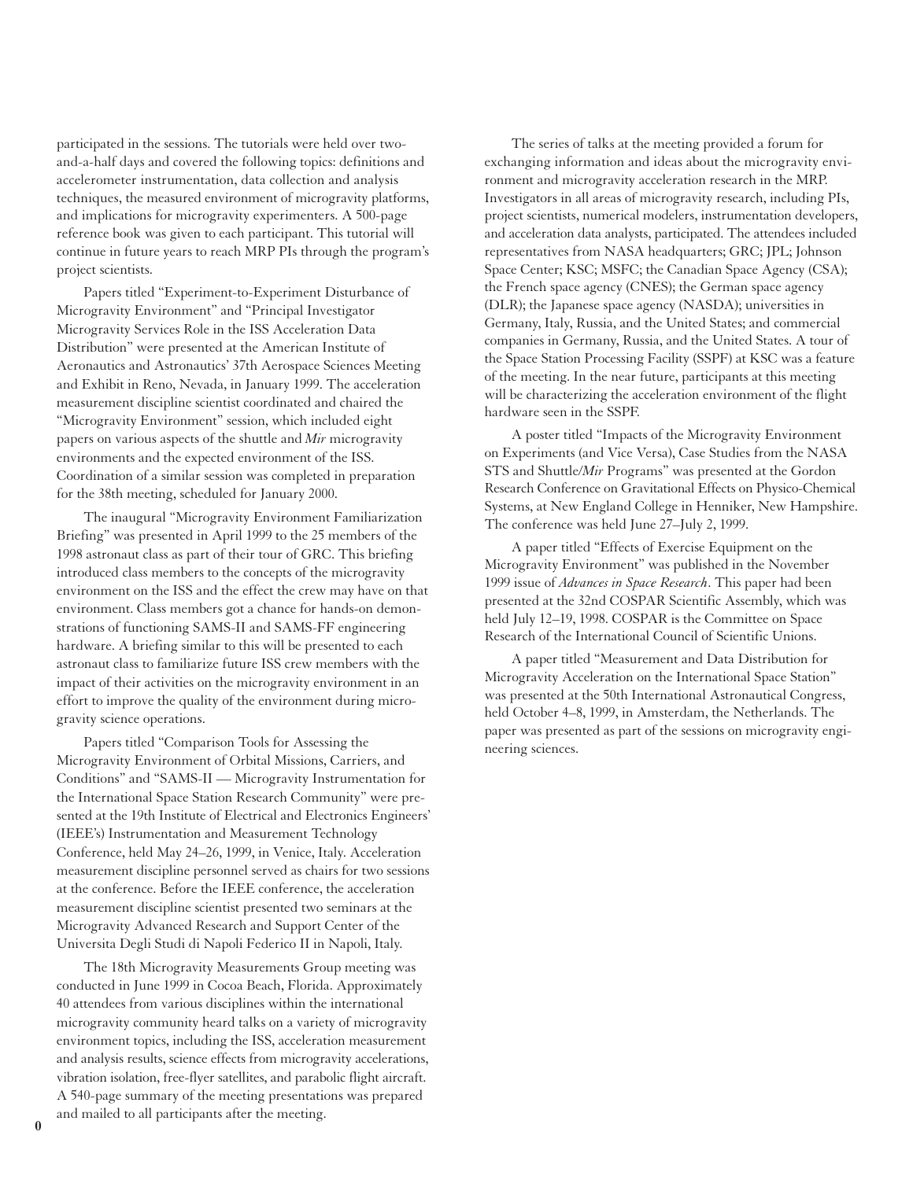participated in the sessions. The tutorials were held over two-and-a-half days and covered the following topics: definitions and accelerometer instrumentation, data collection and analysis techniques, the measured environment of microgravity platforms, and implications for microgravity experimenters. A 500-page reference book was given to each participant. This tutorial will continue in future years to reach MRP PIs through the program's project scientists.

Papers titled "Experiment-to-Experiment Disturbance of Microgravity Environment" and "Principal Investigator Microgravity Services Role in the ISS Acceleration Data Distribution" were presented at the American Institute of Aeronautics and Astronautics' 37th Aerospace Sciences Meeting and Exhibit in Reno, Nevada, in January 1999. The acceleration measurement discipline scientist coordinated and chaired the "Microgravity Environment" session, which included eight papers on various aspects of the shuttle and *Mir* microgravity environments and the expected environment of the ISS. Coordination of a similar session was completed in preparation for the 38th meeting, scheduled for January 2000.

The inaugural "Microgravity Environment Familiarization Briefing" was presented in April 1999 to the 25 members of the 1998 astronaut class as part of their tour of GRC. This briefing introduced class members to the concepts of the microgravity environment on the ISS and the effect the crew may have on that environment. Class members got a chance for hands-on demonstrations of functioning SAMS-II and SAMS-FF engineering hardware. A briefing similar to this will be presented to each astronaut class to familiarize future ISS crew members with the impact of their activities on the microgravity environment in an effort to improve the quality of the environment during microgravity science operations.

Papers titled "Comparison Tools for Assessing the Microgravity Environment of Orbital Missions, Carriers, and Conditions" and "SAMS-II — Microgravity Instrumentation for the International Space Station Research Community" were presented at the 19th Institute of Electrical and Electronics Engineers' (IEEE's) Instrumentation and Measurement Technology Conference, held May 24–26, 1999, in Venice, Italy. Acceleration measurement discipline personnel served as chairs for two sessions at the conference. Before the IEEE conference, the acceleration measurement discipline scientist presented two seminars at the Microgravity Advanced Research and Support Center of the Universita Degli Studi di Napoli Federico II in Napoli, Italy.

The 18th Microgravity Measurements Group meeting was conducted in June 1999 in Cocoa Beach, Florida. Approximately 40 attendees from various disciplines within the international microgravity community heard talks on a variety of microgravity environment topics, including the ISS, acceleration measurement and analysis results, science effects from microgravity accelerations, vibration isolation, free-flyer satellites, and parabolic flight aircraft. A 540-page summary of the meeting presentations was prepared and mailed to all participants after the meeting.

The series of talks at the meeting provided a forum for exchanging information and ideas about the microgravity environment and microgravity acceleration research in the MRP. Investigators in all areas of microgravity research, including PIs, project scientists, numerical modelers, instrumentation developers, and acceleration data analysts, participated. The attendees included representatives from NASA headquarters; GRC; JPL; Johnson Space Center; KSC; MSFC; the Canadian Space Agency (CSA); the French space agency (CNES); the German space agency (DLR); the Japanese space agency (NASDA); universities in Germany, Italy, Russia, and the United States; and commercial companies in Germany, Russia, and the United States. A tour of the Space Station Processing Facility (SSPF) at KSC was a feature of the meeting. In the near future, participants at this meeting will be characterizing the acceleration environment of the flight hardware seen in the SSPF.

A poster titled "Impacts of the Microgravity Environment on Experiments (and Vice Versa), Case Studies from the NASA STS and Shuttle/*Mir* Programs" was presented at the Gordon Research Conference on Gravitational Effects on Physico-Chemical Systems, at New England College in Henniker, New Hampshire. The conference was held June 27–July 2, 1999.

A paper titled "Effects of Exercise Equipment on the Microgravity Environment" was published in the November 1999 issue of *Advances in Space Research*. This paper had been presented at the 32nd COSPAR Scientific Assembly, which was held July 12–19, 1998. COSPAR is the Committee on Space Research of the International Council of Scientific Unions.

A paper titled "Measurement and Data Distribution for Microgravity Acceleration on the International Space Station" was presented at the 50th International Astronautical Congress, held October 4–8, 1999, in Amsterdam, the Netherlands. The paper was presented as part of the sessions on microgravity engineering sciences.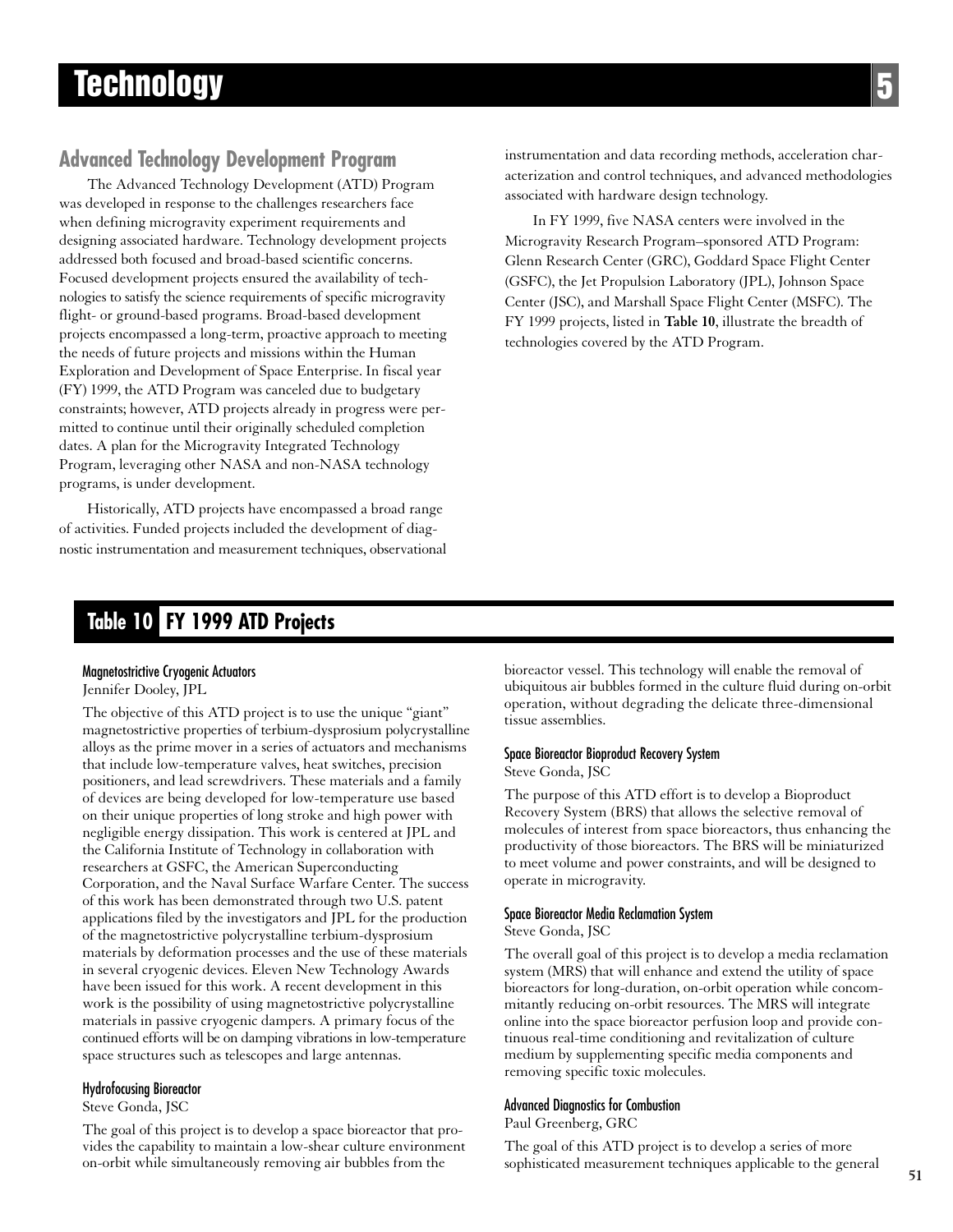# Technology

## Advanced Technology Development Program

The Advanced Technology Development (ATD) Program was developed in response to the challenges researchers face when defining microgravity experiment requirements and designing associated hardware. Technology development projects addressed both focused and broad-based scientific concerns. Focused development projects ensured the availability of technologies to satisfy the science requirements of specific microgravity flight- or ground-based programs. Broad-based development projects encompassed a long-term, proactive approach to meeting the needs of future projects and missions within the Human Exploration and Development of Space Enterprise. In fiscal year (FY) 1999, the ATD Program was canceled due to budgetary constraints; however, ATD projects already in progress were permitted to continue until their originally scheduled completion dates. A plan for the Microgravity Integrated Technology Program, leveraging other NASA and non-NASA technology programs, is under development.

Historically, ATD projects have encompassed a broad range of activities. Funded projects included the development of diagnostic instrumentation and measurement techniques, observational instrumentation and data recording methods, acceleration characterization and control techniques, and advanced methodologies associated with hardware design technology.

In FY 1999, five NASA centers were involved in the Microgravity Research Program–sponsored ATD Program: Glenn Research Center (GRC), Goddard Space Flight Center (GSFC), the Jet Propulsion Laboratory (JPL), Johnson Space Center (JSC), and Marshall Space Flight Center (MSFC). The FY 1999 projects, listed in **Table 10**, illustrate the breadth of technologies covered by the ATD Program.

## Table 10 FY 1999 ATD Projects

### Magnetostrictive Cryogenic Actuators
Jennifer Dooley, JPL

The objective of this ATD project is to use the unique "giant" magnetostrictive properties of terbium-dysprosium polycrystalline alloys as the prime mover in a series of actuators and mechanisms that include low-temperature valves, heat switches, precision positioners, and lead screwdrivers. These materials and a family of devices are being developed for low-temperature use based on their unique properties of long stroke and high power with negligible energy dissipation. This work is centered at JPL and the California Institute of Technology in collaboration with researchers at GSFC, the American Superconducting Corporation, and the Naval Surface Warfare Center. The success of this work has been demonstrated through two U.S. patent applications filed by the investigators and JPL for the production of the magnetostrictive polycrystalline terbium-dysprosium materials by deformation processes and the use of these materials in several cryogenic devices. Eleven New Technology Awards have been issued for this work. A recent development in this work is the possibility of using magnetostrictive polycrystalline materials in passive cryogenic dampers. A primary focus of the continued efforts will be on damping vibrations in low-temperature space structures such as telescopes and large antennas.

### Hydrofocusing Bioreactor
Steve Gonda, JSC

The goal of this project is to develop a space bioreactor that provides the capability to maintain a low-shear culture environment on-orbit while simultaneously removing air bubbles from the bioreactor vessel. This technology will enable the removal of ubiquitous air bubbles formed in the culture fluid during on-orbit operation, without degrading the delicate three-dimensional tissue assemblies.

### Space Bioreactor Bioproduct Recovery System
Steve Gonda, JSC

The purpose of this ATD effort is to develop a Bioproduct Recovery System (BRS) that allows the selective removal of molecules of interest from space bioreactors, thus enhancing the productivity of those bioreactors. The BRS will be miniaturized to meet volume and power constraints, and will be designed to operate in microgravity.

### Space Bioreactor Media Reclamation System
Steve Gonda, JSC

The overall goal of this project is to develop a media reclamation system (MRS) that will enhance and extend the utility of space bioreactors for long-duration, on-orbit operation while concommitantly reducing on-orbit resources. The MRS will integrate online into the space bioreactor perfusion loop and provide continuous real-time conditioning and revitalization of culture medium by supplementing specific media components and removing specific toxic molecules.

### Advanced Diagnostics for Combustion
Paul Greenberg, GRC

The goal of this ATD project is to develop a series of more sophisticated measurement techniques applicable to the general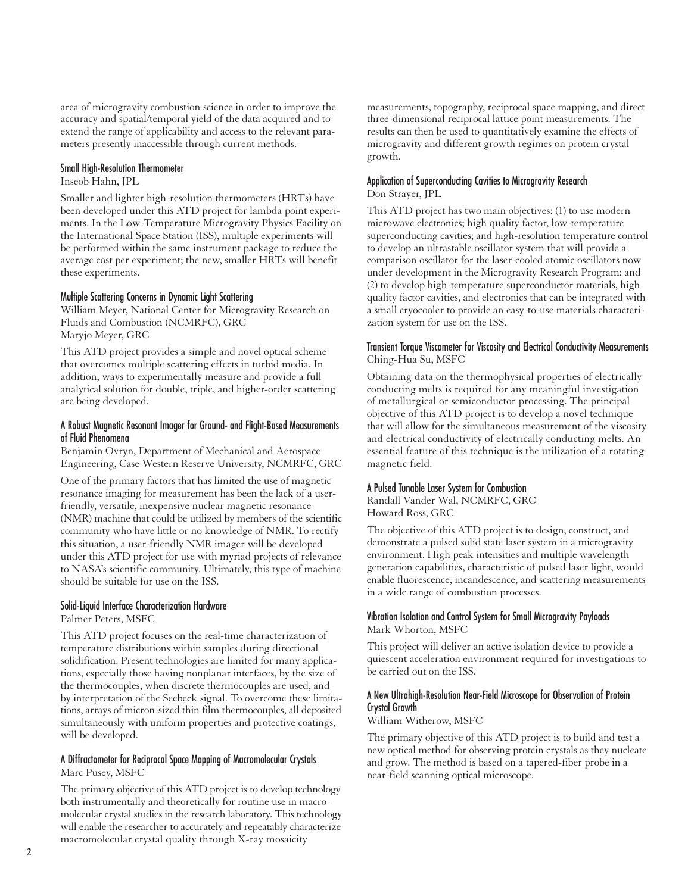area of microgravity combustion science in order to improve the accuracy and spatial/temporal yield of the data acquired and to extend the range of applicability and access to the relevant parameters presently inaccessible through current methods.

### Small High-Resolution Thermometer

Inseob Hahn, JPL

Smaller and lighter high-resolution thermometers (HRTs) have been developed under this ATD project for lambda point experiments. In the Low-Temperature Microgravity Physics Facility on the International Space Station (ISS), multiple experiments will be performed within the same instrument package to reduce the average cost per experiment; the new, smaller HRTs will benefit these experiments.

### Multiple Scattering Concerns in Dynamic Light Scattering

William Meyer, National Center for Microgravity Research on Fluids and Combustion (NCMRFC), GRC
Maryjo Meyer, GRC

This ATD project provides a simple and novel optical scheme that overcomes multiple scattering effects in turbid media. In addition, ways to experimentally measure and provide a full analytical solution for double, triple, and higher-order scattering are being developed.

### A Robust Magnetic Resonant Imager for Ground- and Flight-Based Measurements of Fluid Phenomena

Benjamin Ovryn, Department of Mechanical and Aerospace Engineering, Case Western Reserve University, NCMRFC, GRC

One of the primary factors that has limited the use of magnetic resonance imaging for measurement has been the lack of a user-friendly, versatile, inexpensive nuclear magnetic resonance (NMR) machine that could be utilized by members of the scientific community who have little or no knowledge of NMR. To rectify this situation, a user-friendly NMR imager will be developed under this ATD project for use with myriad projects of relevance to NASA's scientific community. Ultimately, this type of machine should be suitable for use on the ISS.

### Solid-Liquid Interface Characterization Hardware

Palmer Peters, MSFC

This ATD project focuses on the real-time characterization of temperature distributions within samples during directional solidification. Present technologies are limited for many applications, especially those having nonplanar interfaces, by the size of the thermocouples, when discrete thermocouples are used, and by interpretation of the Seebeck signal. To overcome these limitations, arrays of micron-sized thin film thermocouples, all deposited simultaneously with uniform properties and protective coatings, will be developed.

### A Diffractometer for Reciprocal Space Mapping of Macromolecular Crystals

Marc Pusey, MSFC

The primary objective of this ATD project is to develop technology both instrumentally and theoretically for routine use in macromolecular crystal studies in the research laboratory. This technology will enable the researcher to accurately and repeatably characterize macromolecular crystal quality through X-ray mosaicity measurements, topography, reciprocal space mapping, and direct three-dimensional reciprocal lattice point measurements. The results can then be used to quantitatively examine the effects of microgravity and different growth regimes on protein crystal growth.

### Application of Superconducting Cavities to Microgravity Research

Don Strayer, JPL

This ATD project has two main objectives: (1) to use modern microwave electronics; high quality factor, low-temperature superconducting cavities; and high-resolution temperature control to develop an ultrastable oscillator system that will provide a comparison oscillator for the laser-cooled atomic oscillators now under development in the Microgravity Research Program; and (2) to develop high-temperature superconductor materials, high quality factor cavities, and electronics that can be integrated with a small cryocooler to provide an easy-to-use materials characterization system for use on the ISS.

### Transient Torque Viscometer for Viscosity and Electrical Conductivity Measurements

Ching-Hua Su, MSFC

Obtaining data on the thermophysical properties of electrically conducting melts is required for any meaningful investigation of metallurgical or semiconductor processing. The principal objective of this ATD project is to develop a novel technique that will allow for the simultaneous measurement of the viscosity and electrical conductivity of electrically conducting melts. An essential feature of this technique is the utilization of a rotating magnetic field.

### A Pulsed Tunable Laser System for Combustion

Randall Vander Wal, NCMRFC, GRC
Howard Ross, GRC

The objective of this ATD project is to design, construct, and demonstrate a pulsed solid state laser system in a microgravity environment. High peak intensities and multiple wavelength generation capabilities, characteristic of pulsed laser light, would enable fluorescence, incandescence, and scattering measurements in a wide range of combustion processes.

### Vibration Isolation and Control System for Small Microgravity Payloads

Mark Whorton, MSFC

This project will deliver an active isolation device to provide a quiescent acceleration environment required for investigations to be carried out on the ISS.

### A New Ultrahigh-Resolution Near-Field Microscope for Observation of Protein Crystal Growth

William Witherow, MSFC

The primary objective of this ATD project is to build and test a new optical method for observing protein crystals as they nucleate and grow. The method is based on a tapered-fiber probe in a near-field scanning optical microscope.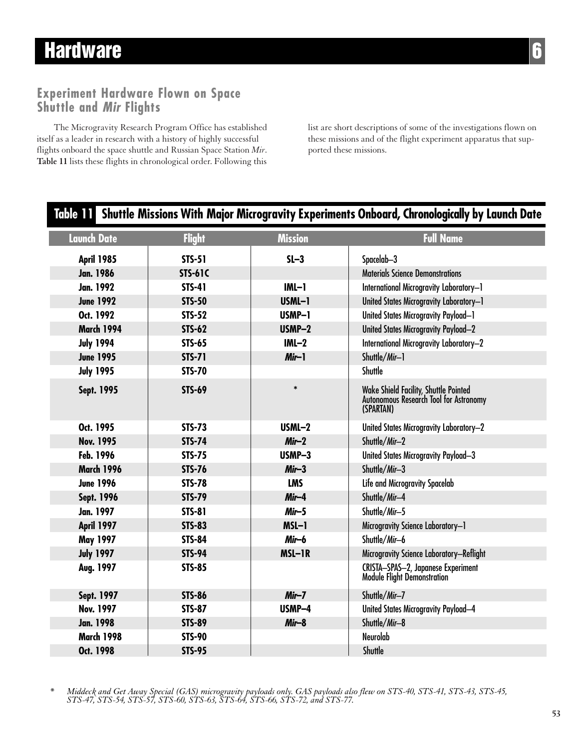# Hardware

## Experiment Hardware Flown on Space Shuttle and *Mir* Flights

The Microgravity Research Program Office has established itself as a leader in research with a history of highly successful flights onboard the space shuttle and Russian Space Station *Mir*. **Table 11** lists these flights in chronological order. Following this list are short descriptions of some of the investigations flown on these missions and of the flight experiment apparatus that supported these missions.

**Table 11 Shuttle Missions With Major Microgravity Experiments Onboard, Chronologically by Launch Date**

| Launch Date | Flight | Mission | Full Name |
|---|---|---|---|
| April 1985 | STS-51 | SL–3 | Spacelab–3 |
| Jan. 1986 | STS-61C | | Materials Science Demonstrations |
| Jan. 1992 | STS-41 | IML–1 | International Microgravity Laboratory–1 |
| June 1992 | STS-50 | USML–1 | United States Microgravity Laboratory–1 |
| Oct. 1992 | STS-52 | USMP–1 | United States Microgravity Payload–1 |
| March 1994 | STS-62 | USMP–2 | United States Microgravity Payload–2 |
| July 1994 | STS-65 | IML–2 | International Microgravity Laboratory–2 |
| June 1995 | STS-71 | *Mir*–1 | Shuttle/*Mir*–1 |
| July 1995 | STS-70 | | Shuttle |
| Sept. 1995 | STS-69 | * | Wake Shield Facility, Shuttle Pointed Autonomous Research Tool for Astronomy (SPARTAN) |
| Oct. 1995 | STS-73 | USML–2 | United States Microgravity Laboratory–2 |
| Nov. 1995 | STS-74 | *Mir*–2 | Shuttle/*Mir*–2 |
| Feb. 1996 | STS-75 | USMP–3 | United States Microgravity Payload–3 |
| March 1996 | STS-76 | *Mir*–3 | Shuttle/*Mir*–3 |
| June 1996 | STS-78 | LMS | Life and Microgravity Spacelab |
| Sept. 1996 | STS-79 | *Mir*–4 | Shuttle/*Mir*–4 |
| Jan. 1997 | STS-81 | *Mir*–5 | Shuttle/*Mir*–5 |
| April 1997 | STS-83 | MSL–1 | Microgravity Science Laboratory–1 |
| May 1997 | STS-84 | *Mir*–6 | Shuttle/*Mir*–6 |
| July 1997 | STS-94 | MSL–1R | Microgravity Science Laboratory–Reflight |
| Aug. 1997 | STS-85 | | CRISTA–SPAS–2, Japanese Experiment Module Flight Demonstration |
| Sept. 1997 | STS-86 | *Mir*–7 | Shuttle/*Mir*–7 |
| Nov. 1997 | STS-87 | USMP–4 | United States Microgravity Payload–4 |
| Jan. 1998 | STS-89 | *Mir*–8 | Shuttle/*Mir*–8 |
| March 1998 | STS-90 | | Neurolab |
| Oct. 1998 | STS-95 | | Shuttle |

\* *Middeck and Get Away Special (GAS) microgravity payloads only. GAS payloads also flew on STS-40, STS-41, STS-43, STS-45, STS-47, STS-54, STS-57, STS-60, STS-63, STS-64, STS-66, STS-72, and STS-77.*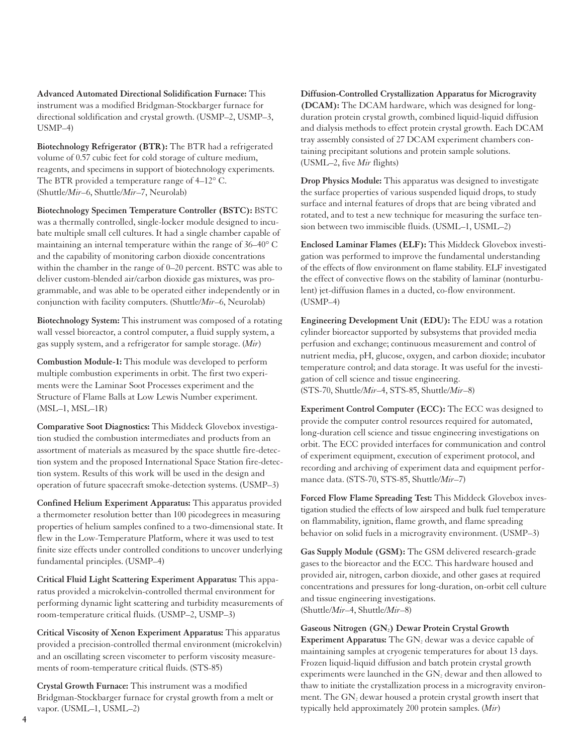**Advanced Automated Directional Solidification Furnace:** This instrument was a modified Bridgman-Stockbarger furnace for directional soldification and crystal growth. (USMP–2, USMP–3, USMP–4)

**Biotechnology Refrigerator (BTR):** The BTR had a refrigerated volume of 0.57 cubic feet for cold storage of culture medium, reagents, and specimens in support of biotechnology experiments. The BTR provided a temperature range of 4–12° C. (Shuttle/*Mir*–6, Shuttle/*Mir*–7, Neurolab)

**Biotechnology Specimen Temperature Controller (BSTC):** BSTC was a thermally controlled, single-locker module designed to incubate multiple small cell cultures. It had a single chamber capable of maintaining an internal temperature within the range of 36–40° C and the capability of monitoring carbon dioxide concentrations within the chamber in the range of 0–20 percent. BSTC was able to deliver custom-blended air/carbon dioxide gas mixtures, was programmable, and was able to be operated either independently or in conjunction with facility computers. (Shuttle/*Mir*–6, Neurolab)

**Biotechnology System:** This instrument was composed of a rotating wall vessel bioreactor, a control computer, a fluid supply system, a gas supply system, and a refrigerator for sample storage. (*Mir*)

**Combustion Module-1:** This module was developed to perform multiple combustion experiments in orbit. The first two experiments were the Laminar Soot Processes experiment and the Structure of Flame Balls at Low Lewis Number experiment. (MSL–1, MSL–1R)

**Comparative Soot Diagnostics:** This Middeck Glovebox investigation studied the combustion intermediates and products from an assortment of materials as measured by the space shuttle fire-detection system and the proposed International Space Station fire-detection system. Results of this work will be used in the design and operation of future spacecraft smoke-detection systems. (USMP–3)

**Confined Helium Experiment Apparatus:** This apparatus provided a thermometer resolution better than 100 picodegrees in measuring properties of helium samples confined to a two-dimensional state. It flew in the Low-Temperature Platform, where it was used to test finite size effects under controlled conditions to uncover underlying fundamental principles. (USMP–4)

**Critical Fluid Light Scattering Experiment Apparatus:** This apparatus provided a microkelvin-controlled thermal environment for performing dynamic light scattering and turbidity measurements of room-temperature critical fluids. (USMP–2, USMP–3)

**Critical Viscosity of Xenon Experiment Apparatus:** This apparatus provided a precision-controlled thermal environment (microkelvin) and an oscillating screen viscometer to perform viscosity measurements of room-temperature critical fluids. (STS-85)

**Crystal Growth Furnace:** This instrument was a modified Bridgman-Stockbarger furnace for crystal growth from a melt or vapor. (USML–1, USML–2)

**Diffusion-Controlled Crystallization Apparatus for Microgravity (DCAM):** The DCAM hardware, which was designed for long-duration protein crystal growth, combined liquid-liquid diffusion and dialysis methods to effect protein crystal growth. Each DCAM tray assembly consisted of 27 DCAM experiment chambers containing precipitant solutions and protein sample solutions. (USML–2, five *Mir* flights)

**Drop Physics Module:** This apparatus was designed to investigate the surface properties of various suspended liquid drops, to study surface and internal features of drops that are being vibrated and rotated, and to test a new technique for measuring the surface tension between two immiscible fluids. (USML–1, USML–2)

**Enclosed Laminar Flames (ELF):** This Middeck Glovebox investigation was performed to improve the fundamental understanding of the effects of flow environment on flame stability. ELF investigated the effect of convective flows on the stability of laminar (nonturbulent) jet-diffusion flames in a ducted, co-flow environment. (USMP–4)

**Engineering Development Unit (EDU):** The EDU was a rotation cylinder bioreactor supported by subsystems that provided media perfusion and exchange; continuous measurement and control of nutrient media, pH, glucose, oxygen, and carbon dioxide; incubator temperature control; and data storage. It was useful for the investigation of cell science and tissue engineering. (STS-70, Shuttle/*Mir*–4, STS-85, Shuttle/*Mir*–8)

**Experiment Control Computer (ECC):** The ECC was designed to provide the computer control resources required for automated, long-duration cell science and tissue engineering investigations on orbit. The ECC provided interfaces for communication and control of experiment equipment, execution of experiment protocol, and recording and archiving of experiment data and equipment performance data. (STS-70, STS-85, Shuttle/*Mir*–7)

**Forced Flow Flame Spreading Test:** This Middeck Glovebox investigation studied the effects of low airspeed and bulk fuel temperature on flammability, ignition, flame growth, and flame spreading behavior on solid fuels in a microgravity environment. (USMP–3)

**Gas Supply Module (GSM):** The GSM delivered research-grade gases to the bioreactor and the ECC. This hardware housed and provided air, nitrogen, carbon dioxide, and other gases at required concentrations and pressures for long-duration, on-orbit cell culture and tissue engineering investigations. (Shuttle/*Mir*–4, Shuttle/*Mir*–8)

**Gaseous Nitrogen ($GN_2$) Dewar Protein Crystal Growth Experiment Apparatus:** The $GN_2$ dewar was a device capable of maintaining samples at cryogenic temperatures for about 13 days. Frozen liquid-liquid diffusion and batch protein crystal growth experiments were launched in the $GN_2$ dewar and then allowed to thaw to initiate the crystallization process in a microgravity environment. The $GN_2$ dewar housed a protein crystal growth insert that typically held approximately 200 protein samples. (*Mir*)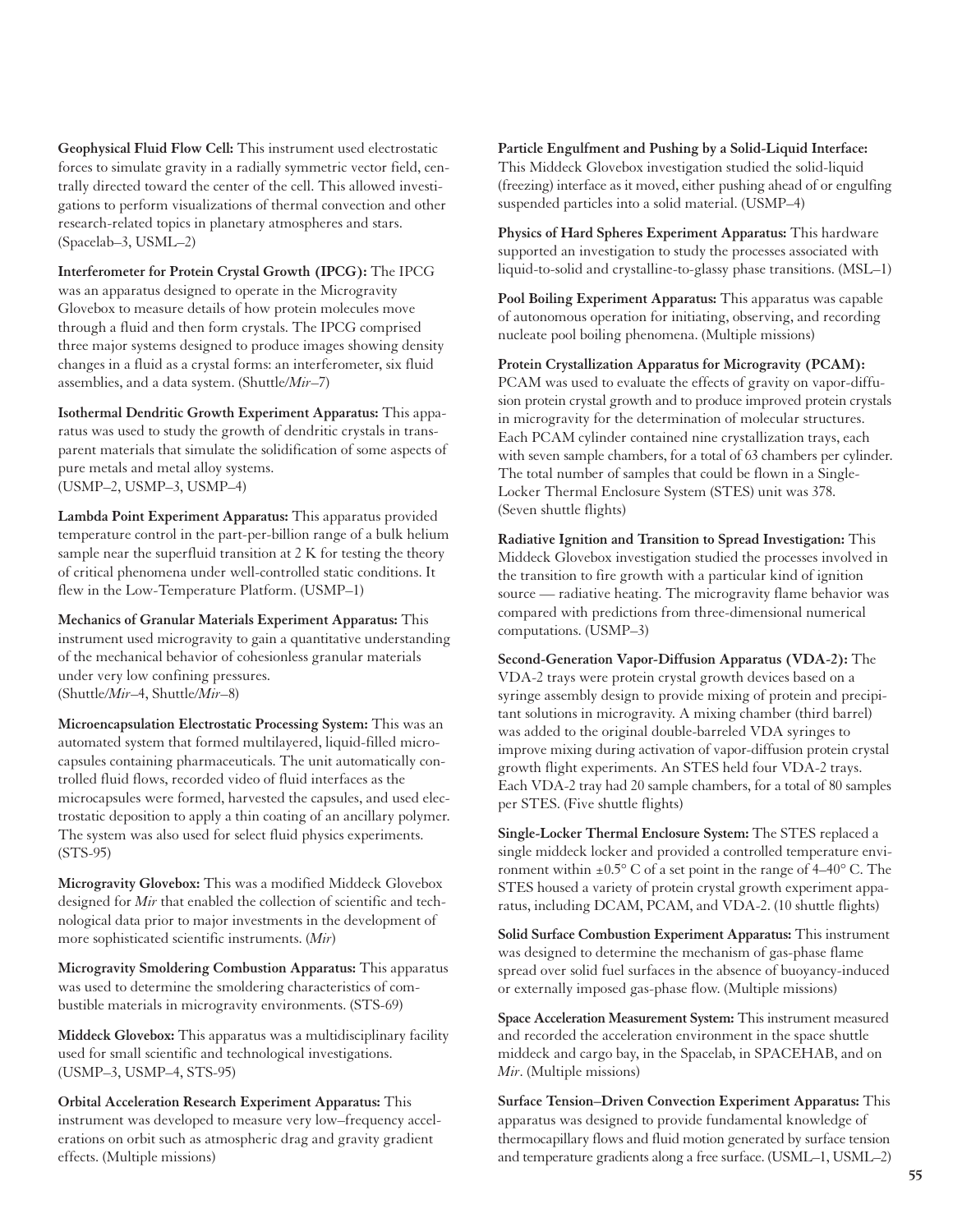**Geophysical Fluid Flow Cell:** This instrument used electrostatic forces to simulate gravity in a radially symmetric vector field, centrally directed toward the center of the cell. This allowed investigations to perform visualizations of thermal convection and other research-related topics in planetary atmospheres and stars. (Spacelab–3, USML–2)

**Interferometer for Protein Crystal Growth (IPCG):** The IPCG was an apparatus designed to operate in the Microgravity Glovebox to measure details of how protein molecules move through a fluid and then form crystals. The IPCG comprised three major systems designed to produce images showing density changes in a fluid as a crystal forms: an interferometer, six fluid assemblies, and a data system. (Shuttle/*Mir*–7)

**Isothermal Dendritic Growth Experiment Apparatus:** This apparatus was used to study the growth of dendritic crystals in transparent materials that simulate the solidification of some aspects of pure metals and metal alloy systems. (USMP–2, USMP–3, USMP–4)

**Lambda Point Experiment Apparatus:** This apparatus provided temperature control in the part-per-billion range of a bulk helium sample near the superfluid transition at 2 K for testing the theory of critical phenomena under well-controlled static conditions. It flew in the Low-Temperature Platform. (USMP–1)

**Mechanics of Granular Materials Experiment Apparatus:** This instrument used microgravity to gain a quantitative understanding of the mechanical behavior of cohesionless granular materials under very low confining pressures. (Shuttle/*Mir*–4, Shuttle/*Mir*–8)

**Microencapsulation Electrostatic Processing System:** This was an automated system that formed multilayered, liquid-filled microcapsules containing pharmaceuticals. The unit automatically controlled fluid flows, recorded video of fluid interfaces as the microcapsules were formed, harvested the capsules, and used electrostatic deposition to apply a thin coating of an ancillary polymer. The system was also used for select fluid physics experiments. (STS-95)

**Microgravity Glovebox:** This was a modified Middeck Glovebox designed for *Mir* that enabled the collection of scientific and technological data prior to major investments in the development of more sophisticated scientific instruments. (*Mir*)

**Microgravity Smoldering Combustion Apparatus:** This apparatus was used to determine the smoldering characteristics of combustible materials in microgravity environments. (STS-69)

**Middeck Glovebox:** This apparatus was a multidisciplinary facility used for small scientific and technological investigations. (USMP–3, USMP–4, STS-95)

**Orbital Acceleration Research Experiment Apparatus:** This instrument was developed to measure very low–frequency accelerations on orbit such as atmospheric drag and gravity gradient effects. (Multiple missions)

**Particle Engulfment and Pushing by a Solid-Liquid Interface:** This Middeck Glovebox investigation studied the solid-liquid (freezing) interface as it moved, either pushing ahead of or engulfing suspended particles into a solid material. (USMP–4)

**Physics of Hard Spheres Experiment Apparatus:** This hardware supported an investigation to study the processes associated with liquid-to-solid and crystalline-to-glassy phase transitions. (MSL–1)

**Pool Boiling Experiment Apparatus:** This apparatus was capable of autonomous operation for initiating, observing, and recording nucleate pool boiling phenomena. (Multiple missions)

**Protein Crystallization Apparatus for Microgravity (PCAM):** PCAM was used to evaluate the effects of gravity on vapor-diffusion protein crystal growth and to produce improved protein crystals in microgravity for the determination of molecular structures. Each PCAM cylinder contained nine crystallization trays, each with seven sample chambers, for a total of 63 chambers per cylinder. The total number of samples that could be flown in a Single-Locker Thermal Enclosure System (STES) unit was 378. (Seven shuttle flights)

**Radiative Ignition and Transition to Spread Investigation:** This Middeck Glovebox investigation studied the processes involved in the transition to fire growth with a particular kind of ignition source — radiative heating. The microgravity flame behavior was compared with predictions from three-dimensional numerical computations. (USMP–3)

**Second-Generation Vapor-Diffusion Apparatus (VDA-2):** The VDA-2 trays were protein crystal growth devices based on a syringe assembly design to provide mixing of protein and precipitant solutions in microgravity. A mixing chamber (third barrel) was added to the original double-barreled VDA syringes to improve mixing during activation of vapor-diffusion protein crystal growth flight experiments. An STES held four VDA-2 trays. Each VDA-2 tray had 20 sample chambers, for a total of 80 samples per STES. (Five shuttle flights)

**Single-Locker Thermal Enclosure System:** The STES replaced a single middeck locker and provided a controlled temperature environment within ±0.5° C of a set point in the range of 4–40° C. The STES housed a variety of protein crystal growth experiment apparatus, including DCAM, PCAM, and VDA-2. (10 shuttle flights)

**Solid Surface Combustion Experiment Apparatus:** This instrument was designed to determine the mechanism of gas-phase flame spread over solid fuel surfaces in the absence of buoyancy-induced or externally imposed gas-phase flow. (Multiple missions)

**Space Acceleration Measurement System:** This instrument measured and recorded the acceleration environment in the space shuttle middeck and cargo bay, in the Spacelab, in SPACEHAB, and on *Mir*. (Multiple missions)

**Surface Tension–Driven Convection Experiment Apparatus:** This apparatus was designed to provide fundamental knowledge of thermocapillary flows and fluid motion generated by surface tension and temperature gradients along a free surface. (USML–1, USML–2)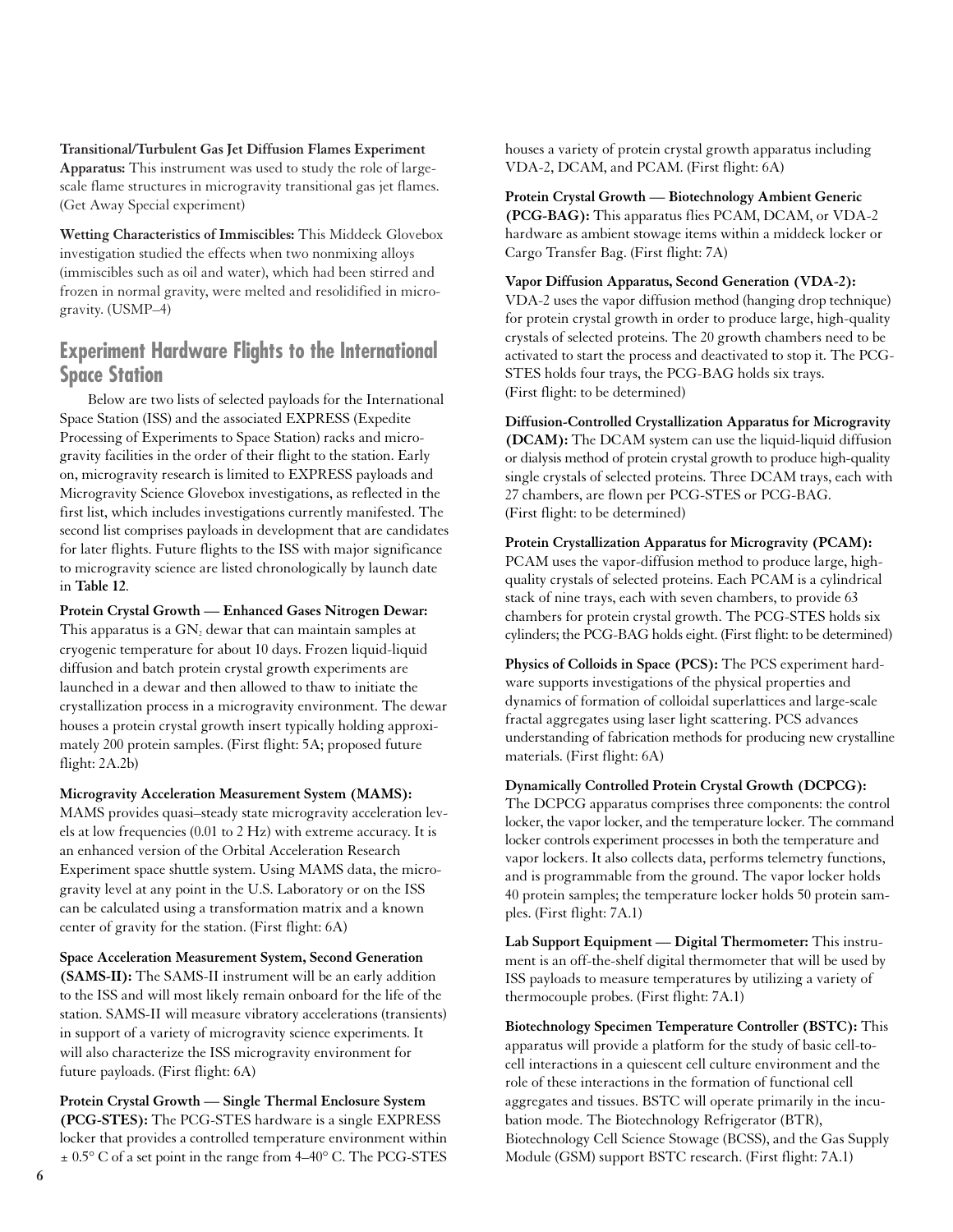**Transitional/Turbulent Gas Jet Diffusion Flames Experiment Apparatus:** This instrument was used to study the role of large-scale flame structures in microgravity transitional gas jet flames. (Get Away Special experiment)

**Wetting Characteristics of Immiscibles:** This Middeck Glovebox investigation studied the effects when two nonmixing alloys (immiscibles such as oil and water), which had been stirred and frozen in normal gravity, were melted and resolidified in microgravity. (USMP–4)

## Experiment Hardware Flights to the International Space Station

Below are two lists of selected payloads for the International Space Station (ISS) and the associated EXPRESS (Expedite Processing of Experiments to Space Station) racks and microgravity facilities in the order of their flight to the station. Early on, microgravity research is limited to EXPRESS payloads and Microgravity Science Glovebox investigations, as reflected in the first list, which includes investigations currently manifested. The second list comprises payloads in development that are candidates for later flights. Future flights to the ISS with major significance to microgravity science are listed chronologically by launch date in **Table 12**.

**Protein Crystal Growth — Enhanced Gases Nitrogen Dewar:** This apparatus is a $GN_2$ dewar that can maintain samples at cryogenic temperature for about 10 days. Frozen liquid-liquid diffusion and batch protein crystal growth experiments are launched in a dewar and then allowed to thaw to initiate the crystallization process in a microgravity environment. The dewar houses a protein crystal growth insert typically holding approximately 200 protein samples. (First flight: 5A; proposed future flight: 2A.2b)

**Microgravity Acceleration Measurement System (MAMS):** MAMS provides quasi–steady state microgravity acceleration levels at low frequencies (0.01 to 2 Hz) with extreme accuracy. It is an enhanced version of the Orbital Acceleration Research Experiment space shuttle system. Using MAMS data, the microgravity level at any point in the U.S. Laboratory or on the ISS can be calculated using a transformation matrix and a known center of gravity for the station. (First flight: 6A)

**Space Acceleration Measurement System, Second Generation (SAMS-II):** The SAMS-II instrument will be an early addition to the ISS and will most likely remain onboard for the life of the station. SAMS-II will measure vibratory accelerations (transients) in support of a variety of microgravity science experiments. It will also characterize the ISS microgravity environment for future payloads. (First flight: 6A)

**Protein Crystal Growth — Single Thermal Enclosure System (PCG-STES):** The PCG-STES hardware is a single EXPRESS locker that provides a controlled temperature environment within ± 0.5° C of a set point in the range from 4–40° C. The PCG-STES houses a variety of protein crystal growth apparatus including VDA-2, DCAM, and PCAM. (First flight: 6A)

**Protein Crystal Growth — Biotechnology Ambient Generic (PCG-BAG):** This apparatus flies PCAM, DCAM, or VDA-2 hardware as ambient stowage items within a middeck locker or Cargo Transfer Bag. (First flight: 7A)

**Vapor Diffusion Apparatus, Second Generation (VDA-2):** VDA-2 uses the vapor diffusion method (hanging drop technique) for protein crystal growth in order to produce large, high-quality crystals of selected proteins. The 20 growth chambers need to be activated to start the process and deactivated to stop it. The PCG-STES holds four trays, the PCG-BAG holds six trays. (First flight: to be determined)

**Diffusion-Controlled Crystallization Apparatus for Microgravity (DCAM):** The DCAM system can use the liquid-liquid diffusion or dialysis method of protein crystal growth to produce high-quality single crystals of selected proteins. Three DCAM trays, each with 27 chambers, are flown per PCG-STES or PCG-BAG. (First flight: to be determined)

**Protein Crystallization Apparatus for Microgravity (PCAM):** PCAM uses the vapor-diffusion method to produce large, high-quality crystals of selected proteins. Each PCAM is a cylindrical stack of nine trays, each with seven chambers, to provide 63 chambers for protein crystal growth. The PCG-STES holds six cylinders; the PCG-BAG holds eight. (First flight: to be determined)

**Physics of Colloids in Space (PCS):** The PCS experiment hardware supports investigations of the physical properties and dynamics of formation of colloidal superlattices and large-scale fractal aggregates using laser light scattering. PCS advances understanding of fabrication methods for producing new crystalline materials. (First flight: 6A)

**Dynamically Controlled Protein Crystal Growth (DCPCG):** The DCPCG apparatus comprises three components: the control locker, the vapor locker, and the temperature locker. The command locker controls experiment processes in both the temperature and vapor lockers. It also collects data, performs telemetry functions, and is programmable from the ground. The vapor locker holds 40 protein samples; the temperature locker holds 50 protein samples. (First flight: 7A.1)

**Lab Support Equipment — Digital Thermometer:** This instrument is an off-the-shelf digital thermometer that will be used by ISS payloads to measure temperatures by utilizing a variety of thermocouple probes. (First flight: 7A.1)

**Biotechnology Specimen Temperature Controller (BSTC):** This apparatus will provide a platform for the study of basic cell-to-cell interactions in a quiescent cell culture environment and the role of these interactions in the formation of functional cell aggregates and tissues. BSTC will operate primarily in the incubation mode. The Biotechnology Refrigerator (BTR), Biotechnology Cell Science Stowage (BCSS), and the Gas Supply Module (GSM) support BSTC research. (First flight: 7A.1)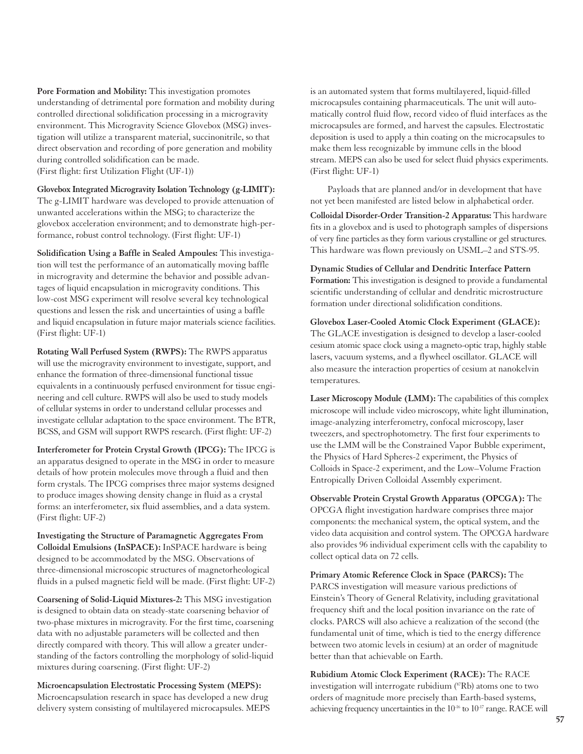**Pore Formation and Mobility:** This investigation promotes understanding of detrimental pore formation and mobility during controlled directional solidification processing in a microgravity environment. This Microgravity Science Glovebox (MSG) investigation will utilize a transparent material, succinonitrile, so that direct observation and recording of pore generation and mobility during controlled solidification can be made. (First flight: first Utilization Flight (UF-1))

**Glovebox Integrated Microgravity Isolation Technology (g-LIMIT):** The g-LIMIT hardware was developed to provide attenuation of unwanted accelerations within the MSG; to characterize the glovebox acceleration environment; and to demonstrate high-performance, robust control technology. (First flight: UF-1)

**Solidification Using a Baffle in Sealed Ampoules:** This investigation will test the performance of an automatically moving baffle in microgravity and determine the behavior and possible advantages of liquid encapsulation in microgravity conditions. This low-cost MSG experiment will resolve several key technological questions and lessen the risk and uncertainties of using a baffle and liquid encapsulation in future major materials science facilities. (First flight: UF-1)

**Rotating Wall Perfused System (RWPS):** The RWPS apparatus will use the microgravity environment to investigate, support, and enhance the formation of three-dimensional functional tissue equivalents in a continuously perfused environment for tissue engineering and cell culture. RWPS will also be used to study models of cellular systems in order to understand cellular processes and investigate cellular adaptation to the space environment. The BTR, BCSS, and GSM will support RWPS research. (First flight: UF-2)

**Interferometer for Protein Crystal Growth (IPCG):** The IPCG is an apparatus designed to operate in the MSG in order to measure details of how protein molecules move through a fluid and then form crystals. The IPCG comprises three major systems designed to produce images showing density change in fluid as a crystal forms: an interferometer, six fluid assemblies, and a data system. (First flight: UF-2)

**Investigating the Structure of Paramagnetic Aggregates From Colloidal Emulsions (InSPACE):** InSPACE hardware is being designed to be accommodated by the MSG. Observations of three-dimensional microscopic structures of magnetorheological fluids in a pulsed magnetic field will be made. (First flight: UF-2)

**Coarsening of Solid-Liquid Mixtures-2:** This MSG investigation is designed to obtain data on steady-state coarsening behavior of two-phase mixtures in microgravity. For the first time, coarsening data with no adjustable parameters will be collected and then directly compared with theory. This will allow a greater understanding of the factors controlling the morphology of solid-liquid mixtures during coarsening. (First flight: UF-2)

**Microencapsulation Electrostatic Processing System (MEPS):** Microencapsulation research in space has developed a new drug delivery system consisting of multilayered microcapsules. MEPS is an automated system that forms multilayered, liquid-filled microcapsules containing pharmaceuticals. The unit will automatically control fluid flow, record video of fluid interfaces as the microcapsules are formed, and harvest the capsules. Electrostatic deposition is used to apply a thin coating on the microcapsules to make them less recognizable by immune cells in the blood stream. MEPS can also be used for select fluid physics experiments. (First flight: UF-1)

Payloads that are planned and/or in development that have not yet been manifested are listed below in alphabetical order.

**Colloidal Disorder-Order Transition-2 Apparatus:** This hardware fits in a glovebox and is used to photograph samples of dispersions of very fine particles as they form various crystalline or gel structures. This hardware was flown previously on USML–2 and STS-95.

**Dynamic Studies of Cellular and Dendritic Interface Pattern Formation:** This investigation is designed to provide a fundamental scientific understanding of cellular and dendritic microstructure formation under directional solidification conditions.

**Glovebox Laser-Cooled Atomic Clock Experiment (GLACE):** The GLACE investigation is designed to develop a laser-cooled cesium atomic space clock using a magneto-optic trap, highly stable lasers, vacuum systems, and a flywheel oscillator. GLACE will also measure the interaction properties of cesium at nanokelvin temperatures.

**Laser Microscopy Module (LMM):** The capabilities of this complex microscope will include video microscopy, white light illumination, image-analyzing interferometry, confocal microscopy, laser tweezers, and spectrophotometry. The first four experiments to use the LMM will be the Constrained Vapor Bubble experiment, the Physics of Hard Spheres-2 experiment, the Physics of Colloids in Space-2 experiment, and the Low–Volume Fraction Entropically Driven Colloidal Assembly experiment.

**Observable Protein Crystal Growth Apparatus (OPCGA):** The OPCGA flight investigation hardware comprises three major components: the mechanical system, the optical system, and the video data acquisition and control system. The OPCGA hardware also provides 96 individual experiment cells with the capability to collect optical data on 72 cells.

**Primary Atomic Reference Clock in Space (PARCS):** The PARCS investigation will measure various predictions of Einstein's Theory of General Relativity, including gravitational frequency shift and the local position invariance on the rate of clocks. PARCS will also achieve a realization of the second (the fundamental unit of time, which is tied to the energy difference between two atomic levels in cesium) at an order of magnitude better than that achievable on Earth.

**Rubidium Atomic Clock Experiment (RACE):** The RACE investigation will interrogate rubidium ($^{87}Rb$) atoms one to two orders of magnitude more precisely than Earth-based systems, achieving frequency uncertainties in the $10^{-16}$ to $10^{-17}$ range. RACE will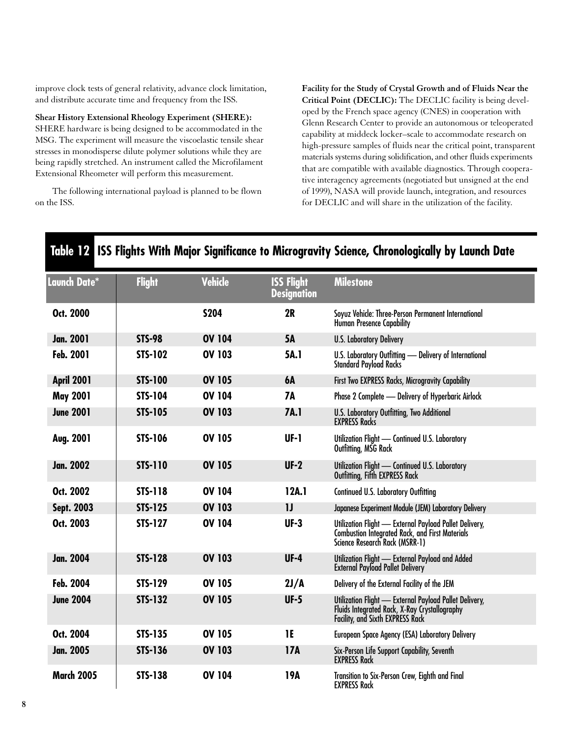improve clock tests of general relativity, advance clock limitation, and distribute accurate time and frequency from the ISS.

**Shear History Extensional Rheology Experiment (SHERE):** SHERE hardware is being designed to be accommodated in the MSG. The experiment will measure the viscoelastic tensile shear stresses in monodisperse dilute polymer solutions while they are being rapidly stretched. An instrument called the Microfilament Extensional Rheometer will perform this measurement.

The following international payload is planned to be flown on the ISS.

**Facility for the Study of Crystal Growth and of Fluids Near the Critical Point (DECLIC):** The DECLIC facility is being developed by the French space agency (CNES) in cooperation with Glenn Research Center to provide an autonomous or teleoperated capability at middeck locker–scale to accommodate research on high-pressure samples of fluids near the critical point, transparent materials systems during solidification, and other fluids experiments that are compatible with available diagnostics. Through cooperative interagency agreements (negotiated but unsigned at the end of 1999), NASA will provide launch, integration, and resources for DECLIC and will share in the utilization of the facility.

## Table 12 ISS Flights With Major Significance to Microgravity Science, Chronologically by Launch Date

| Launch Date* | Flight | Vehicle | ISS Flight Designation | Milestone |
|---|---|---|---|---|
| Oct. 2000 | | S204 | 2R | Soyuz Vehicle: Three-Person Permanent International Human Presence Capability |
| Jan. 2001 | STS-98 | OV 104 | 5A | U.S. Laboratory Delivery |
| Feb. 2001 | STS-102 | OV 103 | 5A.1 | U.S. Laboratory Outfitting — Delivery of International Standard Payload Racks |
| April 2001 | STS-100 | OV 105 | 6A | First Two EXPRESS Racks, Microgravity Capability |
| May 2001 | STS-104 | OV 104 | 7A | Phase 2 Complete — Delivery of Hyperbaric Airlock |
| June 2001 | STS-105 | OV 103 | 7A.1 | U.S. Laboratory Outfitting, Two Additional EXPRESS Racks |
| Aug. 2001 | STS-106 | OV 105 | UF-1 | Utilization Flight — Continued U.S. Laboratory Outfitting, MSG Rack |
| Jan. 2002 | STS-110 | OV 105 | UF-2 | Utilization Flight — Continued U.S. Laboratory Outfitting, Fifth EXPRESS Rack |
| Oct. 2002 | STS-118 | OV 104 | 12A.1 | Continued U.S. Laboratory Outfitting |
| Sept. 2003 | STS-125 | OV 103 | 1J | Japanese Experiment Module (JEM) Laboratory Delivery |
| Oct. 2003 | STS-127 | OV 104 | UF-3 | Utilization Flight — External Payload Pallet Delivery, Combustion Integrated Rack, and First Materials Science Research Rack (MSRR-1) |
| Jan. 2004 | STS-128 | OV 103 | UF-4 | Utilization Flight — External Payload and Added External Payload Pallet Delivery |
| Feb. 2004 | STS-129 | OV 105 | 2J/A | Delivery of the External Facility of the JEM |
| June 2004 | STS-132 | OV 105 | UF-5 | Utilization Flight — External Payload Pallet Delivery, Fluids Integrated Rack, X-Ray Crystallography Facility, and Sixth EXPRESS Rack |
| Oct. 2004 | STS-135 | OV 105 | 1E | European Space Agency (ESA) Laboratory Delivery |
| Jan. 2005 | STS-136 | OV 103 | 17A | Six-Person Life Support Capability, Seventh EXPRESS Rack |
| March 2005 | STS-138 | OV 104 | 19A | Transition to Six-Person Crew, Eighth and Final EXPRESS Rack |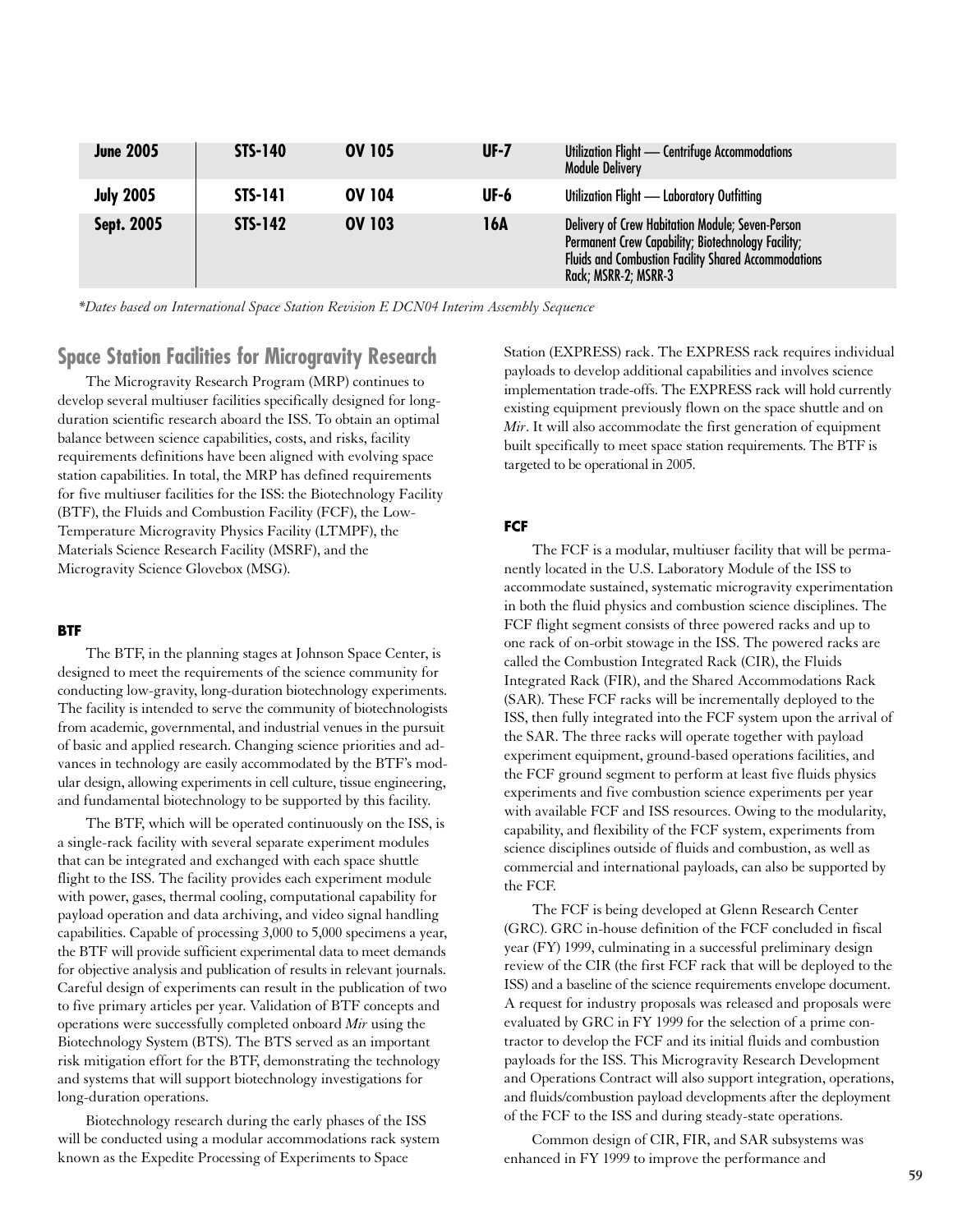| June 2005 | STS-140 | OV 105 | UF-7 | Utilization Flight — Centrifuge Accommodations Module Delivery |
|---|---|---|---|---|
| July 2005 | STS-141 | OV 104 | UF-6 | Utilization Flight — Laboratory Outfitting |
| Sept. 2005 | STS-142 | OV 103 | 16A | Delivery of Crew Habitation Module; Seven-Person Permanent Crew Capability; Biotechnology Facility; Fluids and Combustion Facility Shared Accommodations Rack; MSRR-2; MSRR-3 |

*\*Dates based on International Space Station Revision E DCN04 Interim Assembly Sequence*

## Space Station Facilities for Microgravity Research

The Microgravity Research Program (MRP) continues to develop several multiuser facilities specifically designed for long-duration scientific research aboard the ISS. To obtain an optimal balance between science capabilities, costs, and risks, facility requirements definitions have been aligned with evolving space station capabilities. In total, the MRP has defined requirements for five multiuser facilities for the ISS: the Biotechnology Facility (BTF), the Fluids and Combustion Facility (FCF), the Low-Temperature Microgravity Physics Facility (LTMPF), the Materials Science Research Facility (MSRF), and the Microgravity Science Glovebox (MSG).

### BTF

The BTF, in the planning stages at Johnson Space Center, is designed to meet the requirements of the science community for conducting low-gravity, long-duration biotechnology experiments. The facility is intended to serve the community of biotechnologists from academic, governmental, and industrial venues in the pursuit of basic and applied research. Changing science priorities and advances in technology are easily accommodated by the BTF's modular design, allowing experiments in cell culture, tissue engineering, and fundamental biotechnology to be supported by this facility.

The BTF, which will be operated continuously on the ISS, is a single-rack facility with several separate experiment modules that can be integrated and exchanged with each space shuttle flight to the ISS. The facility provides each experiment module with power, gases, thermal cooling, computational capability for payload operation and data archiving, and video signal handling capabilities. Capable of processing 3,000 to 5,000 specimens a year, the BTF will provide sufficient experimental data to meet demands for objective analysis and publication of results in relevant journals. Careful design of experiments can result in the publication of two to five primary articles per year. Validation of BTF concepts and operations were successfully completed onboard *Mir* using the Biotechnology System (BTS). The BTS served as an important risk mitigation effort for the BTF, demonstrating the technology and systems that will support biotechnology investigations for long-duration operations.

Biotechnology research during the early phases of the ISS will be conducted using a modular accommodations rack system known as the Expedite Processing of Experiments to Space Station (EXPRESS) rack. The EXPRESS rack requires individual payloads to develop additional capabilities and involves science implementation trade-offs. The EXPRESS rack will hold currently existing equipment previously flown on the space shuttle and on *Mir*. It will also accommodate the first generation of equipment built specifically to meet space station requirements. The BTF is targeted to be operational in 2005.

### FCF

The FCF is a modular, multiuser facility that will be permanently located in the U.S. Laboratory Module of the ISS to accommodate sustained, systematic microgravity experimentation in both the fluid physics and combustion science disciplines. The FCF flight segment consists of three powered racks and up to one rack of on-orbit stowage in the ISS. The powered racks are called the Combustion Integrated Rack (CIR), the Fluids Integrated Rack (FIR), and the Shared Accommodations Rack (SAR). These FCF racks will be incrementally deployed to the ISS, then fully integrated into the FCF system upon the arrival of the SAR. The three racks will operate together with payload experiment equipment, ground-based operations facilities, and the FCF ground segment to perform at least five fluids physics experiments and five combustion science experiments per year with available FCF and ISS resources. Owing to the modularity, capability, and flexibility of the FCF system, experiments from science disciplines outside of fluids and combustion, as well as commercial and international payloads, can also be supported by the FCF.

The FCF is being developed at Glenn Research Center (GRC). GRC in-house definition of the FCF concluded in fiscal year (FY) 1999, culminating in a successful preliminary design review of the CIR (the first FCF rack that will be deployed to the ISS) and a baseline of the science requirements envelope document. A request for industry proposals was released and proposals were evaluated by GRC in FY 1999 for the selection of a prime contractor to develop the FCF and its initial fluids and combustion payloads for the ISS. This Microgravity Research Development and Operations Contract will also support integration, operations, and fluids/combustion payload developments after the deployment of the FCF to the ISS and during steady-state operations.

Common design of CIR, FIR, and SAR subsystems was enhanced in FY 1999 to improve the performance and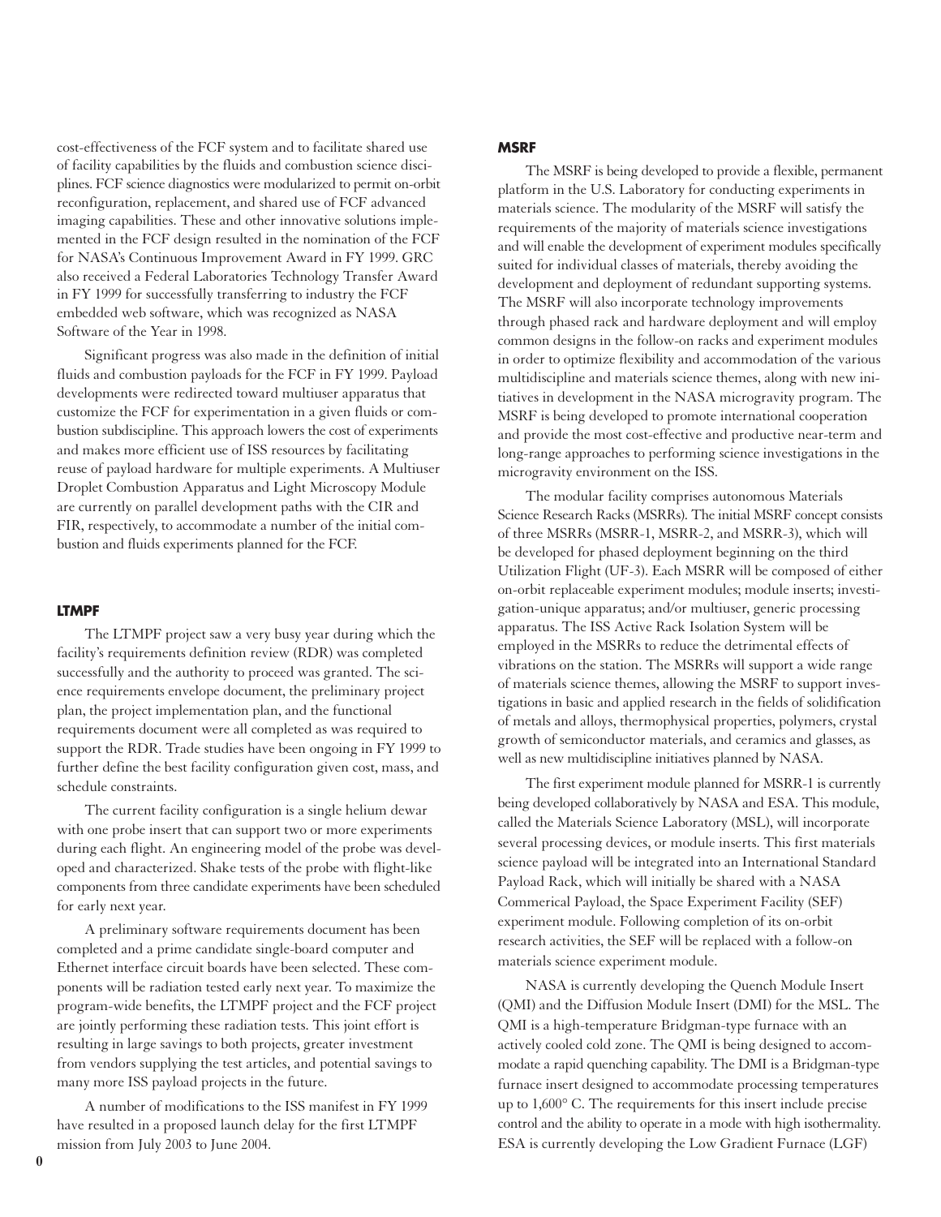cost-effectiveness of the FCF system and to facilitate shared use of facility capabilities by the fluids and combustion science disciplines. FCF science diagnostics were modularized to permit on-orbit reconfiguration, replacement, and shared use of FCF advanced imaging capabilities. These and other innovative solutions implemented in the FCF design resulted in the nomination of the FCF for NASA's Continuous Improvement Award in FY 1999. GRC also received a Federal Laboratories Technology Transfer Award in FY 1999 for successfully transferring to industry the FCF embedded web software, which was recognized as NASA Software of the Year in 1998.

Significant progress was also made in the definition of initial fluids and combustion payloads for the FCF in FY 1999. Payload developments were redirected toward multiuser apparatus that customize the FCF for experimentation in a given fluids or combustion subdiscipline. This approach lowers the cost of experiments and makes more efficient use of ISS resources by facilitating reuse of payload hardware for multiple experiments. A Multiuser Droplet Combustion Apparatus and Light Microscopy Module are currently on parallel development paths with the CIR and FIR, respectively, to accommodate a number of the initial combustion and fluids experiments planned for the FCF.

### LTMPF

The LTMPF project saw a very busy year during which the facility's requirements definition review (RDR) was completed successfully and the authority to proceed was granted. The science requirements envelope document, the preliminary project plan, the project implementation plan, and the functional requirements document were all completed as was required to support the RDR. Trade studies have been ongoing in FY 1999 to further define the best facility configuration given cost, mass, and schedule constraints.

The current facility configuration is a single helium dewar with one probe insert that can support two or more experiments during each flight. An engineering model of the probe was developed and characterized. Shake tests of the probe with flight-like components from three candidate experiments have been scheduled for early next year.

A preliminary software requirements document has been completed and a prime candidate single-board computer and Ethernet interface circuit boards have been selected. These components will be radiation tested early next year. To maximize the program-wide benefits, the LTMPF project and the FCF project are jointly performing these radiation tests. This joint effort is resulting in large savings to both projects, greater investment from vendors supplying the test articles, and potential savings to many more ISS payload projects in the future.

A number of modifications to the ISS manifest in FY 1999 have resulted in a proposed launch delay for the first LTMPF mission from July 2003 to June 2004.

### MSRF

The MSRF is being developed to provide a flexible, permanent platform in the U.S. Laboratory for conducting experiments in materials science. The modularity of the MSRF will satisfy the requirements of the majority of materials science investigations and will enable the development of experiment modules specifically suited for individual classes of materials, thereby avoiding the development and deployment of redundant supporting systems. The MSRF will also incorporate technology improvements through phased rack and hardware deployment and will employ common designs in the follow-on racks and experiment modules in order to optimize flexibility and accommodation of the various multidiscipline and materials science themes, along with new initiatives in development in the NASA microgravity program. The MSRF is being developed to promote international cooperation and provide the most cost-effective and productive near-term and long-range approaches to performing science investigations in the microgravity environment on the ISS.

The modular facility comprises autonomous Materials Science Research Racks (MSRRs). The initial MSRF concept consists of three MSRRs (MSRR-1, MSRR-2, and MSRR-3), which will be developed for phased deployment beginning on the third Utilization Flight (UF-3). Each MSRR will be composed of either on-orbit replaceable experiment modules; module inserts; investigation-unique apparatus; and/or multiuser, generic processing apparatus. The ISS Active Rack Isolation System will be employed in the MSRRs to reduce the detrimental effects of vibrations on the station. The MSRRs will support a wide range of materials science themes, allowing the MSRF to support investigations in basic and applied research in the fields of solidification of metals and alloys, thermophysical properties, polymers, crystal growth of semiconductor materials, and ceramics and glasses, as well as new multidiscipline initiatives planned by NASA.

The first experiment module planned for MSRR-1 is currently being developed collaboratively by NASA and ESA. This module, called the Materials Science Laboratory (MSL), will incorporate several processing devices, or module inserts. This first materials science payload will be integrated into an International Standard Payload Rack, which will initially be shared with a NASA Commerical Payload, the Space Experiment Facility (SEF) experiment module. Following completion of its on-orbit research activities, the SEF will be replaced with a follow-on materials science experiment module.

NASA is currently developing the Quench Module Insert (QMI) and the Diffusion Module Insert (DMI) for the MSL. The QMI is a high-temperature Bridgman-type furnace with an actively cooled cold zone. The QMI is being designed to accommodate a rapid quenching capability. The DMI is a Bridgman-type furnace insert designed to accommodate processing temperatures up to 1,600° C. The requirements for this insert include precise control and the ability to operate in a mode with high isothermality. ESA is currently developing the Low Gradient Furnace (LGF)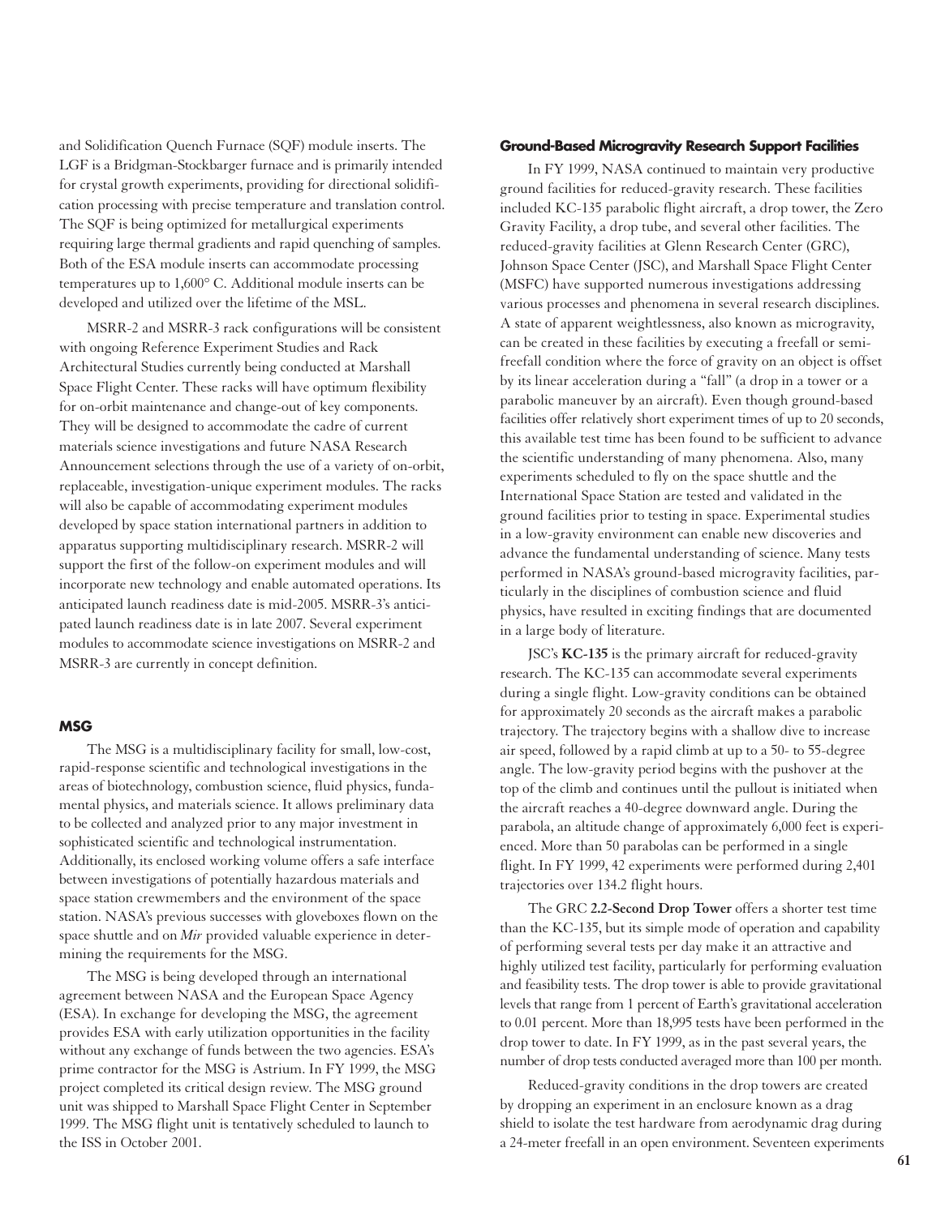and Solidification Quench Furnace (SQF) module inserts. The LGF is a Bridgman-Stockbarger furnace and is primarily intended for crystal growth experiments, providing for directional solidification processing with precise temperature and translation control. The SQF is being optimized for metallurgical experiments requiring large thermal gradients and rapid quenching of samples. Both of the ESA module inserts can accommodate processing temperatures up to 1,600° C. Additional module inserts can be developed and utilized over the lifetime of the MSL.

MSRR-2 and MSRR-3 rack configurations will be consistent with ongoing Reference Experiment Studies and Rack Architectural Studies currently being conducted at Marshall Space Flight Center. These racks will have optimum flexibility for on-orbit maintenance and change-out of key components. They will be designed to accommodate the cadre of current materials science investigations and future NASA Research Announcement selections through the use of a variety of on-orbit, replaceable, investigation-unique experiment modules. The racks will also be capable of accommodating experiment modules developed by space station international partners in addition to apparatus supporting multidisciplinary research. MSRR-2 will support the first of the follow-on experiment modules and will incorporate new technology and enable automated operations. Its anticipated launch readiness date is mid-2005. MSRR-3's anticipated launch readiness date is in late 2007. Several experiment modules to accommodate science investigations on MSRR-2 and MSRR-3 are currently in concept definition.

#### MSG

The MSG is a multidisciplinary facility for small, low-cost, rapid-response scientific and technological investigations in the areas of biotechnology, combustion science, fluid physics, fundamental physics, and materials science. It allows preliminary data to be collected and analyzed prior to any major investment in sophisticated scientific and technological instrumentation. Additionally, its enclosed working volume offers a safe interface between investigations of potentially hazardous materials and space station crewmembers and the environment of the space station. NASA's previous successes with gloveboxes flown on the space shuttle and on *Mir* provided valuable experience in determining the requirements for the MSG.

The MSG is being developed through an international agreement between NASA and the European Space Agency (ESA). In exchange for developing the MSG, the agreement provides ESA with early utilization opportunities in the facility without any exchange of funds between the two agencies. ESA's prime contractor for the MSG is Astrium. In FY 1999, the MSG project completed its critical design review. The MSG ground unit was shipped to Marshall Space Flight Center in September 1999. The MSG flight unit is tentatively scheduled to launch to the ISS in October 2001.

#### Ground-Based Microgravity Research Support Facilities

In FY 1999, NASA continued to maintain very productive ground facilities for reduced-gravity research. These facilities included KC-135 parabolic flight aircraft, a drop tower, the Zero Gravity Facility, a drop tube, and several other facilities. The reduced-gravity facilities at Glenn Research Center (GRC), Johnson Space Center (JSC), and Marshall Space Flight Center (MSFC) have supported numerous investigations addressing various processes and phenomena in several research disciplines. A state of apparent weightlessness, also known as microgravity, can be created in these facilities by executing a freefall or semi-freefall condition where the force of gravity on an object is offset by its linear acceleration during a "fall" (a drop in a tower or a parabolic maneuver by an aircraft). Even though ground-based facilities offer relatively short experiment times of up to 20 seconds, this available test time has been found to be sufficient to advance the scientific understanding of many phenomena. Also, many experiments scheduled to fly on the space shuttle and the International Space Station are tested and validated in the ground facilities prior to testing in space. Experimental studies in a low-gravity environment can enable new discoveries and advance the fundamental understanding of science. Many tests performed in NASA's ground-based microgravity facilities, particularly in the disciplines of combustion science and fluid physics, have resulted in exciting findings that are documented in a large body of literature.

JSC's **KC-135** is the primary aircraft for reduced-gravity research. The KC-135 can accommodate several experiments during a single flight. Low-gravity conditions can be obtained for approximately 20 seconds as the aircraft makes a parabolic trajectory. The trajectory begins with a shallow dive to increase air speed, followed by a rapid climb at up to a 50- to 55-degree angle. The low-gravity period begins with the pushover at the top of the climb and continues until the pullout is initiated when the aircraft reaches a 40-degree downward angle. During the parabola, an altitude change of approximately 6,000 feet is experienced. More than 50 parabolas can be performed in a single flight. In FY 1999, 42 experiments were performed during 2,401 trajectories over 134.2 flight hours.

The GRC **2.2-Second Drop Tower** offers a shorter test time than the KC-135, but its simple mode of operation and capability of performing several tests per day make it an attractive and highly utilized test facility, particularly for performing evaluation and feasibility tests. The drop tower is able to provide gravitational levels that range from 1 percent of Earth's gravitational acceleration to 0.01 percent. More than 18,995 tests have been performed in the drop tower to date. In FY 1999, as in the past several years, the number of drop tests conducted averaged more than 100 per month.

Reduced-gravity conditions in the drop towers are created by dropping an experiment in an enclosure known as a drag shield to isolate the test hardware from aerodynamic drag during a 24-meter freefall in an open environment. Seventeen experiments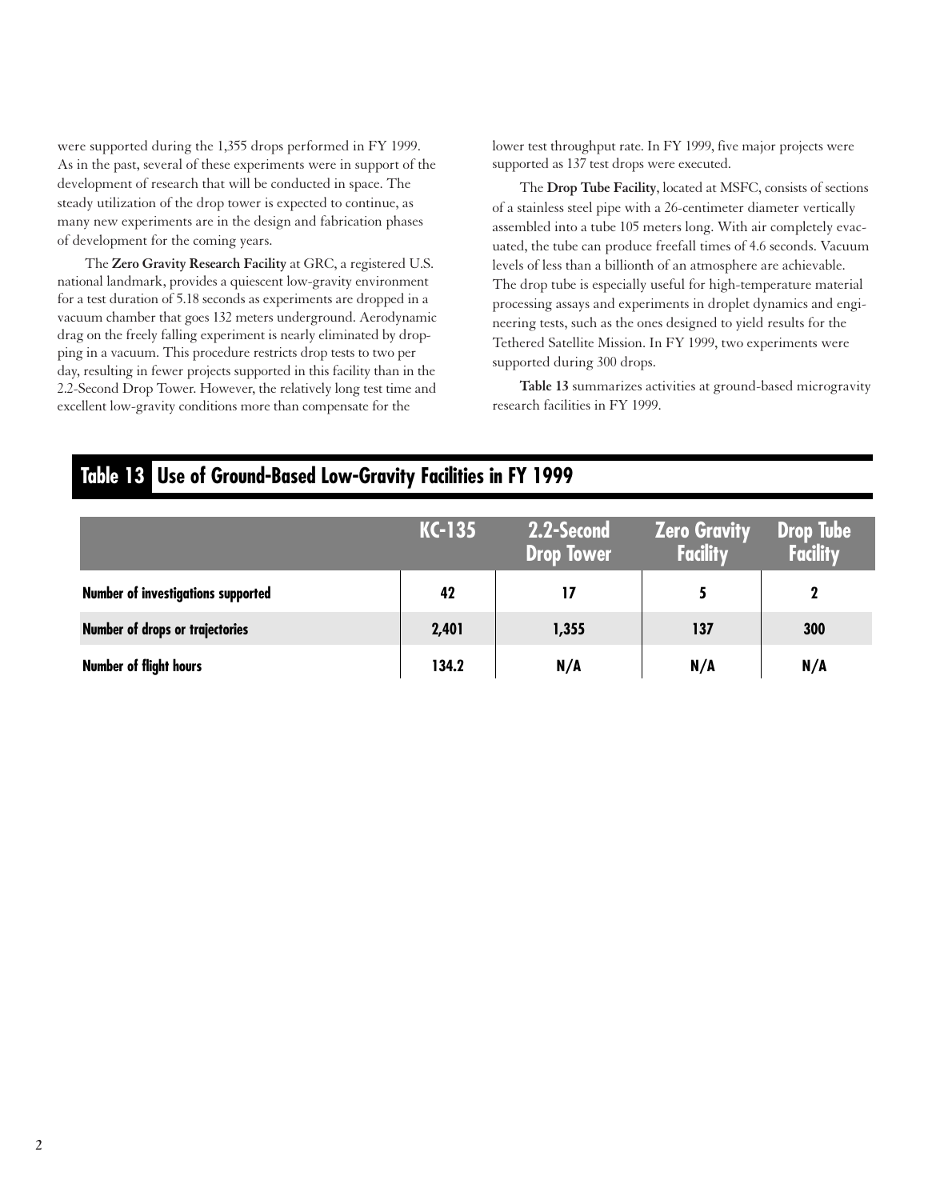were supported during the 1,355 drops performed in FY 1999. As in the past, several of these experiments were in support of the development of research that will be conducted in space. The steady utilization of the drop tower is expected to continue, as many new experiments are in the design and fabrication phases of development for the coming years.

The **Zero Gravity Research Facility** at GRC, a registered U.S. national landmark, provides a quiescent low-gravity environment for a test duration of 5.18 seconds as experiments are dropped in a vacuum chamber that goes 132 meters underground. Aerodynamic drag on the freely falling experiment is nearly eliminated by dropping in a vacuum. This procedure restricts drop tests to two per day, resulting in fewer projects supported in this facility than in the 2.2-Second Drop Tower. However, the relatively long test time and excellent low-gravity conditions more than compensate for the lower test throughput rate. In FY 1999, five major projects were supported as 137 test drops were executed.

The **Drop Tube Facility**, located at MSFC, consists of sections of a stainless steel pipe with a 26-centimeter diameter vertically assembled into a tube 105 meters long. With air completely evacuated, the tube can produce freefall times of 4.6 seconds. Vacuum levels of less than a billionth of an atmosphere are achievable. The drop tube is especially useful for high-temperature material processing assays and experiments in droplet dynamics and engineering tests, such as the ones designed to yield results for the Tethered Satellite Mission. In FY 1999, two experiments were supported during 300 drops.

**Table 13** summarizes activities at ground-based microgravity research facilities in FY 1999.

## Table 13 Use of Ground-Based Low-Gravity Facilities in FY 1999

| | KC-135 | 2.2-Second Drop Tower | Zero Gravity Facility | Drop Tube Facility |
|---|---|---|---|---|
| Number of investigations supported | 42 | 17 | 5 | 2 |
| Number of drops or trajectories | 2,401 | 1,355 | 137 | 300 |
| Number of flight hours | 134.2 | N/A | N/A | N/A |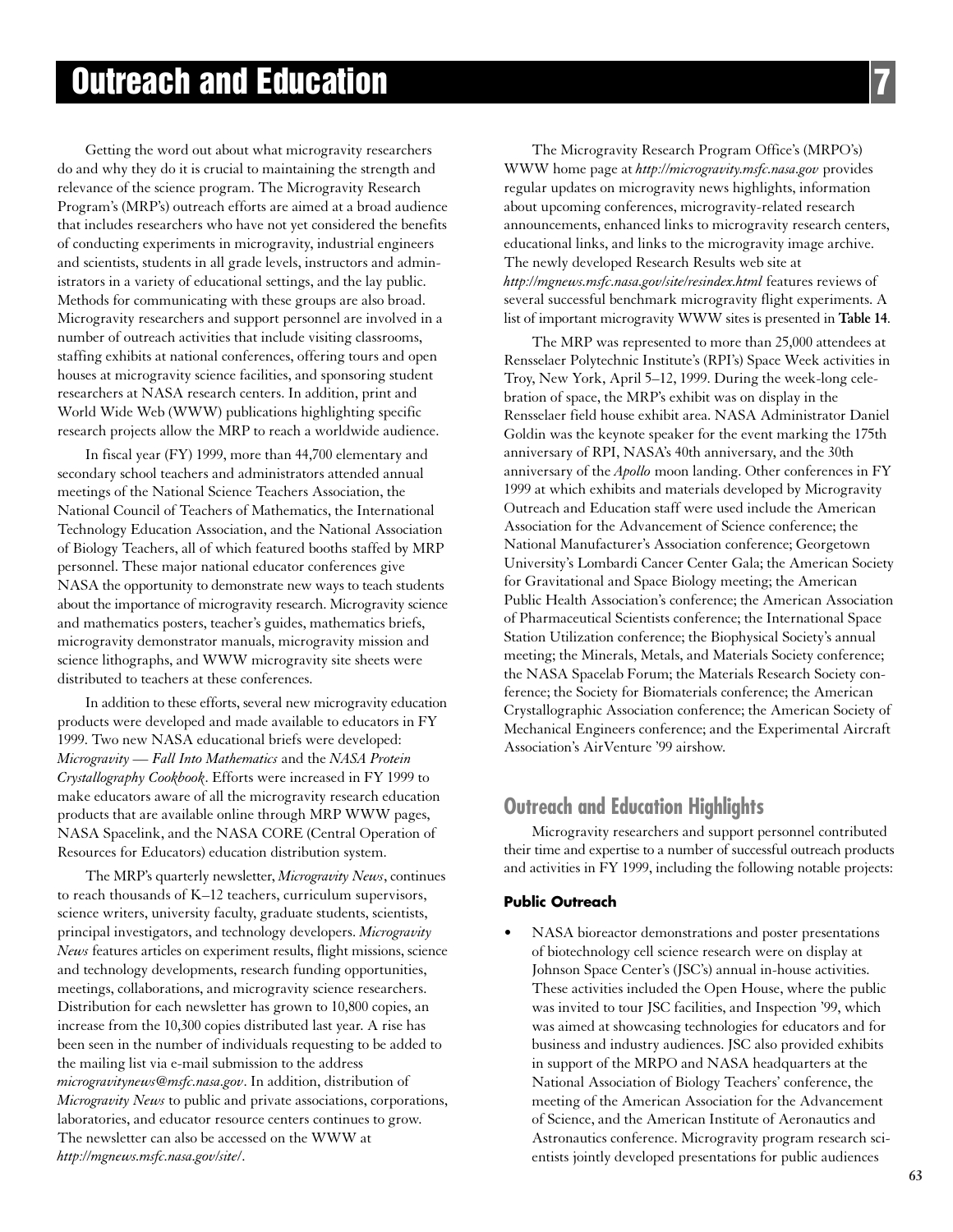# Outreach and Education

Getting the word out about what microgravity researchers do and why they do it is crucial to maintaining the strength and relevance of the science program. The Microgravity Research Program's (MRP's) outreach efforts are aimed at a broad audience that includes researchers who have not yet considered the benefits of conducting experiments in microgravity, industrial engineers and scientists, students in all grade levels, instructors and administrators in a variety of educational settings, and the lay public. Methods for communicating with these groups are also broad. Microgravity researchers and support personnel are involved in a number of outreach activities that include visiting classrooms, staffing exhibits at national conferences, offering tours and open houses at microgravity science facilities, and sponsoring student researchers at NASA research centers. In addition, print and World Wide Web (WWW) publications highlighting specific research projects allow the MRP to reach a worldwide audience.

In fiscal year (FY) 1999, more than 44,700 elementary and secondary school teachers and administrators attended annual meetings of the National Science Teachers Association, the National Council of Teachers of Mathematics, the International Technology Education Association, and the National Association of Biology Teachers, all of which featured booths staffed by MRP personnel. These major national educator conferences give NASA the opportunity to demonstrate new ways to teach students about the importance of microgravity research. Microgravity science and mathematics posters, teacher's guides, mathematics briefs, microgravity demonstrator manuals, microgravity mission and science lithographs, and WWW microgravity site sheets were distributed to teachers at these conferences.

In addition to these efforts, several new microgravity education products were developed and made available to educators in FY 1999. Two new NASA educational briefs were developed: *Microgravity — Fall Into Mathematics* and the *NASA Protein Crystallography Cookbook*. Efforts were increased in FY 1999 to make educators aware of all the microgravity research education products that are available online through MRP WWW pages, NASA Spacelink, and the NASA CORE (Central Operation of Resources for Educators) education distribution system.

The MRP's quarterly newsletter, *Microgravity News*, continues to reach thousands of K–12 teachers, curriculum supervisors, science writers, university faculty, graduate students, scientists, principal investigators, and technology developers. *Microgravity News* features articles on experiment results, flight missions, science and technology developments, research funding opportunities, meetings, collaborations, and microgravity science researchers. Distribution for each newsletter has grown to 10,800 copies, an increase from the 10,300 copies distributed last year. A rise has been seen in the number of individuals requesting to be added to the mailing list via e-mail submission to the address *microgravitynews@msfc.nasa.gov*. In addition, distribution of *Microgravity News* to public and private associations, corporations, laboratories, and educator resource centers continues to grow. The newsletter can also be accessed on the WWW at *http://mgnews.msfc.nasa.gov/site/*.

The Microgravity Research Program Office's (MRPO's) WWW home page at *http://microgravity.msfc.nasa.gov* provides regular updates on microgravity news highlights, information about upcoming conferences, microgravity-related research announcements, enhanced links to microgravity research centers, educational links, and links to the microgravity image archive. The newly developed Research Results web site at *http://mgnews.msfc.nasa.gov/site/resindex.html* features reviews of several successful benchmark microgravity flight experiments. A list of important microgravity WWW sites is presented in **Table 14**.

The MRP was represented to more than 25,000 attendees at Rensselaer Polytechnic Institute's (RPI's) Space Week activities in Troy, New York, April 5–12, 1999. During the week-long celebration of space, the MRP's exhibit was on display in the Rensselaer field house exhibit area. NASA Administrator Daniel Goldin was the keynote speaker for the event marking the 175th anniversary of RPI, NASA's 40th anniversary, and the 30th anniversary of the *Apollo* moon landing. Other conferences in FY 1999 at which exhibits and materials developed by Microgravity Outreach and Education staff were used include the American Association for the Advancement of Science conference; the National Manufacturer's Association conference; Georgetown University's Lombardi Cancer Center Gala; the American Society for Gravitational and Space Biology meeting; the American Public Health Association's conference; the American Association of Pharmaceutical Scientists conference; the International Space Station Utilization conference; the Biophysical Society's annual meeting; the Minerals, Metals, and Materials Society conference; the NASA Spacelab Forum; the Materials Research Society conference; the Society for Biomaterials conference; the American Crystallographic Association conference; the American Society of Mechanical Engineers conference; and the Experimental Aircraft Association's AirVenture '99 airshow.

## Outreach and Education Highlights

Microgravity researchers and support personnel contributed their time and expertise to a number of successful outreach products and activities in FY 1999, including the following notable projects:

### Public Outreach

- NASA bioreactor demonstrations and poster presentations of biotechnology cell science research were on display at Johnson Space Center's (JSC's) annual in-house activities. These activities included the Open House, where the public was invited to tour JSC facilities, and Inspection '99, which was aimed at showcasing technologies for educators and for business and industry audiences. JSC also provided exhibits in support of the MRPO and NASA headquarters at the National Association of Biology Teachers' conference, the meeting of the American Association for the Advancement of Science, and the American Institute of Aeronautics and Astronautics conference. Microgravity program research scientists jointly developed presentations for public audiences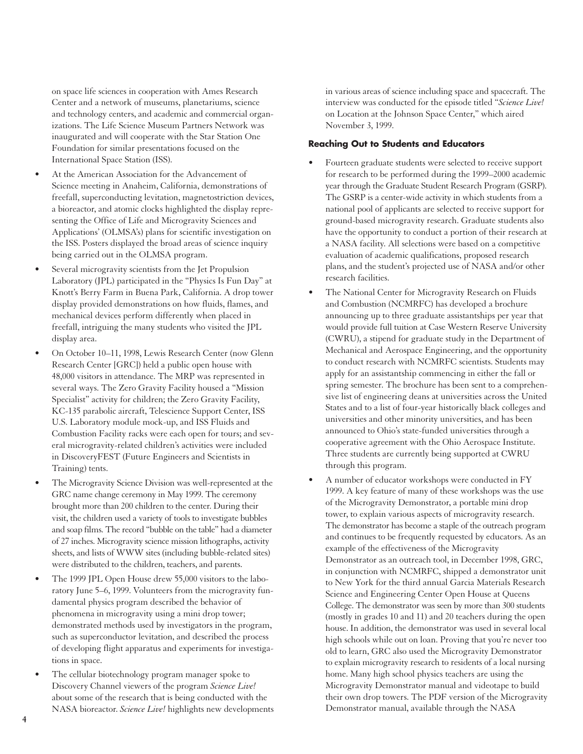on space life sciences in cooperation with Ames Research Center and a network of museums, planetariums, science and technology centers, and academic and commercial organizations. The Life Science Museum Partners Network was inaugurated and will cooperate with the Star Station One Foundation for similar presentations focused on the International Space Station (ISS).

- At the American Association for the Advancement of Science meeting in Anaheim, California, demonstrations of freefall, superconducting levitation, magnetostriction devices, a bioreactor, and atomic clocks highlighted the display representing the Office of Life and Microgravity Sciences and Applications' (OLMSA's) plans for scientific investigation on the ISS. Posters displayed the broad areas of science inquiry being carried out in the OLMSA program.
- Several microgravity scientists from the Jet Propulsion Laboratory (JPL) participated in the "Physics Is Fun Day" at Knott's Berry Farm in Buena Park, California. A drop tower display provided demonstrations on how fluids, flames, and mechanical devices perform differently when placed in freefall, intriguing the many students who visited the JPL display area.
- On October 10–11, 1998, Lewis Research Center (now Glenn Research Center [GRC]) held a public open house with 48,000 visitors in attendance. The MRP was represented in several ways. The Zero Gravity Facility housed a "Mission Specialist" activity for children; the Zero Gravity Facility, KC-135 parabolic aircraft, Telescience Support Center, ISS U.S. Laboratory module mock-up, and ISS Fluids and Combustion Facility racks were each open for tours; and several microgravity-related children's activities were included in DiscoveryFEST (Future Engineers and Scientists in Training) tents.
- The Microgravity Science Division was well-represented at the GRC name change ceremony in May 1999. The ceremony brought more than 200 children to the center. During their visit, the children used a variety of tools to investigate bubbles and soap films. The record "bubble on the table" had a diameter of 27 inches. Microgravity science mission lithographs, activity sheets, and lists of WWW sites (including bubble-related sites) were distributed to the children, teachers, and parents.
- The 1999 JPL Open House drew 55,000 visitors to the laboratory June 5–6, 1999. Volunteers from the microgravity fundamental physics program described the behavior of phenomena in microgravity using a mini drop tower; demonstrated methods used by investigators in the program, such as superconductor levitation, and described the process of developing flight apparatus and experiments for investigations in space.
- The cellular biotechnology program manager spoke to Discovery Channel viewers of the program *Science Live!* about some of the research that is being conducted with the NASA bioreactor. *Science Live!* highlights new developments in various areas of science including space and spacecraft. The interview was conducted for the episode titled "*Science Live!* on Location at the Johnson Space Center," which aired November 3, 1999.

#### Reaching Out to Students and Educators

- Fourteen graduate students were selected to receive support for research to be performed during the 1999–2000 academic year through the Graduate Student Research Program (GSRP). The GSRP is a center-wide activity in which students from a national pool of applicants are selected to receive support for ground-based microgravity research. Graduate students also have the opportunity to conduct a portion of their research at a NASA facility. All selections were based on a competitive evaluation of academic qualifications, proposed research plans, and the student's projected use of NASA and/or other research facilities.
- The National Center for Microgravity Research on Fluids and Combustion (NCMRFC) has developed a brochure announcing up to three graduate assistantships per year that would provide full tuition at Case Western Reserve University (CWRU), a stipend for graduate study in the Department of Mechanical and Aerospace Engineering, and the opportunity to conduct research with NCMRFC scientists. Students may apply for an assistantship commencing in either the fall or spring semester. The brochure has been sent to a comprehensive list of engineering deans at universities across the United States and to a list of four-year historically black colleges and universities and other minority universities, and has been announced to Ohio's state-funded universities through a cooperative agreement with the Ohio Aerospace Institute. Three students are currently being supported at CWRU through this program.
- A number of educator workshops were conducted in FY 1999. A key feature of many of these workshops was the use of the Microgravity Demonstrator, a portable mini drop tower, to explain various aspects of microgravity research. The demonstrator has become a staple of the outreach program and continues to be frequently requested by educators. As an example of the effectiveness of the Microgravity Demonstrator as an outreach tool, in December 1998, GRC, in conjunction with NCMRFC, shipped a demonstrator unit to New York for the third annual Garcia Materials Research Science and Engineering Center Open House at Queens College. The demonstrator was seen by more than 300 students (mostly in grades 10 and 11) and 20 teachers during the open house. In addition, the demonstrator was used in several local high schools while out on loan. Proving that you're never too old to learn, GRC also used the Microgravity Demonstrator to explain microgravity research to residents of a local nursing home. Many high school physics teachers are using the Microgravity Demonstrator manual and videotape to build their own drop towers. The PDF version of the Microgravity Demonstrator manual, available through the NASA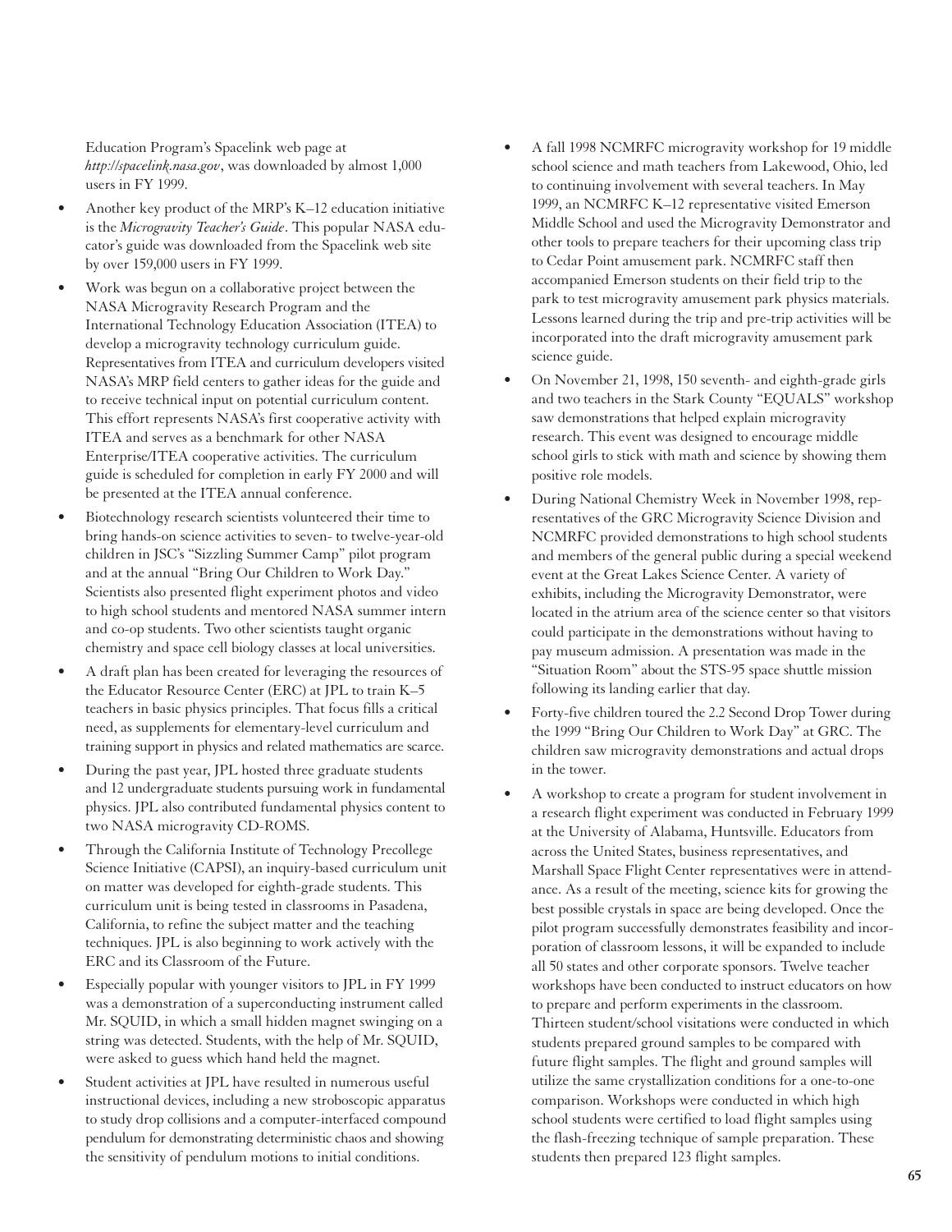Education Program's Spacelink web page at *http://spacelink.nasa.gov*, was downloaded by almost 1,000 users in FY 1999.

- Another key product of the MRP's K–12 education initiative is the *Microgravity Teacher's Guide*. This popular NASA educator's guide was downloaded from the Spacelink web site by over 159,000 users in FY 1999.
- Work was begun on a collaborative project between the NASA Microgravity Research Program and the International Technology Education Association (ITEA) to develop a microgravity technology curriculum guide. Representatives from ITEA and curriculum developers visited NASA's MRP field centers to gather ideas for the guide and to receive technical input on potential curriculum content. This effort represents NASA's first cooperative activity with ITEA and serves as a benchmark for other NASA Enterprise/ITEA cooperative activities. The curriculum guide is scheduled for completion in early FY 2000 and will be presented at the ITEA annual conference.
- Biotechnology research scientists volunteered their time to bring hands-on science activities to seven- to twelve-year-old children in JSC's "Sizzling Summer Camp" pilot program and at the annual "Bring Our Children to Work Day." Scientists also presented flight experiment photos and video to high school students and mentored NASA summer intern and co-op students. Two other scientists taught organic chemistry and space cell biology classes at local universities.
- A draft plan has been created for leveraging the resources of the Educator Resource Center (ERC) at JPL to train K–5 teachers in basic physics principles. That focus fills a critical need, as supplements for elementary-level curriculum and training support in physics and related mathematics are scarce.
- During the past year, JPL hosted three graduate students and 12 undergraduate students pursuing work in fundamental physics. JPL also contributed fundamental physics content to two NASA microgravity CD-ROMS.
- Through the California Institute of Technology Precollege Science Initiative (CAPSI), an inquiry-based curriculum unit on matter was developed for eighth-grade students. This curriculum unit is being tested in classrooms in Pasadena, California, to refine the subject matter and the teaching techniques. JPL is also beginning to work actively with the ERC and its Classroom of the Future.
- Especially popular with younger visitors to JPL in FY 1999 was a demonstration of a superconducting instrument called Mr. SQUID, in which a small hidden magnet swinging on a string was detected. Students, with the help of Mr. SQUID, were asked to guess which hand held the magnet.
- Student activities at JPL have resulted in numerous useful instructional devices, including a new stroboscopic apparatus to study drop collisions and a computer-interfaced compound pendulum for demonstrating deterministic chaos and showing the sensitivity of pendulum motions to initial conditions.
- A fall 1998 NCMRFC microgravity workshop for 19 middle school science and math teachers from Lakewood, Ohio, led to continuing involvement with several teachers. In May 1999, an NCMRFC K–12 representative visited Emerson Middle School and used the Microgravity Demonstrator and other tools to prepare teachers for their upcoming class trip to Cedar Point amusement park. NCMRFC staff then accompanied Emerson students on their field trip to the park to test microgravity amusement park physics materials. Lessons learned during the trip and pre-trip activities will be incorporated into the draft microgravity amusement park science guide.
- On November 21, 1998, 150 seventh- and eighth-grade girls and two teachers in the Stark County "EQUALS" workshop saw demonstrations that helped explain microgravity research. This event was designed to encourage middle school girls to stick with math and science by showing them positive role models.
- During National Chemistry Week in November 1998, representatives of the GRC Microgravity Science Division and NCMRFC provided demonstrations to high school students and members of the general public during a special weekend event at the Great Lakes Science Center. A variety of exhibits, including the Microgravity Demonstrator, were located in the atrium area of the science center so that visitors could participate in the demonstrations without having to pay museum admission. A presentation was made in the "Situation Room" about the STS-95 space shuttle mission following its landing earlier that day.
- Forty-five children toured the 2.2 Second Drop Tower during the 1999 "Bring Our Children to Work Day" at GRC. The children saw microgravity demonstrations and actual drops in the tower.
- A workshop to create a program for student involvement in a research flight experiment was conducted in February 1999 at the University of Alabama, Huntsville. Educators from across the United States, business representatives, and Marshall Space Flight Center representatives were in attendance. As a result of the meeting, science kits for growing the best possible crystals in space are being developed. Once the pilot program successfully demonstrates feasibility and incorporation of classroom lessons, it will be expanded to include all 50 states and other corporate sponsors. Twelve teacher workshops have been conducted to instruct educators on how to prepare and perform experiments in the classroom. Thirteen student/school visitations were conducted in which students prepared ground samples to be compared with future flight samples. The flight and ground samples will utilize the same crystallization conditions for a one-to-one comparison. Workshops were conducted in which high school students were certified to load flight samples using the flash-freezing technique of sample preparation. These students then prepared 123 flight samples.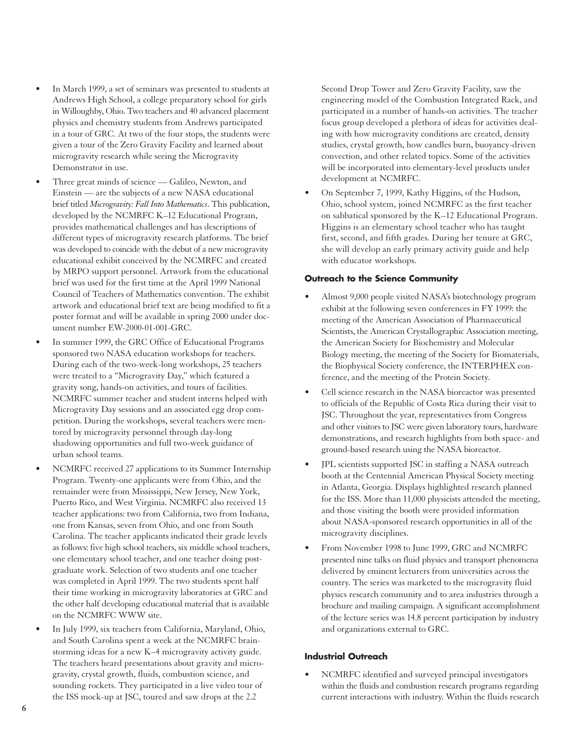- In March 1999, a set of seminars was presented to students at Andrews High School, a college preparatory school for girls in Willoughby, Ohio. Two teachers and 40 advanced placement physics and chemistry students from Andrews participated in a tour of GRC. At two of the four stops, the students were given a tour of the Zero Gravity Facility and learned about microgravity research while seeing the Microgravity Demonstrator in use.
- Three great minds of science — Galileo, Newton, and Einstein — are the subjects of a new NASA educational brief titled *Microgravity: Fall Into Mathematics*. This publication, developed by the NCMRFC K–12 Educational Program, provides mathematical challenges and has descriptions of different types of microgravity research platforms. The brief was developed to coincide with the debut of a new microgravity educational exhibit conceived by the NCMRFC and created by MRPO support personnel. Artwork from the educational brief was used for the first time at the April 1999 National Council of Teachers of Mathematics convention. The exhibit artwork and educational brief text are being modified to fit a poster format and will be available in spring 2000 under document number EW-2000-01-001-GRC.
- In summer 1999, the GRC Office of Educational Programs sponsored two NASA education workshops for teachers. During each of the two-week-long workshops, 25 teachers were treated to a "Microgravity Day," which featured a gravity song, hands-on activities, and tours of facilities. NCMRFC summer teacher and student interns helped with Microgravity Day sessions and an associated egg drop competition. During the workshops, several teachers were mentored by microgravity personnel through day-long shadowing opportunities and full two-week guidance of urban school teams.
- NCMRFC received 27 applications to its Summer Internship Program. Twenty-one applicants were from Ohio, and the remainder were from Mississippi, New Jersey, New York, Puerto Rico, and West Virginia. NCMRFC also received 13 teacher applications: two from California, two from Indiana, one from Kansas, seven from Ohio, and one from South Carolina. The teacher applicants indicated their grade levels as follows: five high school teachers, six middle school teachers, one elementary school teacher, and one teacher doing postgraduate work. Selection of two students and one teacher was completed in April 1999. The two students spent half their time working in microgravity laboratories at GRC and the other half developing educational material that is available on the NCMRFC WWW site.
- In July 1999, six teachers from California, Maryland, Ohio, and South Carolina spent a week at the NCMRFC brainstorming ideas for a new K–4 microgravity activity guide. The teachers heard presentations about gravity and microgravity, crystal growth, fluids, combustion science, and sounding rockets. They participated in a live video tour of the ISS mock-up at JSC, toured and saw drops at the 2.2 Second Drop Tower and Zero Gravity Facility, saw the engineering model of the Combustion Integrated Rack, and participated in a number of hands-on activities. The teacher focus group developed a plethora of ideas for activities dealing with how microgravity conditions are created, density studies, crystal growth, how candles burn, buoyancy-driven convection, and other related topics. Some of the activities will be incorporated into elementary-level products under development at NCMRFC.
- On September 7, 1999, Kathy Higgins, of the Hudson, Ohio, school system, joined NCMRFC as the first teacher on sabbatical sponsored by the K–12 Educational Program. Higgins is an elementary school teacher who has taught first, second, and fifth grades. During her tenure at GRC, she will develop an early primary activity guide and help with educator workshops.

### Outreach to the Science Community

- Almost 9,000 people visited NASA's biotechnology program exhibit at the following seven conferences in FY 1999: the meeting of the American Association of Pharmaceutical Scientists, the American Crystallographic Association meeting, the American Society for Biochemistry and Molecular Biology meeting, the meeting of the Society for Biomaterials, the Biophysical Society conference, the INTERPHEX conference, and the meeting of the Protein Society.
- Cell science research in the NASA bioreactor was presented to officials of the Republic of Costa Rica during their visit to JSC. Throughout the year, representatives from Congress and other visitors to JSC were given laboratory tours, hardware demonstrations, and research highlights from both space- and ground-based research using the NASA bioreactor.
- JPL scientists supported JSC in staffing a NASA outreach booth at the Centennial American Physical Society meeting in Atlanta, Georgia. Displays highlighted research planned for the ISS. More than 11,000 physicists attended the meeting, and those visiting the booth were provided information about NASA-sponsored research opportunities in all of the microgravity disciplines.
- From November 1998 to June 1999, GRC and NCMRFC presented nine talks on fluid physics and transport phenomena delivered by eminent lecturers from universities across the country. The series was marketed to the microgravity fluid physics research community and to area industries through a brochure and mailing campaign. A significant accomplishment of the lecture series was 14.8 percent participation by industry and organizations external to GRC.

### Industrial Outreach

- NCMRFC identified and surveyed principal investigators within the fluids and combustion research programs regarding current interactions with industry. Within the fluids research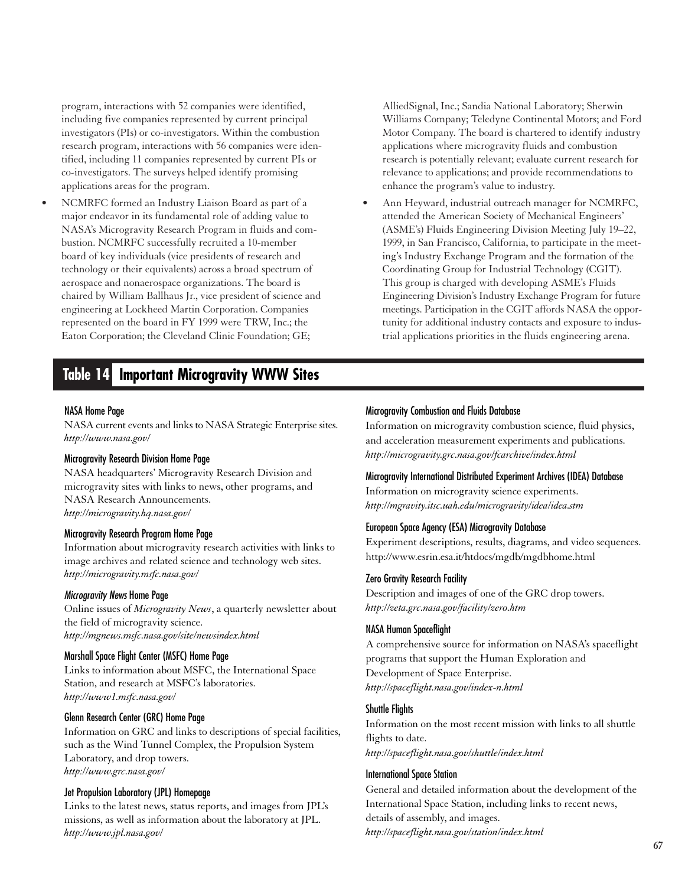program, interactions with 52 companies were identified, including five companies represented by current principal investigators (PIs) or co-investigators. Within the combustion research program, interactions with 56 companies were identified, including 11 companies represented by current PIs or co-investigators. The surveys helped identify promising applications areas for the program.

- NCMRFC formed an Industry Liaison Board as part of a major endeavor in its fundamental role of adding value to NASA's Microgravity Research Program in fluids and combustion. NCMRFC successfully recruited a 10-member board of key individuals (vice presidents of research and technology or their equivalents) across a broad spectrum of aerospace and nonaerospace organizations. The board is chaired by William Ballhaus Jr., vice president of science and engineering at Lockheed Martin Corporation. Companies represented on the board in FY 1999 were TRW, Inc.; the Eaton Corporation; the Cleveland Clinic Foundation; GE; AlliedSignal, Inc.; Sandia National Laboratory; Sherwin Williams Company; Teledyne Continental Motors; and Ford Motor Company. The board is chartered to identify industry applications where microgravity fluids and combustion research is potentially relevant; evaluate current research for relevance to applications; and provide recommendations to enhance the program's value to industry.
- Ann Heyward, industrial outreach manager for NCMRFC, attended the American Society of Mechanical Engineers' (ASME's) Fluids Engineering Division Meeting July 19–22, 1999, in San Francisco, California, to participate in the meeting's Industry Exchange Program and the formation of the Coordinating Group for Industrial Technology (CGIT). This group is charged with developing ASME's Fluids Engineering Division's Industry Exchange Program for future meetings. Participation in the CGIT affords NASA the opportunity for additional industry contacts and exposure to industrial applications priorities in the fluids engineering arena.

## Table 14 Important Microgravity WWW Sites

**NASA Home Page**
NASA current events and links to NASA Strategic Enterprise sites.
*http://www.nasa.gov/*

**Microgravity Research Division Home Page**
NASA headquarters' Microgravity Research Division and microgravity sites with links to news, other programs, and NASA Research Announcements.
*http://microgravity.hq.nasa.gov/*

**Microgravity Research Program Home Page**
Information about microgravity research activities with links to image archives and related science and technology web sites.
*http://microgravity.msfc.nasa.gov/*

***Microgravity News* Home Page**
Online issues of *Microgravity News*, a quarterly newsletter about the field of microgravity science.
*http://mgnews.msfc.nasa.gov/site/newsindex.html*

**Marshall Space Flight Center (MSFC) Home Page**
Links to information about MSFC, the International Space Station, and research at MSFC's laboratories.
*http://www1.msfc.nasa.gov/*

**Glenn Research Center (GRC) Home Page**
Information on GRC and links to descriptions of special facilities, such as the Wind Tunnel Complex, the Propulsion System Laboratory, and drop towers.
*http://www.grc.nasa.gov/*

**Jet Propulsion Laboratory (JPL) Homepage**
Links to the latest news, status reports, and images from JPL's missions, as well as information about the laboratory at JPL.
*http://www.jpl.nasa.gov/*

**Microgravity Combustion and Fluids Database**
Information on microgravity combustion science, fluid physics, and acceleration measurement experiments and publications.
*http://microgravity.grc.nasa.gov/fcarchive/index.html*

**Microgravity International Distributed Experiment Archives (IDEA) Database**
Information on microgravity science experiments.
*http://mgravity.itsc.uah.edu/microgravity/idea/idea.stm*

**European Space Agency (ESA) Microgravity Database**
Experiment descriptions, results, diagrams, and video sequences.
http://www.esrin.esa.it/htdocs/mgdb/mgdbhome.html

**Zero Gravity Research Facility**
Description and images of one of the GRC drop towers.
*http://zeta.grc.nasa.gov/facility/zero.htm*

**NASA Human Spaceflight**
A comprehensive source for information on NASA's spaceflight programs that support the Human Exploration and Development of Space Enterprise.
*http://spaceflight.nasa.gov/index-n.html*

**Shuttle Flights**
Information on the most recent mission with links to all shuttle flights to date.
*http://spaceflight.nasa.gov/shuttle/index.html*

**International Space Station**
General and detailed information about the development of the International Space Station, including links to recent news, details of assembly, and images.
*http://spaceflight.nasa.gov/station/index.html*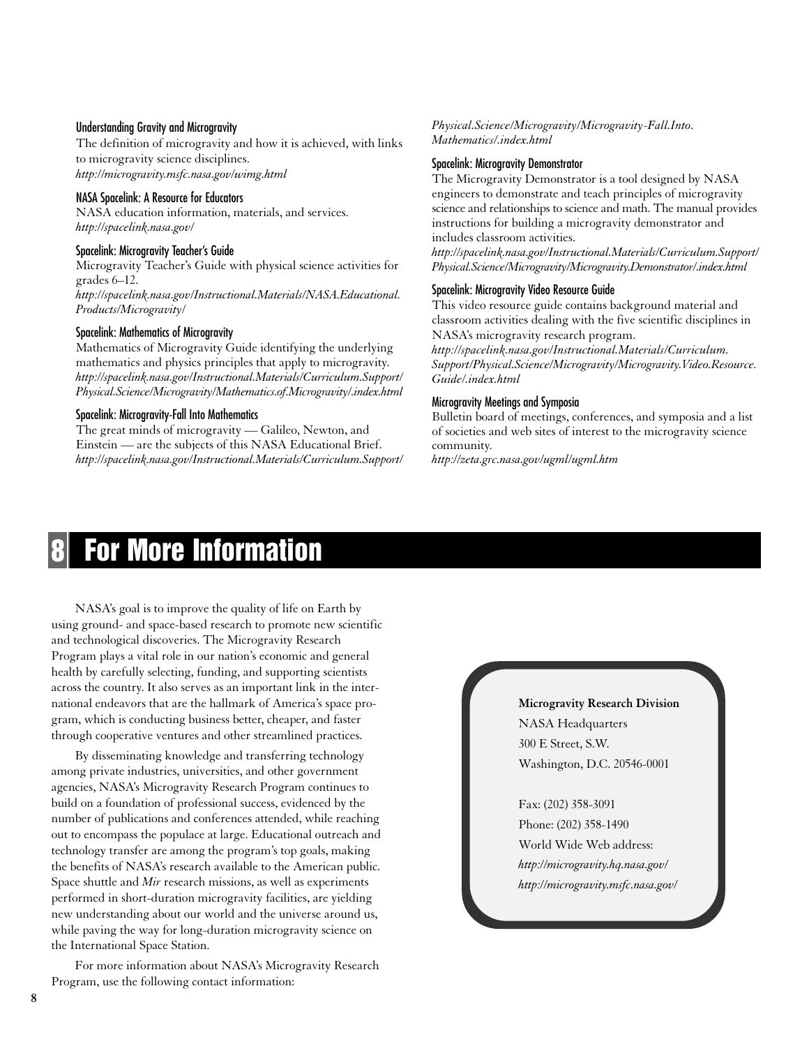#### Understanding Gravity and Microgravity

The definition of microgravity and how it is achieved, with links to microgravity science disciplines.
*http://microgravity.msfc.nasa.gov/wimg.html*

#### NASA Spacelink: A Resource for Educators

NASA education information, materials, and services.
*http://spacelink.nasa.gov/*

#### Spacelink: Microgravity Teacher's Guide

Microgravity Teacher's Guide with physical science activities for grades 6–12.
*http://spacelink.nasa.gov/Instructional.Materials/NASA.Educational.Products/Microgravity/*

#### Spacelink: Mathematics of Microgravity

Mathematics of Microgravity Guide identifying the underlying mathematics and physics principles that apply to microgravity.
*http://spacelink.nasa.gov/Instructional.Materials/Curriculum.Support/Physical.Science/Microgravity/Mathematics.of.Microgravity/.index.html*

#### Spacelink: Microgravity-Fall Into Mathematics

The great minds of microgravity — Galileo, Newton, and Einstein — are the subjects of this NASA Educational Brief.
*http://spacelink.nasa.gov/Instructional.Materials/Curriculum.Support/Physical.Science/Microgravity/Microgravity-Fall.Into.Mathematics/.index.html*

#### Spacelink: Microgravity Demonstrator

The Microgravity Demonstrator is a tool designed by NASA engineers to demonstrate and teach principles of microgravity science and relationships to science and math. The manual provides instructions for building a microgravity demonstrator and includes classroom activities.
*http://spacelink.nasa.gov/Instructional.Materials/Curriculum.Support/Physical.Science/Microgravity/Microgravity.Demonstrator/.index.html*

#### Spacelink: Microgravity Video Resource Guide

This video resource guide contains background material and classroom activities dealing with the five scientific disciplines in NASA's microgravity research program.
*http://spacelink.nasa.gov/Instructional.Materials/Curriculum.Support/Physical.Science/Microgravity/Microgravity.Video.Resource.Guide/.index.html*

#### Microgravity Meetings and Symposia

Bulletin board of meetings, conferences, and symposia and a list of societies and web sites of interest to the microgravity science community.
*http://zeta.grc.nasa.gov/ugml/ugml.htm*

# 8 For More Information

NASA's goal is to improve the quality of life on Earth by using ground- and space-based research to promote new scientific and technological discoveries. The Microgravity Research Program plays a vital role in our nation's economic and general health by carefully selecting, funding, and supporting scientists across the country. It also serves as an important link in the international endeavors that are the hallmark of America's space program, which is conducting business better, cheaper, and faster through cooperative ventures and other streamlined practices.

By disseminating knowledge and transferring technology among private industries, universities, and other government agencies, NASA's Microgravity Research Program continues to build on a foundation of professional success, evidenced by the number of publications and conferences attended, while reaching out to encompass the populace at large. Educational outreach and technology transfer are among the program's top goals, making the benefits of NASA's research available to the American public. Space shuttle and *Mir* research missions, as well as experiments performed in short-duration microgravity facilities, are yielding new understanding about our world and the universe around us, while paving the way for long-duration microgravity science on the International Space Station.

For more information about NASA's Microgravity Research Program, use the following contact information:

**Microgravity Research Division**
NASA Headquarters
300 E Street, S.W.
Washington, D.C. 20546-0001

Fax: (202) 358-3091
Phone: (202) 358-1490
World Wide Web address:
*http://microgravity.hq.nasa.gov/*
*http://microgravity.msfc.nasa.gov/*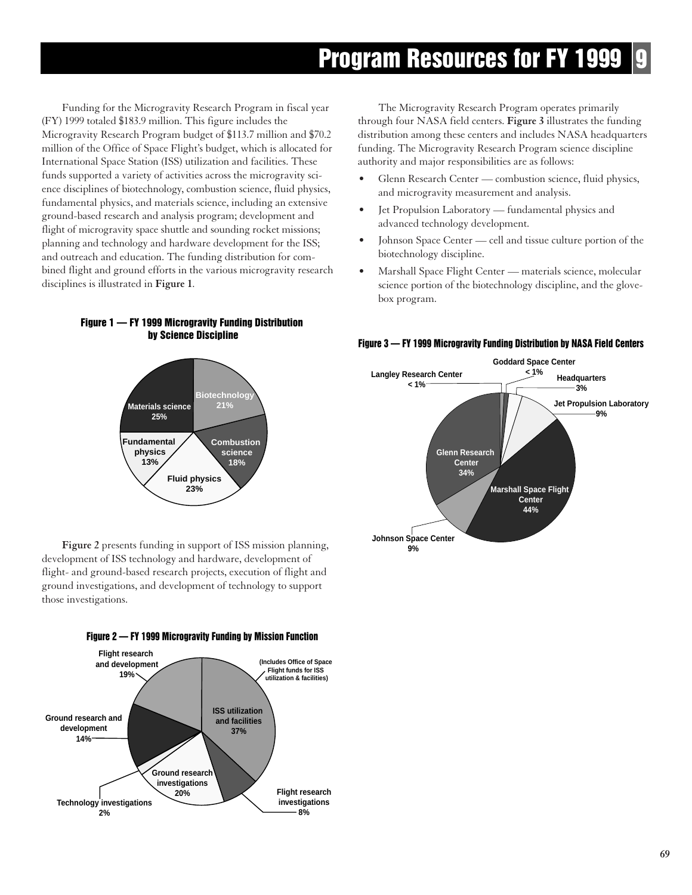# Program Resources for FY 1999

Funding for the Microgravity Research Program in fiscal year (FY) 1999 totaled $183.9 million. This figure includes the Microgravity Research Program budget of $113.7 million and $70.2 million of the Office of Space Flight's budget, which is allocated for International Space Station (ISS) utilization and facilities. These funds supported a variety of activities across the microgravity science disciplines of biotechnology, combustion science, fluid physics, fundamental physics, and materials science, including an extensive ground-based research and analysis program; development and flight of microgravity space shuttle and sounding rocket missions; planning and technology and hardware development for the ISS; and outreach and education. The funding distribution for combined flight and ground efforts in the various microgravity research disciplines is illustrated in **Figure 1**.

**Figure 1 — FY 1999 Microgravity Funding Distribution by Science Discipline**

| Discipline | Share |
|---|---|
| Materials science | 25% |
| Biotechnology | 21% |
| Combustion science | 18% |
| Fluid physics | 23% |
| Fundamental physics | 13% |

**Figure 2** presents funding in support of ISS mission planning, development of ISS technology and hardware, development of flight- and ground-based research projects, execution of flight and ground investigations, and development of technology to support those investigations.

**Figure 2 — FY 1999 Microgravity Funding by Mission Function**

| Mission Function | Share |
|---|---|
| ISS utilization and facilities (Includes Office of Space Flight funds for ISS utilization & facilities) | 37% |
| Flight research investigations | 8% |
| Ground research investigations | 20% |
| Technology investigations | 2% |
| Ground research and development | 14% |
| Flight research and development | 19% |

The Microgravity Research Program operates primarily through four NASA field centers. **Figure 3** illustrates the funding distribution among these centers and includes NASA headquarters funding. The Microgravity Research Program science discipline authority and major responsibilities are as follows:

- Glenn Research Center — combustion science, fluid physics, and microgravity measurement and analysis.
- Jet Propulsion Laboratory — fundamental physics and advanced technology development.
- Johnson Space Center — cell and tissue culture portion of the biotechnology discipline.
- Marshall Space Flight Center — materials science, molecular science portion of the biotechnology discipline, and the glovebox program.

**Figure 3 — FY 1999 Microgravity Funding Distribution by NASA Field Centers**

| Center | Share |
|---|---|
| Goddard Space Center | < 1% |
| Langley Research Center | < 1% |
| Headquarters | 3% |
| Jet Propulsion Laboratory | 9% |
| Marshall Space Flight Center | 44% |
| Johnson Space Center | 9% |
| Glenn Research Center | 34% |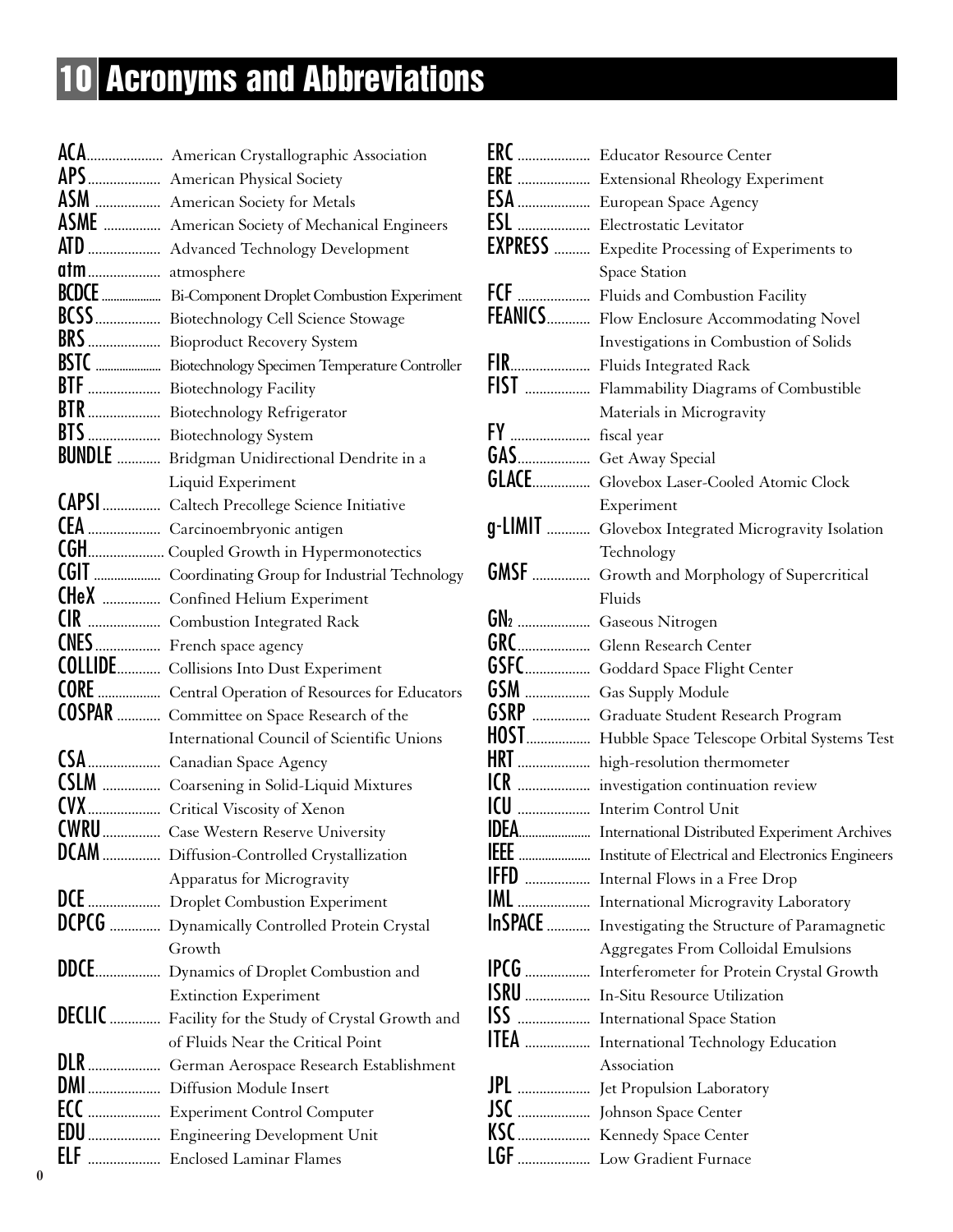# 10 Acronyms and Abbreviations

**ACA** ..... American Crystallographic Association
**APS** ..... American Physical Society
**ASM** ..... American Society for Metals
**ASME** ..... American Society of Mechanical Engineers
**ATD** ..... Advanced Technology Development
**atm** ..... atmosphere
**BCDCE** ..... Bi-Component Droplet Combustion Experiment
**BCSS** ..... Biotechnology Cell Science Stowage
**BRS** ..... Bioproduct Recovery System
**BSTC** ..... Biotechnology Specimen Temperature Controller
**BTF** ..... Biotechnology Facility
**BTR** ..... Biotechnology Refrigerator
**BTS** ..... Biotechnology System
**BUNDLE** ..... Bridgman Unidirectional Dendrite in a Liquid Experiment
**CAPSI** ..... Caltech Precollege Science Initiative
**CEA** ..... Carcinoembryonic antigen
**CGH** ..... Coupled Growth in Hypermonotectics
**CGIT** ..... Coordinating Group for Industrial Technology
**CHeX** ..... Confined Helium Experiment
**CIR** ..... Combustion Integrated Rack
**CNES** ..... French space agency
**COLLIDE** ..... Collisions Into Dust Experiment
**CORE** ..... Central Operation of Resources for Educators
**COSPAR** ..... Committee on Space Research of the International Council of Scientific Unions
**CSA** ..... Canadian Space Agency
**CSLM** ..... Coarsening in Solid-Liquid Mixtures
**CVX** ..... Critical Viscosity of Xenon
**CWRU** ..... Case Western Reserve University
**DCAM** ..... Diffusion-Controlled Crystallization Apparatus for Microgravity
**DCE** ..... Droplet Combustion Experiment
**DCPCG** ..... Dynamically Controlled Protein Crystal Growth
**DDCE** ..... Dynamics of Droplet Combustion and Extinction Experiment
**DECLIC** ..... Facility for the Study of Crystal Growth and of Fluids Near the Critical Point
**DLR** ..... German Aerospace Research Establishment
**DMI** ..... Diffusion Module Insert
**ECC** ..... Experiment Control Computer
**EDU** ..... Engineering Development Unit
**ELF** ..... Enclosed Laminar Flames
**ERC** ..... Educator Resource Center
**ERE** ..... Extensional Rheology Experiment
**ESA** ..... European Space Agency
**ESL** ..... Electrostatic Levitator
**EXPRESS** ..... Expedite Processing of Experiments to Space Station
**FCF** ..... Fluids and Combustion Facility
**FEANICS** ..... Flow Enclosure Accommodating Novel Investigations in Combustion of Solids
**FIR** ..... Fluids Integrated Rack
**FIST** ..... Flammability Diagrams of Combustible Materials in Microgravity
**FY** ..... fiscal year
**GAS** ..... Get Away Special
**GLACE** ..... Glovebox Laser-Cooled Atomic Clock Experiment
**g-LIMIT** ..... Glovebox Integrated Microgravity Isolation Technology
**GMSF** ..... Growth and Morphology of Supercritical Fluids
**$GN_2$** ..... Gaseous Nitrogen
**GRC** ..... Glenn Research Center
**GSFC** ..... Goddard Space Flight Center
**GSM** ..... Gas Supply Module
**GSRP** ..... Graduate Student Research Program
**HOST** ..... Hubble Space Telescope Orbital Systems Test
**HRT** ..... high-resolution thermometer
**ICR** ..... investigation continuation review
**ICU** ..... Interim Control Unit
**IDEA** ..... International Distributed Experiment Archives
**IEEE** ..... Institute of Electrical and Electronics Engineers
**IFFD** ..... Internal Flows in a Free Drop
**IML** ..... International Microgravity Laboratory
**InSPACE** ..... Investigating the Structure of Paramagnetic Aggregates From Colloidal Emulsions
**IPCG** ..... Interferometer for Protein Crystal Growth
**ISRU** ..... In-Situ Resource Utilization
**ISS** ..... International Space Station
**ITEA** ..... International Technology Education Association
**JPL** ..... Jet Propulsion Laboratory
**JSC** ..... Johnson Space Center
**KSC** ..... Kennedy Space Center
**LGF** ..... Low Gradient Furnace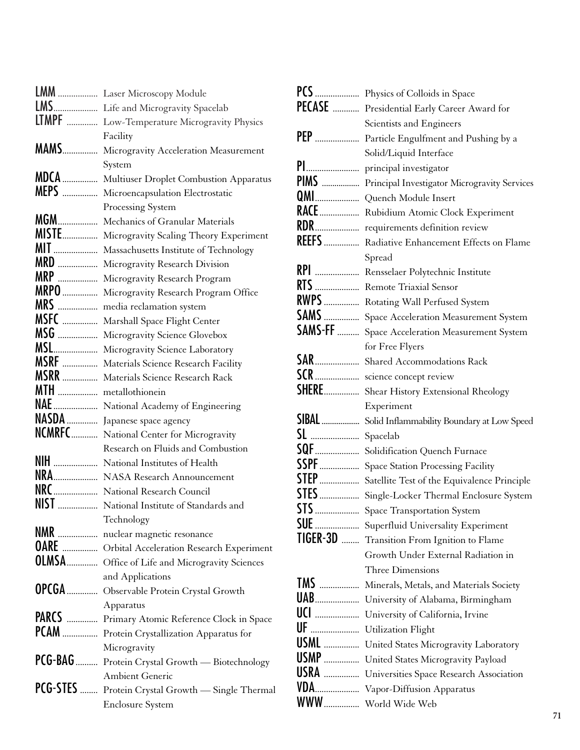**LMM** ........ Laser Microscopy Module
**LMS** ........ Life and Microgravity Spacelab
**LTMPF** ........ Low-Temperature Microgravity Physics Facility
**MAMS** ........ Microgravity Acceleration Measurement System
**MDCA** ........ Multiuser Droplet Combustion Apparatus
**MEPS** ........ Microencapsulation Electrostatic Processing System
**MGM** ........ Mechanics of Granular Materials
**MISTE** ........ Microgravity Scaling Theory Experiment
**MIT** ........ Massachusetts Institute of Technology
**MRD** ........ Microgravity Research Division
**MRP** ........ Microgravity Research Program
**MRPO** ........ Microgravity Research Program Office
**MRS** ........ media reclamation system
**MSFC** ........ Marshall Space Flight Center
**MSG** ........ Microgravity Science Glovebox
**MSL** ........ Microgravity Science Laboratory
**MSRF** ........ Materials Science Research Facility
**MSRR** ........ Materials Science Research Rack
**MTH** ........ metallothionein
**NAE** ........ National Academy of Engineering
**NASDA** ........ Japanese space agency
**NCMRFC** ........ National Center for Microgravity Research on Fluids and Combustion
**NIH** ........ National Institutes of Health
**NRA** ........ NASA Research Announcement
**NRC** ........ National Research Council
**NIST** ........ National Institute of Standards and Technology
**NMR** ........ nuclear magnetic resonance
**OARE** ........ Orbital Acceleration Research Experiment
**OLMSA** ........ Office of Life and Microgravity Sciences and Applications
**OPCGA** ........ Observable Protein Crystal Growth Apparatus
**PARCS** ........ Primary Atomic Reference Clock in Space
**PCAM** ........ Protein Crystallization Apparatus for Microgravity
**PCG-BAG** ........ Protein Crystal Growth — Biotechnology Ambient Generic
**PCG-STES** ........ Protein Crystal Growth — Single Thermal Enclosure System
**PCS** ........ Physics of Colloids in Space
**PECASE** ........ Presidential Early Career Award for Scientists and Engineers
**PEP** ........ Particle Engulfment and Pushing by a Solid/Liquid Interface
**PI** ........ principal investigator
**PIMS** ........ Principal Investigator Microgravity Services
**QMI** ........ Quench Module Insert
**RACE** ........ Rubidium Atomic Clock Experiment
**RDR** ........ requirements definition review
**REEFS** ........ Radiative Enhancement Effects on Flame Spread
**RPI** ........ Rensselaer Polytechnic Institute
**RTS** ........ Remote Triaxial Sensor
**RWPS** ........ Rotating Wall Perfused System
**SAMS** ........ Space Acceleration Measurement System
**SAMS-FF** ........ Space Acceleration Measurement System for Free Flyers
**SAR** ........ Shared Accommodations Rack
**SCR** ........ science concept review
**SHERE** ........ Shear History Extensional Rheology Experiment
**SIBAL** ........ Solid Inflammability Boundary at Low Speed
**SL** ........ Spacelab
**SQF** ........ Solidification Quench Furnace
**SSPF** ........ Space Station Processing Facility
**STEP** ........ Satellite Test of the Equivalence Principle
**STES** ........ Single-Locker Thermal Enclosure System
**STS** ........ Space Transportation System
**SUE** ........ Superfluid Universality Experiment
**TIGER-3D** ........ Transition From Ignition to Flame Growth Under External Radiation in Three Dimensions
**TMS** ........ Minerals, Metals, and Materials Society
**UAB** ........ University of Alabama, Birmingham
**UCI** ........ University of California, Irvine
**UF** ........ Utilization Flight
**USML** ........ United States Microgravity Laboratory
**USMP** ........ United States Microgravity Payload
**USRA** ........ Universities Space Research Association
**VDA** ........ Vapor-Diffusion Apparatus
**WWW** ........ World Wide Web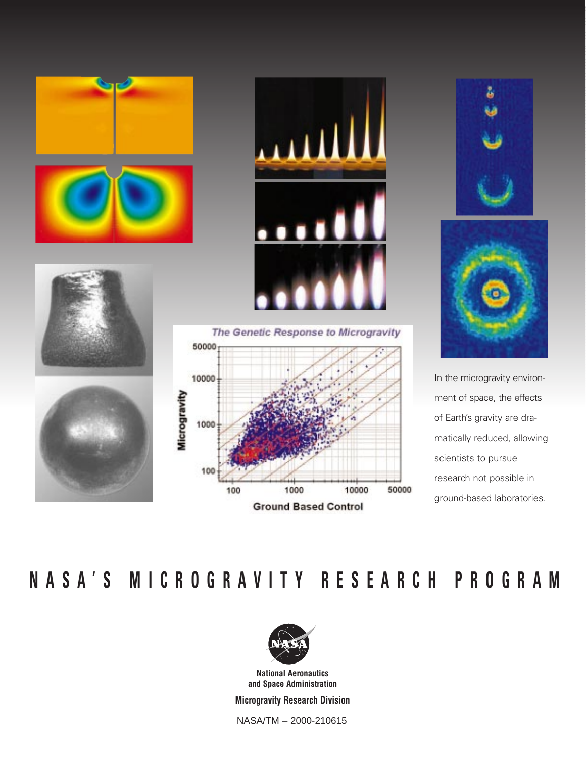The Genetic Response to Microgravity

Microgravity

50000

10000

1000

100

100

1000

10000

50000

Ground Based Control

In the microgravity environment of space, the effects of Earth's gravity are dramatically reduced, allowing scientists to pursue research not possible in ground-based laboratories.

# NASA'S MICROGRAVITY RESEARCH PROGRAM

**National Aeronautics and Space Administration**

**Microgravity Research Division**

NASA/TM – 2000-210615